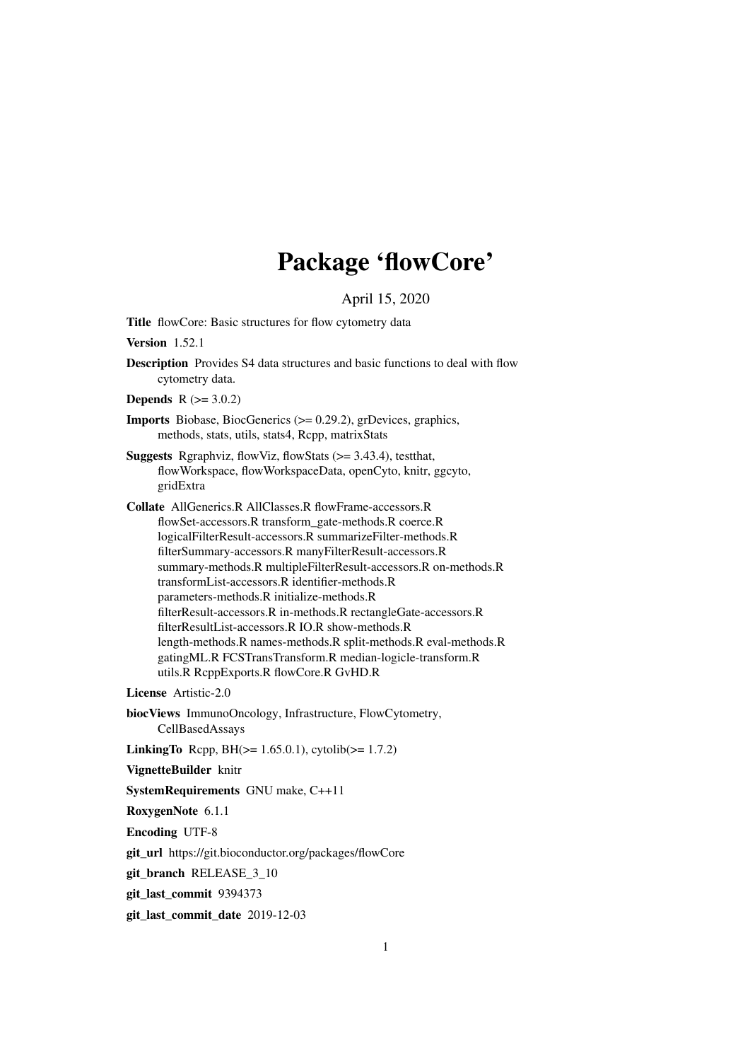# Package 'flowCore'

April 15, 2020

**Title** flowCore: Basic structures for flow cytometry data

**Version** 1.52.1

**Description** Provides S4 data structures and basic functions to deal with flow cytometry data.

**Depends** R (>= 3.0.2)

**Imports** Biobase, BiocGenerics (>= 0.29.2), grDevices, graphics, methods, stats, utils, stats4, Rcpp, matrixStats

**Suggests** Rgraphviz, flowViz, flowStats (>= 3.43.4), testthat, flowWorkspace, flowWorkspaceData, openCyto, knitr, ggcyto, gridExtra

**Collate** AllGenerics.R AllClasses.R flowFrame-accessors.R flowSet-accessors.R transform_gate-methods.R coerce.R logicalFilterResult-accessors.R summarizeFilter-methods.R filterSummary-accessors.R manyFilterResult-accessors.R summary-methods.R multipleFilterResult-accessors.R on-methods.R transformList-accessors.R identifier-methods.R parameters-methods.R initialize-methods.R filterResult-accessors.R in-methods.R rectangleGate-accessors.R filterResultList-accessors.R IO.R show-methods.R length-methods.R names-methods.R split-methods.R eval-methods.R gatingML.R FCSTransTransform.R median-logicle-transform.R utils.R RcppExports.R flowCore.R GvHD.R

**License** Artistic-2.0

**biocViews** ImmunoOncology, Infrastructure, FlowCytometry, CellBasedAssays

**LinkingTo** Rcpp, BH(>= 1.65.0.1), cytolib(>= 1.7.2)

**VignetteBuilder** knitr

**SystemRequirements** GNU make, C++11

**RoxygenNote** 6.1.1

**Encoding** UTF-8

**git_url** https://git.bioconductor.org/packages/flowCore

**git_branch** RELEASE_3_10

**git_last_commit** 9394373

**git_last_commit_date** 2019-12-03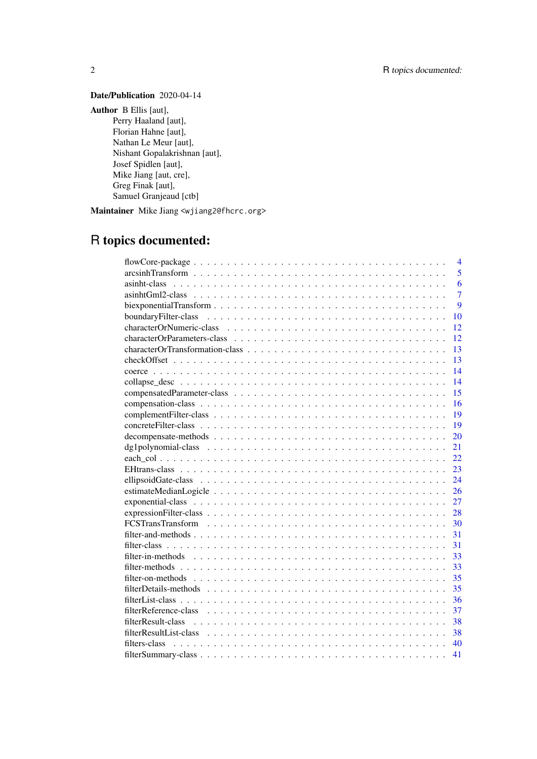**Date/Publication** 2020-04-14

**Author** B Ellis [aut],
Perry Haaland [aut],
Florian Hahne [aut],
Nathan Le Meur [aut],
Nishant Gopalakrishnan [aut],
Josef Spidlen [aut],
Mike Jiang [aut, cre],
Greg Finak [aut],
Samuel Granjeaud [ctb]

**Maintainer** Mike Jiang <wjiang2@fhcrc.org>

# R topics documented:

| | |
|---|---|
| flowCore-package | 4 |
| arcsinhTransform | 5 |
| asinht-class | 6 |
| asinhtGml2-class | 7 |
| biexponentialTransform | 9 |
| boundaryFilter-class | 10 |
| characterOrNumeric-class | 12 |
| characterOrParameters-class | 12 |
| characterOrTransformation-class | 13 |
| checkOffset | 13 |
| coerce | 14 |
| collapse_desc | 14 |
| compensatedParameter-class | 15 |
| compensation-class | 16 |
| complementFilter-class | 19 |
| concreteFilter-class | 19 |
| decompensate-methods | 20 |
| dg1polynomial-class | 21 |
| each_col | 22 |
| EHtrans-class | 23 |
| ellipsoidGate-class | 24 |
| estimateMedianLogicle | 26 |
| exponential-class | 27 |
| expressionFilter-class | 28 |
| FCSTransTransform | 30 |
| filter-and-methods | 31 |
| filter-class | 31 |
| filter-in-methods | 33 |
| filter-methods | 33 |
| filter-on-methods | 35 |
| filterDetails-methods | 35 |
| filterList-class | 36 |
| filterReference-class | 37 |
| filterResult-class | 38 |
| filterResultList-class | 38 |
| filters-class | 40 |
| filterSummary-class | 41 |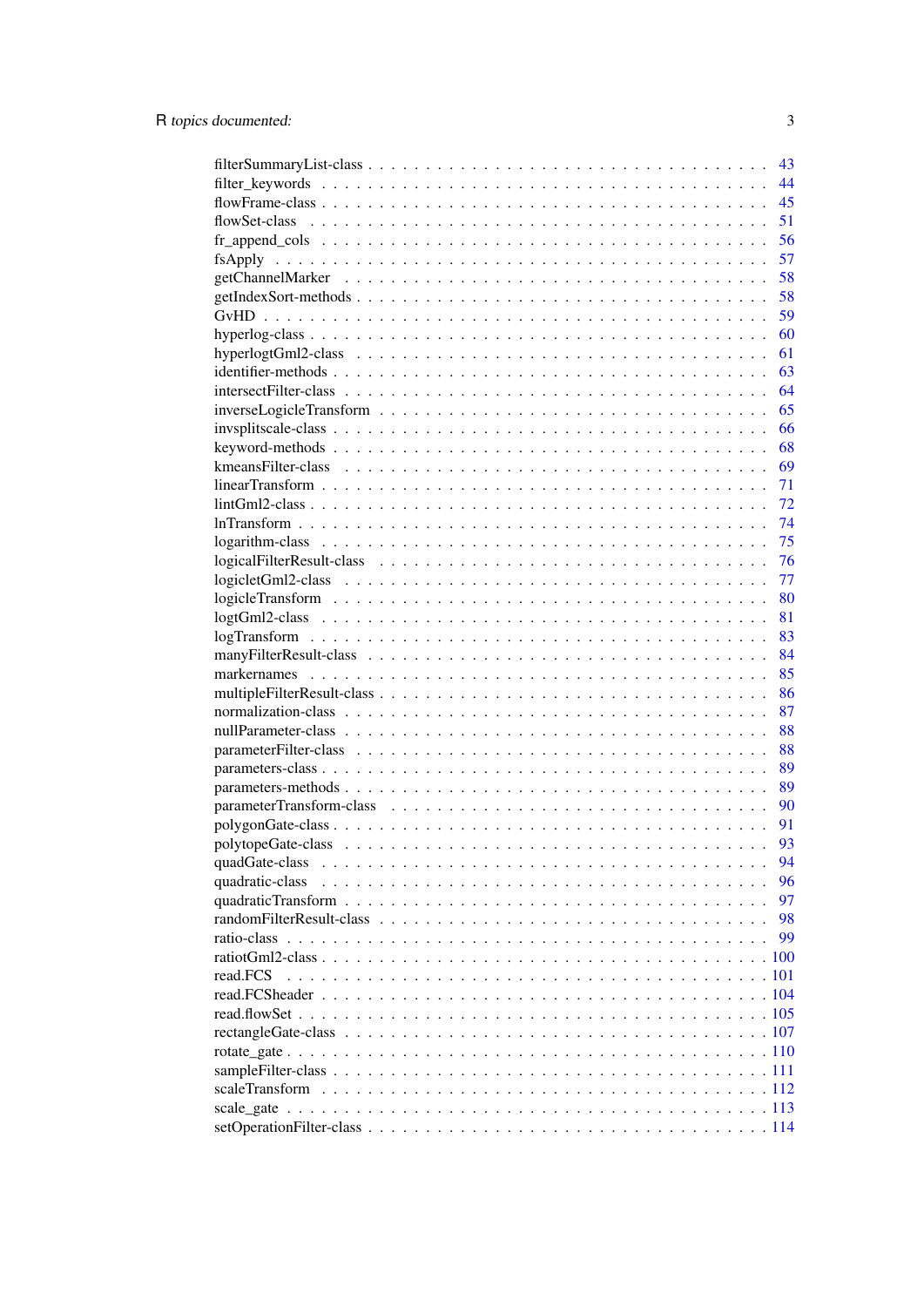filterSummaryList-class . . . . . . . . . . . . . . . . . . . . . . . . . . . . . . . . 43
filter_keywords . . . . . . . . . . . . . . . . . . . . . . . . . . . . . . . . . . . . . 44
flowFrame-class . . . . . . . . . . . . . . . . . . . . . . . . . . . . . . . . . . . . . 45
flowSet-class . . . . . . . . . . . . . . . . . . . . . . . . . . . . . . . . . . . . . . 51
fr_append_cols . . . . . . . . . . . . . . . . . . . . . . . . . . . . . . . . . . . . . 56
fsApply . . . . . . . . . . . . . . . . . . . . . . . . . . . . . . . . . . . . . . . . . 57
getChannelMarker . . . . . . . . . . . . . . . . . . . . . . . . . . . . . . . . . . . . 58
getIndexSort-methods . . . . . . . . . . . . . . . . . . . . . . . . . . . . . . . . . . 58
GvHD . . . . . . . . . . . . . . . . . . . . . . . . . . . . . . . . . . . . . . . . . . 59
hyperlog-class . . . . . . . . . . . . . . . . . . . . . . . . . . . . . . . . . . . . . 60
hyperlogtGml2-class . . . . . . . . . . . . . . . . . . . . . . . . . . . . . . . . . . 61
identifier-methods . . . . . . . . . . . . . . . . . . . . . . . . . . . . . . . . . . . 63
intersectFilter-class . . . . . . . . . . . . . . . . . . . . . . . . . . . . . . . . . . 64
inverseLogicleTransform . . . . . . . . . . . . . . . . . . . . . . . . . . . . . . . . 65
invsplitscale-class . . . . . . . . . . . . . . . . . . . . . . . . . . . . . . . . . . . 66
keyword-methods . . . . . . . . . . . . . . . . . . . . . . . . . . . . . . . . . . . . 68
kmeansFilter-class . . . . . . . . . . . . . . . . . . . . . . . . . . . . . . . . . . . 69
linearTransform . . . . . . . . . . . . . . . . . . . . . . . . . . . . . . . . . . . . . 71
lintGml2-class . . . . . . . . . . . . . . . . . . . . . . . . . . . . . . . . . . . . . 72
lnTransform . . . . . . . . . . . . . . . . . . . . . . . . . . . . . . . . . . . . . . 74
logarithm-class . . . . . . . . . . . . . . . . . . . . . . . . . . . . . . . . . . . . . 75
logicalFilterResult-class . . . . . . . . . . . . . . . . . . . . . . . . . . . . . . . . 76
logicletGml2-class . . . . . . . . . . . . . . . . . . . . . . . . . . . . . . . . . . . 77
logicleTransform . . . . . . . . . . . . . . . . . . . . . . . . . . . . . . . . . . . . 80
logtGml2-class . . . . . . . . . . . . . . . . . . . . . . . . . . . . . . . . . . . . . 81
logTransform . . . . . . . . . . . . . . . . . . . . . . . . . . . . . . . . . . . . . . 83
manyFilterResult-class . . . . . . . . . . . . . . . . . . . . . . . . . . . . . . . . . 84
markernames . . . . . . . . . . . . . . . . . . . . . . . . . . . . . . . . . . . . . . 85
multipleFilterResult-class . . . . . . . . . . . . . . . . . . . . . . . . . . . . . . . 86
normalization-class . . . . . . . . . . . . . . . . . . . . . . . . . . . . . . . . . . . 87
nullParameter-class . . . . . . . . . . . . . . . . . . . . . . . . . . . . . . . . . . . 88
parameterFilter-class . . . . . . . . . . . . . . . . . . . . . . . . . . . . . . . . . . 88
parameters-class . . . . . . . . . . . . . . . . . . . . . . . . . . . . . . . . . . . . 89
parameters-methods . . . . . . . . . . . . . . . . . . . . . . . . . . . . . . . . . . . 89
parameterTransform-class . . . . . . . . . . . . . . . . . . . . . . . . . . . . . . . . 90
polygonGate-class . . . . . . . . . . . . . . . . . . . . . . . . . . . . . . . . . . . . 91
polytopeGate-class . . . . . . . . . . . . . . . . . . . . . . . . . . . . . . . . . . . 93
quadGate-class . . . . . . . . . . . . . . . . . . . . . . . . . . . . . . . . . . . . . 94
quadratic-class . . . . . . . . . . . . . . . . . . . . . . . . . . . . . . . . . . . . . 96
quadraticTransform . . . . . . . . . . . . . . . . . . . . . . . . . . . . . . . . . . . 97
randomFilterResult-class . . . . . . . . . . . . . . . . . . . . . . . . . . . . . . . . 98
ratio-class . . . . . . . . . . . . . . . . . . . . . . . . . . . . . . . . . . . . . . . 99
ratiotGml2-class . . . . . . . . . . . . . . . . . . . . . . . . . . . . . . . . . . . . 100
read.FCS . . . . . . . . . . . . . . . . . . . . . . . . . . . . . . . . . . . . . . . . 101
read.FCSheader . . . . . . . . . . . . . . . . . . . . . . . . . . . . . . . . . . . . . 104
read.flowSet . . . . . . . . . . . . . . . . . . . . . . . . . . . . . . . . . . . . . . 105
rectangleGate-class . . . . . . . . . . . . . . . . . . . . . . . . . . . . . . . . . . . 107
rotate_gate . . . . . . . . . . . . . . . . . . . . . . . . . . . . . . . . . . . . . . . 110
sampleFilter-class . . . . . . . . . . . . . . . . . . . . . . . . . . . . . . . . . . . 111
scaleTransform . . . . . . . . . . . . . . . . . . . . . . . . . . . . . . . . . . . . . 112
scale_gate . . . . . . . . . . . . . . . . . . . . . . . . . . . . . . . . . . . . . . . 113
setOperationFilter-class . . . . . . . . . . . . . . . . . . . . . . . . . . . . . . . . 114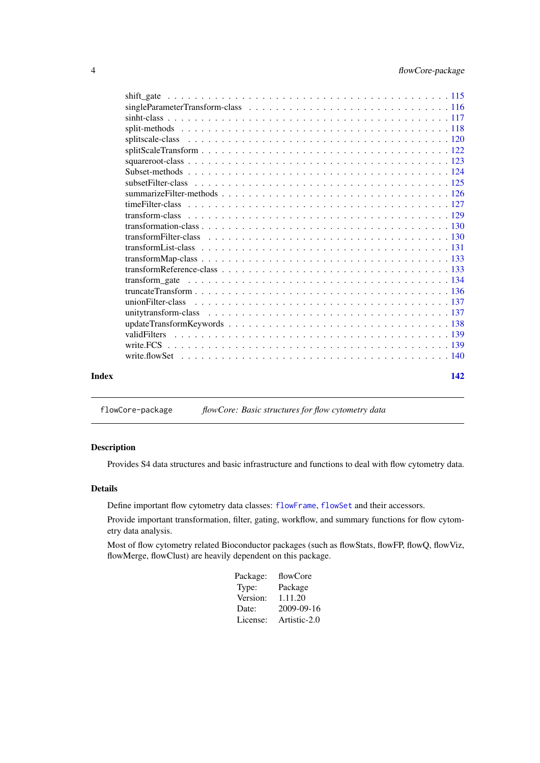shift_gate . . . . . . . . . . . . . . . . . . . . . . . . . . . . . . . . . . . . . . . . . 115
singleParameterTransform-class . . . . . . . . . . . . . . . . . . . . . . . . . . . . . 116
sinht-class . . . . . . . . . . . . . . . . . . . . . . . . . . . . . . . . . . . . . . . . 117
split-methods . . . . . . . . . . . . . . . . . . . . . . . . . . . . . . . . . . . . . . . 118
splitscale-class . . . . . . . . . . . . . . . . . . . . . . . . . . . . . . . . . . . . . 120
splitScaleTransform . . . . . . . . . . . . . . . . . . . . . . . . . . . . . . . . . . . 122
squareroot-class . . . . . . . . . . . . . . . . . . . . . . . . . . . . . . . . . . . . . 123
Subset-methods . . . . . . . . . . . . . . . . . . . . . . . . . . . . . . . . . . . . . . 124
subsetFilter-class . . . . . . . . . . . . . . . . . . . . . . . . . . . . . . . . . . . . 125
summarizeFilter-methods . . . . . . . . . . . . . . . . . . . . . . . . . . . . . . . . . 126
timeFilter-class . . . . . . . . . . . . . . . . . . . . . . . . . . . . . . . . . . . . . 127
transform-class . . . . . . . . . . . . . . . . . . . . . . . . . . . . . . . . . . . . . 129
transformation-class . . . . . . . . . . . . . . . . . . . . . . . . . . . . . . . . . . . 130
transformFilter-class . . . . . . . . . . . . . . . . . . . . . . . . . . . . . . . . . . 130
transformList-class . . . . . . . . . . . . . . . . . . . . . . . . . . . . . . . . . . . 131
transformMap-class . . . . . . . . . . . . . . . . . . . . . . . . . . . . . . . . . . . . 133
transformReference-class . . . . . . . . . . . . . . . . . . . . . . . . . . . . . . . . . 133
transform_gate . . . . . . . . . . . . . . . . . . . . . . . . . . . . . . . . . . . . . . 134
truncateTransform . . . . . . . . . . . . . . . . . . . . . . . . . . . . . . . . . . . . 136
unionFilter-class . . . . . . . . . . . . . . . . . . . . . . . . . . . . . . . . . . . . 137
unitytransform-class . . . . . . . . . . . . . . . . . . . . . . . . . . . . . . . . . . . 137
updateTransformKeywords . . . . . . . . . . . . . . . . . . . . . . . . . . . . . . . . . 138
validFilters . . . . . . . . . . . . . . . . . . . . . . . . . . . . . . . . . . . . . . . 139
write.FCS . . . . . . . . . . . . . . . . . . . . . . . . . . . . . . . . . . . . . . . . 139
write.flowSet . . . . . . . . . . . . . . . . . . . . . . . . . . . . . . . . . . . . . . 140

**Index** **142**

---

`flowCore-package` *flowCore: Basic structures for flow cytometry data*

---

## Description

Provides S4 data structures and basic infrastructure and functions to deal with flow cytometry data.

## Details

Define important flow cytometry data classes: `flowFrame`, `flowSet` and their accessors.

Provide important transformation, filter, gating, workflow, and summary functions for flow cytometry data analysis.

Most of flow cytometry related Bioconductor packages (such as flowStats, flowFP, flowQ, flowViz, flowMerge, flowClust) are heavily dependent on this package.

| | |
|---|---|
| Package: | flowCore |
| Type: | Package |
| Version: | 1.11.20 |
| Date: | 2009-09-16 |
| License: | Artistic-2.0 |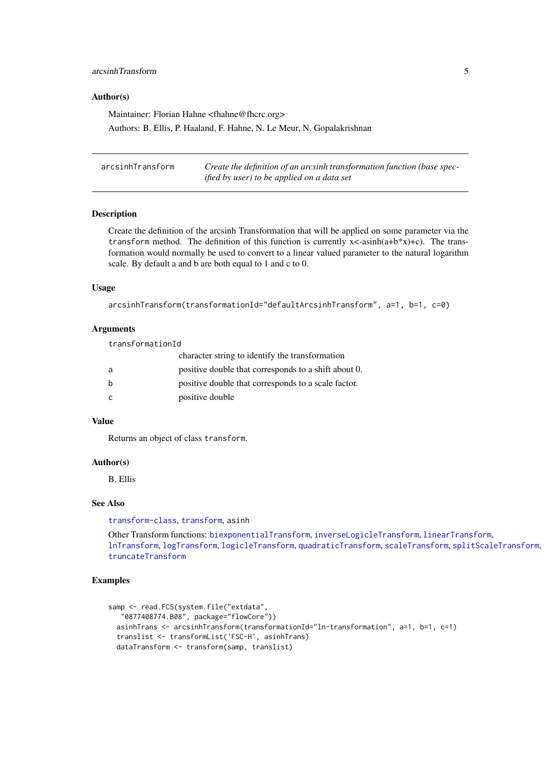### Author(s)

Maintainer: Florian Hahne <fhahne@fhcrc.org>

Authors: B. Ellis, P. Haaland, F. Hahne, N. Le Meur, N. Gopalakrishnan

---

## arcsinhTransform — *Create the definition of an arcsinh transformation function (base specified by user) to be applied on a data set*

---

### Description

Create the definition of the arcsinh Transformation that will be applied on some parameter via the `transform` method. The definition of this function is currently x<-asinh(a+b*x)+c). The transformation would normally be used to convert to a linear valued parameter to the natural logarithm scale. By default a and b are both equal to 1 and c to 0.

### Usage

```
arcsinhTransform(transformationId="defaultArcsinhTransform", a=1, b=1, c=0)
```

### Arguments

| | |
|---|---|
| `transformationId` | character string to identify the transformation |
| `a` | positive double that corresponds to a shift about 0. |
| `b` | positive double that corresponds to a scale factor. |
| `c` | positive double |

### Value

Returns an object of class `transform`.

### Author(s)

B. Ellis

### See Also

`transform-class`, `transform`, asinh

Other Transform functions: `biexponentialTransform`, `inverseLogicleTransform`, `linearTransform`, `lnTransform`, `logTransform`, `logicleTransform`, `quadraticTransform`, `scaleTransform`, `splitScaleTransform`, `truncateTransform`

### Examples

```
samp <- read.FCS(system.file("extdata",
   "0877408774.B08", package="flowCore"))
  asinhTrans <- arcsinhTransform(transformationId="ln-transformation", a=1, b=1, c=1)
  translist <- transformList('FSC-H', asinhTrans)
  dataTransform <- transform(samp, translist)
```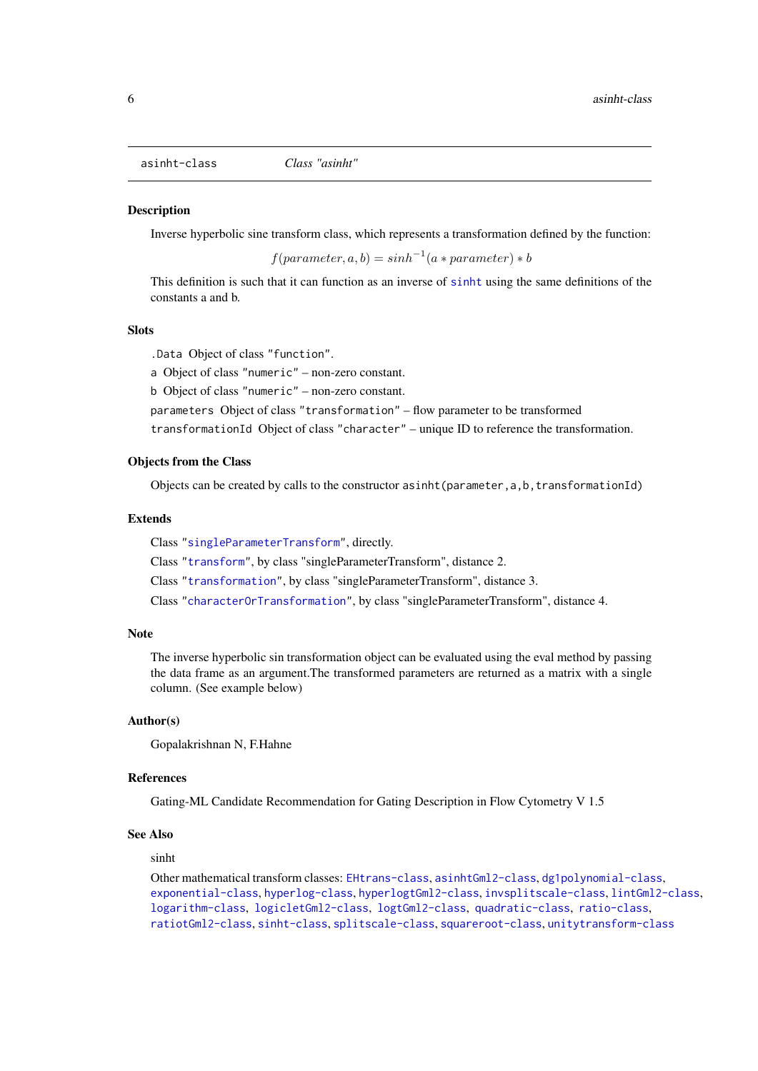`asinht-class` *Class "asinht"*

## Description

Inverse hyperbolic sine transform class, which represents a transformation defined by the function:

$$f(parameter, a, b) = sinh^{-1}(a * parameter) * b$$

This definition is such that it can function as an inverse of `sinht` using the same definitions of the constants a and b.

## Slots

`.Data` Object of class `"function"`.

`a` Object of class `"numeric"` – non-zero constant.

`b` Object of class `"numeric"` – non-zero constant.

`parameters` Object of class `"transformation"` – flow parameter to be transformed

`transformationId` Object of class `"character"` – unique ID to reference the transformation.

## Objects from the Class

Objects can be created by calls to the constructor `asinht(parameter,a,b,transformationId)`

## Extends

Class `"singleParameterTransform"`, directly.

Class `"transform"`, by class "singleParameterTransform", distance 2.

Class `"transformation"`, by class "singleParameterTransform", distance 3.

Class `"characterOrTransformation"`, by class "singleParameterTransform", distance 4.

## Note

The inverse hyperbolic sin transformation object can be evaluated using the eval method by passing the data frame as an argument.The transformed parameters are returned as a matrix with a single column. (See example below)

## Author(s)

Gopalakrishnan N, F.Hahne

## References

Gating-ML Candidate Recommendation for Gating Description in Flow Cytometry V 1.5

## See Also

sinht

Other mathematical transform classes: `EHtrans-class`, `asinhtGml2-class`, `dg1polynomial-class`, `exponential-class`, `hyperlog-class`, `hyperlogtGml2-class`, `invsplitscale-class`, `lintGml2-class`, `logarithm-class`, `logicletGml2-class`, `logtGml2-class`, `quadratic-class`, `ratio-class`, `ratiotGml2-class`, `sinht-class`, `splitscale-class`, `squareroot-class`, `unitytransform-class`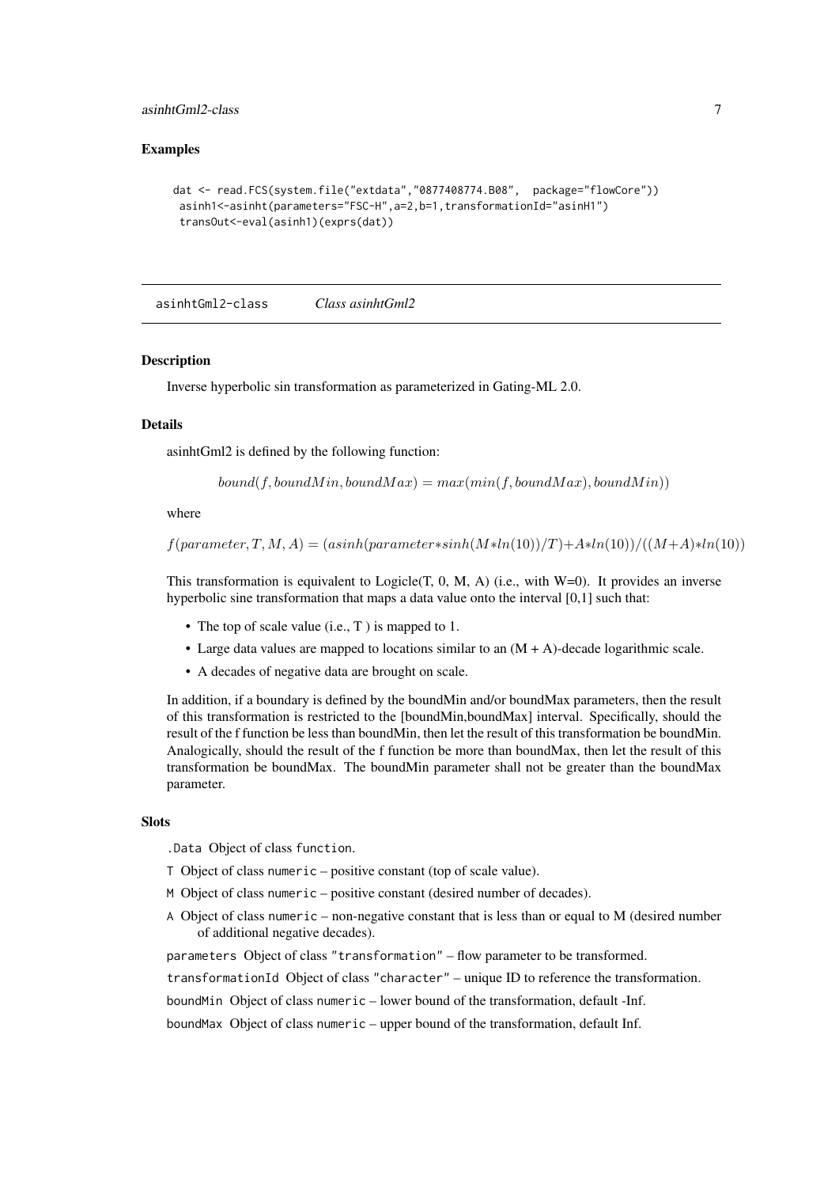### Examples

```
dat <- read.FCS(system.file("extdata","0877408774.B08",  package="flowCore"))
 asinh1<-asinht(parameters="FSC-H",a=2,b=1,transformationId="asinH1")
 transOut<-eval(asinh1)(exprs(dat))
```

---

## asinhtGml2-class    *Class asinhtGml2*

### Description

Inverse hyperbolic sin transformation as parameterized in Gating-ML 2.0.

### Details

asinhtGml2 is defined by the following function:

$$bound(f, boundMin, boundMax) = max(min(f, boundMax), boundMin))$$

where

$$f(parameter, T, M, A) = (asinh(parameter*sinh(M*ln(10))/T)+A*ln(10))/((M+A)*ln(10))$$

This transformation is equivalent to Logicle(T, 0, M, A) (i.e., with W=0). It provides an inverse hyperbolic sine transformation that maps a data value onto the interval [0,1] such that:

- The top of scale value (i.e., T ) is mapped to 1.
- Large data values are mapped to locations similar to an (M + A)-decade logarithmic scale.
- A decades of negative data are brought on scale.

In addition, if a boundary is defined by the boundMin and/or boundMax parameters, then the result of this transformation is restricted to the [boundMin,boundMax] interval. Specifically, should the result of the f function be less than boundMin, then let the result of this transformation be boundMin. Analogically, should the result of the f function be more than boundMax, then let the result of this transformation be boundMax. The boundMin parameter shall not be greater than the boundMax parameter.

### Slots

`.Data` Object of class `function`.

`T` Object of class `numeric` – positive constant (top of scale value).

`M` Object of class `numeric` – positive constant (desired number of decades).

`A` Object of class `numeric` – non-negative constant that is less than or equal to M (desired number of additional negative decades).

`parameters` Object of class `"transformation"` – flow parameter to be transformed.

`transformationId` Object of class `"character"` – unique ID to reference the transformation.

`boundMin` Object of class `numeric` – lower bound of the transformation, default -Inf.

`boundMax` Object of class `numeric` – upper bound of the transformation, default Inf.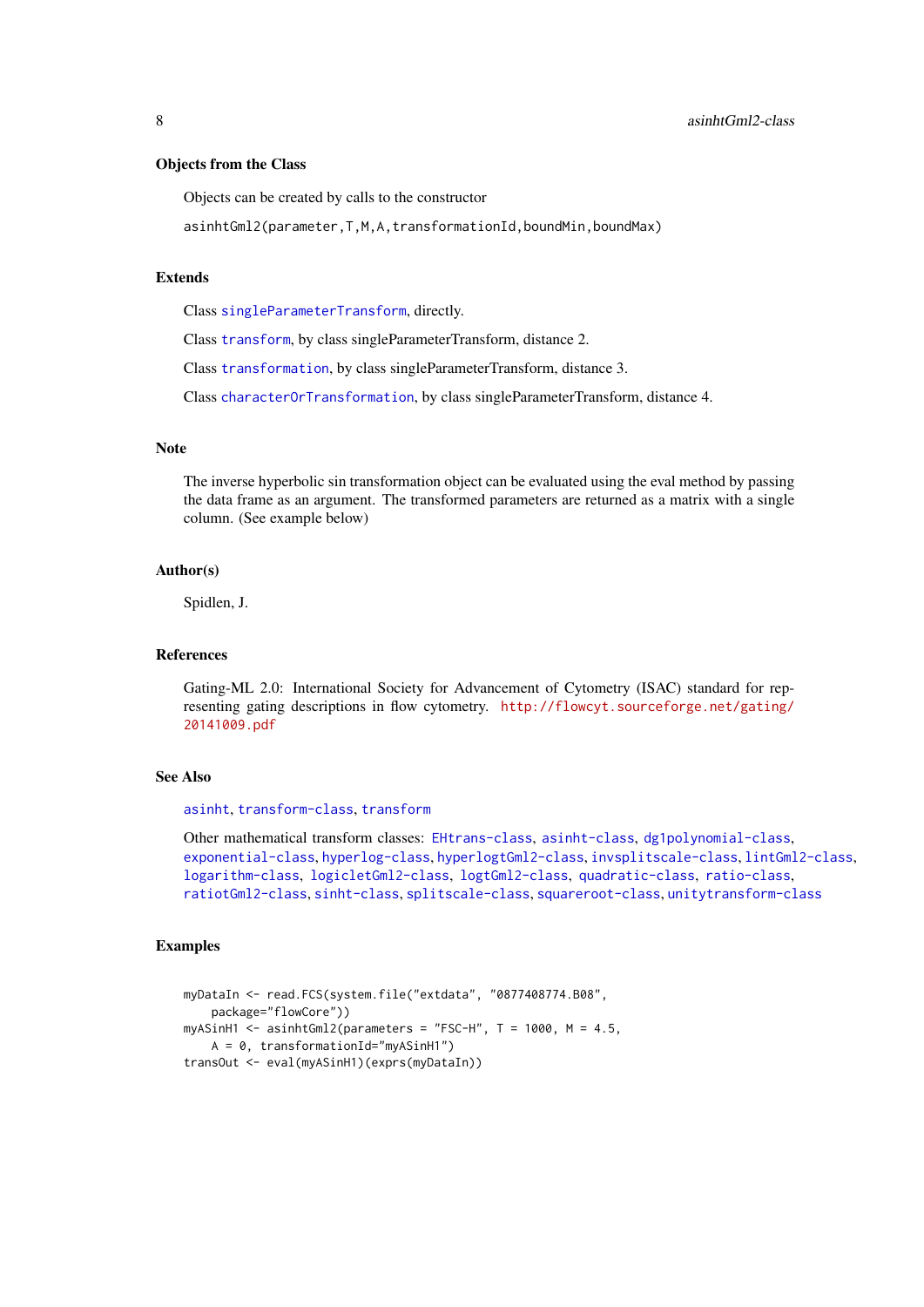### Objects from the Class

Objects can be created by calls to the constructor

`asinhtGml2(parameter,T,M,A,transformationId,boundMin,boundMax)`

### Extends

Class `singleParameterTransform`, directly.

Class `transform`, by class singleParameterTransform, distance 2.

Class `transformation`, by class singleParameterTransform, distance 3.

Class `characterOrTransformation`, by class singleParameterTransform, distance 4.

### Note

The inverse hyperbolic sin transformation object can be evaluated using the eval method by passing the data frame as an argument. The transformed parameters are returned as a matrix with a single column. (See example below)

### Author(s)

Spidlen, J.

### References

Gating-ML 2.0: International Society for Advancement of Cytometry (ISAC) standard for representing gating descriptions in flow cytometry. http://flowcyt.sourceforge.net/gating/20141009.pdf

### See Also

`asinht`, `transform-class`, `transform`

Other mathematical transform classes: `EHtrans-class`, `asinht-class`, `dg1polynomial-class`, `exponential-class`, `hyperlog-class`, `hyperlogtGml2-class`, `invsplitscale-class`, `lintGml2-class`, `logarithm-class`, `logicletGml2-class`, `logtGml2-class`, `quadratic-class`, `ratio-class`, `ratiotGml2-class`, `sinht-class`, `splitscale-class`, `squareroot-class`, `unitytransform-class`

### Examples

```
myDataIn <- read.FCS(system.file("extdata", "0877408774.B08",
    package="flowCore"))
myASinH1 <- asinhtGml2(parameters = "FSC-H", T = 1000, M = 4.5,
    A = 0, transformationId="myASinH1")
transOut <- eval(myASinH1)(exprs(myDataIn))
```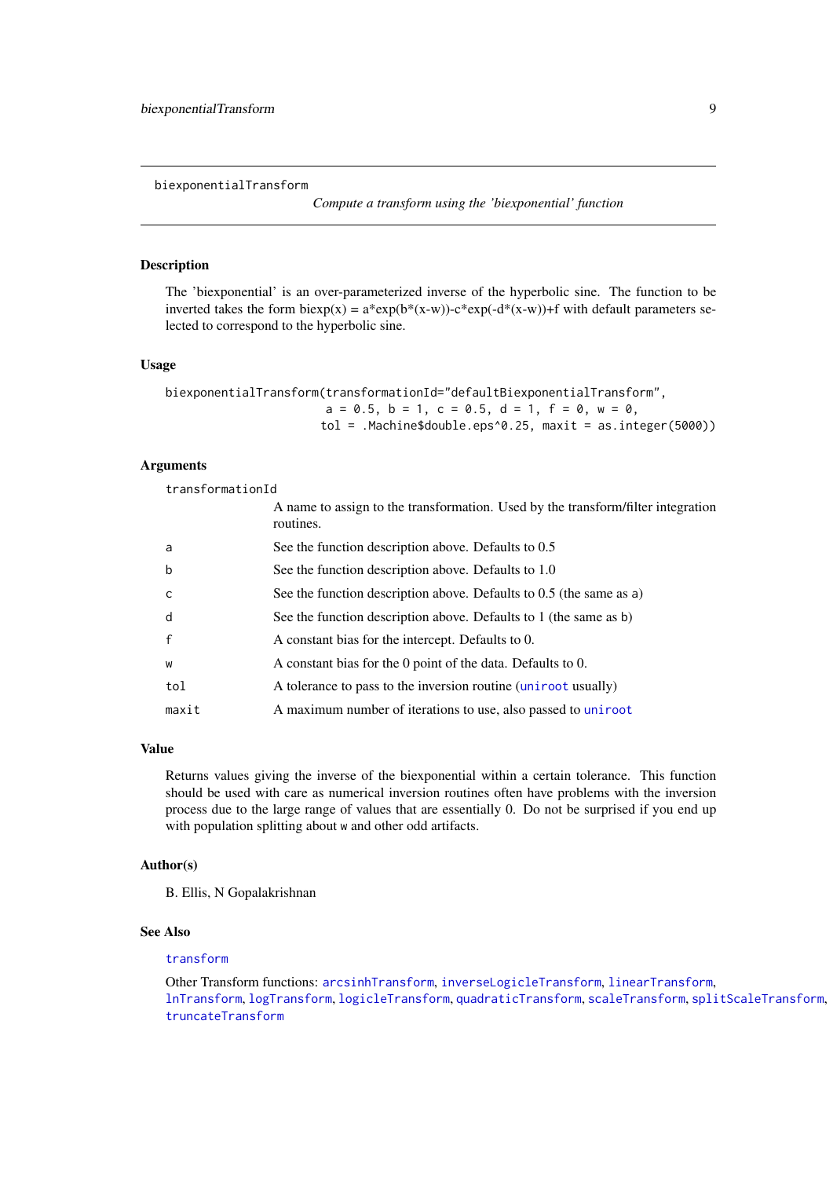biexponentialTransform    *Compute a transform using the 'biexponential' function*

## Description

The 'biexponential' is an over-parameterized inverse of the hyperbolic sine. The function to be inverted takes the form biexp(x) = a*exp(b*(x-w))-c*exp(-d*(x-w))+f with default parameters selected to correspond to the hyperbolic sine.

## Usage

```
biexponentialTransform(transformationId="defaultBiexponentialTransform",
                        a = 0.5, b = 1, c = 0.5, d = 1, f = 0, w = 0,
                       tol = .Machine$double.eps^0.25, maxit = as.integer(5000))
```

## Arguments

| | |
|---|---|
| transformationId | A name to assign to the transformation. Used by the transform/filter integration routines. |
| a | See the function description above. Defaults to 0.5 |
| b | See the function description above. Defaults to 1.0 |
| c | See the function description above. Defaults to 0.5 (the same as a) |
| d | See the function description above. Defaults to 1 (the same as b) |
| f | A constant bias for the intercept. Defaults to 0. |
| w | A constant bias for the 0 point of the data. Defaults to 0. |
| tol | A tolerance to pass to the inversion routine (uniroot usually) |
| maxit | A maximum number of iterations to use, also passed to uniroot |

## Value

Returns values giving the inverse of the biexponential within a certain tolerance. This function should be used with care as numerical inversion routines often have problems with the inversion process due to the large range of values that are essentially 0. Do not be surprised if you end up with population splitting about w and other odd artifacts.

## Author(s)

B. Ellis, N Gopalakrishnan

## See Also

transform

Other Transform functions: arcsinhTransform, inverseLogicleTransform, linearTransform, lnTransform, logTransform, logicleTransform, quadraticTransform, scaleTransform, splitScaleTransform, truncateTransform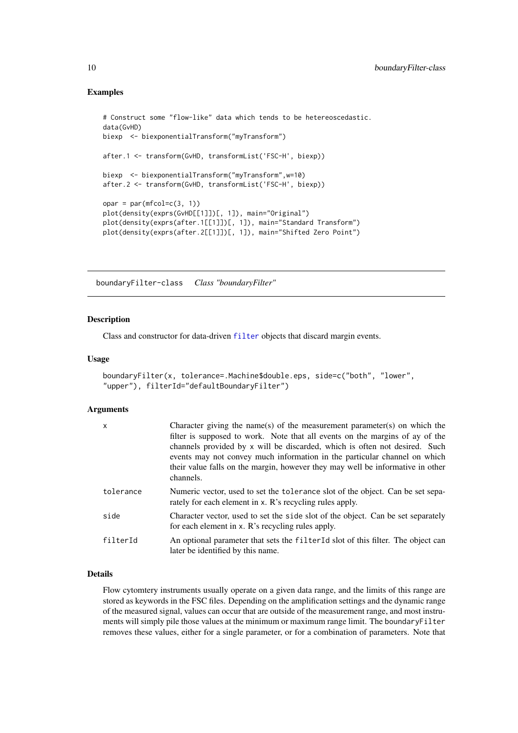### Examples

```
# Construct some "flow-like" data which tends to be hetereoscedastic.
data(GvHD)
biexp  <- biexponentialTransform("myTransform")

after.1 <- transform(GvHD, transformList('FSC-H', biexp))

biexp  <- biexponentialTransform("myTransform",w=10)
after.2 <- transform(GvHD, transformList('FSC-H', biexp))

opar = par(mfcol=c(3, 1))
plot(density(exprs(GvHD[[1]])[, 1]), main="Original")
plot(density(exprs(after.1[[1]])[, 1]), main="Standard Transform")
plot(density(exprs(after.2[[1]])[, 1]), main="Shifted Zero Point")
```

---

## boundaryFilter-class *Class "boundaryFilter"*

---

### Description

Class and constructor for data-driven `filter` objects that discard margin events.

### Usage

```
boundaryFilter(x, tolerance=.Machine$double.eps, side=c("both", "lower",
"upper"), filterId="defaultBoundaryFilter")
```

### Arguments

| | |
|---|---|
| x | Character giving the name(s) of the measurement parameter(s) on which the filter is supposed to work. Note that all events on the margins of ay of the channels provided by x will be discarded, which is often not desired. Such events may not convey much information in the particular channel on which their value falls on the margin, however they may well be informative in other channels. |
| tolerance | Numeric vector, used to set the tolerance slot of the object. Can be set separately for each element in x. R's recycling rules apply. |
| side | Character vector, used to set the side slot of the object. Can be set separately for each element in x. R's recycling rules apply. |
| filterId | An optional parameter that sets the filterId slot of this filter. The object can later be identified by this name. |

### Details

Flow cytomtery instruments usually operate on a given data range, and the limits of this range are stored as keywords in the FSC files. Depending on the amplification settings and the dynamic range of the measured signal, values can occur that are outside of the measurement range, and most instruments will simply pile those values at the minimum or maximum range limit. The `boundaryFilter` removes these values, either for a single parameter, or for a combination of parameters. Note that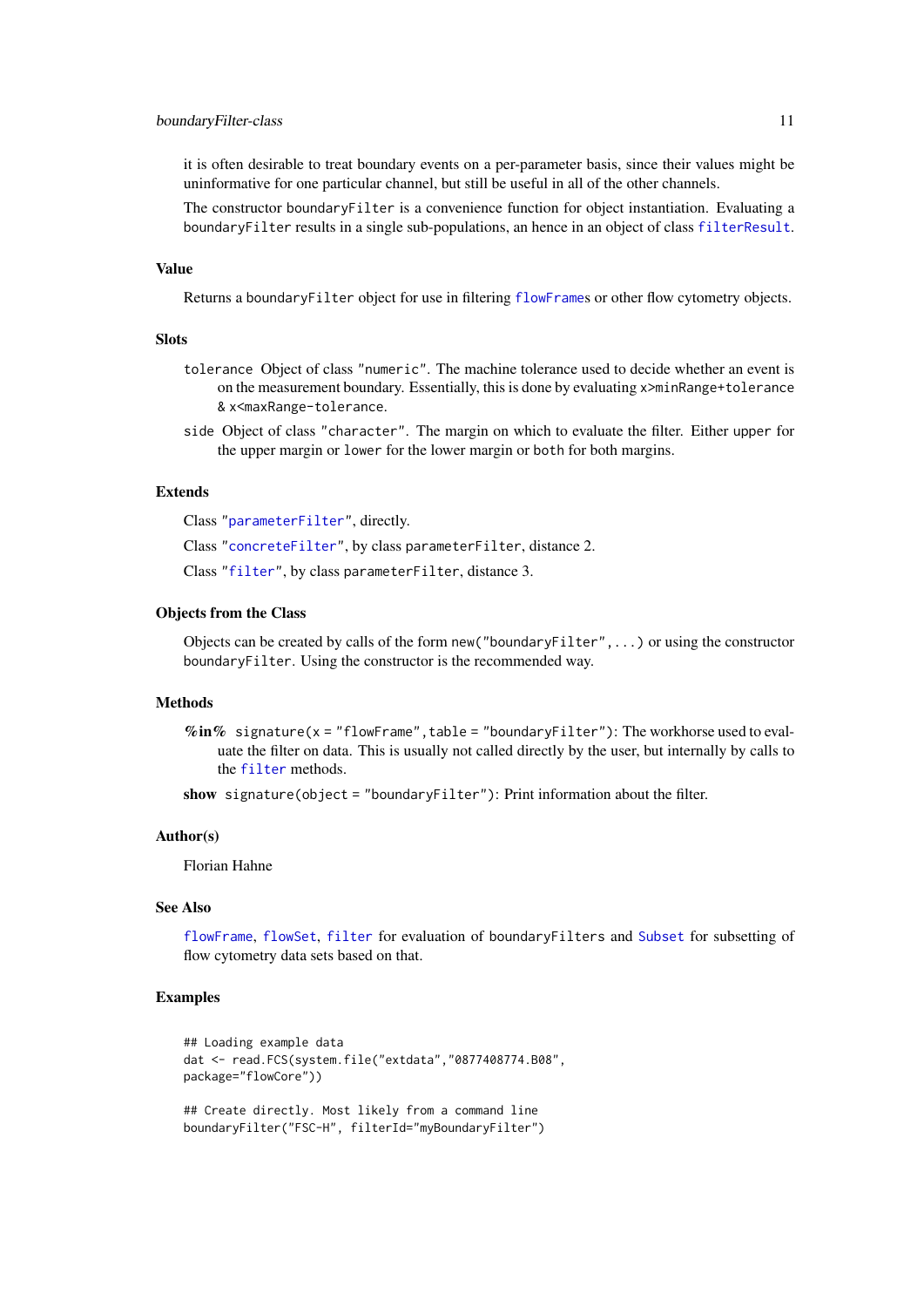it is often desirable to treat boundary events on a per-parameter basis, since their values might be uninformative for one particular channel, but still be useful in all of the other channels.

The constructor `boundaryFilter` is a convenience function for object instantiation. Evaluating a `boundaryFilter` results in a single sub-populations, an hence in an object of class `filterResult`.

## Value

Returns a `boundaryFilter` object for use in filtering `flowFrame`s or other flow cytometry objects.

## Slots

`tolerance` Object of class `"numeric"`. The machine tolerance used to decide whether an event is on the measurement boundary. Essentially, this is done by evaluating `x>minRange+tolerance & x<maxRange-tolerance`.

`side` Object of class `"character"`. The margin on which to evaluate the filter. Either `upper` for the upper margin or `lower` for the lower margin or `both` for both margins.

## Extends

Class `"parameterFilter"`, directly.

Class `"concreteFilter"`, by class `parameterFilter`, distance 2.

Class `"filter"`, by class `parameterFilter`, distance 3.

## Objects from the Class

Objects can be created by calls of the form `new("boundaryFilter",...)` or using the constructor `boundaryFilter`. Using the constructor is the recommended way.

## Methods

**%in%** `signature(x = "flowFrame",table = "boundaryFilter")`: The workhorse used to evaluate the filter on data. This is usually not called directly by the user, but internally by calls to the `filter` methods.

**show** `signature(object = "boundaryFilter")`: Print information about the filter.

## Author(s)

Florian Hahne

## See Also

`flowFrame`, `flowSet`, `filter` for evaluation of `boundaryFilters` and `Subset` for subsetting of flow cytometry data sets based on that.

## Examples

```
## Loading example data
dat <- read.FCS(system.file("extdata","0877408774.B08",
package="flowCore"))

## Create directly. Most likely from a command line
boundaryFilter("FSC-H", filterId="myBoundaryFilter")
```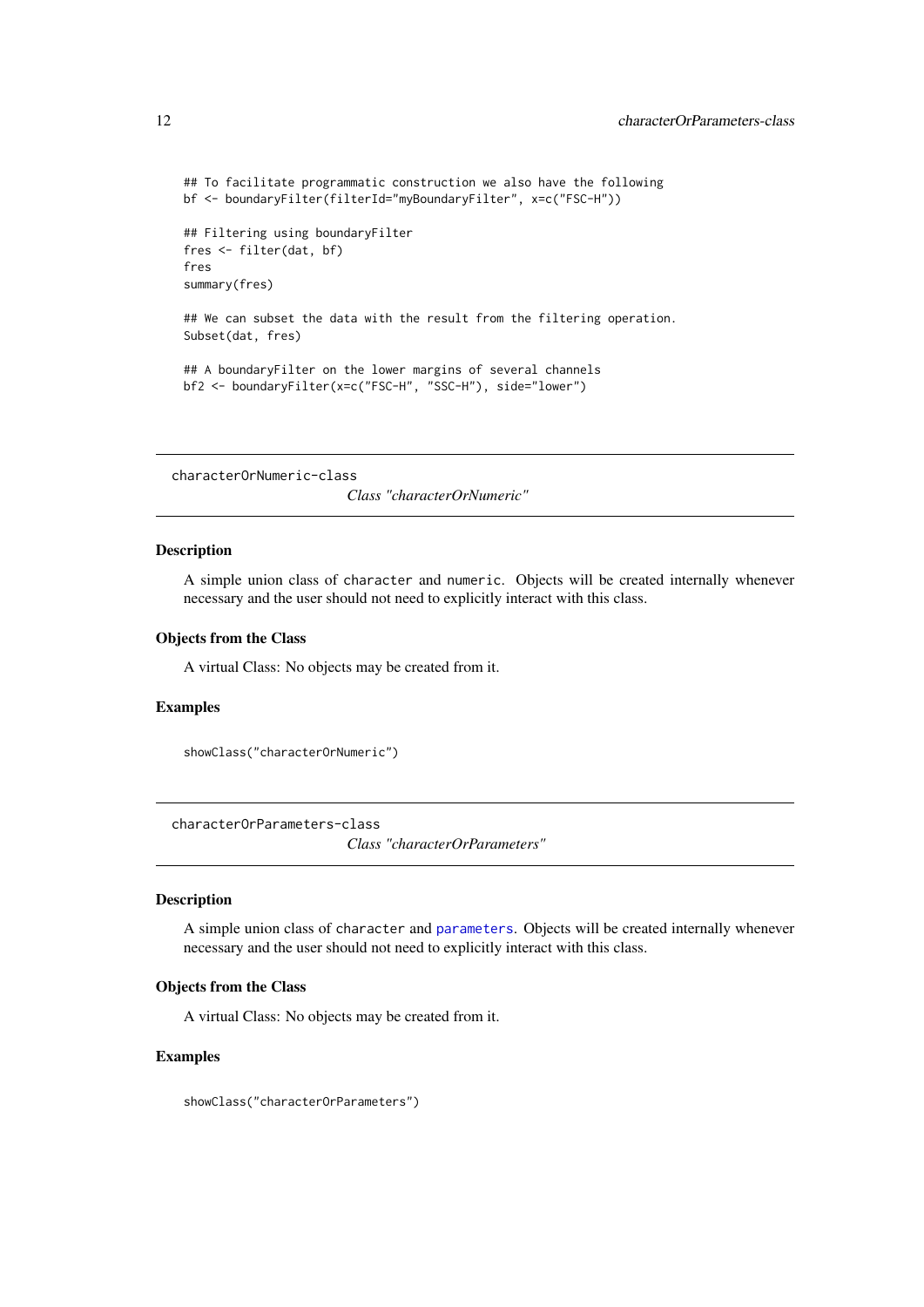```
## To facilitate programmatic construction we also have the following
bf <- boundaryFilter(filterId="myBoundaryFilter", x=c("FSC-H"))

## Filtering using boundaryFilter
fres <- filter(dat, bf)
fres
summary(fres)

## We can subset the data with the result from the filtering operation.
Subset(dat, fres)

## A boundaryFilter on the lower margins of several channels
bf2 <- boundaryFilter(x=c("FSC-H", "SSC-H"), side="lower")
```

---

## characterOrNumeric-class

*Class "characterOrNumeric"*

---

### Description

A simple union class of `character` and `numeric`. Objects will be created internally whenever necessary and the user should not need to explicitly interact with this class.

### Objects from the Class

A virtual Class: No objects may be created from it.

### Examples

```
showClass("characterOrNumeric")
```

---

## characterOrParameters-class

*Class "characterOrParameters"*

---

### Description

A simple union class of `character` and `parameters`. Objects will be created internally whenever necessary and the user should not need to explicitly interact with this class.

### Objects from the Class

A virtual Class: No objects may be created from it.

### Examples

```
showClass("characterOrParameters")
```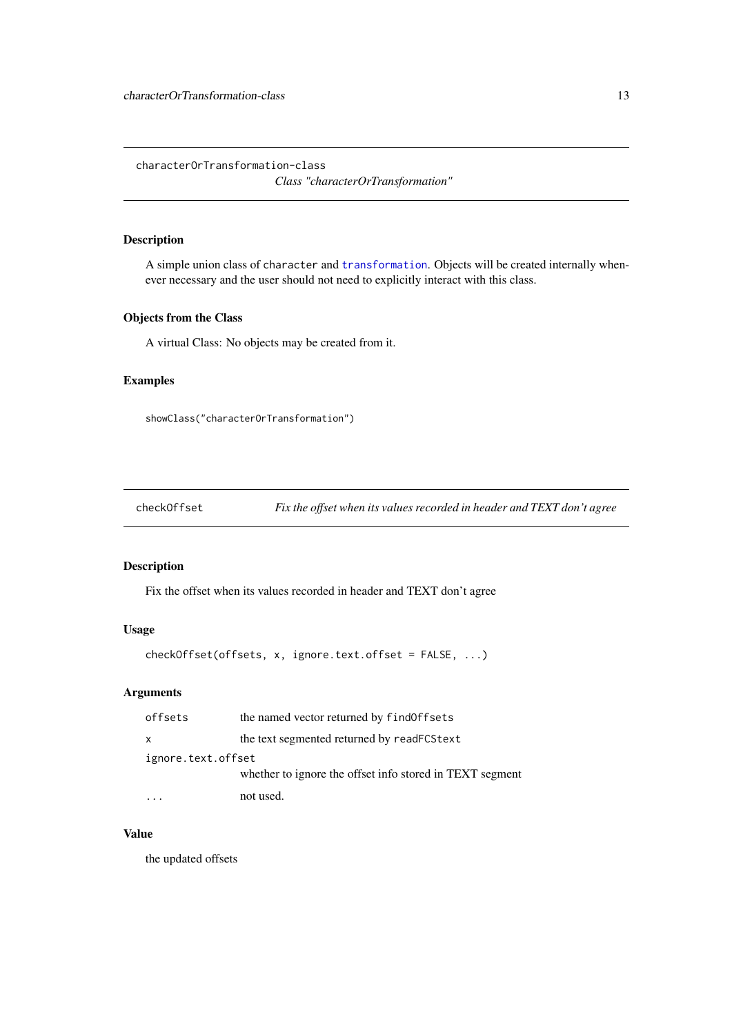## characterOrTransformation-class

*Class "characterOrTransformation"*

### Description

A simple union class of `character` and `transformation`. Objects will be created internally whenever necessary and the user should not need to explicitly interact with this class.

### Objects from the Class

A virtual Class: No objects may be created from it.

### Examples

```
showClass("characterOrTransformation")
```

## checkOffset

*Fix the offset when its values recorded in header and TEXT don't agree*

### Description

Fix the offset when its values recorded in header and TEXT don't agree

### Usage

```
checkOffset(offsets, x, ignore.text.offset = FALSE, ...)
```

### Arguments

| | |
|---|---|
| `offsets` | the named vector returned by `findOffsets` |
| `x` | the text segmented returned by `readFCStext` |
| `ignore.text.offset` | whether to ignore the offset info stored in TEXT segment |
| `...` | not used. |

### Value

the updated offsets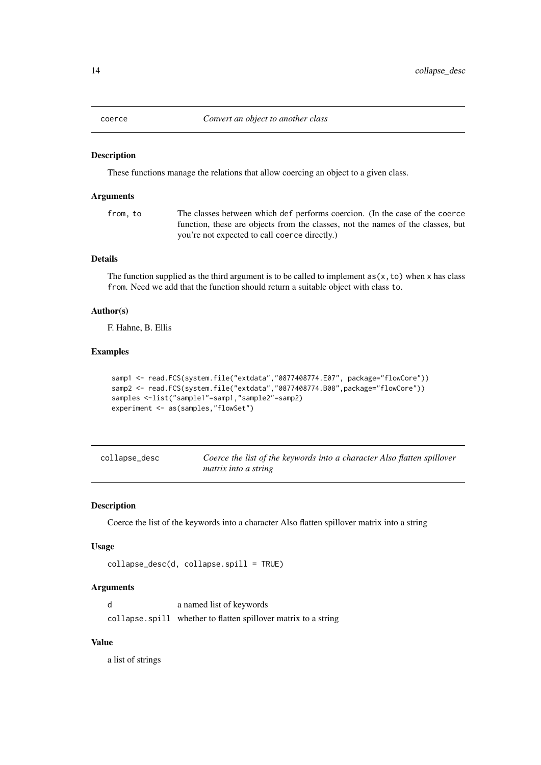## coerce *Convert an object to another class*

### Description

These functions manage the relations that allow coercing an object to a given class.

### Arguments

| | |
|---|---|
| from, to | The classes between which def performs coercion. (In the case of the coerce function, these are objects from the classes, not the names of the classes, but you're not expected to call coerce directly.) |

### Details

The function supplied as the third argument is to be called to implement `as(x,to)` when `x` has class `from`. Need we add that the function should return a suitable object with class `to`.

### Author(s)

F. Hahne, B. Ellis

### Examples

```
samp1 <- read.FCS(system.file("extdata","0877408774.E07", package="flowCore"))
samp2 <- read.FCS(system.file("extdata","0877408774.B08",package="flowCore"))
samples <-list("sample1"=samp1,"sample2"=samp2)
experiment <- as(samples,"flowSet")
```

## collapse_desc *Coerce the list of the keywords into a character Also flatten spillover matrix into a string*

### Description

Coerce the list of the keywords into a character Also flatten spillover matrix into a string

### Usage

```
collapse_desc(d, collapse.spill = TRUE)
```

### Arguments

| | |
|---|---|
| d | a named list of keywords |
| collapse.spill | whether to flatten spillover matrix to a string |

### Value

a list of strings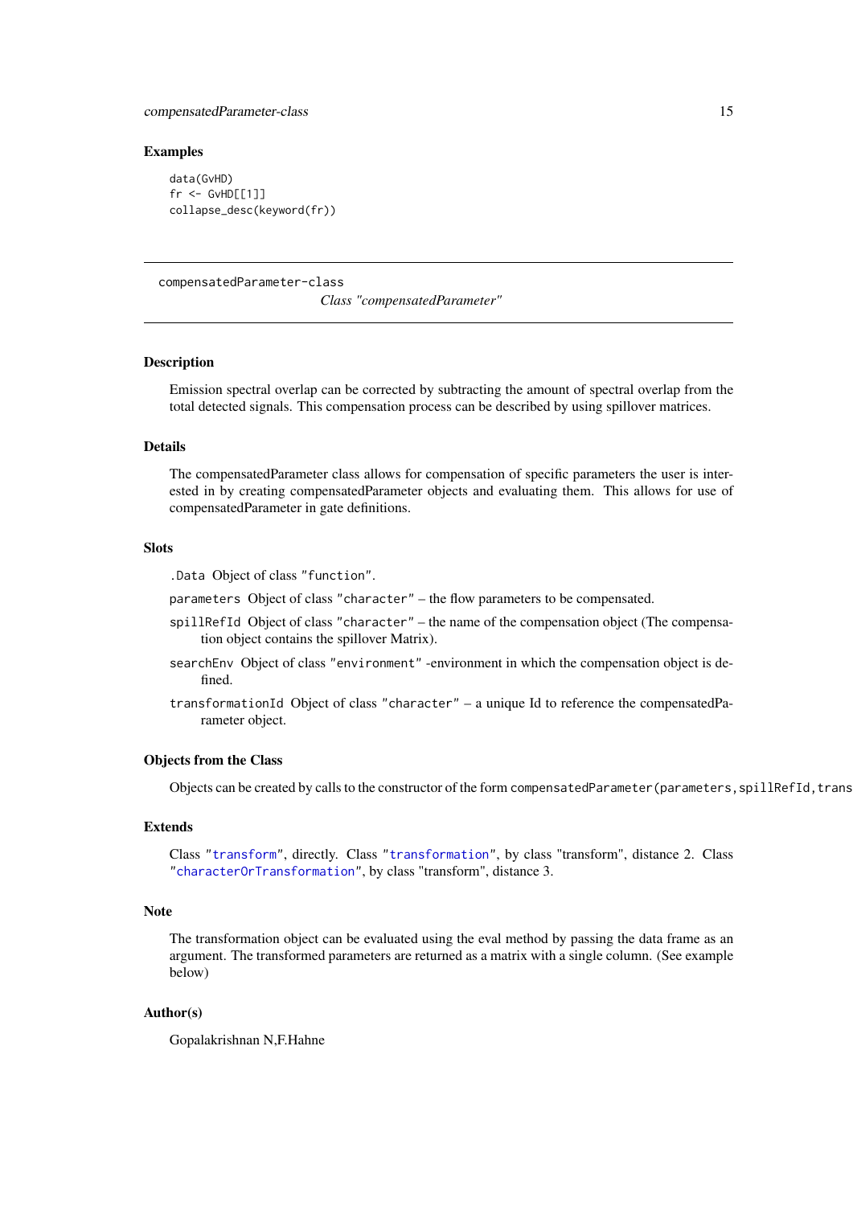## Examples

```
data(GvHD)
fr <- GvHD[[1]]
collapse_desc(keyword(fr))
```

---

compensatedParameter-class

*Class "compensatedParameter"*

---

### Description

Emission spectral overlap can be corrected by subtracting the amount of spectral overlap from the total detected signals. This compensation process can be described by using spillover matrices.

### Details

The compensatedParameter class allows for compensation of specific parameters the user is interested in by creating compensatedParameter objects and evaluating them. This allows for use of compensatedParameter in gate definitions.

### Slots

`.Data` Object of class `"function"`.

`parameters` Object of class `"character"` – the flow parameters to be compensated.

`spillRefId` Object of class `"character"` – the name of the compensation object (The compensation object contains the spillover Matrix).

`searchEnv` Object of class `"environment"` -environment in which the compensation object is defined.

`transformationId` Object of class `"character"` – a unique Id to reference the compensatedParameter object.

### Objects from the Class

Objects can be created by calls to the constructor of the form `compensatedParameter(parameters,spillRefId,trans`

### Extends

Class `"transform"`, directly. Class `"transformation"`, by class "transform", distance 2. Class `"characterOrTransformation"`, by class "transform", distance 3.

### Note

The transformation object can be evaluated using the eval method by passing the data frame as an argument. The transformed parameters are returned as a matrix with a single column. (See example below)

### Author(s)

Gopalakrishnan N,F.Hahne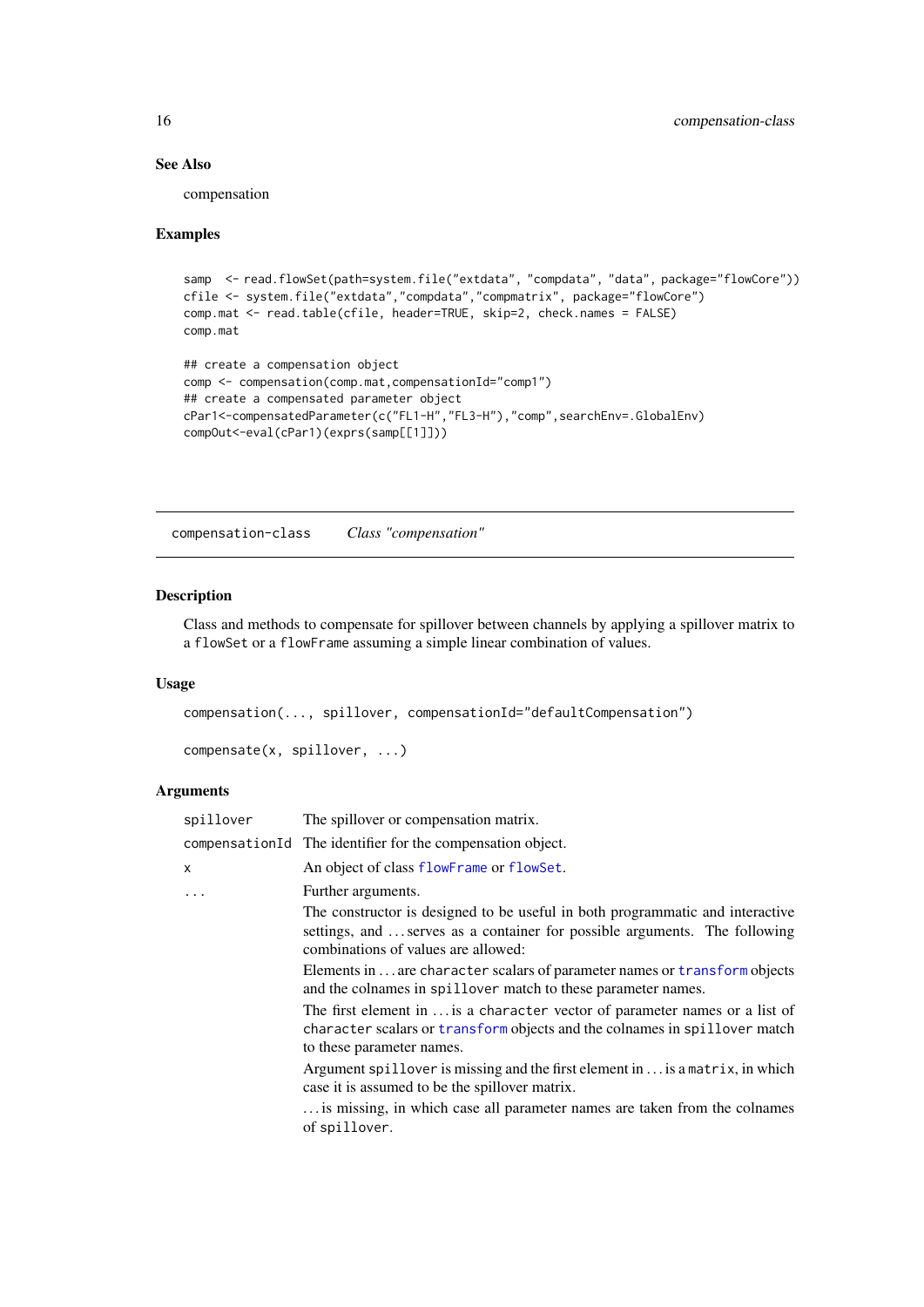### See Also

compensation

### Examples

```
samp  <- read.flowSet(path=system.file("extdata", "compdata", "data", package="flowCore"))
cfile <- system.file("extdata","compdata","compmatrix", package="flowCore")
comp.mat <- read.table(cfile, header=TRUE, skip=2, check.names = FALSE)
comp.mat

## create a compensation object
comp <- compensation(comp.mat,compensationId="comp1")
## create a compensated parameter object
cPar1<-compensatedParameter(c("FL1-H","FL3-H"),"comp",searchEnv=.GlobalEnv)
compOut<-eval(cPar1)(exprs(samp[[1]]))
```

---

## compensation-class    *Class "compensation"*

---

### Description

Class and methods to compensate for spillover between channels by applying a spillover matrix to a `flowSet` or a `flowFrame` assuming a simple linear combination of values.

### Usage

```
compensation(..., spillover, compensationId="defaultCompensation")

compensate(x, spillover, ...)
```

### Arguments

| | |
|---|---|
| `spillover` | The spillover or compensation matrix. |
| `compensationId` | The identifier for the compensation object. |
| `x` | An object of class `flowFrame` or `flowSet`. |
| `...` | Further arguments. |

The constructor is designed to be useful in both programmatic and interactive settings, and ... serves as a container for possible arguments. The following combinations of values are allowed:

Elements in ... are `character` scalars of parameter names or `transform` objects and the colnames in `spillover` match to these parameter names.

The first element in ... is a `character` vector of parameter names or a list of `character` scalars or `transform` objects and the colnames in `spillover` match to these parameter names.

Argument `spillover` is missing and the first element in ... is a `matrix`, in which case it is assumed to be the spillover matrix.

... is missing, in which case all parameter names are taken from the colnames of `spillover`.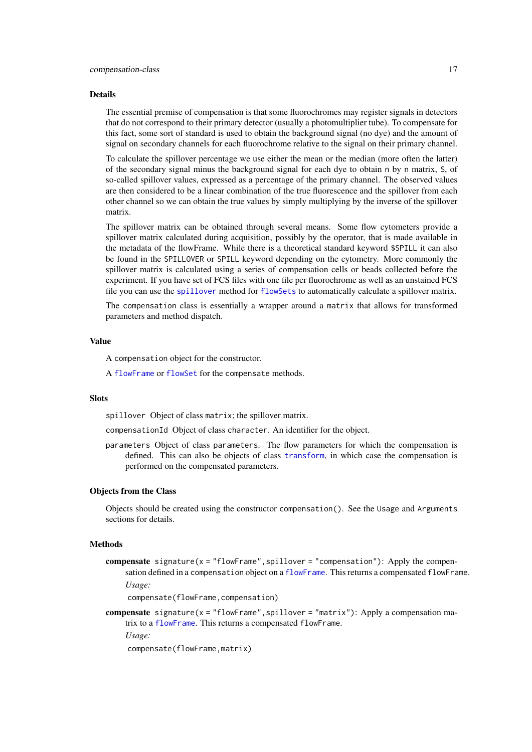## Details

The essential premise of compensation is that some fluorochromes may register signals in detectors that do not correspond to their primary detector (usually a photomultiplier tube). To compensate for this fact, some sort of standard is used to obtain the background signal (no dye) and the amount of signal on secondary channels for each fluorochrome relative to the signal on their primary channel.

To calculate the spillover percentage we use either the mean or the median (more often the latter) of the secondary signal minus the background signal for each dye to obtain `n` by `n` matrix, `S`, of so-called spillover values, expressed as a percentage of the primary channel. The observed values are then considered to be a linear combination of the true fluorescence and the spillover from each other channel so we can obtain the true values by simply multiplying by the inverse of the spillover matrix.

The spillover matrix can be obtained through several means. Some flow cytometers provide a spillover matrix calculated during acquisition, possibly by the operator, that is made available in the metadata of the flowFrame. While there is a theoretical standard keyword `$SPILL` it can also be found in the `SPILLOVER` or `SPILL` keyword depending on the cytometry. More commonly the spillover matrix is calculated using a series of compensation cells or beads collected before the experiment. If you have set of FCS files with one file per fluorochrome as well as an unstained FCS file you can use the `spillover` method for `flowSets` to automatically calculate a spillover matrix.

The `compensation` class is essentially a wrapper around a `matrix` that allows for transformed parameters and method dispatch.

## Value

A `compensation` object for the constructor.

A `flowFrame` or `flowSet` for the `compensate` methods.

## Slots

`spillover` Object of class `matrix`; the spillover matrix.

`compensationId` Object of class `character`. An identifier for the object.

`parameters` Object of class `parameters`. The flow parameters for which the compensation is defined. This can also be objects of class `transform`, in which case the compensation is performed on the compensated parameters.

## Objects from the Class

Objects should be created using the constructor `compensation()`. See the `Usage` and `Arguments` sections for details.

## Methods

**compensate** `signature(x = "flowFrame", spillover = "compensation")`: Apply the compensation defined in a `compensation` object on a `flowFrame`. This returns a compensated `flowFrame`.

*Usage:*

```
compensate(flowFrame,compensation)
```

**compensate** `signature(x = "flowFrame", spillover = "matrix")`: Apply a compensation matrix to a `flowFrame`. This returns a compensated `flowFrame`.

*Usage:*

```
compensate(flowFrame,matrix)
```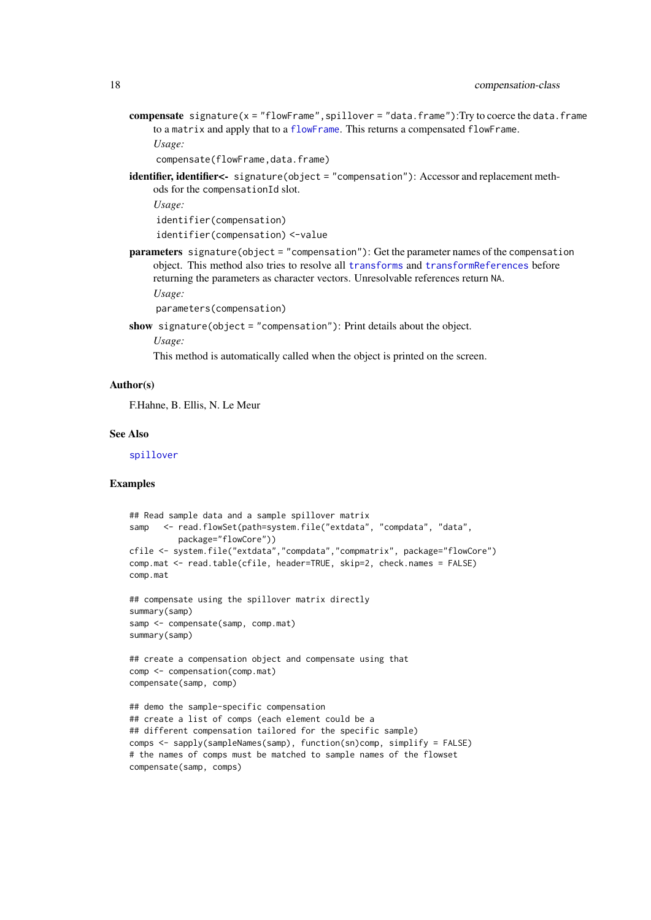**compensate** `signature(x = "flowFrame",spillover = "data.frame")`:Try to coerce the `data.frame` to a `matrix` and apply that to a `flowFrame`. This returns a compensated `flowFrame`.

*Usage:*

`compensate(flowFrame,data.frame)`

**identifier, identifier<-** `signature(object = "compensation")`: Accessor and replacement methods for the `compensationId` slot.

*Usage:*

`identifier(compensation)`

`identifier(compensation) <-value`

**parameters** `signature(object = "compensation")`: Get the parameter names of the `compensation` object. This method also tries to resolve all `transforms` and `transformReferences` before returning the parameters as character vectors. Unresolvable references return `NA`.

*Usage:*

`parameters(compensation)`

**show** `signature(object = "compensation")`: Print details about the object.

*Usage:*

This method is automatically called when the object is printed on the screen.

## Author(s)

F.Hahne, B. Ellis, N. Le Meur

## See Also

`spillover`

## Examples

```
## Read sample data and a sample spillover matrix
samp   <- read.flowSet(path=system.file("extdata", "compdata", "data",
          package="flowCore"))
cfile <- system.file("extdata","compdata","compmatrix", package="flowCore")
comp.mat <- read.table(cfile, header=TRUE, skip=2, check.names = FALSE)
comp.mat

## compensate using the spillover matrix directly
summary(samp)
samp <- compensate(samp, comp.mat)
summary(samp)

## create a compensation object and compensate using that
comp <- compensation(comp.mat)
compensate(samp, comp)

## demo the sample-specific compensation
## create a list of comps (each element could be a
## different compensation tailored for the specific sample)
comps <- sapply(sampleNames(samp), function(sn)comp, simplify = FALSE)
# the names of comps must be matched to sample names of the flowset
compensate(samp, comps)
```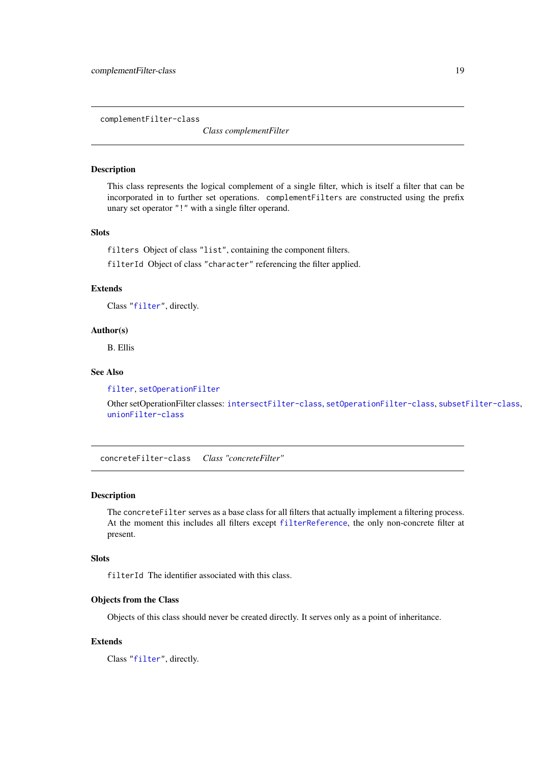## complementFilter-class    *Class complementFilter*

### Description

This class represents the logical complement of a single filter, which is itself a filter that can be incorporated in to further set operations. `complementFilters` are constructed using the prefix unary set operator `"!"` with a single filter operand.

### Slots

`filters` Object of class `"list"`, containing the component filters.

`filterId` Object of class `"character"` referencing the filter applied.

### Extends

Class `"filter"`, directly.

### Author(s)

B. Ellis

### See Also

`filter`, `setOperationFilter`

Other setOperationFilter classes: `intersectFilter-class`, `setOperationFilter-class`, `subsetFilter-class`, `unionFilter-class`

## concreteFilter-class    *Class "concreteFilter"*

### Description

The `concreteFilter` serves as a base class for all filters that actually implement a filtering process. At the moment this includes all filters except `filterReference`, the only non-concrete filter at present.

### Slots

`filterId` The identifier associated with this class.

### Objects from the Class

Objects of this class should never be created directly. It serves only as a point of inheritance.

### Extends

Class `"filter"`, directly.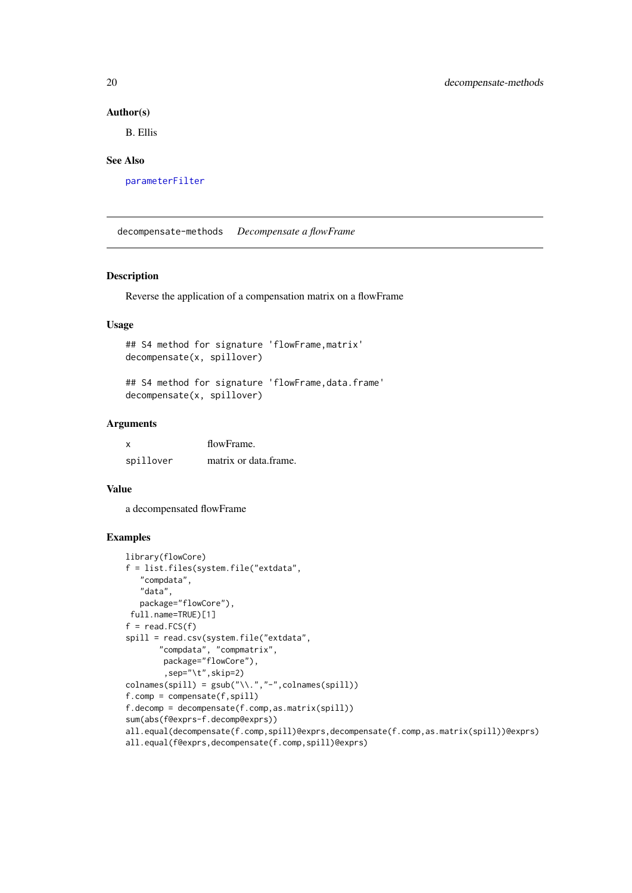### Author(s)

B. Ellis

### See Also

parameterFilter

---

## decompensate-methods *Decompensate a flowFrame*

### Description

Reverse the application of a compensation matrix on a flowFrame

### Usage

```
## S4 method for signature 'flowFrame,matrix'
decompensate(x, spillover)

## S4 method for signature 'flowFrame,data.frame'
decompensate(x, spillover)
```

### Arguments

| | |
|---|---|
| x | flowFrame. |
| spillover | matrix or data.frame. |

### Value

a decompensated flowFrame

### Examples

```
library(flowCore)
f = list.files(system.file("extdata",
   "compdata",
   "data",
   package="flowCore"),
 full.name=TRUE)[1]
f = read.FCS(f)
spill = read.csv(system.file("extdata",
       "compdata", "compmatrix",
        package="flowCore"),
        ,sep="\t",skip=2)
colnames(spill) = gsub("\\.","-",colnames(spill))
f.comp = compensate(f,spill)
f.decomp = decompensate(f.comp,as.matrix(spill))
sum(abs(f@exprs-f.decomp@exprs))
all.equal(decompensate(f.comp,spill)@exprs,decompensate(f.comp,as.matrix(spill))@exprs)
all.equal(f@exprs,decompensate(f.comp,spill)@exprs)
```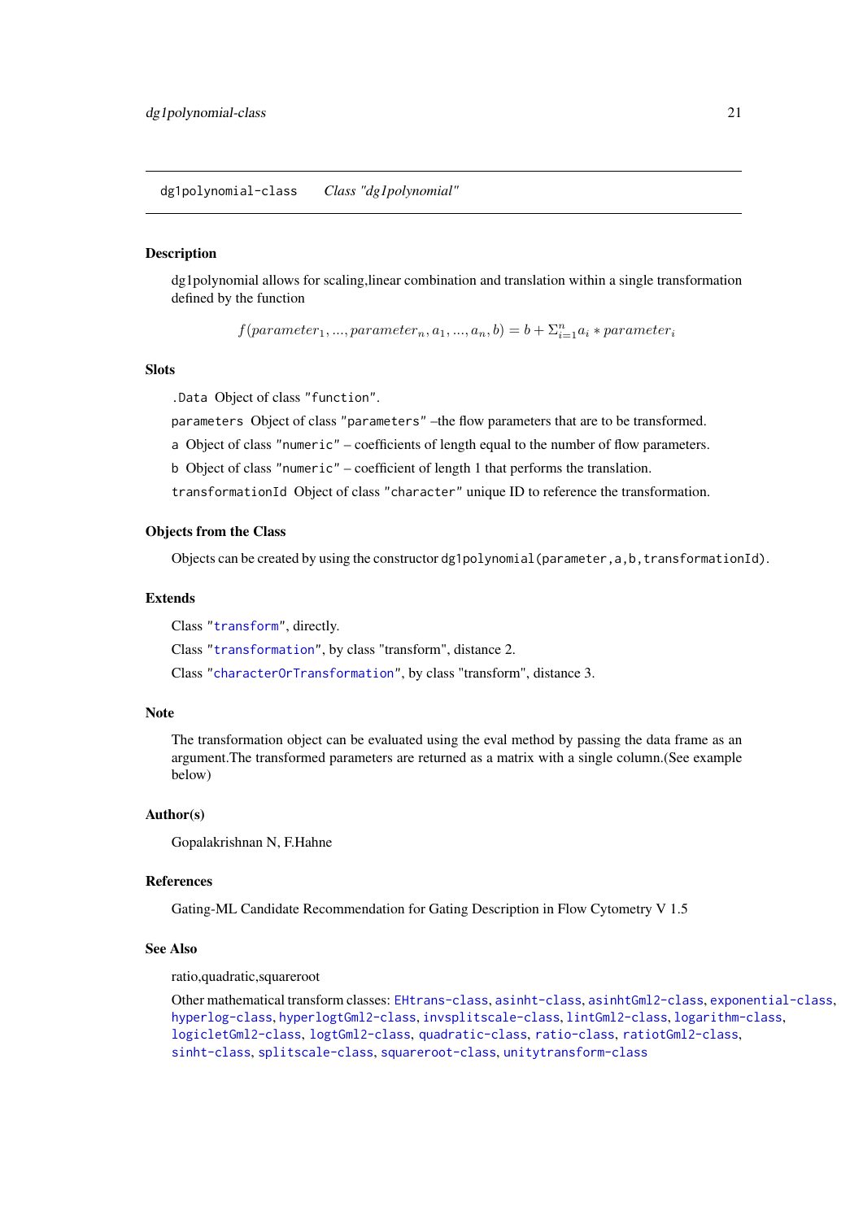dg1polynomial-class *Class "dg1polynomial"*

## Description

dg1polynomial allows for scaling,linear combination and translation within a single transformation defined by the function

$$f(parameter_1, ..., parameter_n, a_1, ..., a_n, b) = b + \Sigma_{i=1}^{n} a_i * parameter_i$$

## Slots

`.Data` Object of class `"function"`.

`parameters` Object of class `"parameters"` –the flow parameters that are to be transformed.

`a` Object of class `"numeric"` – coefficients of length equal to the number of flow parameters.

`b` Object of class `"numeric"` – coefficient of length 1 that performs the translation.

`transformationId` Object of class `"character"` unique ID to reference the transformation.

## Objects from the Class

Objects can be created by using the constructor `dg1polynomial(parameter,a,b,transformationId)`.

## Extends

Class `"transform"`, directly.

Class `"transformation"`, by class "transform", distance 2.

Class `"characterOrTransformation"`, by class "transform", distance 3.

## Note

The transformation object can be evaluated using the eval method by passing the data frame as an argument.The transformed parameters are returned as a matrix with a single column.(See example below)

## Author(s)

Gopalakrishnan N, F.Hahne

## References

Gating-ML Candidate Recommendation for Gating Description in Flow Cytometry V 1.5

## See Also

ratio,quadratic,squareroot

Other mathematical transform classes: `EHtrans-class`, `asinht-class`, `asinhtGml2-class`, `exponential-class`, `hyperlog-class`, `hyperlogtGml2-class`, `invsplitscale-class`, `lintGml2-class`, `logarithm-class`, `logicletGml2-class`, `logtGml2-class`, `quadratic-class`, `ratio-class`, `ratiotGml2-class`, `sinht-class`, `splitscale-class`, `squareroot-class`, `unitytransform-class`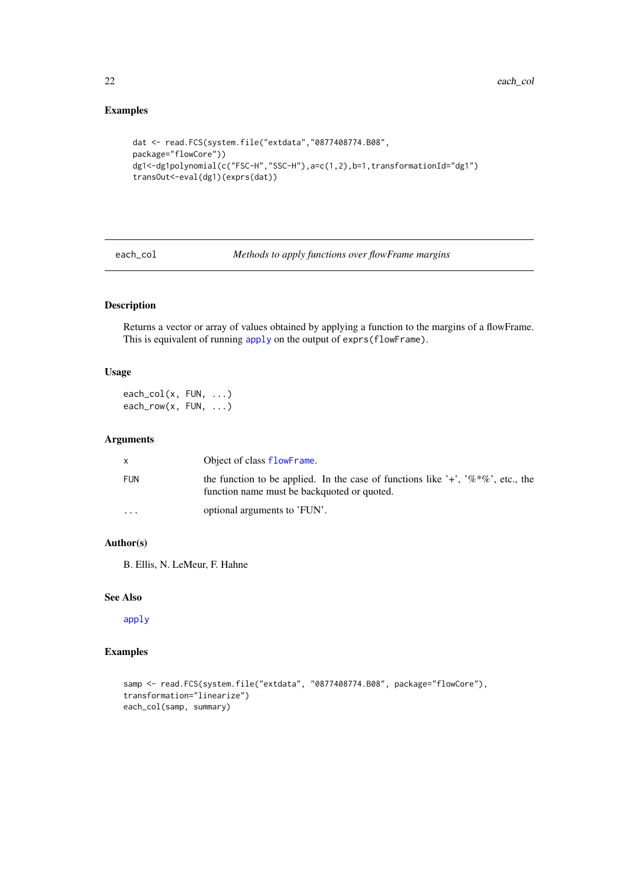## Examples

```
dat <- read.FCS(system.file("extdata","0877408774.B08",
package="flowCore"))
dg1<-dg1polynomial(c("FSC-H","SSC-H"),a=c(1,2),b=1,transformationId="dg1")
transOut<-eval(dg1)(exprs(dat))
```

---

# each_col &nbsp;&nbsp;&nbsp;&nbsp; *Methods to apply functions over flowFrame margins*

---

## Description

Returns a vector or array of values obtained by applying a function to the margins of a flowFrame. This is equivalent of running `apply` on the output of `exprs(flowFrame)`.

## Usage

```
each_col(x, FUN, ...)
each_row(x, FUN, ...)
```

## Arguments

| | |
|---|---|
| `x` | Object of class `flowFrame`. |
| `FUN` | the function to be applied. In the case of functions like '+', '%*%', etc., the function name must be backquoted or quoted. |
| `...` | optional arguments to 'FUN'. |

## Author(s)

B. Ellis, N. LeMeur, F. Hahne

## See Also

`apply`

## Examples

```
samp <- read.FCS(system.file("extdata", "0877408774.B08", package="flowCore"),
transformation="linearize")
each_col(samp, summary)
```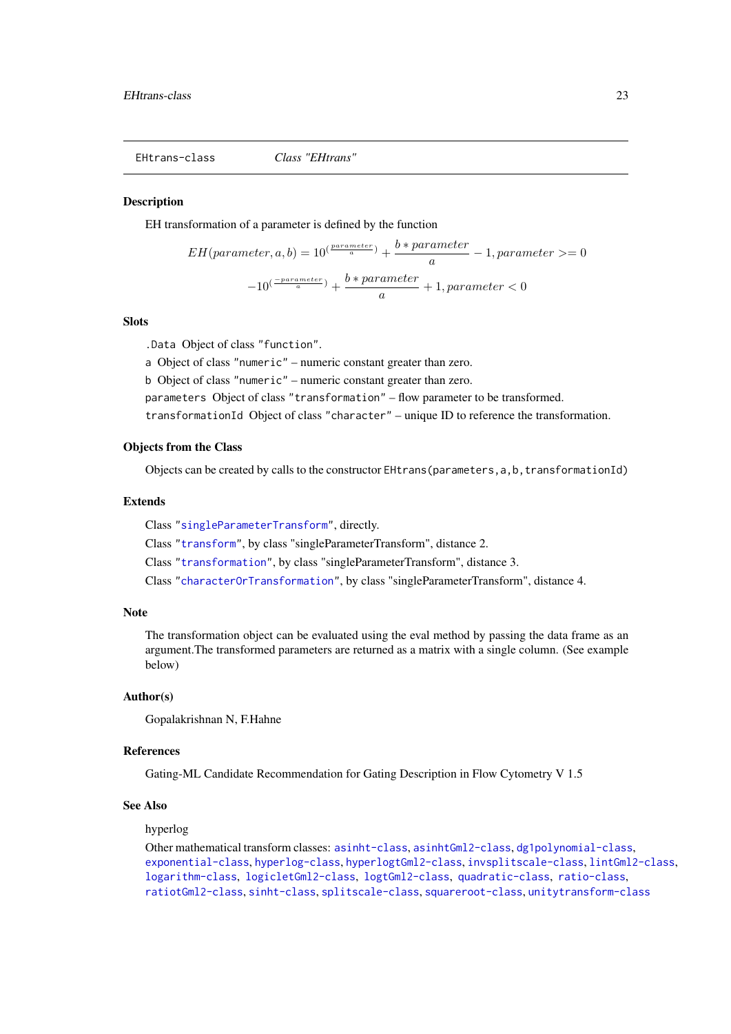## EHtrans-class    *Class "EHtrans"*

### Description

EH transformation of a parameter is defined by the function

$$EH(parameter, a, b) = 10^{(\frac{parameter}{a})} + \frac{b * parameter}{a} - 1, parameter >= 0$$

$$-10^{(\frac{-parameter}{a})} + \frac{b * parameter}{a} + 1, parameter < 0$$

### Slots

`.Data` Object of class `"function"`.

`a` Object of class `"numeric"` – numeric constant greater than zero.

`b` Object of class `"numeric"` – numeric constant greater than zero.

`parameters` Object of class `"transformation"` – flow parameter to be transformed.

`transformationId` Object of class `"character"` – unique ID to reference the transformation.

### Objects from the Class

Objects can be created by calls to the constructor `EHtrans(parameters,a,b,transformationId)`

### Extends

Class `"singleParameterTransform"`, directly.

Class `"transform"`, by class "singleParameterTransform", distance 2.

Class `"transformation"`, by class "singleParameterTransform", distance 3.

Class `"characterOrTransformation"`, by class "singleParameterTransform", distance 4.

### Note

The transformation object can be evaluated using the eval method by passing the data frame as an argument.The transformed parameters are returned as a matrix with a single column. (See example below)

### Author(s)

Gopalakrishnan N, F.Hahne

### References

Gating-ML Candidate Recommendation for Gating Description in Flow Cytometry V 1.5

### See Also

hyperlog

Other mathematical transform classes: `asinht-class`, `asinhtGml2-class`, `dg1polynomial-class`, `exponential-class`, `hyperlog-class`, `hyperlogtGml2-class`, `invsplitscale-class`, `lintGml2-class`, `logarithm-class`, `logicletGml2-class`, `logtGml2-class`, `quadratic-class`, `ratio-class`, `ratiotGml2-class`, `sinht-class`, `splitscale-class`, `squareroot-class`, `unitytransform-class`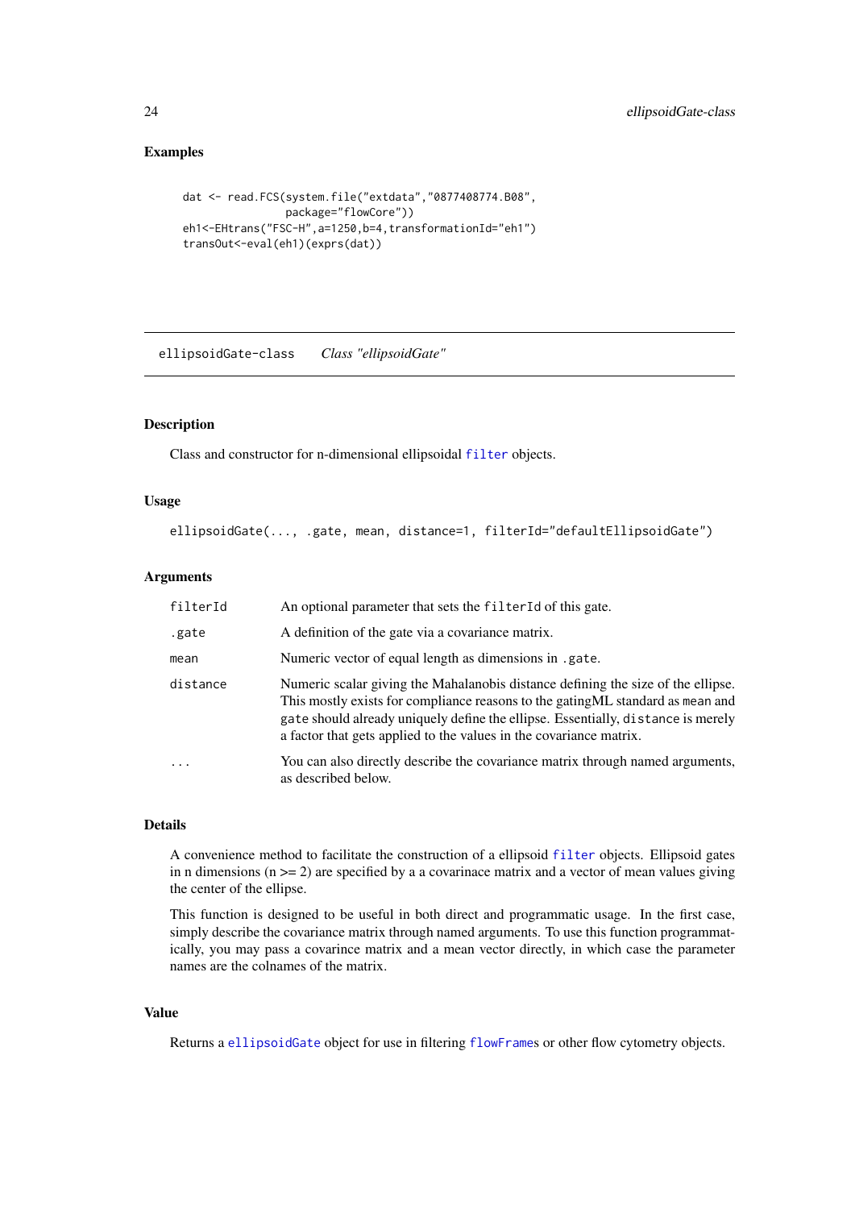## Examples

```
dat <- read.FCS(system.file("extdata","0877408774.B08",
                package="flowCore"))
eh1<-EHtrans("FSC-H",a=1250,b=4,transformationId="eh1")
transOut<-eval(eh1)(exprs(dat))
```

---

# ellipsoidGate-class    *Class "ellipsoidGate"*

---

## Description

Class and constructor for n-dimensional ellipsoidal `filter` objects.

## Usage

```
ellipsoidGate(..., .gate, mean, distance=1, filterId="defaultEllipsoidGate")
```

## Arguments

| | |
|---|---|
| `filterId` | An optional parameter that sets the `filterId` of this gate. |
| `.gate` | A definition of the gate via a covariance matrix. |
| `mean` | Numeric vector of equal length as dimensions in `.gate`. |
| `distance` | Numeric scalar giving the Mahalanobis distance defining the size of the ellipse. This mostly exists for compliance reasons to the gatingML standard as `mean` and `gate` should already uniquely define the ellipse. Essentially, `distance` is merely a factor that gets applied to the values in the covariance matrix. |
| `...` | You can also directly describe the covariance matrix through named arguments, as described below. |

## Details

A convenience method to facilitate the construction of a ellipsoid `filter` objects. Ellipsoid gates in n dimensions (n >= 2) are specified by a a covarinace matrix and a vector of mean values giving the center of the ellipse.

This function is designed to be useful in both direct and programmatic usage. In the first case, simply describe the covariance matrix through named arguments. To use this function programmatically, you may pass a covarince matrix and a mean vector directly, in which case the parameter names are the colnames of the matrix.

## Value

Returns a `ellipsoidGate` object for use in filtering `flowFrame`s or other flow cytometry objects.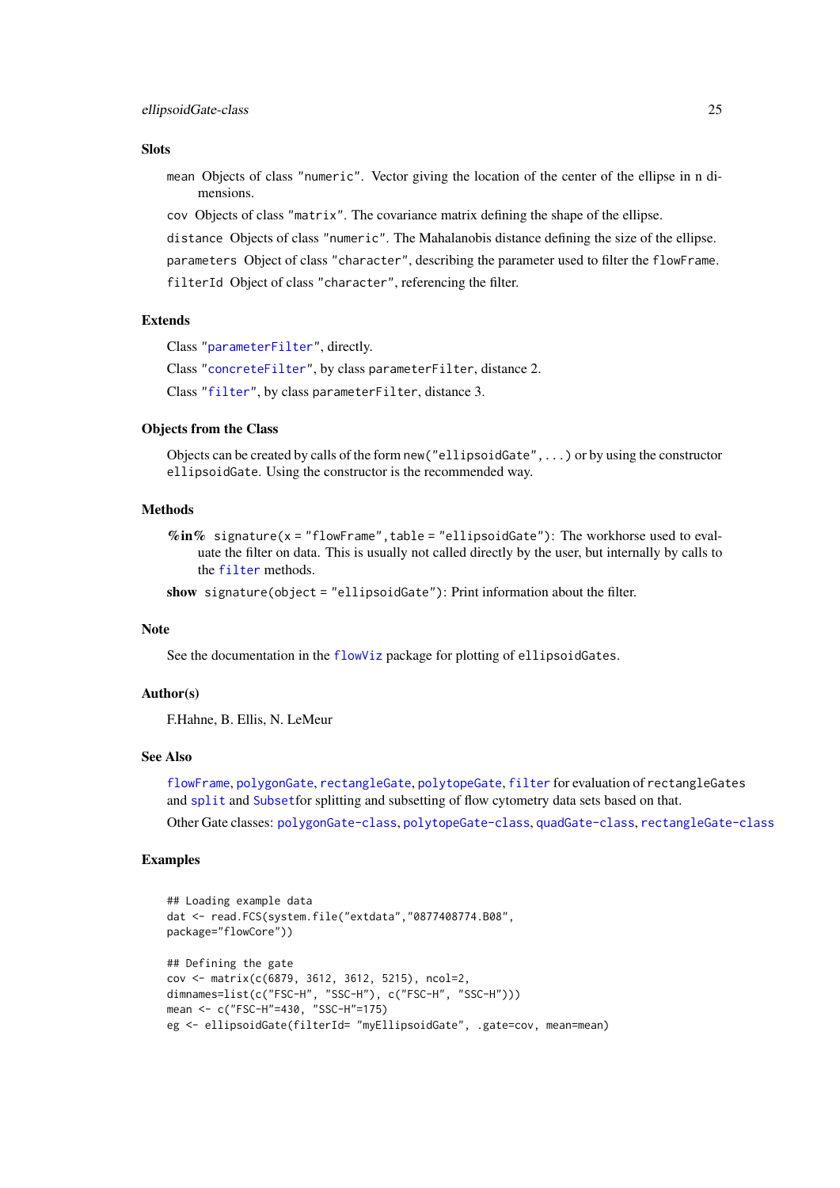### Slots

mean Objects of class "numeric". Vector giving the location of the center of the ellipse in n dimensions.

cov Objects of class "matrix". The covariance matrix defining the shape of the ellipse.

distance Objects of class "numeric". The Mahalanobis distance defining the size of the ellipse.

parameters Object of class "character", describing the parameter used to filter the flowFrame.

filterId Object of class "character", referencing the filter.

### Extends

Class "parameterFilter", directly.

Class "concreteFilter", by class parameterFilter, distance 2.

Class "filter", by class parameterFilter, distance 3.

### Objects from the Class

Objects can be created by calls of the form new("ellipsoidGate",...) or by using the constructor ellipsoidGate. Using the constructor is the recommended way.

### Methods

**%in%** signature(x = "flowFrame",table = "ellipsoidGate"): The workhorse used to evaluate the filter on data. This is usually not called directly by the user, but internally by calls to the filter methods.

**show** signature(object = "ellipsoidGate"): Print information about the filter.

### Note

See the documentation in the flowViz package for plotting of ellipsoidGates.

### Author(s)

F.Hahne, B. Ellis, N. LeMeur

### See Also

flowFrame, polygonGate, rectangleGate, polytopeGate, filter for evaluation of rectangleGates and split and Subsetfor splitting and subsetting of flow cytometry data sets based on that.

Other Gate classes: polygonGate-class, polytopeGate-class, quadGate-class, rectangleGate-class

### Examples

```
## Loading example data
dat <- read.FCS(system.file("extdata","0877408774.B08",
package="flowCore"))

## Defining the gate
cov <- matrix(c(6879, 3612, 3612, 5215), ncol=2,
dimnames=list(c("FSC-H", "SSC-H"), c("FSC-H", "SSC-H")))
mean <- c("FSC-H"=430, "SSC-H"=175)
eg <- ellipsoidGate(filterId= "myEllipsoidGate", .gate=cov, mean=mean)
```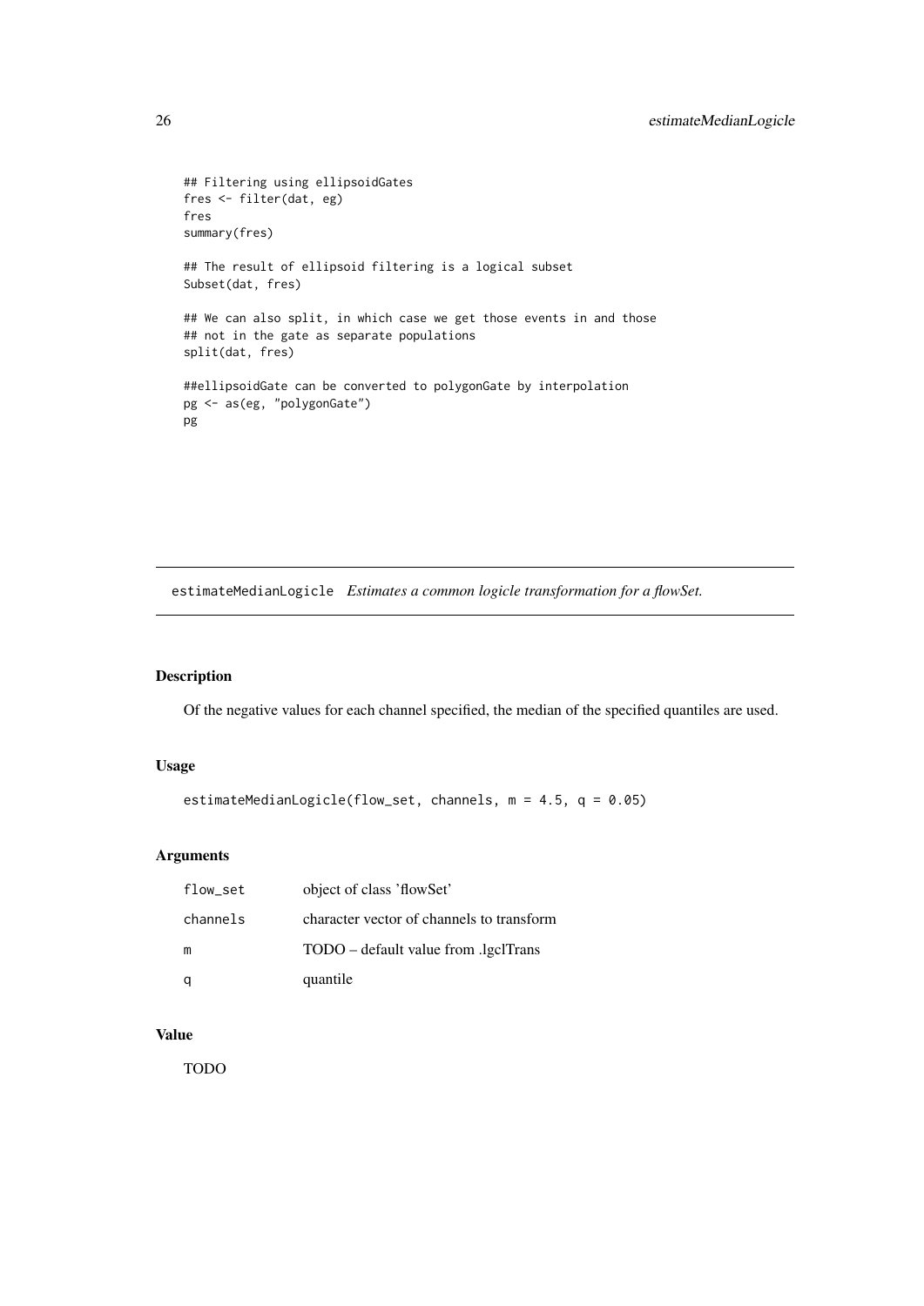```
## Filtering using ellipsoidGates
fres <- filter(dat, eg)
fres
summary(fres)

## The result of ellipsoid filtering is a logical subset
Subset(dat, fres)

## We can also split, in which case we get those events in and those
## not in the gate as separate populations
split(dat, fres)

##ellipsoidGate can be converted to polygonGate by interpolation
pg <- as(eg, "polygonGate")
pg
```

---

## estimateMedianLogicle — *Estimates a common logicle transformation for a flowSet.*

### Description

Of the negative values for each channel specified, the median of the specified quantiles are used.

### Usage

```
estimateMedianLogicle(flow_set, channels, m = 4.5, q = 0.05)
```

### Arguments

| | |
|---|---|
| flow_set | object of class 'flowSet' |
| channels | character vector of channels to transform |
| m | TODO – default value from .lgclTrans |
| q | quantile |

### Value

TODO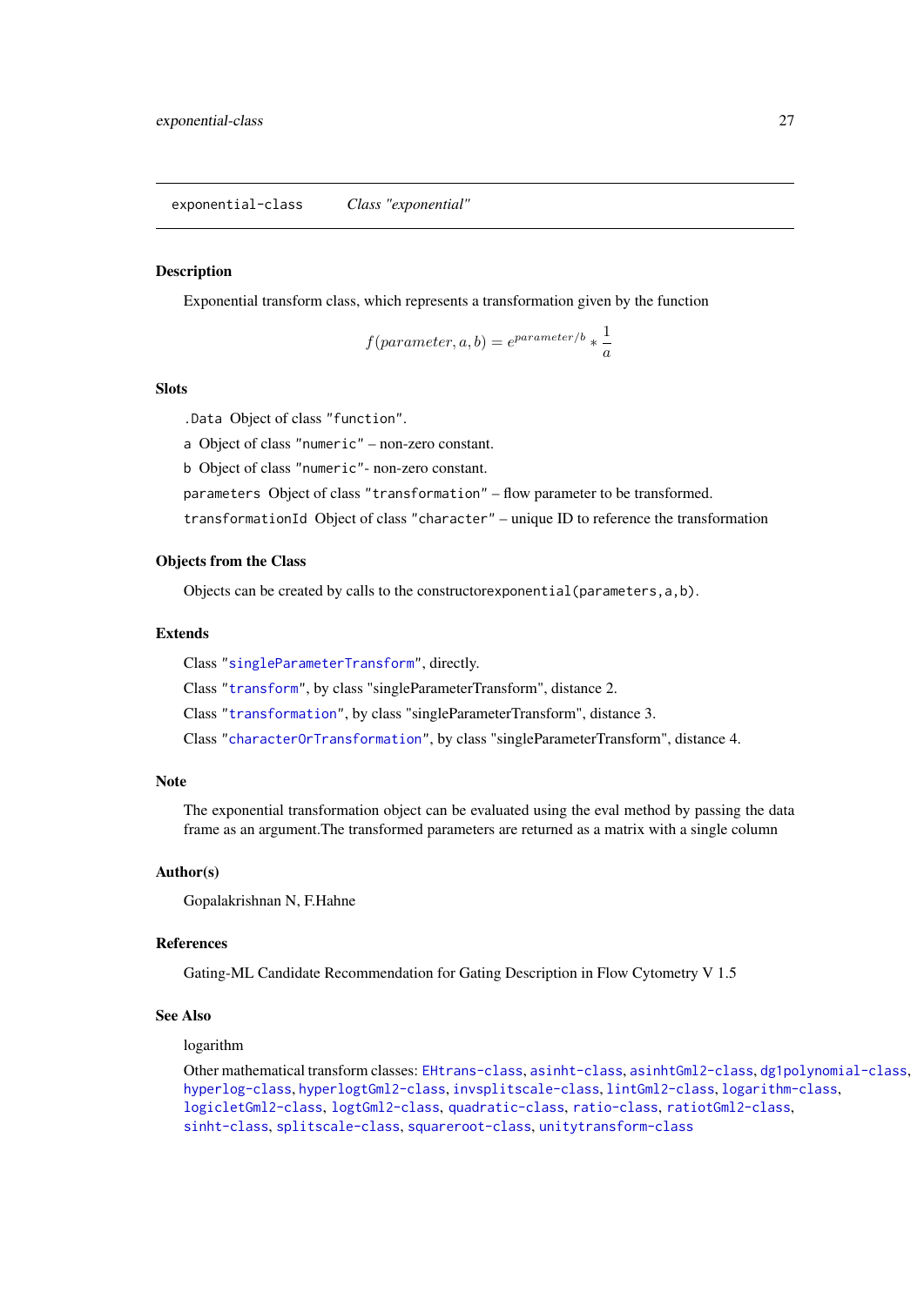exponential-class        *Class "exponential"*

## Description

Exponential transform class, which represents a transformation given by the function

$$f(parameter, a, b) = e^{parameter/b} * \frac{1}{a}$$

## Slots

`.Data` Object of class `"function"`.

`a` Object of class `"numeric"` – non-zero constant.

`b` Object of class `"numeric"`- non-zero constant.

`parameters` Object of class `"transformation"` – flow parameter to be transformed.

`transformationId` Object of class `"character"` – unique ID to reference the transformation

## Objects from the Class

Objects can be created by calls to the constructor`exponential(parameters,a,b)`.

## Extends

Class `"singleParameterTransform"`, directly.

Class `"transform"`, by class "singleParameterTransform", distance 2.

Class `"transformation"`, by class "singleParameterTransform", distance 3.

Class `"characterOrTransformation"`, by class "singleParameterTransform", distance 4.

## Note

The exponential transformation object can be evaluated using the eval method by passing the data frame as an argument.The transformed parameters are returned as a matrix with a single column

## Author(s)

Gopalakrishnan N, F.Hahne

## References

Gating-ML Candidate Recommendation for Gating Description in Flow Cytometry V 1.5

## See Also

logarithm

Other mathematical transform classes: `EHtrans-class`, `asinht-class`, `asinhtGml2-class`, `dg1polynomial-class`, `hyperlog-class`, `hyperlogtGml2-class`, `invsplitscale-class`, `lintGml2-class`, `logarithm-class`, `logicletGml2-class`, `logtGml2-class`, `quadratic-class`, `ratio-class`, `ratiotGml2-class`, `sinht-class`, `splitscale-class`, `squareroot-class`, `unitytransform-class`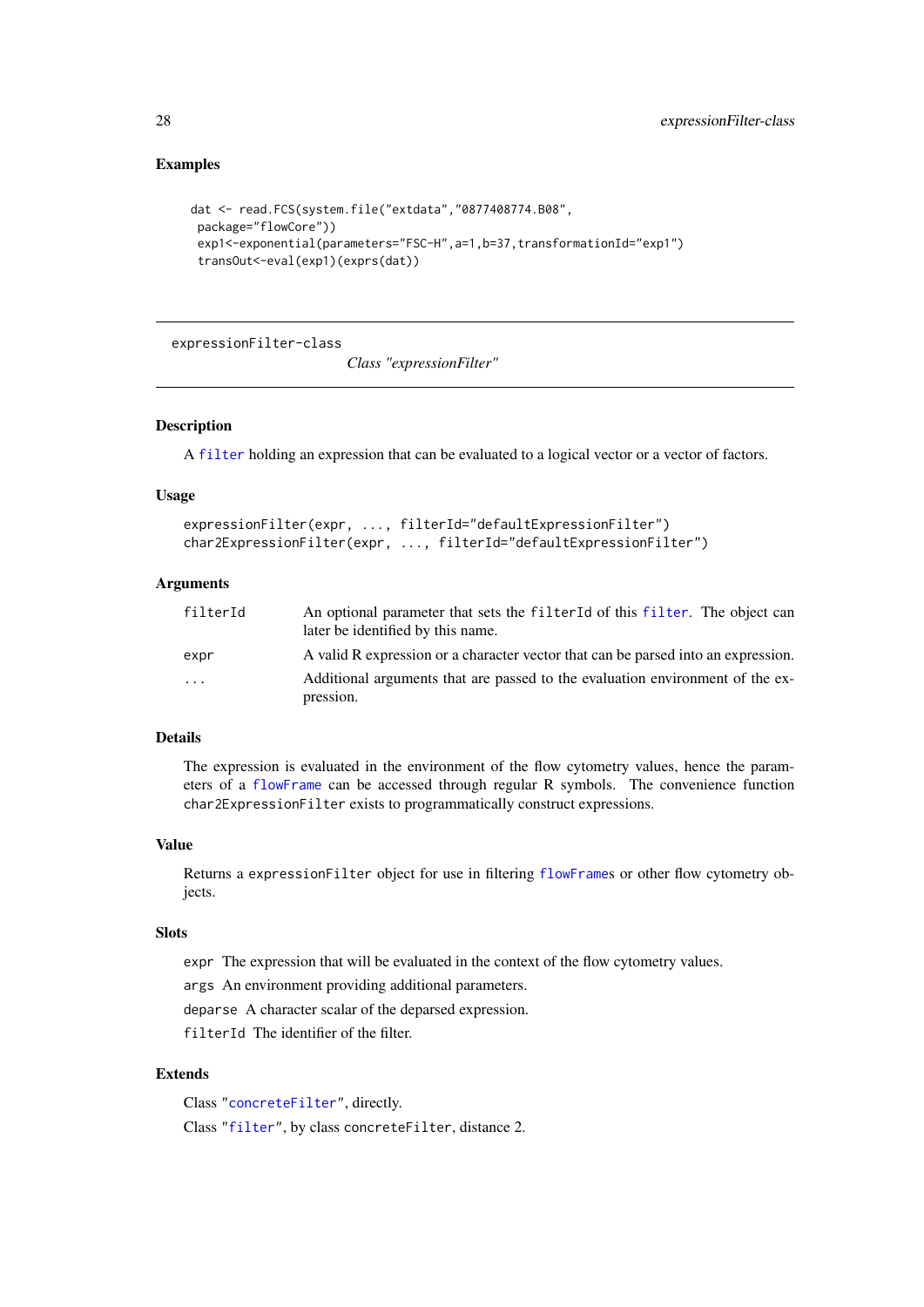### Examples

```
dat <- read.FCS(system.file("extdata","0877408774.B08",
 package="flowCore"))
 exp1<-exponential(parameters="FSC-H",a=1,b=37,transformationId="exp1")
 transOut<-eval(exp1)(exprs(dat))
```

---

expressionFilter-class

*Class "expressionFilter"*

---

### Description

A filter holding an expression that can be evaluated to a logical vector or a vector of factors.

### Usage

```
expressionFilter(expr, ..., filterId="defaultExpressionFilter")
char2ExpressionFilter(expr, ..., filterId="defaultExpressionFilter")
```

### Arguments

| | |
|---|---|
| filterId | An optional parameter that sets the filterId of this filter. The object can later be identified by this name. |
| expr | A valid R expression or a character vector that can be parsed into an expression. |
| ... | Additional arguments that are passed to the evaluation environment of the expression. |

### Details

The expression is evaluated in the environment of the flow cytometry values, hence the parameters of a flowFrame can be accessed through regular R symbols. The convenience function char2ExpressionFilter exists to programmatically construct expressions.

### Value

Returns a expressionFilter object for use in filtering flowFrames or other flow cytometry objects.

### Slots

expr The expression that will be evaluated in the context of the flow cytometry values.

args An environment providing additional parameters.

deparse A character scalar of the deparsed expression.

filterId The identifier of the filter.

### Extends

Class "concreteFilter", directly.

Class "filter", by class concreteFilter, distance 2.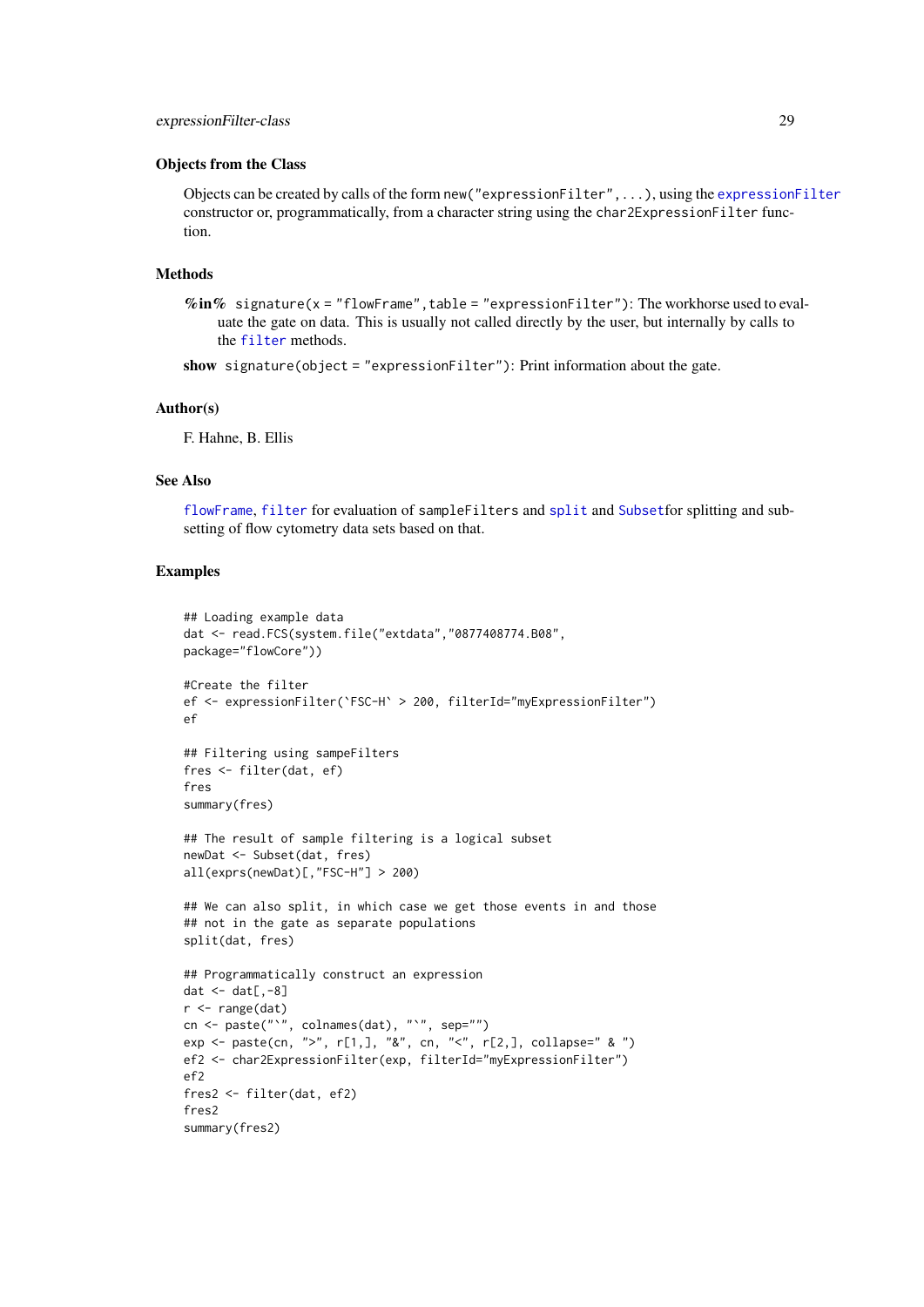### Objects from the Class

Objects can be created by calls of the form `new("expressionFilter",...)`, using the `expressionFilter` constructor or, programmatically, from a character string using the `char2ExpressionFilter` function.

### Methods

**%in%** `signature(x = "flowFrame",table = "expressionFilter")`: The workhorse used to evaluate the gate on data. This is usually not called directly by the user, but internally by calls to the `filter` methods.

**show** `signature(object = "expressionFilter")`: Print information about the gate.

### Author(s)

F. Hahne, B. Ellis

### See Also

`flowFrame`, `filter` for evaluation of `sampleFilters` and `split` and `Subset`for splitting and subsetting of flow cytometry data sets based on that.

### Examples

```
## Loading example data
dat <- read.FCS(system.file("extdata","0877408774.B08",
package="flowCore"))

#Create the filter
ef <- expressionFilter(`FSC-H` > 200, filterId="myExpressionFilter")
ef

## Filtering using sampeFilters
fres <- filter(dat, ef)
fres
summary(fres)

## The result of sample filtering is a logical subset
newDat <- Subset(dat, fres)
all(exprs(newDat)[,"FSC-H"] > 200)

## We can also split, in which case we get those events in and those
## not in the gate as separate populations
split(dat, fres)

## Programmatically construct an expression
dat <- dat[,-8]
r <- range(dat)
cn <- paste("`", colnames(dat), "`", sep="")
exp <- paste(cn, ">", r[1,], "&", cn, "<", r[2,], collapse=" & ")
ef2 <- char2ExpressionFilter(exp, filterId="myExpressionFilter")
ef2
fres2 <- filter(dat, ef2)
fres2
summary(fres2)
```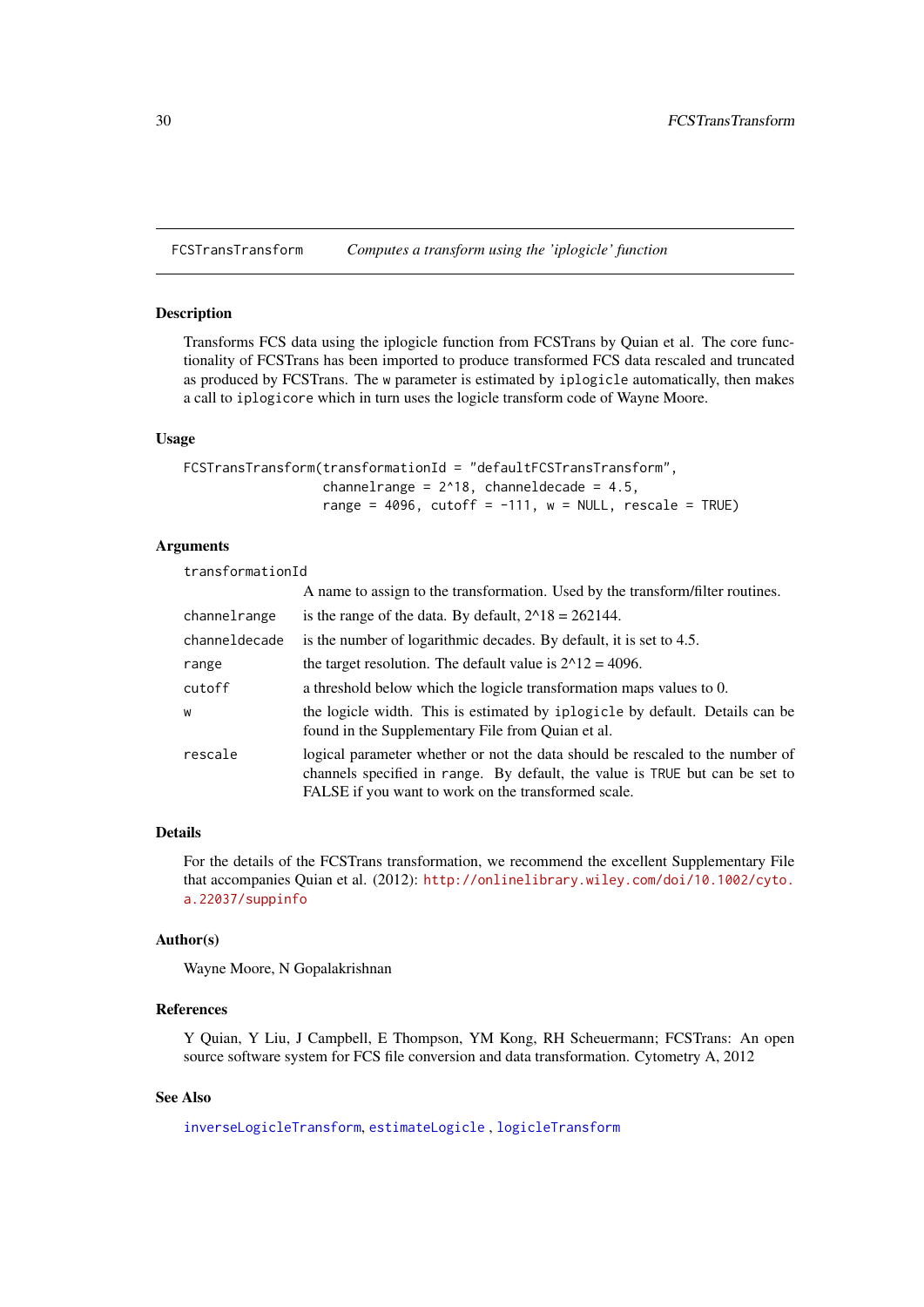FCSTransTransform *Computes a transform using the 'iplogicle' function*

## Description

Transforms FCS data using the iplogicle function from FCSTrans by Quian et al. The core functionality of FCSTrans has been imported to produce transformed FCS data rescaled and truncated as produced by FCSTrans. The w parameter is estimated by `iplogicle` automatically, then makes a call to `iplogicore` which in turn uses the logicle transform code of Wayne Moore.

## Usage

```
FCSTransTransform(transformationId = "defaultFCSTransTransform",
                  channelrange = 2^18, channeldecade = 4.5,
                  range = 4096, cutoff = -111, w = NULL, rescale = TRUE)
```

## Arguments

| | |
|---|---|
| `transformationId` | A name to assign to the transformation. Used by the transform/filter routines. |
| `channelrange` | is the range of the data. By default, 2^18 = 262144. |
| `channeldecade` | is the number of logarithmic decades. By default, it is set to 4.5. |
| `range` | the target resolution. The default value is 2^12 = 4096. |
| `cutoff` | a threshold below which the logicle transformation maps values to 0. |
| `w` | the logicle width. This is estimated by `iplogicle` by default. Details can be found in the Supplementary File from Quian et al. |
| `rescale` | logical parameter whether or not the data should be rescaled to the number of channels specified in `range`. By default, the value is `TRUE` but can be set to FALSE if you want to work on the transformed scale. |

## Details

For the details of the FCSTrans transformation, we recommend the excellent Supplementary File that accompanies Quian et al. (2012): http://onlinelibrary.wiley.com/doi/10.1002/cyto.a.22037/suppinfo

## Author(s)

Wayne Moore, N Gopalakrishnan

## References

Y Quian, Y Liu, J Campbell, E Thompson, YM Kong, RH Scheuermann; FCSTrans: An open source software system for FCS file conversion and data transformation. Cytometry A, 2012

## See Also

`inverseLogicleTransform`, `estimateLogicle` , `logicleTransform`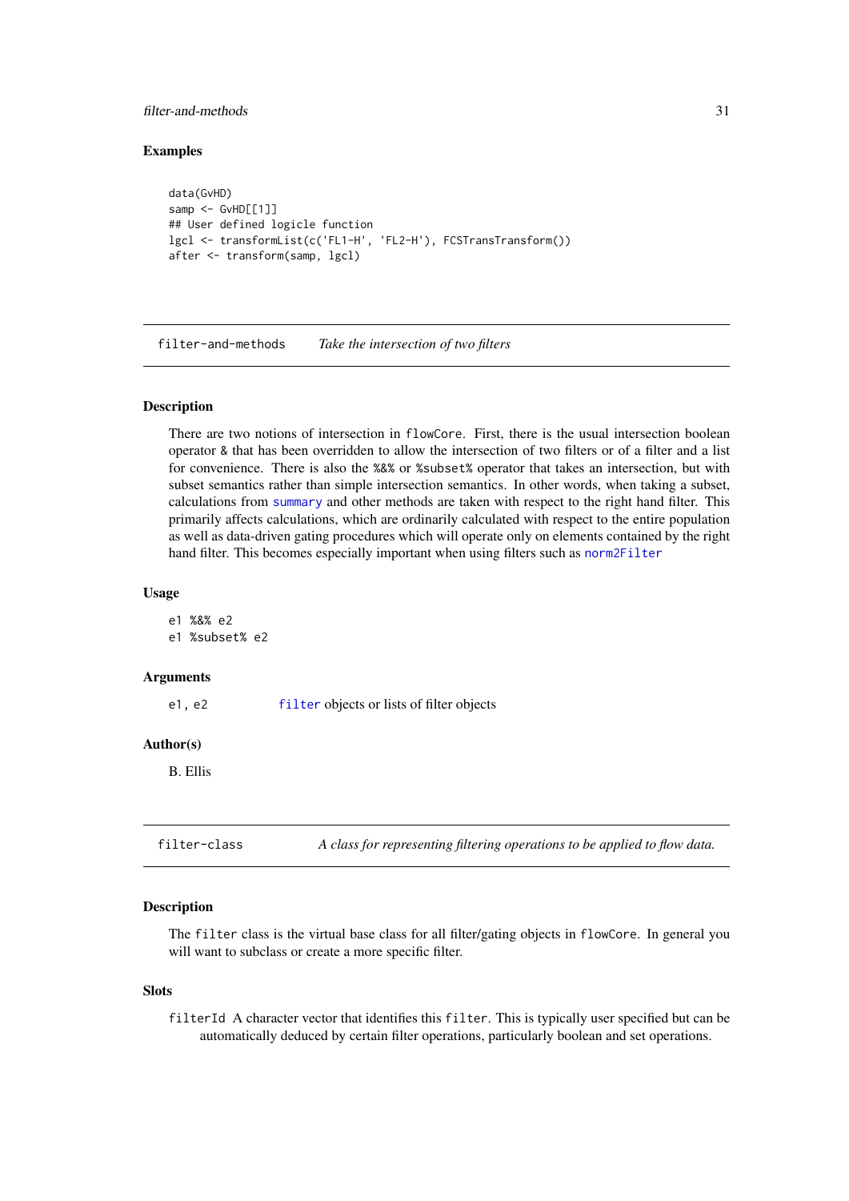### Examples

```
data(GvHD)
samp <- GvHD[[1]]
## User defined logicle function
lgcl <- transformList(c('FL1-H', 'FL2-H'), FCSTransTransform())
after <- transform(samp, lgcl)
```

---

## filter-and-methods    *Take the intersection of two filters*

---

### Description

There are two notions of intersection in flowCore. First, there is the usual intersection boolean operator & that has been overridden to allow the intersection of two filters or of a filter and a list for convenience. There is also the %&% or %subset% operator that takes an intersection, but with subset semantics rather than simple intersection semantics. In other words, when taking a subset, calculations from summary and other methods are taken with respect to the right hand filter. This primarily affects calculations, which are ordinarily calculated with respect to the entire population as well as data-driven gating procedures which will operate only on elements contained by the right hand filter. This becomes especially important when using filters such as norm2Filter

### Usage

```
e1 %&% e2
e1 %subset% e2
```

### Arguments

| | |
|---|---|
| e1, e2 | filter objects or lists of filter objects |

### Author(s)

B. Ellis

---

## filter-class    *A class for representing filtering operations to be applied to flow data.*

---

### Description

The filter class is the virtual base class for all filter/gating objects in flowCore. In general you will want to subclass or create a more specific filter.

### Slots

filterId A character vector that identifies this filter. This is typically user specified but can be automatically deduced by certain filter operations, particularly boolean and set operations.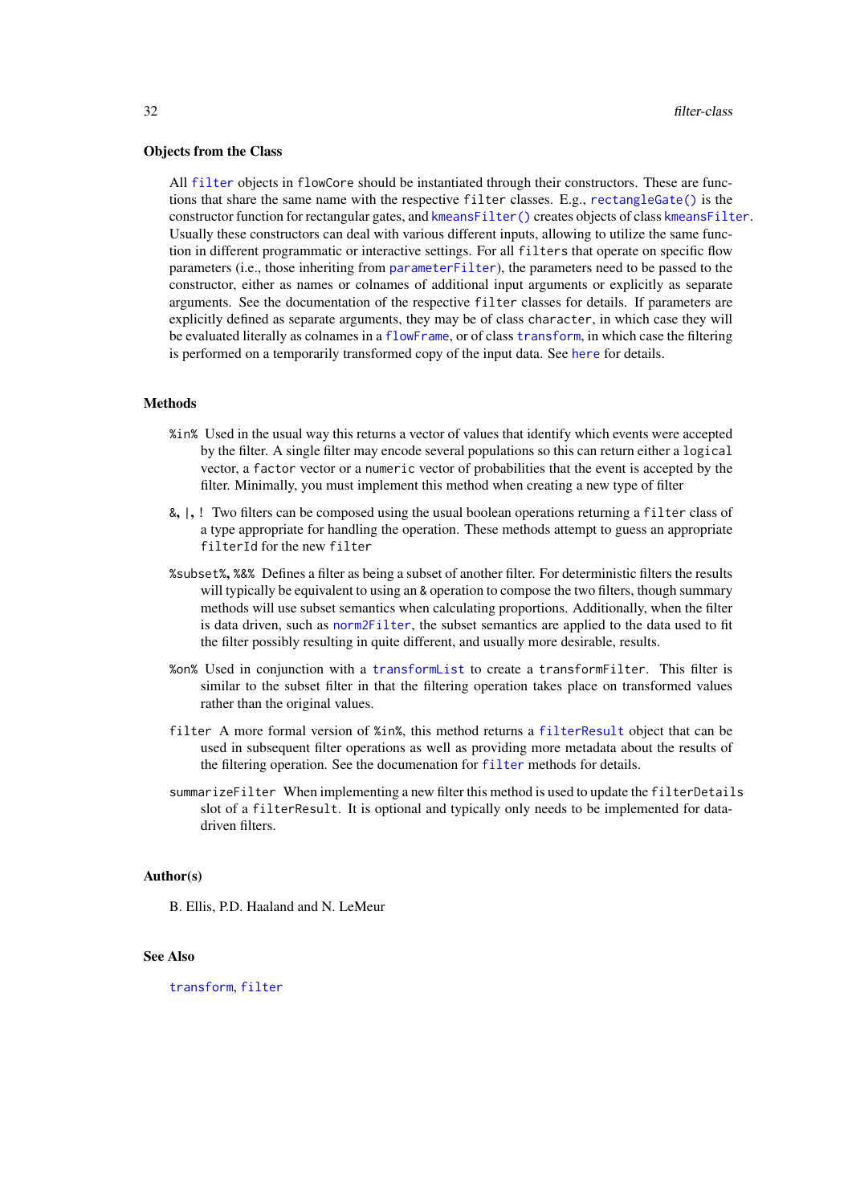### Objects from the Class

All `filter` objects in `flowCore` should be instantiated through their constructors. These are functions that share the same name with the respective `filter` classes. E.g., `rectangleGate()` is the constructor function for rectangular gates, and `kmeansFilter()` creates objects of class `kmeansFilter`. Usually these constructors can deal with various different inputs, allowing to utilize the same function in different programmatic or interactive settings. For all `filters` that operate on specific flow parameters (i.e., those inheriting from `parameterFilter`), the parameters need to be passed to the constructor, either as names or colnames of additional input arguments or explicitly as separate arguments. See the documentation of the respective `filter` classes for details. If parameters are explicitly defined as separate arguments, they may be of class `character`, in which case they will be evaluated literally as colnames in a `flowFrame`, or of class `transform`, in which case the filtering is performed on a temporarily transformed copy of the input data. See here for details.

### Methods

- **`%in%`** Used in the usual way this returns a vector of values that identify which events were accepted by the filter. A single filter may encode several populations so this can return either a `logical` vector, a `factor` vector or a `numeric` vector of probabilities that the event is accepted by the filter. Minimally, you must implement this method when creating a new type of filter
- **`&`, `|`, `!`** Two filters can be composed using the usual boolean operations returning a `filter` class of a type appropriate for handling the operation. These methods attempt to guess an appropriate `filterId` for the new `filter`
- **`%subset%`, `%&%`** Defines a filter as being a subset of another filter. For deterministic filters the results will typically be equivalent to using an `&` operation to compose the two filters, though summary methods will use subset semantics when calculating proportions. Additionally, when the filter is data driven, such as `norm2Filter`, the subset semantics are applied to the data used to fit the filter possibly resulting in quite different, and usually more desirable, results.
- **`%on%`** Used in conjunction with a `transformList` to create a `transformFilter`. This filter is similar to the subset filter in that the filtering operation takes place on transformed values rather than the original values.
- **`filter`** A more formal version of `%in%`, this method returns a `filterResult` object that can be used in subsequent filter operations as well as providing more metadata about the results of the filtering operation. See the documenation for `filter` methods for details.
- **`summarizeFilter`** When implementing a new filter this method is used to update the `filterDetails` slot of a `filterResult`. It is optional and typically only needs to be implemented for data-driven filters.

### Author(s)

B. Ellis, P.D. Haaland and N. LeMeur

### See Also

`transform`, `filter`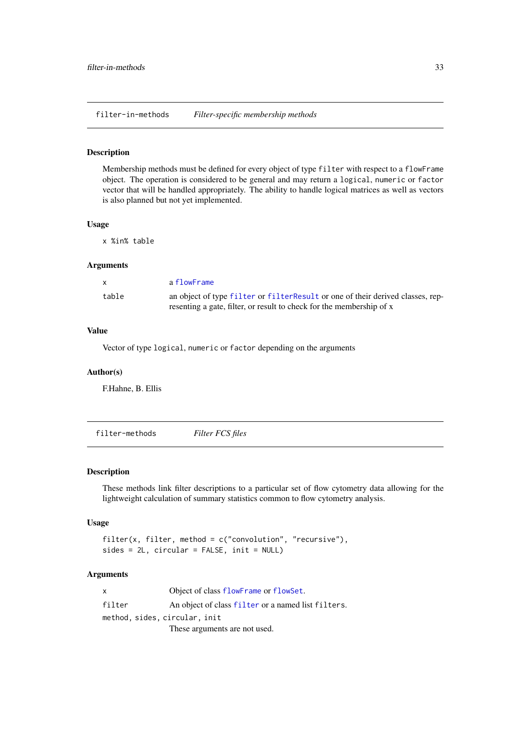filter-in-methods    *Filter-specific membership methods*

### Description

Membership methods must be defined for every object of type `filter` with respect to a `flowFrame` object. The operation is considered to be general and may return a `logical`, `numeric` or `factor` vector that will be handled appropriately. The ability to handle logical matrices as well as vectors is also planned but not yet implemented.

### Usage

```
x %in% table
```

### Arguments

| | |
|---|---|
| `x` | a `flowFrame` |
| `table` | an object of type `filter` or `filterResult` or one of their derived classes, representing a gate, filter, or result to check for the membership of x |

### Value

Vector of type `logical`, `numeric` or `factor` depending on the arguments

### Author(s)

F.Hahne, B. Ellis

---

filter-methods    *Filter FCS files*

### Description

These methods link filter descriptions to a particular set of flow cytometry data allowing for the lightweight calculation of summary statistics common to flow cytometry analysis.

### Usage

```
filter(x, filter, method = c("convolution", "recursive"),
sides = 2L, circular = FALSE, init = NULL)
```

### Arguments

| | |
|---|---|
| `x` | Object of class `flowFrame` or `flowSet`. |
| `filter` | An object of class `filter` or a named list `filters`. |
| `method, sides, circular, init` | These arguments are not used. |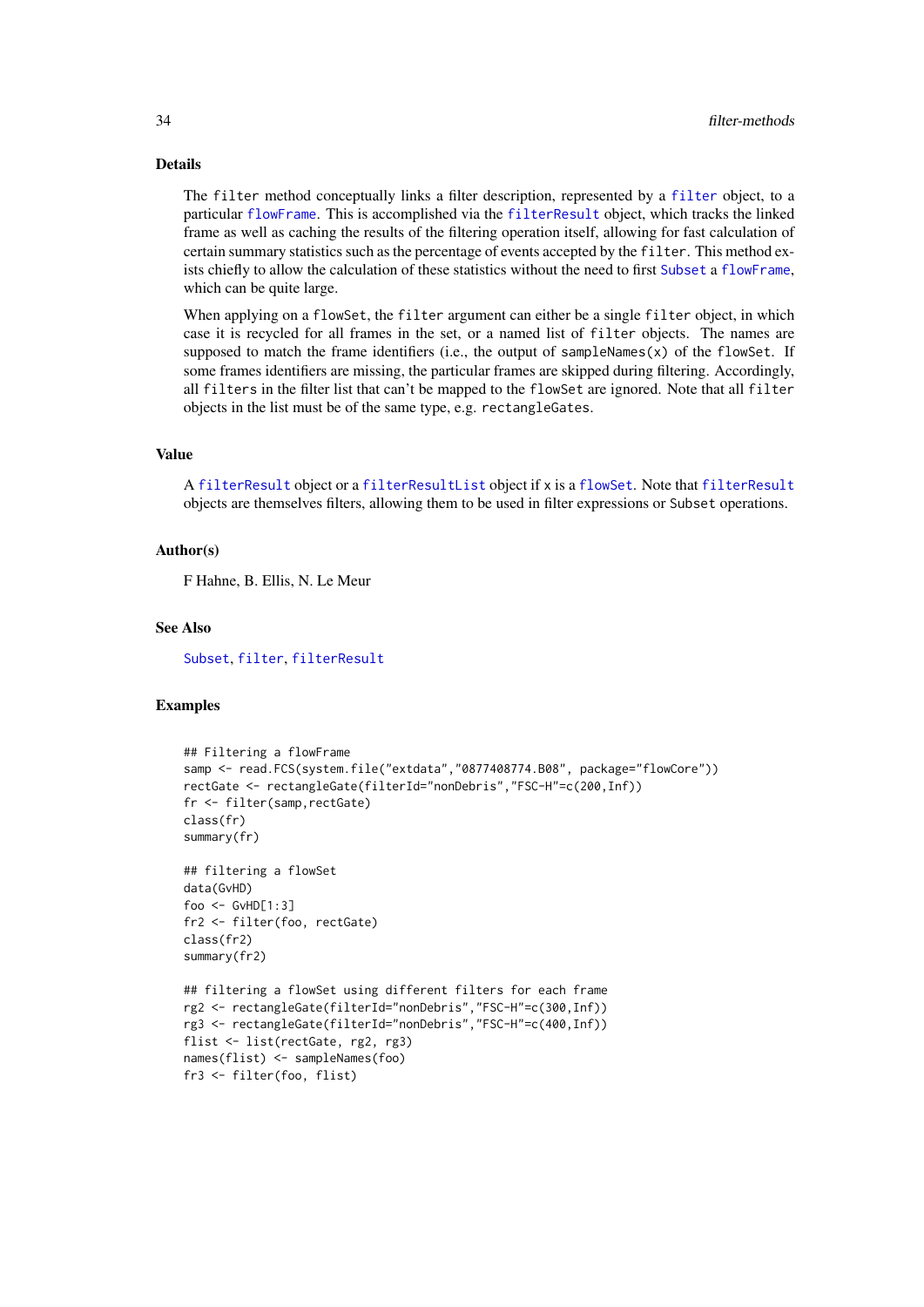### Details

The `filter` method conceptually links a filter description, represented by a `filter` object, to a particular `flowFrame`. This is accomplished via the `filterResult` object, which tracks the linked frame as well as caching the results of the filtering operation itself, allowing for fast calculation of certain summary statistics such as the percentage of events accepted by the `filter`. This method exists chiefly to allow the calculation of these statistics without the need to first `Subset` a `flowFrame`, which can be quite large.

When applying on a `flowSet`, the `filter` argument can either be a single `filter` object, in which case it is recycled for all frames in the set, or a named list of `filter` objects. The names are supposed to match the frame identifiers (i.e., the output of `sampleNames(x)` of the `flowSet`. If some frames identifiers are missing, the particular frames are skipped during filtering. Accordingly, all `filters` in the filter list that can't be mapped to the `flowSet` are ignored. Note that all `filter` objects in the list must be of the same type, e.g. `rectangleGates`.

### Value

A `filterResult` object or a `filterResultList` object if x is a `flowSet`. Note that `filterResult` objects are themselves filters, allowing them to be used in filter expressions or `Subset` operations.

### Author(s)

F Hahne, B. Ellis, N. Le Meur

### See Also

`Subset`, `filter`, `filterResult`

### Examples

```
## Filtering a flowFrame
samp <- read.FCS(system.file("extdata","0877408774.B08", package="flowCore"))
rectGate <- rectangleGate(filterId="nonDebris","FSC-H"=c(200,Inf))
fr <- filter(samp,rectGate)
class(fr)
summary(fr)

## filtering a flowSet
data(GvHD)
foo <- GvHD[1:3]
fr2 <- filter(foo, rectGate)
class(fr2)
summary(fr2)

## filtering a flowSet using different filters for each frame
rg2 <- rectangleGate(filterId="nonDebris","FSC-H"=c(300,Inf))
rg3 <- rectangleGate(filterId="nonDebris","FSC-H"=c(400,Inf))
flist <- list(rectGate, rg2, rg3)
names(flist) <- sampleNames(foo)
fr3 <- filter(foo, flist)
```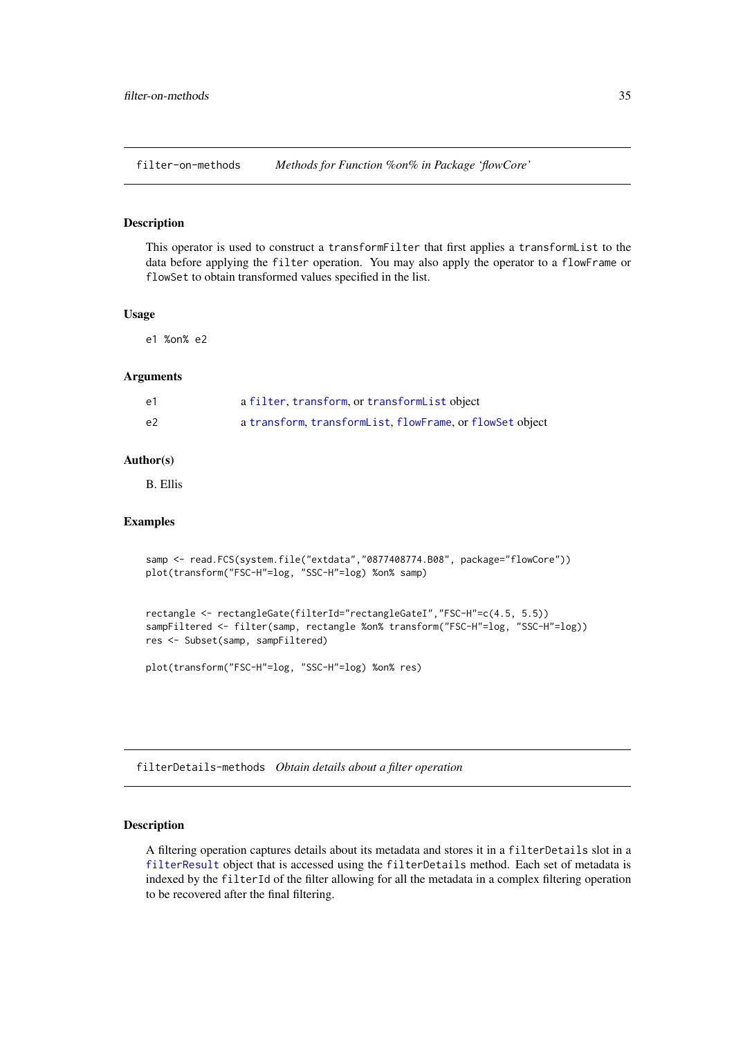## filter-on-methods *Methods for Function %on% in Package 'flowCore'*

### Description

This operator is used to construct a `transformFilter` that first applies a `transformList` to the data before applying the `filter` operation. You may also apply the operator to a `flowFrame` or `flowSet` to obtain transformed values specified in the list.

### Usage

```
e1 %on% e2
```

### Arguments

| | |
|---|---|
| e1 | a `filter`, `transform`, or `transformList` object |
| e2 | a `transform`, `transformList`, `flowFrame`, or `flowSet` object |

### Author(s)

B. Ellis

### Examples

```
samp <- read.FCS(system.file("extdata","0877408774.B08", package="flowCore"))
plot(transform("FSC-H"=log, "SSC-H"=log) %on% samp)


rectangle <- rectangleGate(filterId="rectangleGateI","FSC-H"=c(4.5, 5.5))
sampFiltered <- filter(samp, rectangle %on% transform("FSC-H"=log, "SSC-H"=log))
res <- Subset(samp, sampFiltered)

plot(transform("FSC-H"=log, "SSC-H"=log) %on% res)
```

## filterDetails-methods *Obtain details about a filter operation*

### Description

A filtering operation captures details about its metadata and stores it in a `filterDetails` slot in a `filterResult` object that is accessed using the `filterDetails` method. Each set of metadata is indexed by the `filterId` of the filter allowing for all the metadata in a complex filtering operation to be recovered after the final filtering.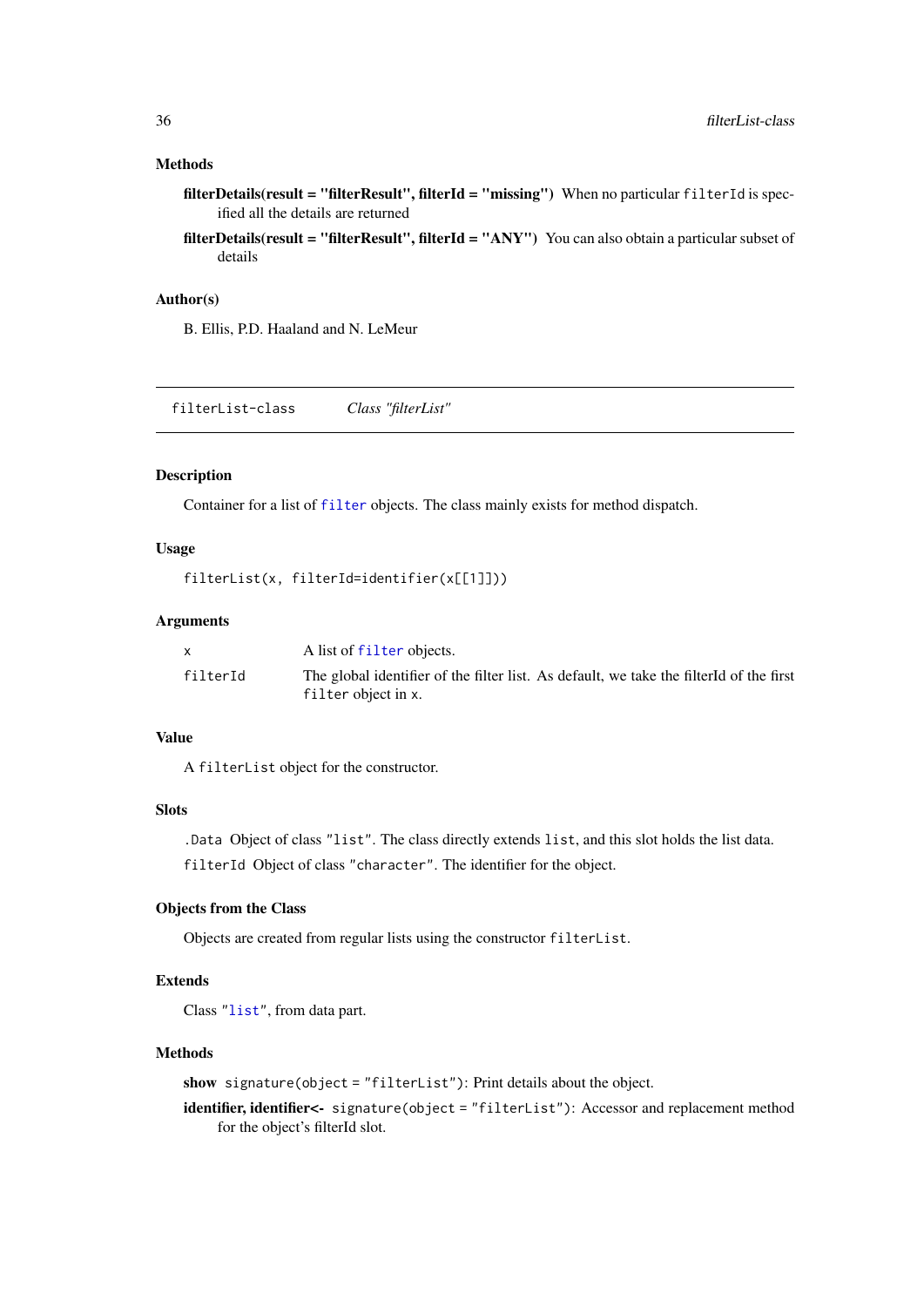### Methods

**filterDetails(result = "filterResult", filterId = "missing")** When no particular `filterId` is specified all the details are returned

**filterDetails(result = "filterResult", filterId = "ANY")** You can also obtain a particular subset of details

### Author(s)

B. Ellis, P.D. Haaland and N. LeMeur

---

## filterList-class    *Class "filterList"*

---

### Description

Container for a list of `filter` objects. The class mainly exists for method dispatch.

### Usage

```
filterList(x, filterId=identifier(x[[1]]))
```

### Arguments

| | |
|---|---|
| `x` | A list of `filter` objects. |
| `filterId` | The global identifier of the filter list. As default, we take the filterId of the first `filter` object in `x`. |

### Value

A `filterList` object for the constructor.

### Slots

`.Data` Object of class `"list"`. The class directly extends `list`, and this slot holds the list data.

`filterId` Object of class `"character"`. The identifier for the object.

### Objects from the Class

Objects are created from regular lists using the constructor `filterList`.

### Extends

Class `"list"`, from data part.

### Methods

**show** `signature(object = "filterList")`: Print details about the object.

**identifier, identifier<-** `signature(object = "filterList")`: Accessor and replacement method for the object's filterId slot.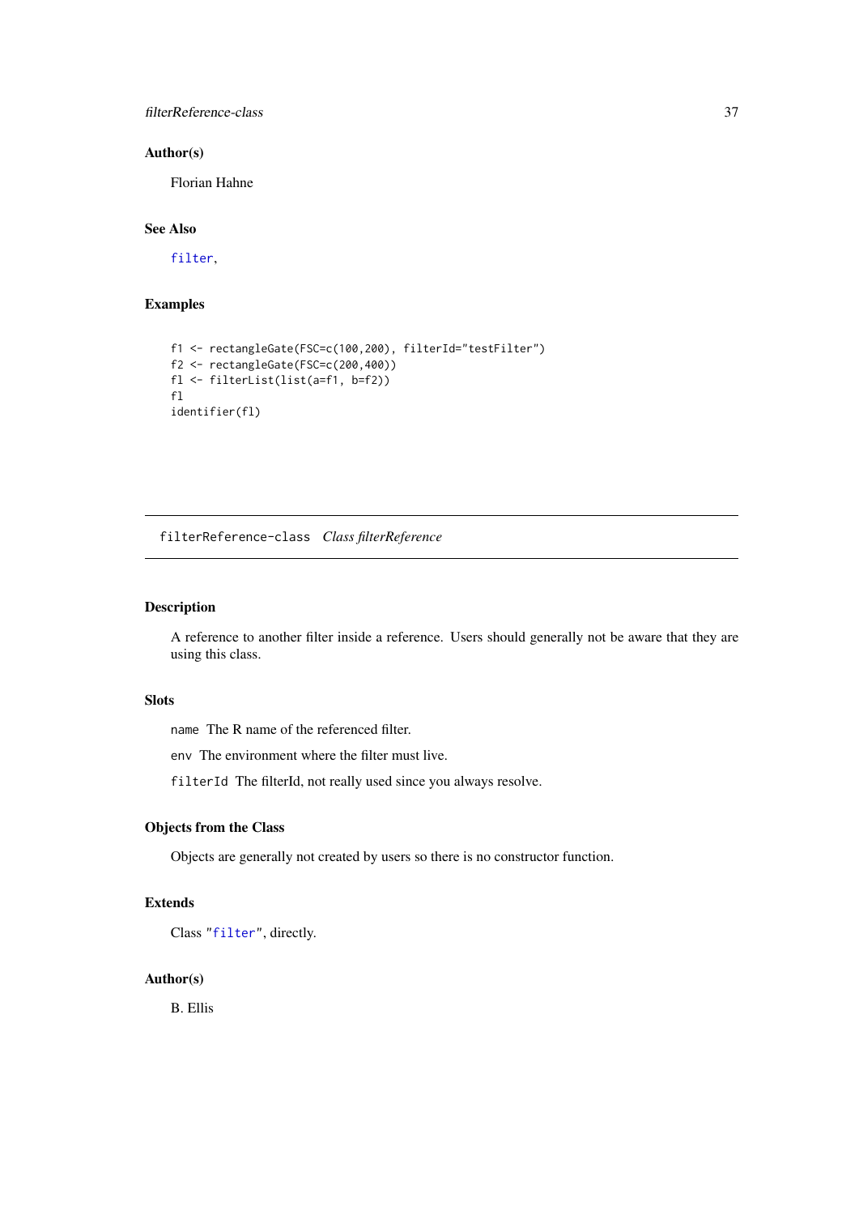### Author(s)

Florian Hahne

### See Also

filter,

### Examples

```
f1 <- rectangleGate(FSC=c(100,200), filterId="testFilter")
f2 <- rectangleGate(FSC=c(200,400))
fl <- filterList(list(a=f1, b=f2))
fl
identifier(fl)
```

---

## filterReference-class    *Class filterReference*

---

### Description

A reference to another filter inside a reference. Users should generally not be aware that they are using this class.

### Slots

`name` The R name of the referenced filter.

`env` The environment where the filter must live.

`filterId` The filterId, not really used since you always resolve.

### Objects from the Class

Objects are generally not created by users so there is no constructor function.

### Extends

Class "filter", directly.

### Author(s)

B. Ellis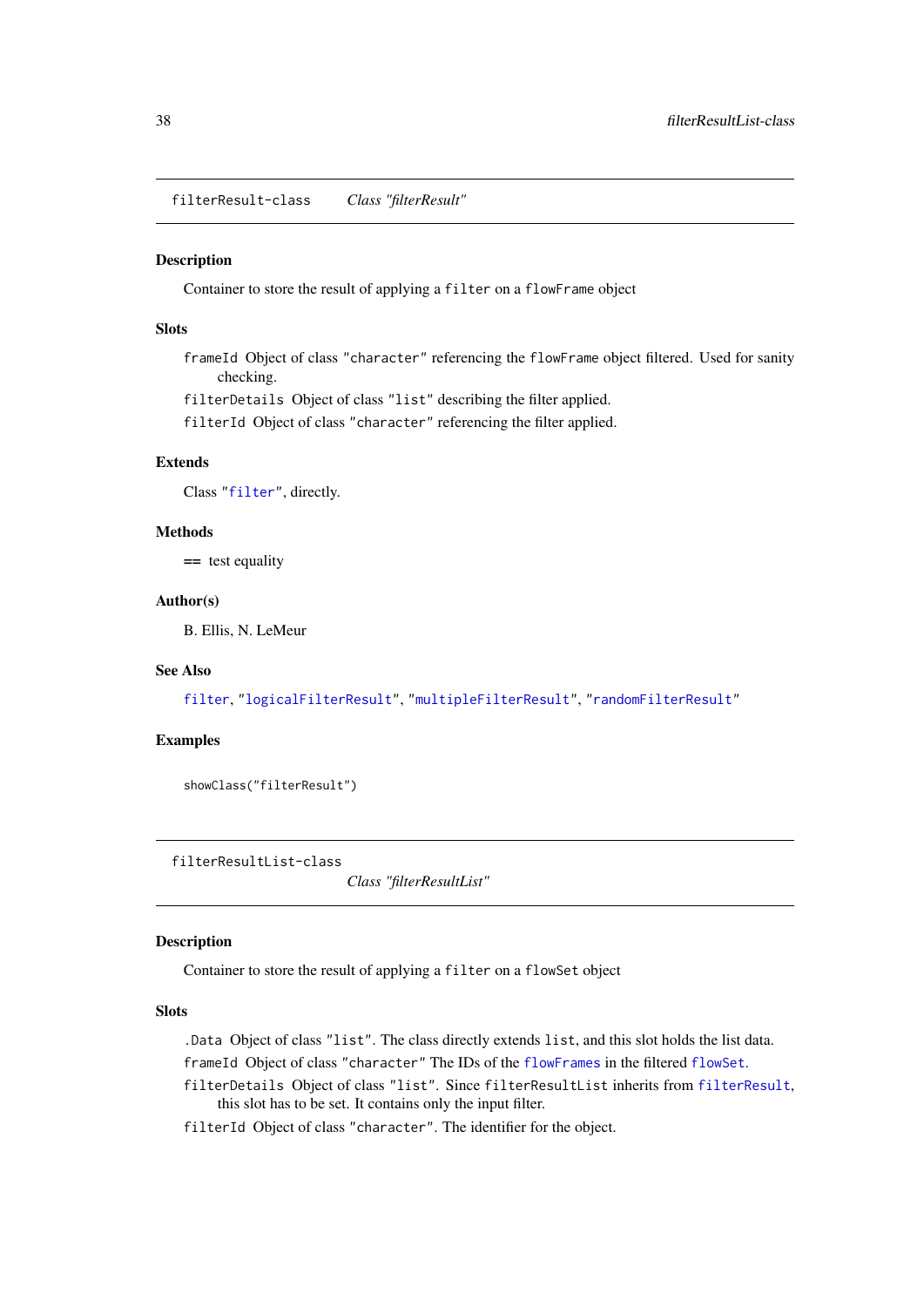## filterResult-class    *Class "filterResult"*

### Description

Container to store the result of applying a `filter` on a `flowFrame` object

### Slots

`frameId` Object of class `"character"` referencing the `flowFrame` object filtered. Used for sanity checking.

`filterDetails` Object of class `"list"` describing the filter applied.

`filterId` Object of class `"character"` referencing the filter applied.

### Extends

Class `"filter"`, directly.

### Methods

**==** test equality

### Author(s)

B. Ellis, N. LeMeur

### See Also

`filter`, `"logicalFilterResult"`, `"multipleFilterResult"`, `"randomFilterResult"`

### Examples

```
showClass("filterResult")
```

## filterResultList-class    *Class "filterResultList"*

### Description

Container to store the result of applying a `filter` on a `flowSet` object

### Slots

`.Data` Object of class `"list"`. The class directly extends `list`, and this slot holds the list data.

`frameId` Object of class `"character"` The IDs of the `flowFrames` in the filtered `flowSet`.

`filterDetails` Object of class `"list"`. Since `filterResultList` inherits from `filterResult`, this slot has to be set. It contains only the input filter.

`filterId` Object of class `"character"`. The identifier for the object.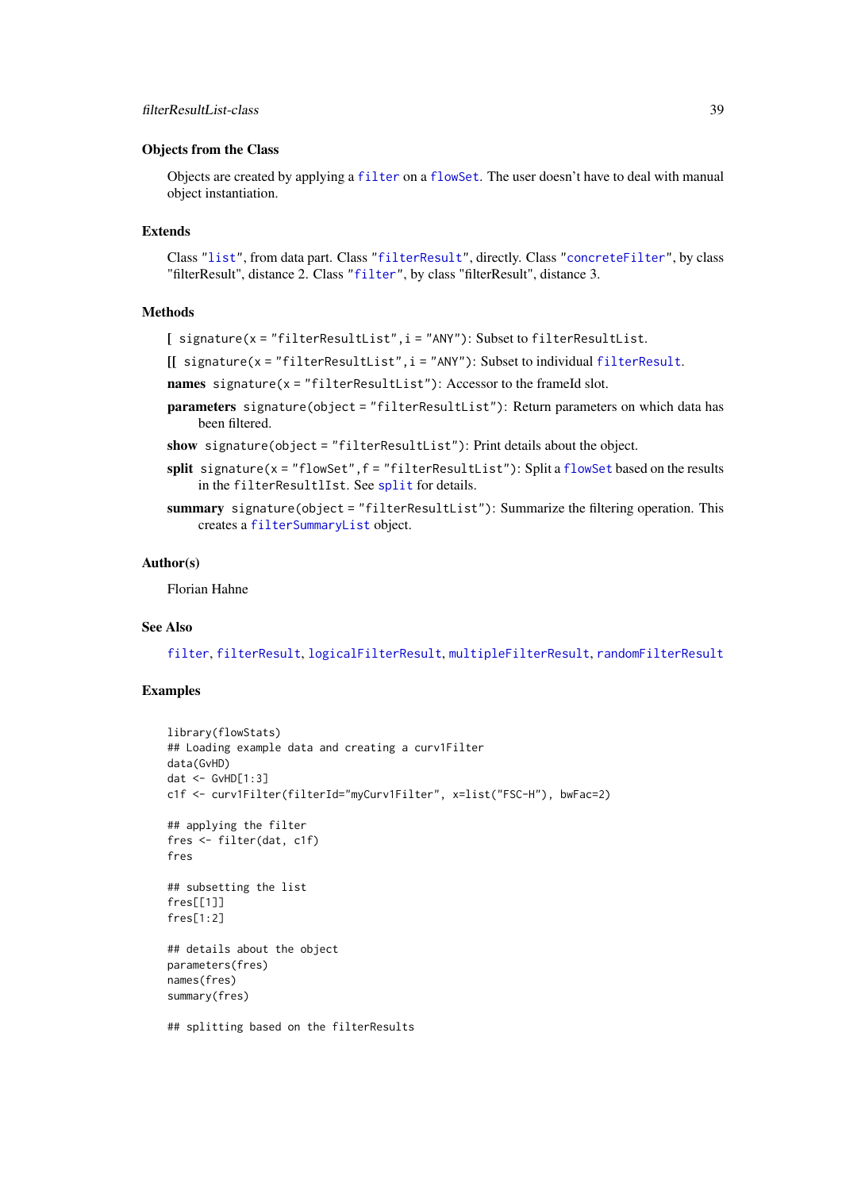### Objects from the Class

Objects are created by applying a `filter` on a `flowSet`. The user doesn't have to deal with manual object instantiation.

### Extends

Class "`list`", from data part. Class "`filterResult`", directly. Class "`concreteFilter`", by class "filterResult", distance 2. Class "`filter`", by class "filterResult", distance 3.

### Methods

**[** `signature(x = "filterResultList", i = "ANY")`: Subset to `filterResultList`.

**[[** `signature(x = "filterResultList", i = "ANY")`: Subset to individual `filterResult`.

**names** `signature(x = "filterResultList")`: Accessor to the frameId slot.

**parameters** `signature(object = "filterResultList")`: Return parameters on which data has been filtered.

**show** `signature(object = "filterResultList")`: Print details about the object.

**split** `signature(x = "flowSet", f = "filterResultList")`: Split a `flowSet` based on the results in the `filterResultlIst`. See `split` for details.

**summary** `signature(object = "filterResultList")`: Summarize the filtering operation. This creates a `filterSummaryList` object.

### Author(s)

Florian Hahne

### See Also

`filter`, `filterResult`, `logicalFilterResult`, `multipleFilterResult`, `randomFilterResult`

### Examples

```
library(flowStats)
## Loading example data and creating a curv1Filter
data(GvHD)
dat <- GvHD[1:3]
c1f <- curv1Filter(filterId="myCurv1Filter", x=list("FSC-H"), bwFac=2)

## applying the filter
fres <- filter(dat, c1f)
fres

## subsetting the list
fres[[1]]
fres[1:2]

## details about the object
parameters(fres)
names(fres)
summary(fres)

## splitting based on the filterResults
```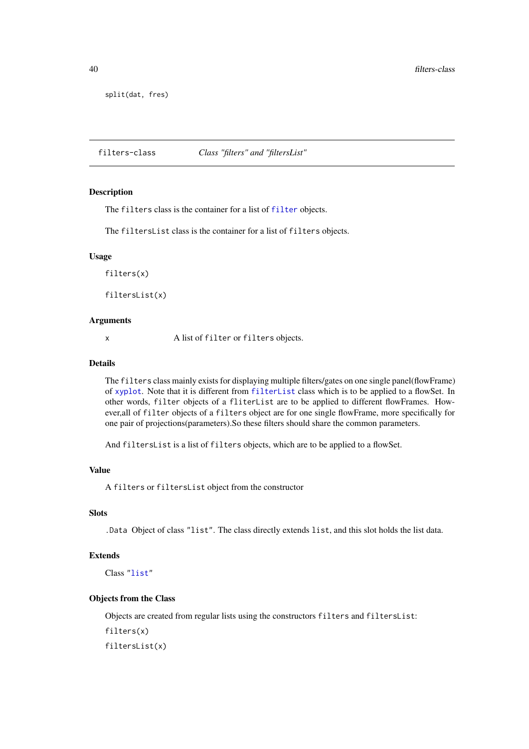```
split(dat, fres)
```

---

filters-class *Class "filters" and "filtersList"*

---

### Description

The `filters` class is the container for a list of `filter` objects.

The `filtersList` class is the container for a list of `filters` objects.

### Usage

```
filters(x)

filtersList(x)
```

### Arguments

| | |
|---|---|
| x | A list of `filter` or `filters` objects. |

### Details

The `filters` class mainly exists for displaying multiple filters/gates on one single panel(flowFrame) of `xyplot`. Note that it is different from `filterList` class which is to be applied to a flowSet. In other words, `filter` objects of a `fliterList` are to be applied to different flowFrames. However,all of `filter` objects of a `filters` object are for one single flowFrame, more specifically for one pair of projections(parameters).So these filters should share the common parameters.

And `filtersList` is a list of `filters` objects, which are to be applied to a flowSet.

### Value

A `filters` or `filtersList` object from the constructor

### Slots

`.Data` Object of class `"list"`. The class directly extends `list`, and this slot holds the list data.

### Extends

Class `"list"`

### Objects from the Class

Objects are created from regular lists using the constructors `filters` and `filtersList`:

`filters(x)`

`filtersList(x)`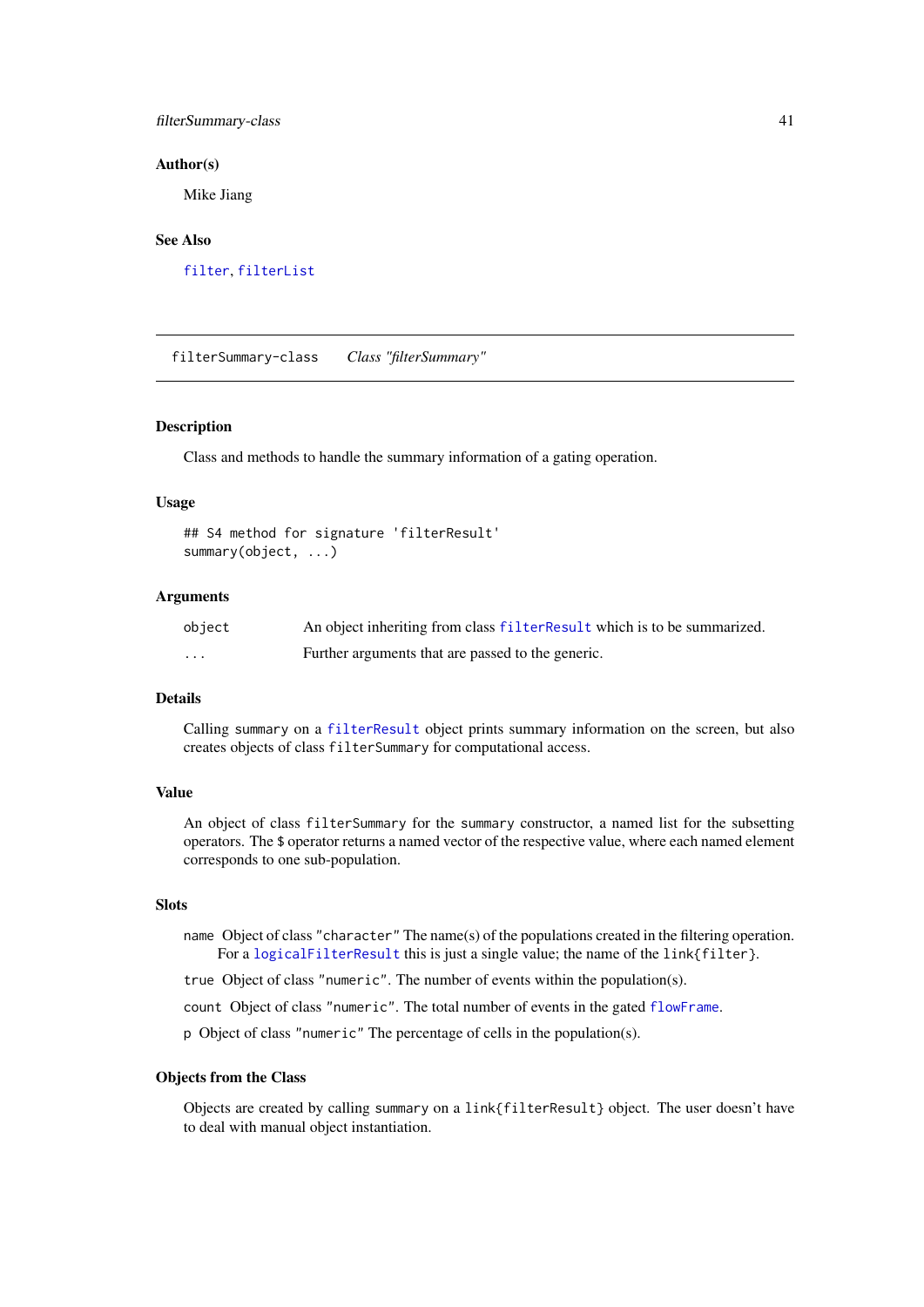### Author(s)

Mike Jiang

### See Also

`filter`, `filterList`

---

## filterSummary-class *Class "filterSummary"*

---

### Description

Class and methods to handle the summary information of a gating operation.

### Usage

```
## S4 method for signature 'filterResult'
summary(object, ...)
```

### Arguments

| | |
|---|---|
| object | An object inheriting from class `filterResult` which is to be summarized. |
| ... | Further arguments that are passed to the generic. |

### Details

Calling `summary` on a `filterResult` object prints summary information on the screen, but also creates objects of class `filterSummary` for computational access.

### Value

An object of class `filterSummary` for the `summary` constructor, a named list for the subsetting operators. The `$` operator returns a named vector of the respective value, where each named element corresponds to one sub-population.

### Slots

`name` Object of class `"character"` The name(s) of the populations created in the filtering operation. For a `logicalFilterResult` this is just a single value; the name of the `link{filter}`.

`true` Object of class `"numeric"`. The number of events within the population(s).

`count` Object of class `"numeric"`. The total number of events in the gated `flowFrame`.

`p` Object of class `"numeric"` The percentage of cells in the population(s).

### Objects from the Class

Objects are created by calling `summary` on a `link{filterResult}` object. The user doesn't have to deal with manual object instantiation.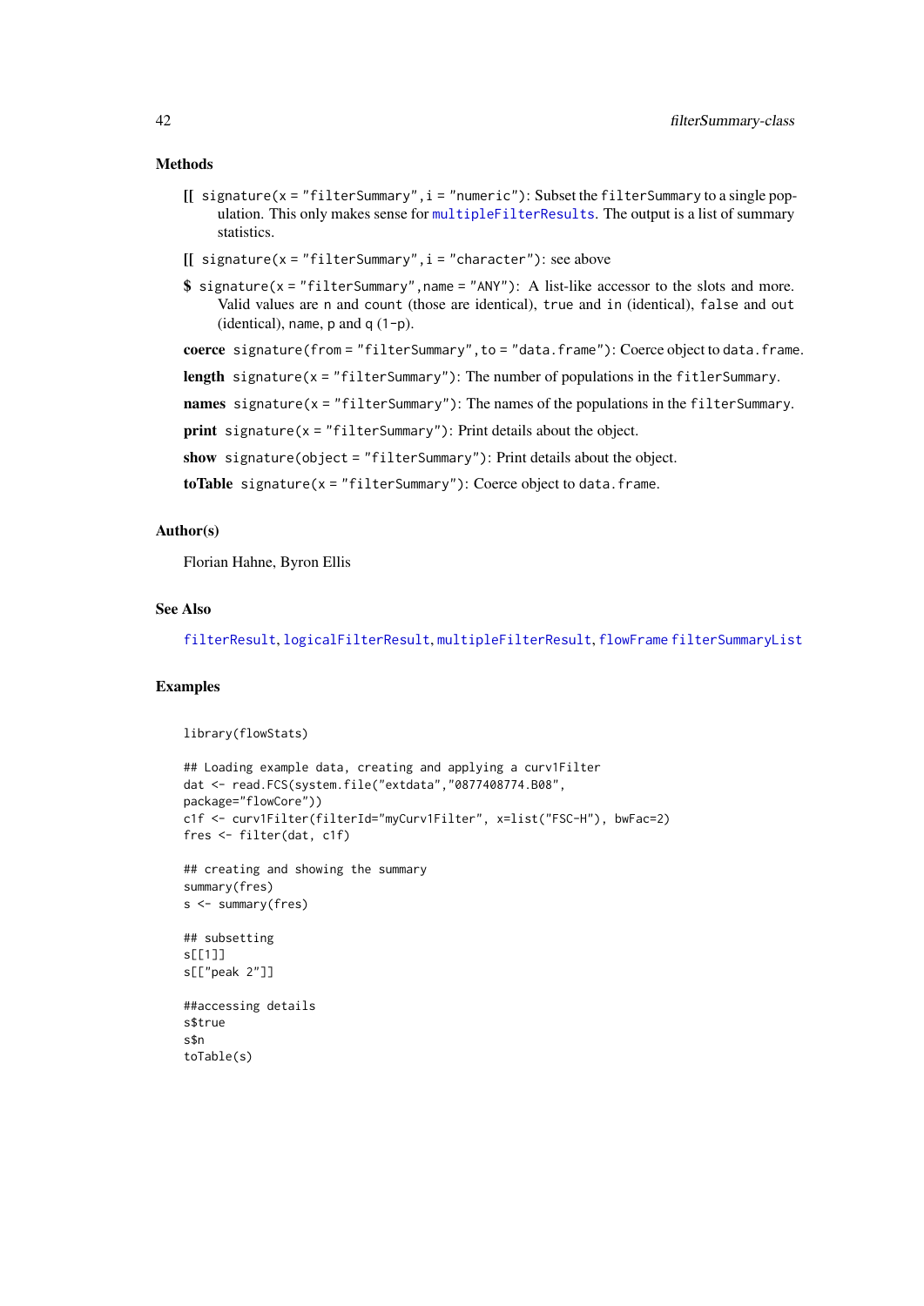### Methods

**[[** `signature(x = "filterSummary", i = "numeric")`: Subset the `filterSummary` to a single population. This only makes sense for `multipleFilterResults`. The output is a list of summary statistics.

**[[** `signature(x = "filterSummary", i = "character")`: see above

**$** `signature(x = "filterSummary", name = "ANY")`: A list-like accessor to the slots and more. Valid values are `n` and `count` (those are identical), `true` and `in` (identical), `false` and `out` (identical), `name`, `p` and `q` (`1-p`).

**coerce** `signature(from = "filterSummary", to = "data.frame")`: Coerce object to `data.frame`.

**length** `signature(x = "filterSummary")`: The number of populations in the `fitlerSummary`.

**names** `signature(x = "filterSummary")`: The names of the populations in the `filterSummary`.

**print** `signature(x = "filterSummary")`: Print details about the object.

**show** `signature(object = "filterSummary")`: Print details about the object.

**toTable** `signature(x = "filterSummary")`: Coerce object to `data.frame`.

### Author(s)

Florian Hahne, Byron Ellis

### See Also

`filterResult`, `logicalFilterResult`, `multipleFilterResult`, `flowFrame` `filterSummaryList`

### Examples

```
library(flowStats)

## Loading example data, creating and applying a curv1Filter
dat <- read.FCS(system.file("extdata","0877408774.B08",
package="flowCore"))
c1f <- curv1Filter(filterId="myCurv1Filter", x=list("FSC-H"), bwFac=2)
fres <- filter(dat, c1f)

## creating and showing the summary
summary(fres)
s <- summary(fres)

## subsetting
s[[1]]
s[["peak 2"]]

##accessing details
s$true
s$n
toTable(s)
```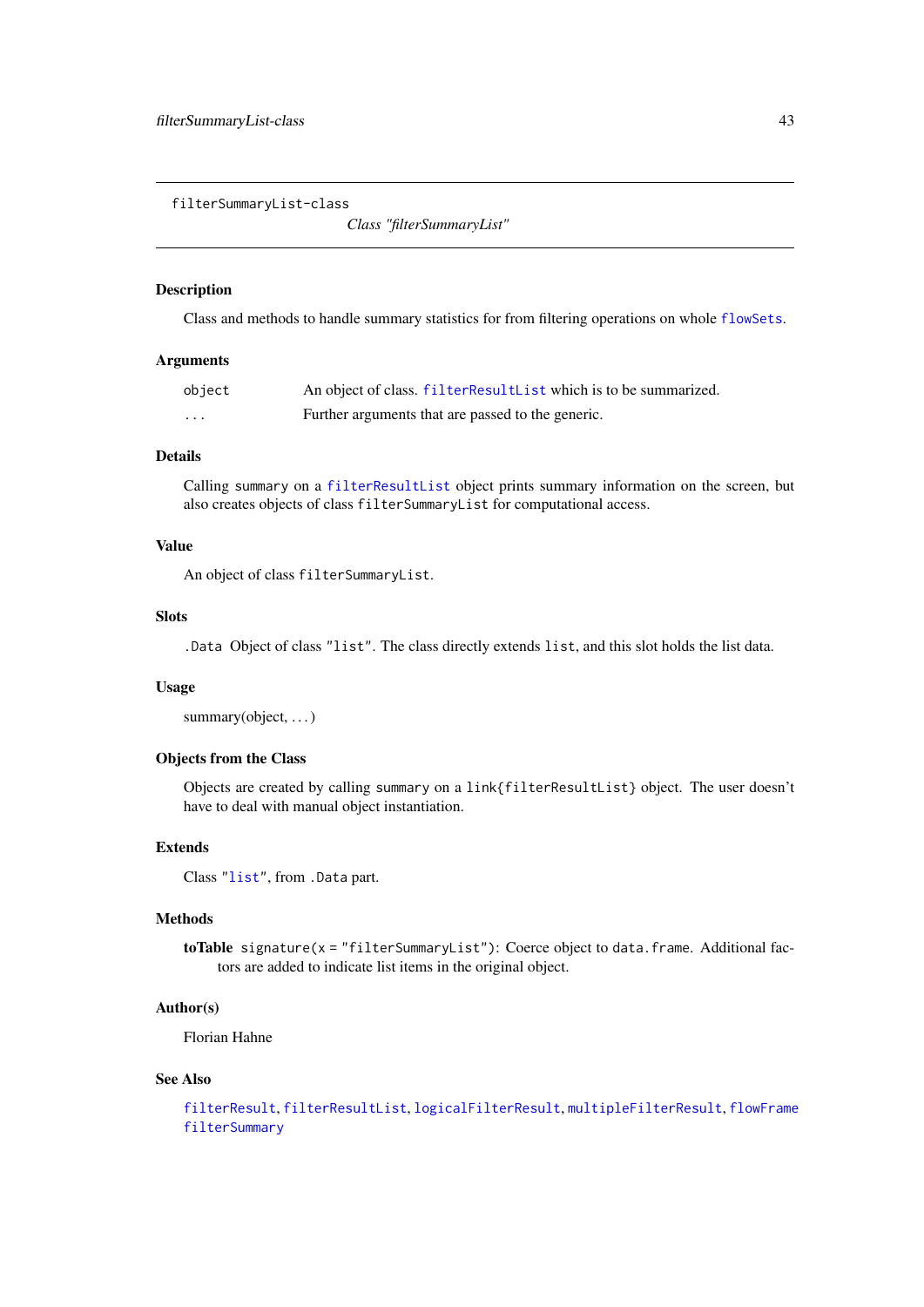# filterSummaryList-class

*Class "filterSummaryList"*

## Description

Class and methods to handle summary statistics for from filtering operations on whole `flowSets`.

## Arguments

| | |
|---|---|
| `object` | An object of class. `filterResultList` which is to be summarized. |
| `...` | Further arguments that are passed to the generic. |

## Details

Calling `summary` on a `filterResultList` object prints summary information on the screen, but also creates objects of class `filterSummaryList` for computational access.

## Value

An object of class `filterSummaryList`.

## Slots

`.Data` Object of class `"list"`. The class directly extends `list`, and this slot holds the list data.

## Usage

summary(object, ...)

## Objects from the Class

Objects are created by calling `summary` on a `link{filterResultList}` object. The user doesn't have to deal with manual object instantiation.

## Extends

Class `"list"`, from `.Data` part.

## Methods

**toTable** `signature(x = "filterSummaryList")`: Coerce object to `data.frame`. Additional factors are added to indicate list items in the original object.

## Author(s)

Florian Hahne

## See Also

`filterResult`, `filterResultList`, `logicalFilterResult`, `multipleFilterResult`, `flowFrame` `filterSummary`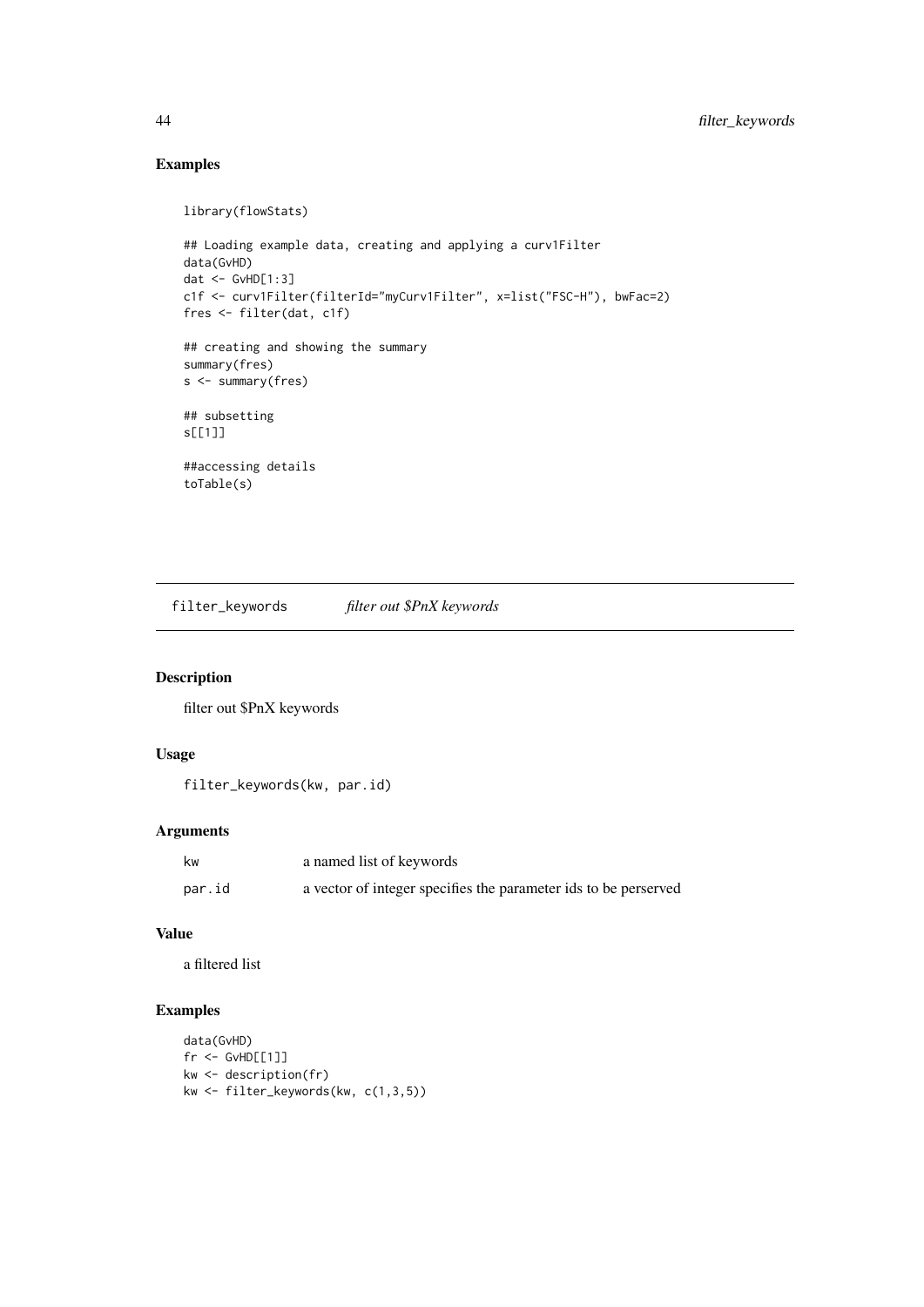## Examples

```
library(flowStats)

## Loading example data, creating and applying a curv1Filter
data(GvHD)
dat <- GvHD[1:3]
c1f <- curv1Filter(filterId="myCurv1Filter", x=list("FSC-H"), bwFac=2)
fres <- filter(dat, c1f)

## creating and showing the summary
summary(fres)
s <- summary(fres)

## subsetting
s[[1]]

##accessing details
toTable(s)
```

# filter_keywords *filter out $PnX keywords*

## Description

filter out $PnX keywords

## Usage

```
filter_keywords(kw, par.id)
```

## Arguments

| | |
|---|---|
| kw | a named list of keywords |
| par.id | a vector of integer specifies the parameter ids to be perserved |

## Value

a filtered list

## Examples

```
data(GvHD)
fr <- GvHD[[1]]
kw <- description(fr)
kw <- filter_keywords(kw, c(1,3,5))
```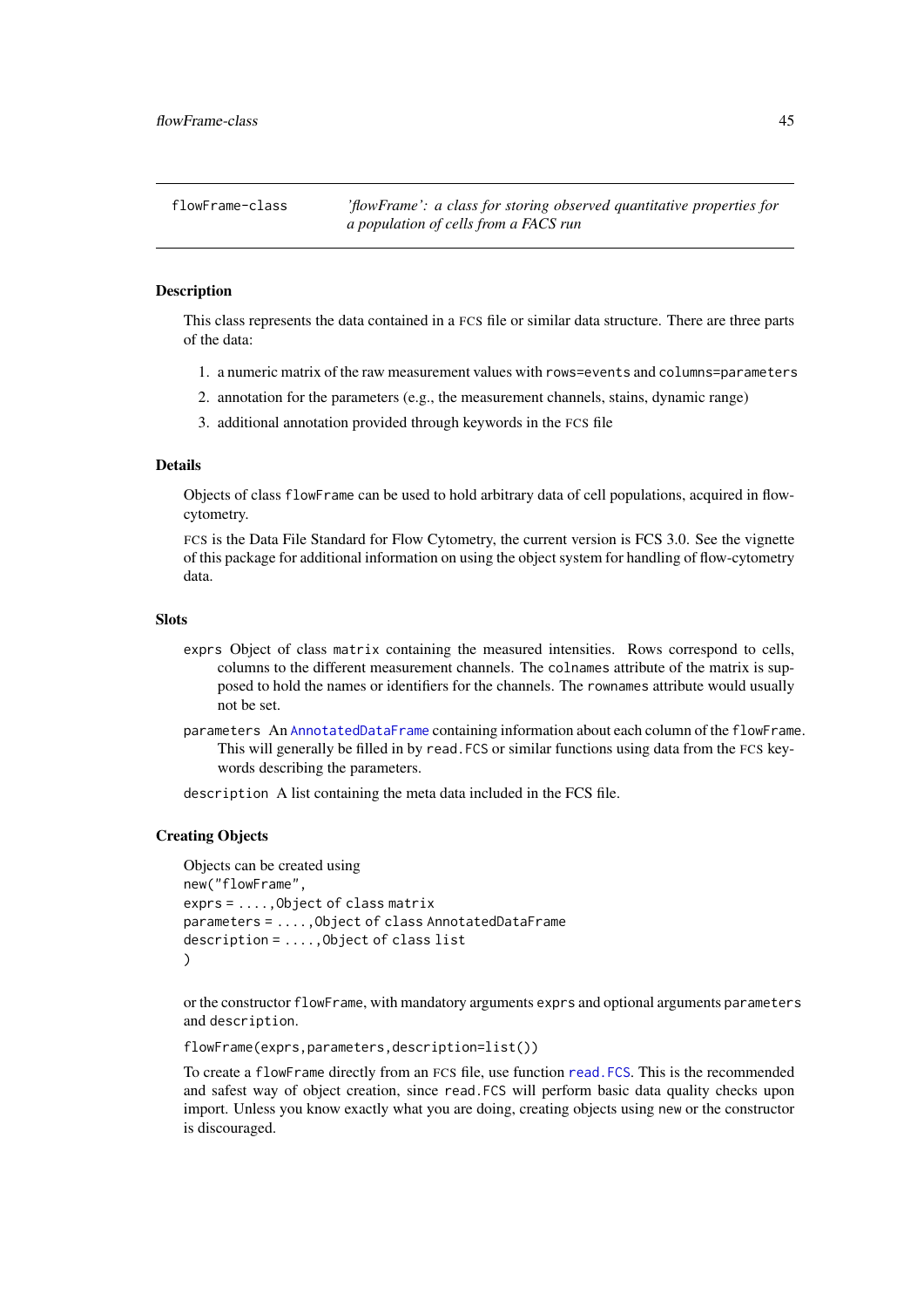flowFrame-class    *'flowFrame': a class for storing observed quantitative properties for a population of cells from a FACS run*

## Description

This class represents the data contained in a FCS file or similar data structure. There are three parts of the data:

1. a numeric matrix of the raw measurement values with `rows=events` and `columns=parameters`
2. annotation for the parameters (e.g., the measurement channels, stains, dynamic range)
3. additional annotation provided through keywords in the FCS file

## Details

Objects of class `flowFrame` can be used to hold arbitrary data of cell populations, acquired in flow-cytometry.

FCS is the Data File Standard for Flow Cytometry, the current version is FCS 3.0. See the vignette of this package for additional information on using the object system for handling of flow-cytometry data.

## Slots

`exprs` Object of class `matrix` containing the measured intensities. Rows correspond to cells, columns to the different measurement channels. The `colnames` attribute of the matrix is supposed to hold the names or identifiers for the channels. The `rownames` attribute would usually not be set.

`parameters` An `AnnotatedDataFrame` containing information about each column of the `flowFrame`. This will generally be filled in by `read.FCS` or similar functions using data from the FCS keywords describing the parameters.

`description` A list containing the meta data included in the FCS file.

## Creating Objects

Objects can be created using

```
new("flowFrame",
exprs = ....,Object of class matrix
parameters = ....,Object of class AnnotatedDataFrame
description = ....,Object of class list
)
```

or the constructor `flowFrame`, with mandatory arguments `exprs` and optional arguments `parameters` and `description`.

```
flowFrame(exprs,parameters,description=list())
```

To create a `flowFrame` directly from an FCS file, use function `read.FCS`. This is the recommended and safest way of object creation, since `read.FCS` will perform basic data quality checks upon import. Unless you know exactly what you are doing, creating objects using `new` or the constructor is discouraged.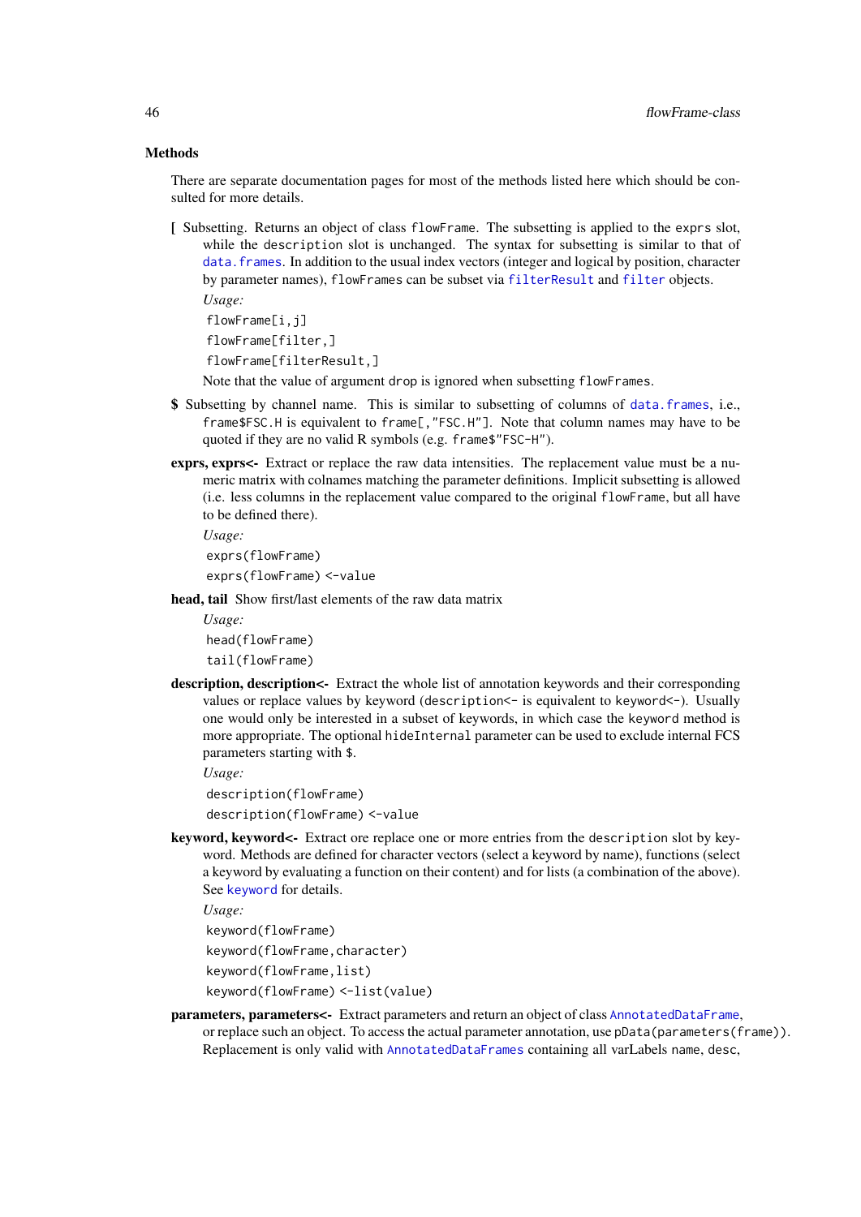### Methods

There are separate documentation pages for most of the methods listed here which should be consulted for more details.

**[** Subsetting. Returns an object of class `flowFrame`. The subsetting is applied to the `exprs` slot, while the `description` slot is unchanged. The syntax for subsetting is similar to that of `data.frames`. In addition to the usual index vectors (integer and logical by position, character by parameter names), `flowFrames` can be subset via `filterResult` and `filter` objects.

*Usage:*

```
flowFrame[i,j]
flowFrame[filter,]
flowFrame[filterResult,]
```

Note that the value of argument `drop` is ignored when subsetting `flowFrames`.

**$** Subsetting by channel name. This is similar to subsetting of columns of `data.frames`, i.e., `frame$FSC.H` is equivalent to `frame[,"FSC.H"]`. Note that column names may have to be quoted if they are no valid R symbols (e.g. `frame$"FSC-H"`).

**exprs, exprs<-** Extract or replace the raw data intensities. The replacement value must be a numeric matrix with colnames matching the parameter definitions. Implicit subsetting is allowed (i.e. less columns in the replacement value compared to the original `flowFrame`, but all have to be defined there).

*Usage:*

```
exprs(flowFrame)
exprs(flowFrame) <-value
```

**head, tail** Show first/last elements of the raw data matrix

*Usage:*

```
head(flowFrame)
tail(flowFrame)
```

**description, description<-** Extract the whole list of annotation keywords and their corresponding values or replace values by keyword (`description<-` is equivalent to `keyword<-`). Usually one would only be interested in a subset of keywords, in which case the `keyword` method is more appropriate. The optional `hideInternal` parameter can be used to exclude internal FCS parameters starting with `$`.

*Usage:*

```
description(flowFrame)
description(flowFrame) <-value
```

**keyword, keyword<-** Extract ore replace one or more entries from the `description` slot by keyword. Methods are defined for character vectors (select a keyword by name), functions (select a keyword by evaluating a function on their content) and for lists (a combination of the above). See `keyword` for details.

*Usage:*

```
keyword(flowFrame)
keyword(flowFrame,character)
keyword(flowFrame,list)
keyword(flowFrame) <-list(value)
```

**parameters, parameters<-** Extract parameters and return an object of class `AnnotatedDataFrame`, or replace such an object. To access the actual parameter annotation, use `pData(parameters(frame))`. Replacement is only valid with `AnnotatedDataFrames` containing all varLabels `name`, `desc`,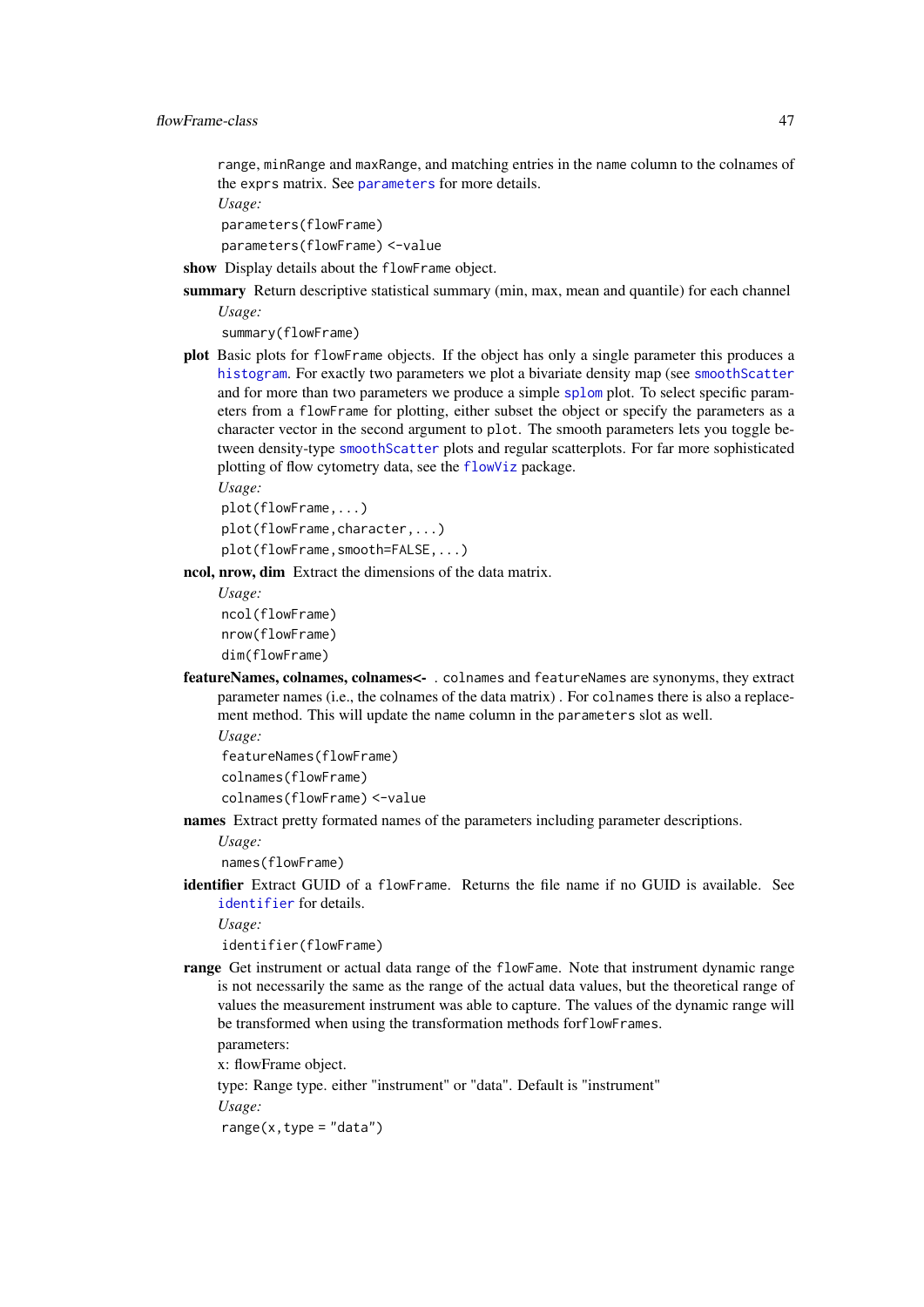range, minRange and maxRange, and matching entries in the name column to the colnames of the exprs matrix. See parameters for more details.

*Usage:*

```
parameters(flowFrame)
parameters(flowFrame) <-value
```

**show** Display details about the flowFrame object.

**summary** Return descriptive statistical summary (min, max, mean and quantile) for each channel

*Usage:*

```
summary(flowFrame)
```

**plot** Basic plots for flowFrame objects. If the object has only a single parameter this produces a histogram. For exactly two parameters we plot a bivariate density map (see smoothScatter and for more than two parameters we produce a simple splom plot. To select specific parameters from a flowFrame for plotting, either subset the object or specify the parameters as a character vector in the second argument to plot. The smooth parameters lets you toggle between density-type smoothScatter plots and regular scatterplots. For far more sophisticated plotting of flow cytometry data, see the flowViz package.

*Usage:*

```
plot(flowFrame,...)
plot(flowFrame,character,...)
plot(flowFrame,smooth=FALSE,...)
```

**ncol, nrow, dim** Extract the dimensions of the data matrix.

*Usage:*

```
ncol(flowFrame)
nrow(flowFrame)
dim(flowFrame)
```

**featureNames, colnames, colnames<-** . colnames and featureNames are synonyms, they extract parameter names (i.e., the colnames of the data matrix) . For colnames there is also a replacement method. This will update the name column in the parameters slot as well.

*Usage:*

```
featureNames(flowFrame)
colnames(flowFrame)
colnames(flowFrame) <-value
```

**names** Extract pretty formated names of the parameters including parameter descriptions.

*Usage:*

```
names(flowFrame)
```

**identifier** Extract GUID of a flowFrame. Returns the file name if no GUID is available. See identifier for details.

*Usage:*

```
identifier(flowFrame)
```

**range** Get instrument or actual data range of the flowFame. Note that instrument dynamic range is not necessarily the same as the range of the actual data values, but the theoretical range of values the measurement instrument was able to capture. The values of the dynamic range will be transformed when using the transformation methods forflowFrames.

parameters:

x: flowFrame object.

type: Range type. either "instrument" or "data". Default is "instrument"

*Usage:*

```
range(x, type = "data")
```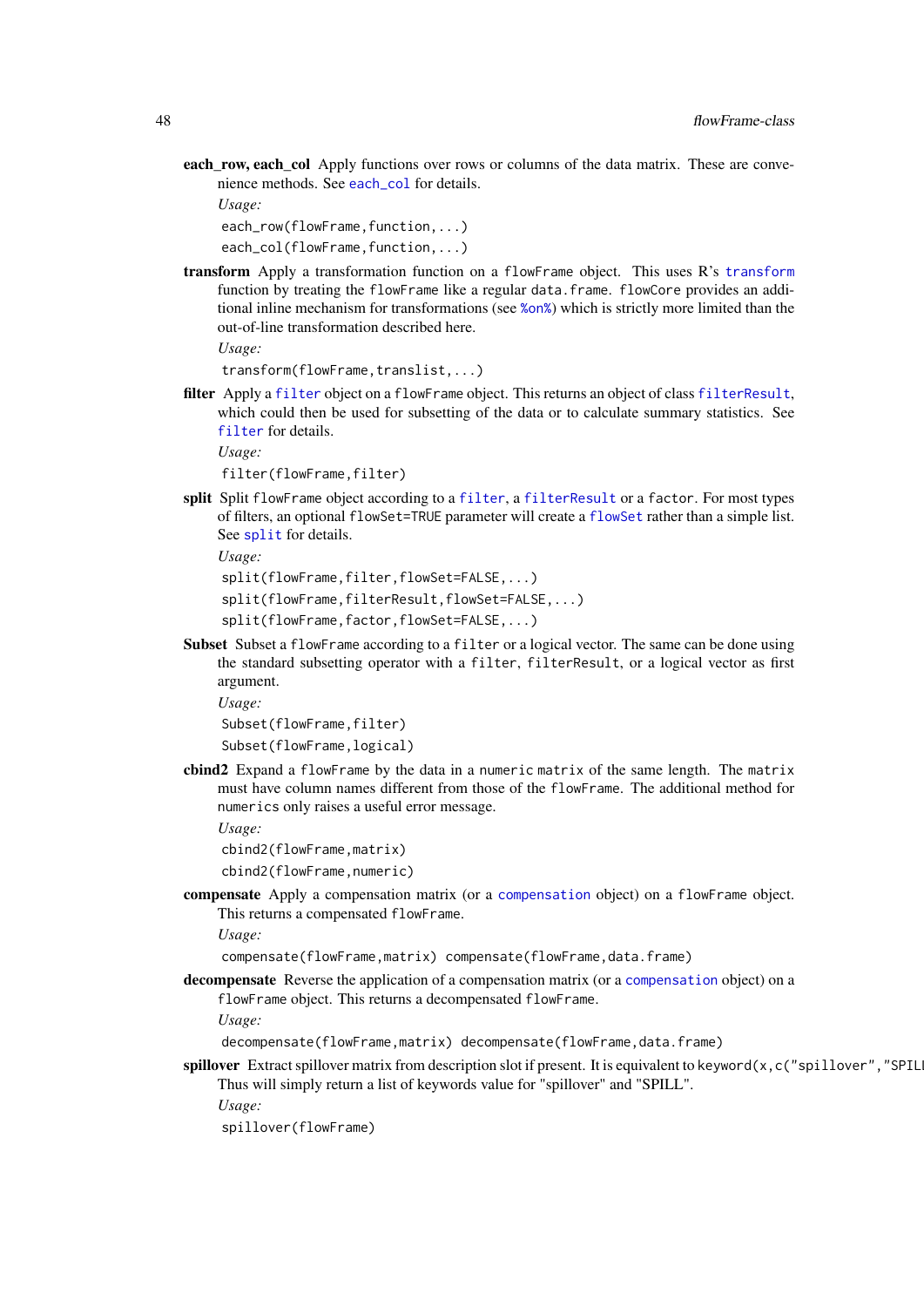**each_row, each_col** Apply functions over rows or columns of the data matrix. These are convenience methods. See each_col for details.

*Usage:*

```
each_row(flowFrame,function,...)
each_col(flowFrame,function,...)
```

**transform** Apply a transformation function on a flowFrame object. This uses R's transform function by treating the flowFrame like a regular data.frame. flowCore provides an additional inline mechanism for transformations (see %on%) which is strictly more limited than the out-of-line transformation described here.

*Usage:*

```
transform(flowFrame,translist,...)
```

**filter** Apply a filter object on a flowFrame object. This returns an object of class filterResult, which could then be used for subsetting of the data or to calculate summary statistics. See filter for details.

*Usage:*

```
filter(flowFrame,filter)
```

**split** Split flowFrame object according to a filter, a filterResult or a factor. For most types of filters, an optional flowSet=TRUE parameter will create a flowSet rather than a simple list. See split for details.

*Usage:*

```
split(flowFrame,filter,flowSet=FALSE,...)
split(flowFrame,filterResult,flowSet=FALSE,...)
split(flowFrame,factor,flowSet=FALSE,...)
```

**Subset** Subset a flowFrame according to a filter or a logical vector. The same can be done using the standard subsetting operator with a filter, filterResult, or a logical vector as first argument.

*Usage:*

```
Subset(flowFrame,filter)
Subset(flowFrame,logical)
```

**cbind2** Expand a flowFrame by the data in a numeric matrix of the same length. The matrix must have column names different from those of the flowFrame. The additional method for numerics only raises a useful error message.

*Usage:*

```
cbind2(flowFrame,matrix)
cbind2(flowFrame,numeric)
```

**compensate** Apply a compensation matrix (or a compensation object) on a flowFrame object. This returns a compensated flowFrame.

*Usage:*

```
compensate(flowFrame,matrix) compensate(flowFrame,data.frame)
```

**decompensate** Reverse the application of a compensation matrix (or a compensation object) on a flowFrame object. This returns a decompensated flowFrame.

*Usage:*

```
decompensate(flowFrame,matrix) decompensate(flowFrame,data.frame)
```

**spillover** Extract spillover matrix from description slot if present. It is equivalent to keyword(x,c("spillover","SPILL Thus will simply return a list of keywords value for "spillover" and "SPILL".

*Usage:*

```
spillover(flowFrame)
```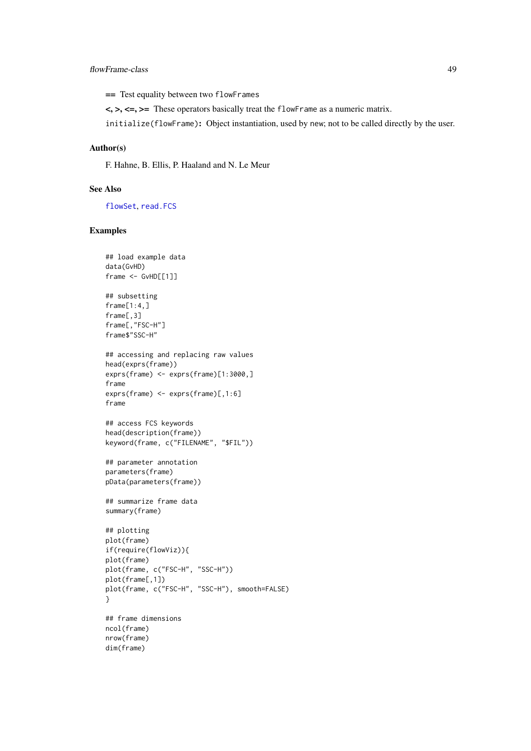**==** Test equality between two flowFrames

**<, >, <=, >=** These operators basically treat the flowFrame as a numeric matrix.

**initialize(flowFrame):** Object instantiation, used by new; not to be called directly by the user.

### Author(s)

F. Hahne, B. Ellis, P. Haaland and N. Le Meur

### See Also

flowSet, read.FCS

### Examples

```
## load example data
data(GvHD)
frame <- GvHD[[1]]

## subsetting
frame[1:4,]
frame[,3]
frame[,"FSC-H"]
frame$"SSC-H"

## accessing and replacing raw values
head(exprs(frame))
exprs(frame) <- exprs(frame)[1:3000,]
frame
exprs(frame) <- exprs(frame)[,1:6]
frame

## access FCS keywords
head(description(frame))
keyword(frame, c("FILENAME", "$FIL"))

## parameter annotation
parameters(frame)
pData(parameters(frame))

## summarize frame data
summary(frame)

## plotting
plot(frame)
if(require(flowViz)){
plot(frame)
plot(frame, c("FSC-H", "SSC-H"))
plot(frame[,1])
plot(frame, c("FSC-H", "SSC-H"), smooth=FALSE)
}

## frame dimensions
ncol(frame)
nrow(frame)
dim(frame)
```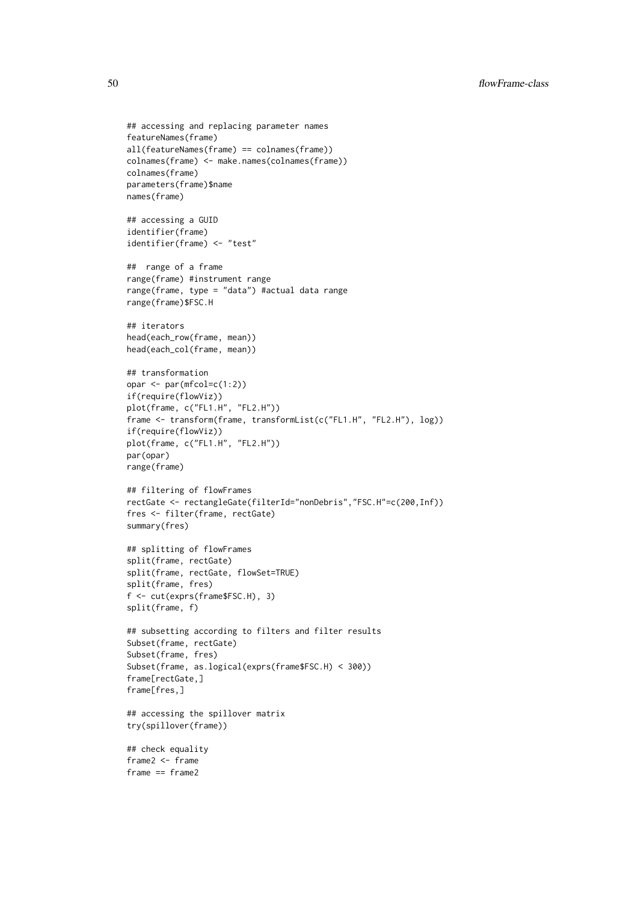```
## accessing and replacing parameter names
featureNames(frame)
all(featureNames(frame) == colnames(frame))
colnames(frame) <- make.names(colnames(frame))
colnames(frame)
parameters(frame)$name
names(frame)

## accessing a GUID
identifier(frame)
identifier(frame) <- "test"

##  range of a frame
range(frame) #instrument range
range(frame, type = "data") #actual data range
range(frame)$FSC.H

## iterators
head(each_row(frame, mean))
head(each_col(frame, mean))

## transformation
opar <- par(mfcol=c(1:2))
if(require(flowViz))
plot(frame, c("FL1.H", "FL2.H"))
frame <- transform(frame, transformList(c("FL1.H", "FL2.H"), log))
if(require(flowViz))
plot(frame, c("FL1.H", "FL2.H"))
par(opar)
range(frame)

## filtering of flowFrames
rectGate <- rectangleGate(filterId="nonDebris","FSC.H"=c(200,Inf))
fres <- filter(frame, rectGate)
summary(fres)

## splitting of flowFrames
split(frame, rectGate)
split(frame, rectGate, flowSet=TRUE)
split(frame, fres)
f <- cut(exprs(frame$FSC.H), 3)
split(frame, f)

## subsetting according to filters and filter results
Subset(frame, rectGate)
Subset(frame, fres)
Subset(frame, as.logical(exprs(frame$FSC.H) < 300))
frame[rectGate,]
frame[fres,]

## accessing the spillover matrix
try(spillover(frame))

## check equality
frame2 <- frame
frame == frame2
```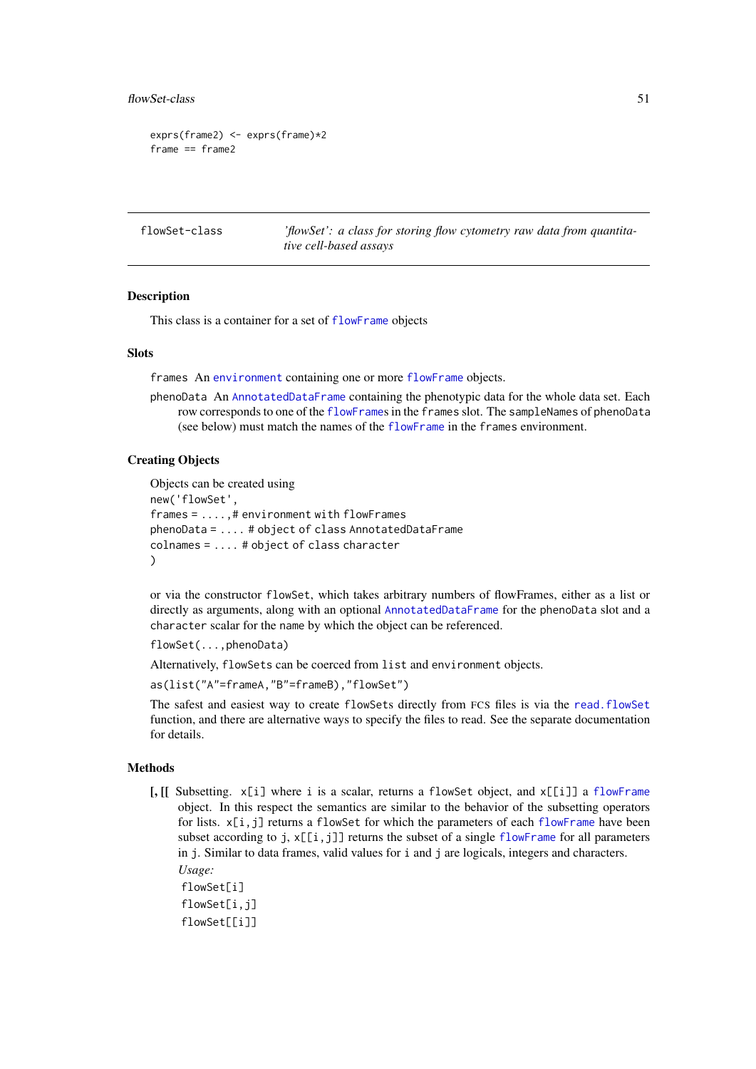```
exprs(frame2) <- exprs(frame)*2
frame == frame2
```

---

flowSet-class    *'flowSet': a class for storing flow cytometry raw data from quantitative cell-based assays*

---

### Description

This class is a container for a set of flowFrame objects

### Slots

frames An environment containing one or more flowFrame objects.

phenoData An AnnotatedDataFrame containing the phenotypic data for the whole data set. Each row corresponds to one of the flowFrames in the frames slot. The sampleNames of phenoData (see below) must match the names of the flowFrame in the frames environment.

### Creating Objects

Objects can be created using

```
new('flowSet',
frames = ....,# environment with flowFrames
phenoData = .... # object of class AnnotatedDataFrame
colnames = .... # object of class character
)
```

or via the constructor flowSet, which takes arbitrary numbers of flowFrames, either as a list or directly as arguments, along with an optional AnnotatedDataFrame for the phenoData slot and a character scalar for the name by which the object can be referenced.

```
flowSet(...,phenoData)
```

Alternatively, flowSets can be coerced from list and environment objects.

```
as(list("A"=frameA,"B"=frameB),"flowSet")
```

The safest and easiest way to create flowSets directly from FCS files is via the read.flowSet function, and there are alternative ways to specify the files to read. See the separate documentation for details.

### Methods

**[, [[** Subsetting. x[i] where i is a scalar, returns a flowSet object, and x[[i]] a flowFrame object. In this respect the semantics are similar to the behavior of the subsetting operators for lists. x[i,j] returns a flowSet for which the parameters of each flowFrame have been subset according to j, x[[i,j]] returns the subset of a single flowFrame for all parameters in j. Similar to data frames, valid values for i and j are logicals, integers and characters.

*Usage:*

```
flowSet[i]
flowSet[i,j]
flowSet[[i]]
```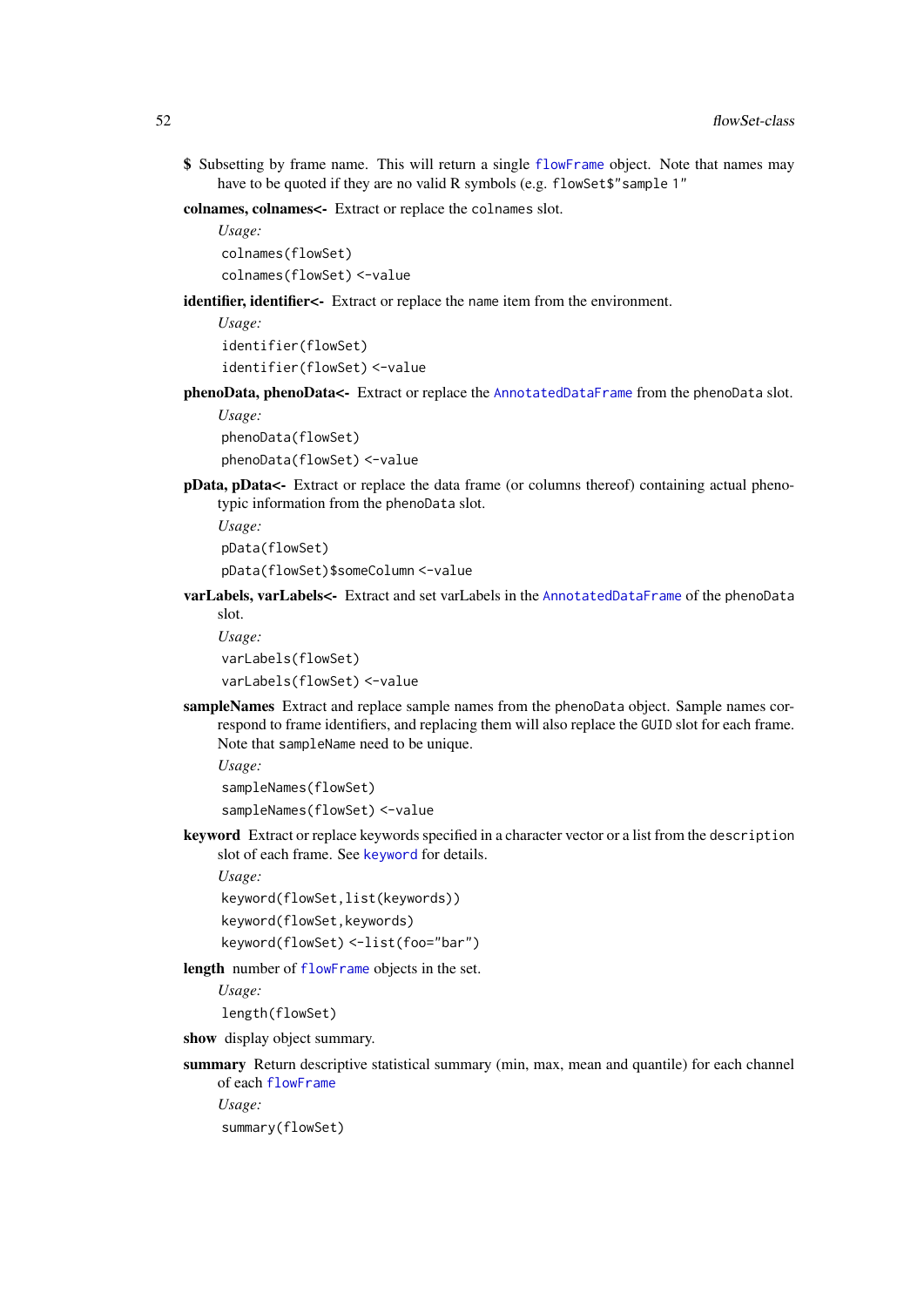**$** Subsetting by frame name. This will return a single `flowFrame` object. Note that names may have to be quoted if they are no valid R symbols (e.g. `flowSet$"sample 1"`

**colnames, colnames<-** Extract or replace the `colnames` slot.

*Usage:*

```
colnames(flowSet)
colnames(flowSet) <-value
```

**identifier, identifier<-** Extract or replace the `name` item from the environment.

*Usage:*

```
identifier(flowSet)
identifier(flowSet) <-value
```

**phenoData, phenoData<-** Extract or replace the `AnnotatedDataFrame` from the `phenoData` slot.

*Usage:*

```
phenoData(flowSet)
phenoData(flowSet) <-value
```

**pData, pData<-** Extract or replace the data frame (or columns thereof) containing actual phenotypic information from the `phenoData` slot.

*Usage:*

```
pData(flowSet)
pData(flowSet)$someColumn <-value
```

**varLabels, varLabels<-** Extract and set varLabels in the `AnnotatedDataFrame` of the `phenoData` slot.

*Usage:*

```
varLabels(flowSet)
varLabels(flowSet) <-value
```

**sampleNames** Extract and replace sample names from the `phenoData` object. Sample names correspond to frame identifiers, and replacing them will also replace the `GUID` slot for each frame. Note that `sampleName` need to be unique.

*Usage:*

```
sampleNames(flowSet)
sampleNames(flowSet) <-value
```

**keyword** Extract or replace keywords specified in a character vector or a list from the `description` slot of each frame. See `keyword` for details.

*Usage:*

```
keyword(flowSet,list(keywords))
keyword(flowSet,keywords)
keyword(flowSet) <-list(foo="bar")
```

**length** number of `flowFrame` objects in the set.

*Usage:*

```
length(flowSet)
```

**show** display object summary.

**summary** Return descriptive statistical summary (min, max, mean and quantile) for each channel of each `flowFrame`

*Usage:*

```
summary(flowSet)
```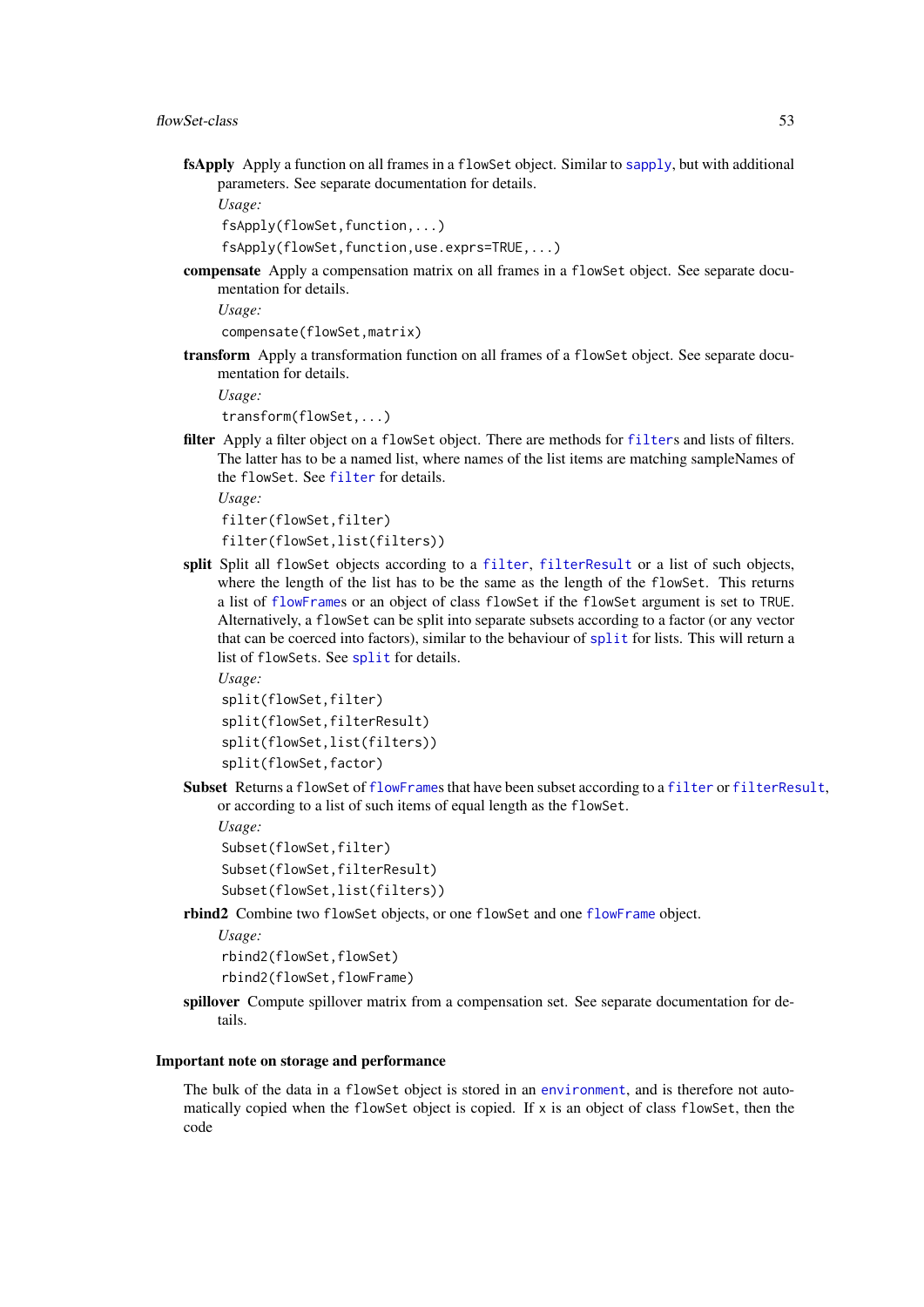**fsApply** Apply a function on all frames in a `flowSet` object. Similar to `sapply`, but with additional parameters. See separate documentation for details.

*Usage:*

```
fsApply(flowSet,function,...)
fsApply(flowSet,function,use.exprs=TRUE,...)
```

**compensate** Apply a compensation matrix on all frames in a `flowSet` object. See separate documentation for details.

*Usage:*

```
compensate(flowSet,matrix)
```

**transform** Apply a transformation function on all frames of a `flowSet` object. See separate documentation for details.

*Usage:*

```
transform(flowSet,...)
```

**filter** Apply a filter object on a `flowSet` object. There are methods for `filter`s and lists of filters. The latter has to be a named list, where names of the list items are matching sampleNames of the `flowSet`. See `filter` for details.

*Usage:*

```
filter(flowSet,filter)
filter(flowSet,list(filters))
```

**split** Split all `flowSet` objects according to a `filter`, `filterResult` or a list of such objects, where the length of the list has to be the same as the length of the `flowSet`. This returns a list of `flowFrame`s or an object of class `flowSet` if the `flowSet` argument is set to `TRUE`. Alternatively, a `flowSet` can be split into separate subsets according to a factor (or any vector that can be coerced into factors), similar to the behaviour of `split` for lists. This will return a list of `flowSet`s. See `split` for details.

*Usage:*

```
split(flowSet,filter)
split(flowSet,filterResult)
split(flowSet,list(filters))
split(flowSet,factor)
```

**Subset** Returns a `flowSet` of `flowFrame`s that have been subset according to a `filter` or `filterResult`, or according to a list of such items of equal length as the `flowSet`.

*Usage:*

```
Subset(flowSet,filter)
Subset(flowSet,filterResult)
Subset(flowSet,list(filters))
```

**rbind2** Combine two `flowSet` objects, or one `flowSet` and one `flowFrame` object.

*Usage:*

```
rbind2(flowSet,flowSet)
rbind2(flowSet,flowFrame)
```

**spillover** Compute spillover matrix from a compensation set. See separate documentation for details.

### Important note on storage and performance

The bulk of the data in a `flowSet` object is stored in an `environment`, and is therefore not automatically copied when the `flowSet` object is copied. If `x` is an object of class `flowSet`, then the code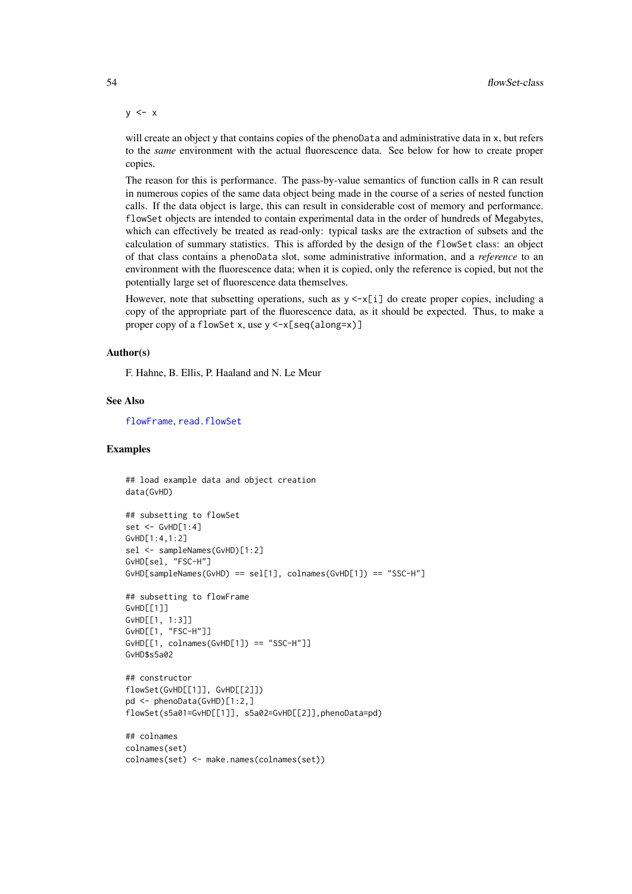```
y <- x
```

will create an object `y` that contains copies of the `phenoData` and administrative data in `x`, but refers to the *same* environment with the actual fluorescence data. See below for how to create proper copies.

The reason for this is performance. The pass-by-value semantics of function calls in R can result in numerous copies of the same data object being made in the course of a series of nested function calls. If the data object is large, this can result in considerable cost of memory and performance. `flowSet` objects are intended to contain experimental data in the order of hundreds of Megabytes, which can effectively be treated as read-only: typical tasks are the extraction of subsets and the calculation of summary statistics. This is afforded by the design of the `flowSet` class: an object of that class contains a `phenoData` slot, some administrative information, and a *reference* to an environment with the fluorescence data; when it is copied, only the reference is copied, but not the potentially large set of fluorescence data themselves.

However, note that subsetting operations, such as `y <-x[i]` do create proper copies, including a copy of the appropriate part of the fluorescence data, as it should be expected. Thus, to make a proper copy of a `flowSet` `x`, use `y <-x[seq(along=x)]`

### Author(s)

F. Hahne, B. Ellis, P. Haaland and N. Le Meur

### See Also

flowFrame, read.flowSet

### Examples

```
## load example data and object creation
data(GvHD)

## subsetting to flowSet
set <- GvHD[1:4]
GvHD[1:4,1:2]
sel <- sampleNames(GvHD)[1:2]
GvHD[sel, "FSC-H"]
GvHD[sampleNames(GvHD) == sel[1], colnames(GvHD[1]) == "SSC-H"]

## subsetting to flowFrame
GvHD[[1]]
GvHD[[1, 1:3]]
GvHD[[1, "FSC-H"]]
GvHD[[1, colnames(GvHD[1]) == "SSC-H"]]
GvHD$s5a02

## constructor
flowSet(GvHD[[1]], GvHD[[2]])
pd <- phenoData(GvHD)[1:2,]
flowSet(s5a01=GvHD[[1]], s5a02=GvHD[[2]],phenoData=pd)

## colnames
colnames(set)
colnames(set) <- make.names(colnames(set))
```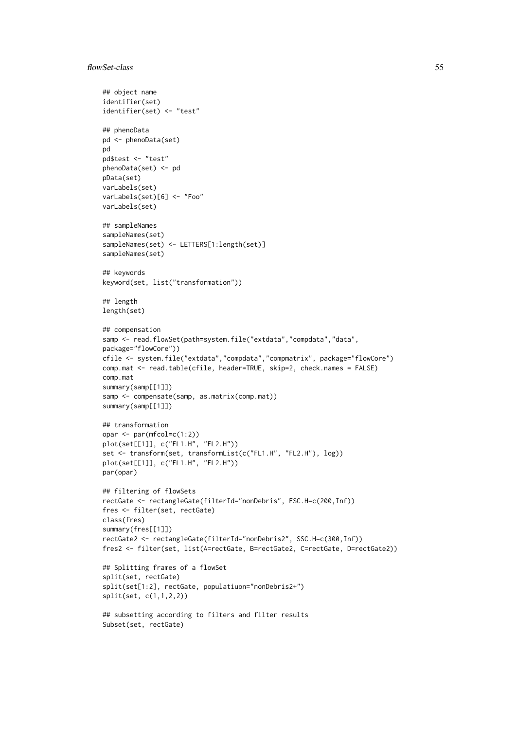```
## object name
identifier(set)
identifier(set) <- "test"

## phenoData
pd <- phenoData(set)
pd
pd$test <- "test"
phenoData(set) <- pd
pData(set)
varLabels(set)
varLabels(set)[6] <- "Foo"
varLabels(set)

## sampleNames
sampleNames(set)
sampleNames(set) <- LETTERS[1:length(set)]
sampleNames(set)

## keywords
keyword(set, list("transformation"))

## length
length(set)

## compensation
samp <- read.flowSet(path=system.file("extdata","compdata","data",
package="flowCore"))
cfile <- system.file("extdata","compdata","compmatrix", package="flowCore")
comp.mat <- read.table(cfile, header=TRUE, skip=2, check.names = FALSE)
comp.mat
summary(samp[[1]])
samp <- compensate(samp, as.matrix(comp.mat))
summary(samp[[1]])

## transformation
opar <- par(mfcol=c(1:2))
plot(set[[1]], c("FL1.H", "FL2.H"))
set <- transform(set, transformList(c("FL1.H", "FL2.H"), log))
plot(set[[1]], c("FL1.H", "FL2.H"))
par(opar)

## filtering of flowSets
rectGate <- rectangleGate(filterId="nonDebris", FSC.H=c(200,Inf))
fres <- filter(set, rectGate)
class(fres)
summary(fres[[1]])
rectGate2 <- rectangleGate(filterId="nonDebris2", SSC.H=c(300,Inf))
fres2 <- filter(set, list(A=rectGate, B=rectGate2, C=rectGate, D=rectGate2))

## Splitting frames of a flowSet
split(set, rectGate)
split(set[1:2], rectGate, populatiuon="nonDebris2+")
split(set, c(1,1,2,2))

## subsetting according to filters and filter results
Subset(set, rectGate)
```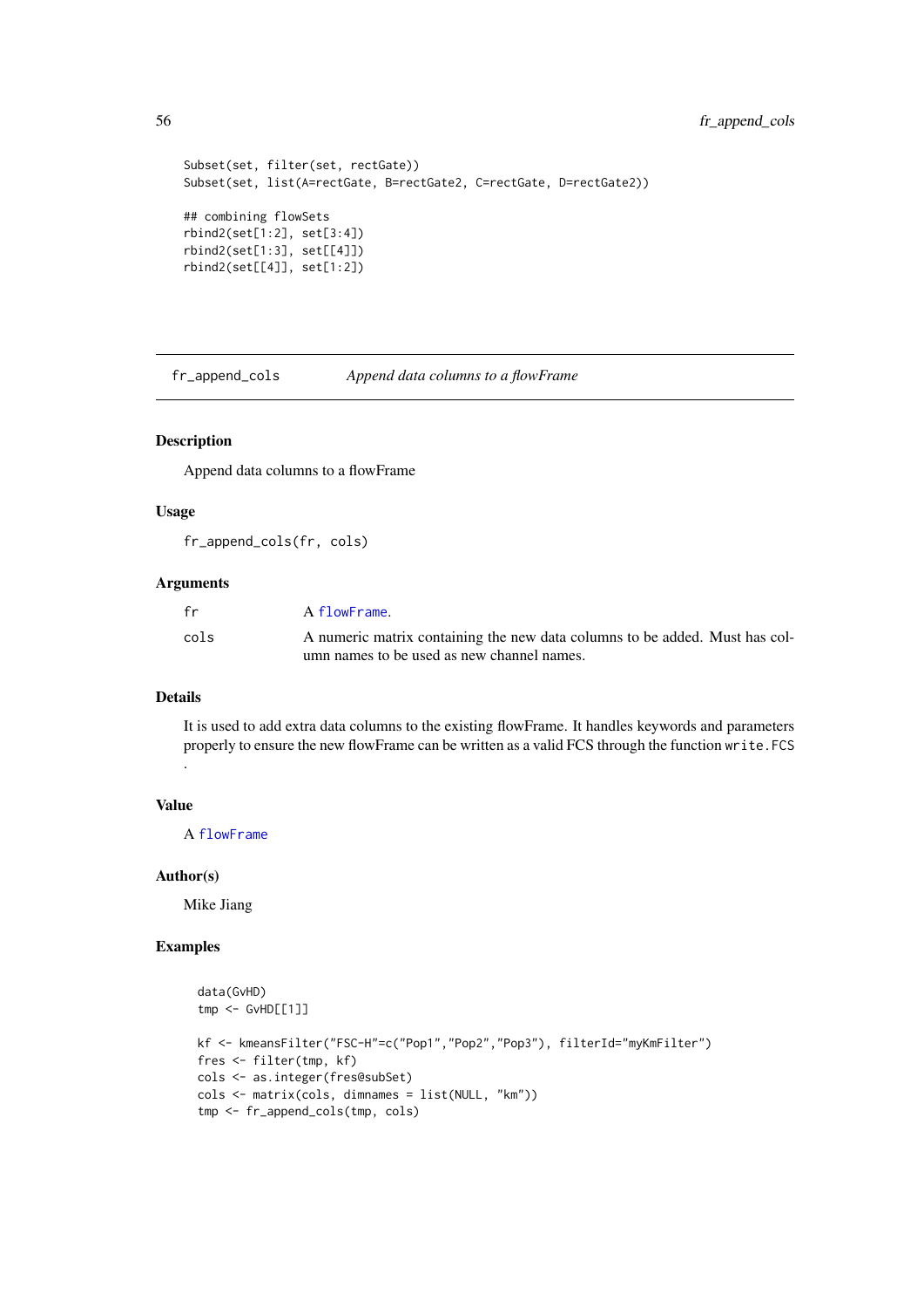```
Subset(set, filter(set, rectGate))
Subset(set, list(A=rectGate, B=rectGate2, C=rectGate, D=rectGate2))

## combining flowSets
rbind2(set[1:2], set[3:4])
rbind2(set[1:3], set[[4]])
rbind2(set[[4]], set[1:2])
```

## fr_append_cols — *Append data columns to a flowFrame*

### Description

Append data columns to a flowFrame

### Usage

```
fr_append_cols(fr, cols)
```

### Arguments

| | |
|---|---|
| fr | A flowFrame. |
| cols | A numeric matrix containing the new data columns to be added. Must has column names to be used as new channel names. |

### Details

It is used to add extra data columns to the existing flowFrame. It handles keywords and parameters properly to ensure the new flowFrame can be written as a valid FCS through the function `write.FCS` .

### Value

A flowFrame

### Author(s)

Mike Jiang

### Examples

```
data(GvHD)
tmp <- GvHD[[1]]

kf <- kmeansFilter("FSC-H"=c("Pop1","Pop2","Pop3"), filterId="myKmFilter")
fres <- filter(tmp, kf)
cols <- as.integer(fres@subSet)
cols <- matrix(cols, dimnames = list(NULL, "km"))
tmp <- fr_append_cols(tmp, cols)
```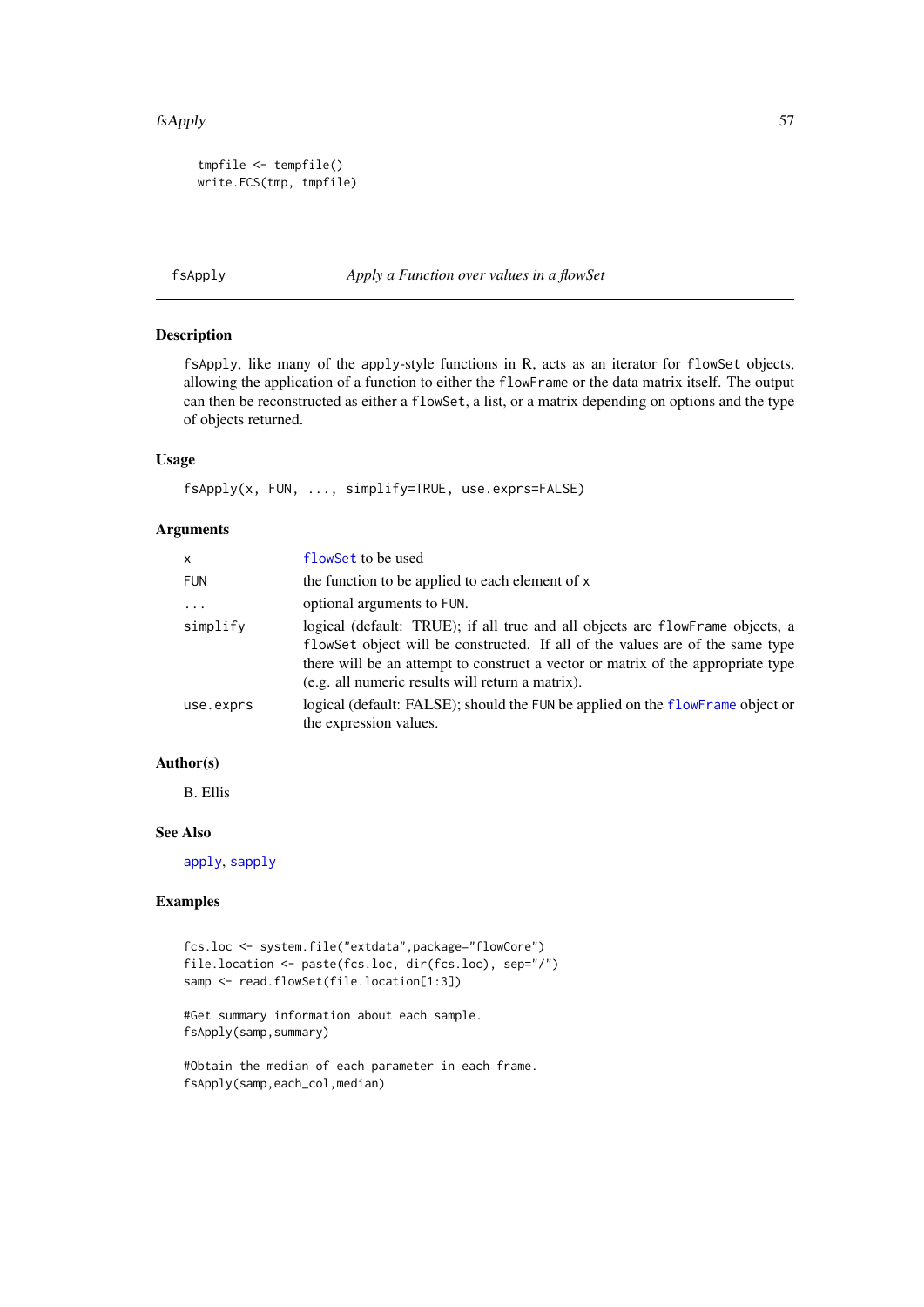```
tmpfile <- tempfile()
write.FCS(tmp, tmpfile)
```

---

## fsApply — *Apply a Function over values in a flowSet*

### Description

fsApply, like many of the apply-style functions in R, acts as an iterator for flowSet objects, allowing the application of a function to either the flowFrame or the data matrix itself. The output can then be reconstructed as either a flowSet, a list, or a matrix depending on options and the type of objects returned.

### Usage

```
fsApply(x, FUN, ..., simplify=TRUE, use.exprs=FALSE)
```

### Arguments

| | |
|---|---|
| x | flowSet to be used |
| FUN | the function to be applied to each element of x |
| ... | optional arguments to FUN. |
| simplify | logical (default: TRUE); if all true and all objects are flowFrame objects, a flowSet object will be constructed. If all of the values are of the same type there will be an attempt to construct a vector or matrix of the appropriate type (e.g. all numeric results will return a matrix). |
| use.exprs | logical (default: FALSE); should the FUN be applied on the flowFrame object or the expression values. |

### Author(s)

B. Ellis

### See Also

apply, sapply

### Examples

```
fcs.loc <- system.file("extdata",package="flowCore")
file.location <- paste(fcs.loc, dir(fcs.loc), sep="/")
samp <- read.flowSet(file.location[1:3])

#Get summary information about each sample.
fsApply(samp,summary)

#Obtain the median of each parameter in each frame.
fsApply(samp,each_col,median)
```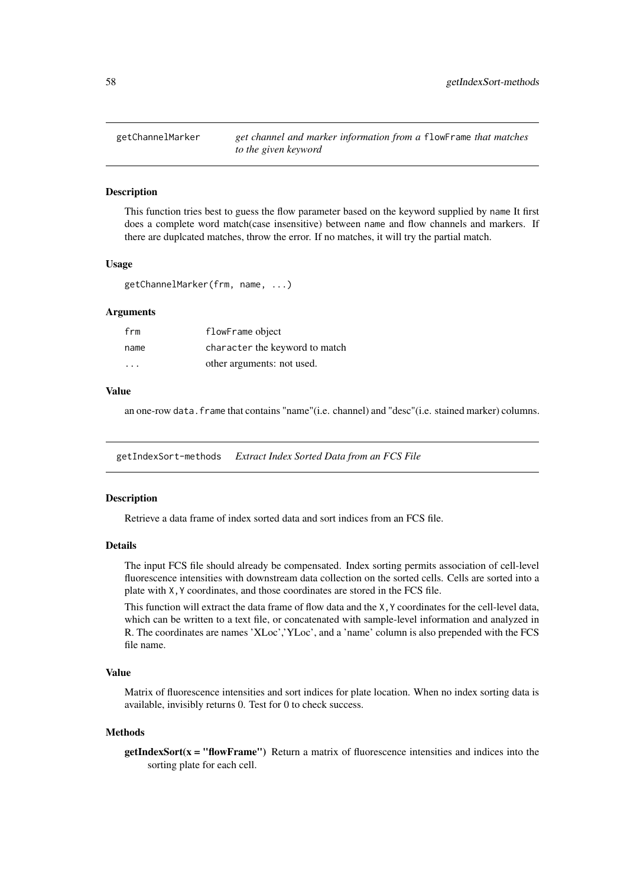## getChannelMarker

*get channel and marker information from a* `flowFrame` *that matches to the given keyword*

### Description

This function tries best to guess the flow parameter based on the keyword supplied by `name` It first does a complete word match(case insensitive) between `name` and flow channels and markers. If there are duplcated matches, throw the error. If no matches, it will try the partial match.

### Usage

```
getChannelMarker(frm, name, ...)
```

### Arguments

| | |
|---|---|
| `frm` | `flowFrame` object |
| `name` | `character` the keyword to match |
| `...` | other arguments: not used. |

### Value

an one-row `data.frame` that contains "name"(i.e. channel) and "desc"(i.e. stained marker) columns.

## getIndexSort-methods

*Extract Index Sorted Data from an FCS File*

### Description

Retrieve a data frame of index sorted data and sort indices from an FCS file.

### Details

The input FCS file should already be compensated. Index sorting permits association of cell-level fluorescence intensities with downstream data collection on the sorted cells. Cells are sorted into a plate with `X,Y` coordinates, and those coordinates are stored in the FCS file.

This function will extract the data frame of flow data and the `X,Y` coordinates for the cell-level data, which can be written to a text file, or concatenated with sample-level information and analyzed in R. The coordinates are names 'XLoc','YLoc', and a 'name' column is also prepended with the FCS file name.

### Value

Matrix of fluorescence intensities and sort indices for plate location. When no index sorting data is available, invisibly returns 0. Test for 0 to check success.

### Methods

**getIndexSort(x = "flowFrame")** Return a matrix of fluorescence intensities and indices into the sorting plate for each cell.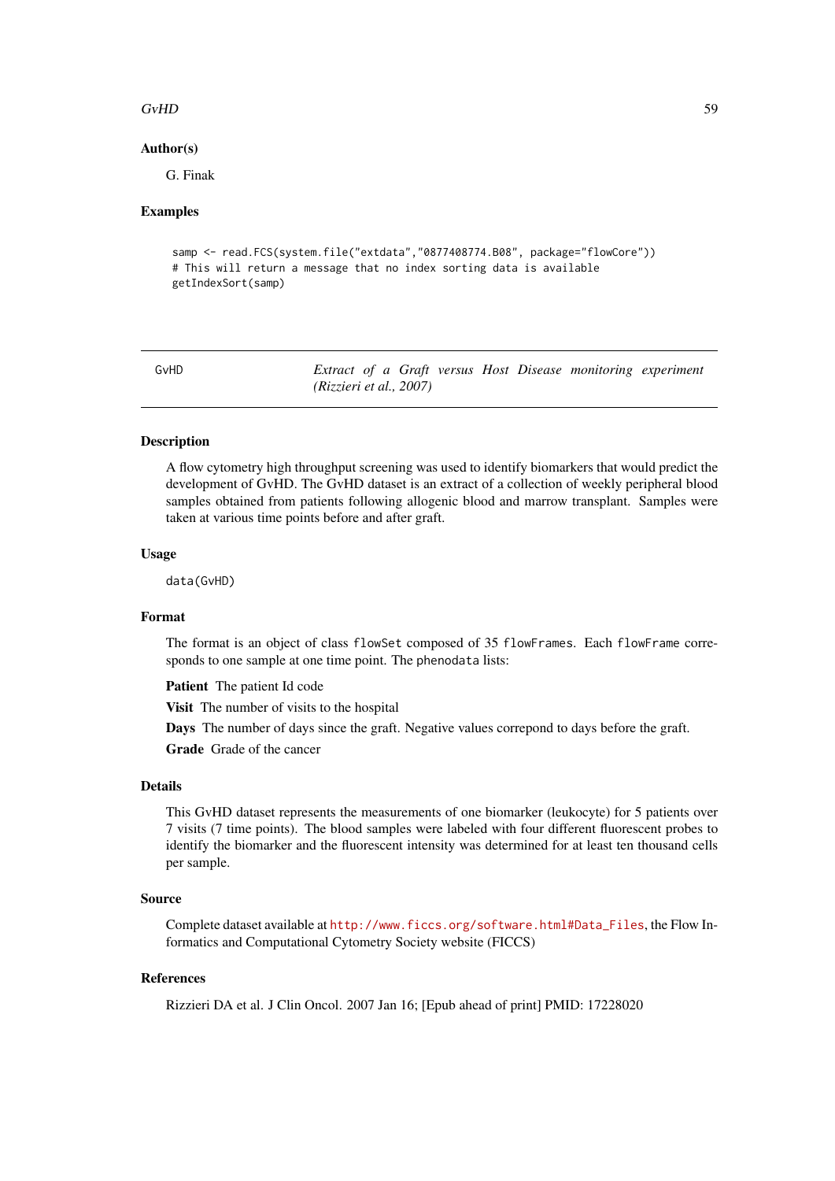### Author(s)

G. Finak

### Examples

```
samp <- read.FCS(system.file("extdata","0877408774.B08", package="flowCore"))
# This will return a message that no index sorting data is available
getIndexSort(samp)
```

---

## GvHD — *Extract of a Graft versus Host Disease monitoring experiment (Rizzieri et al., 2007)*

---

### Description

A flow cytometry high throughput screening was used to identify biomarkers that would predict the development of GvHD. The GvHD dataset is an extract of a collection of weekly peripheral blood samples obtained from patients following allogenic blood and marrow transplant. Samples were taken at various time points before and after graft.

### Usage

```
data(GvHD)
```

### Format

The format is an object of class `flowSet` composed of 35 `flowFrames`. Each `flowFrame` corresponds to one sample at one time point. The `phenodata` lists:

**Patient** The patient Id code

**Visit** The number of visits to the hospital

**Days** The number of days since the graft. Negative values correpond to days before the graft.

**Grade** Grade of the cancer

### Details

This GvHD dataset represents the measurements of one biomarker (leukocyte) for 5 patients over 7 visits (7 time points). The blood samples were labeled with four different fluorescent probes to identify the biomarker and the fluorescent intensity was determined for at least ten thousand cells per sample.

### Source

Complete dataset available at http://www.ficcs.org/software.html#Data_Files, the Flow Informatics and Computational Cytometry Society website (FICCS)

### References

Rizzieri DA et al. J Clin Oncol. 2007 Jan 16; [Epub ahead of print] PMID: 17228020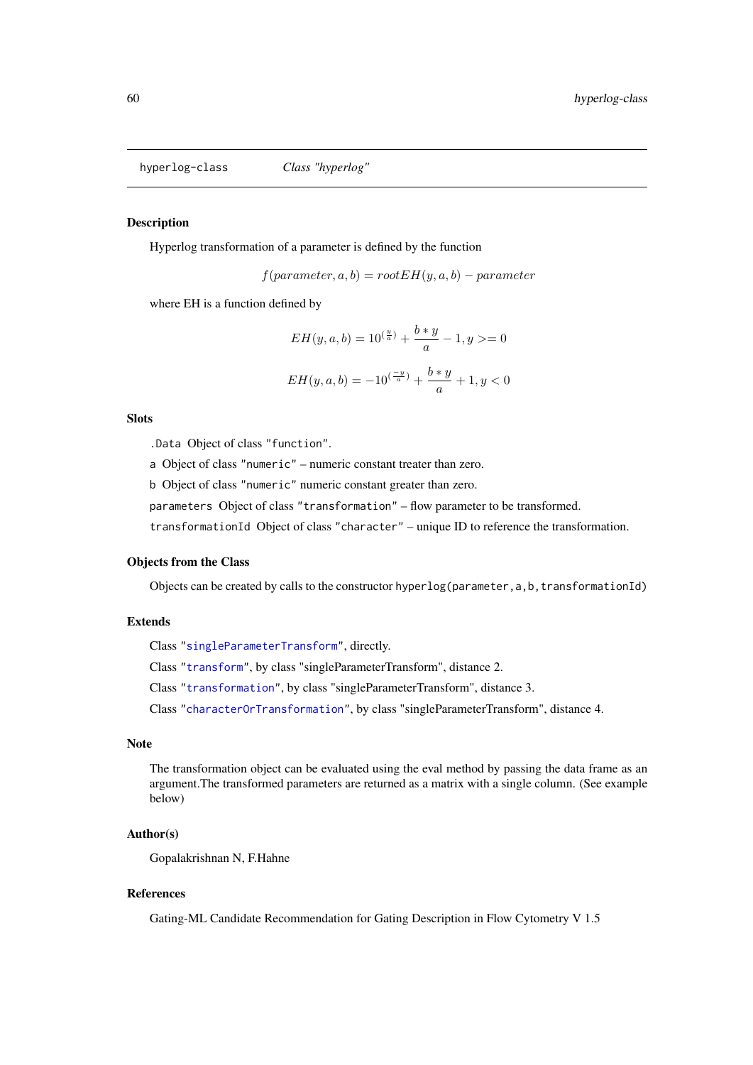hyperlog-class *Class "hyperlog"*

## Description

Hyperlog transformation of a parameter is defined by the function

$$f(parameter, a, b) = rootEH(y, a, b) - parameter$$

where EH is a function defined by

$$EH(y, a, b) = 10^{(\frac{y}{a})} + \frac{b * y}{a} - 1, y >= 0$$

$$EH(y, a, b) = -10^{(\frac{-y}{a})} + \frac{b * y}{a} + 1, y < 0$$

## Slots

`.Data` Object of class `"function"`.

`a` Object of class `"numeric"` – numeric constant treater than zero.

`b` Object of class `"numeric"` numeric constant greater than zero.

`parameters` Object of class `"transformation"` – flow parameter to be transformed.

`transformationId` Object of class `"character"` – unique ID to reference the transformation.

## Objects from the Class

Objects can be created by calls to the constructor `hyperlog(parameter,a,b,transformationId)`

## Extends

Class `"singleParameterTransform"`, directly.

Class `"transform"`, by class "singleParameterTransform", distance 2.

Class `"transformation"`, by class "singleParameterTransform", distance 3.

Class `"characterOrTransformation"`, by class "singleParameterTransform", distance 4.

## Note

The transformation object can be evaluated using the eval method by passing the data frame as an argument.The transformed parameters are returned as a matrix with a single column. (See example below)

## Author(s)

Gopalakrishnan N, F.Hahne

## References

Gating-ML Candidate Recommendation for Gating Description in Flow Cytometry V 1.5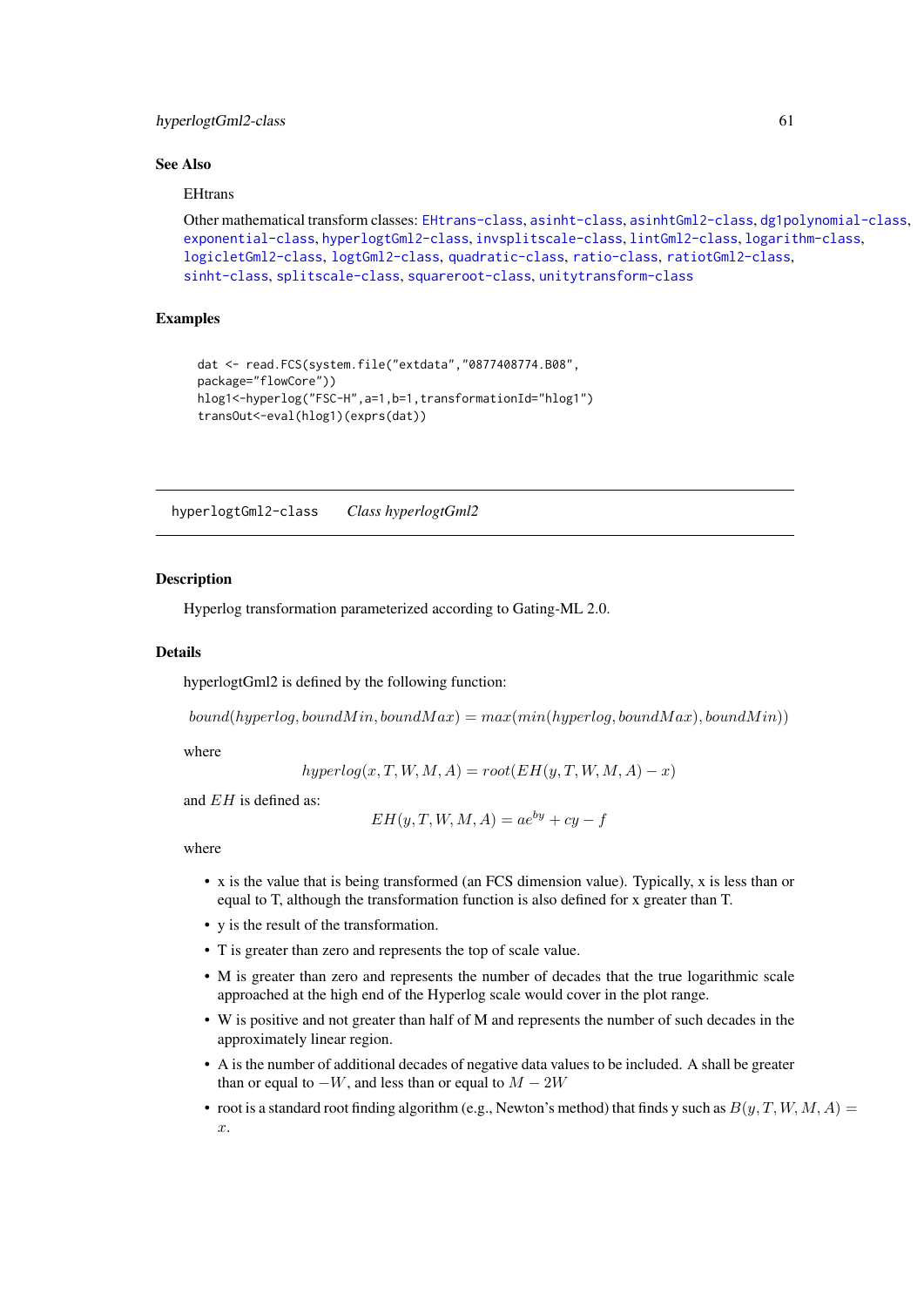### See Also

EHtrans

Other mathematical transform classes: EHtrans-class, asinht-class, asinhtGml2-class, dg1polynomial-class, exponential-class, hyperlogtGml2-class, invsplitscale-class, lintGml2-class, logarithm-class, logicletGml2-class, logtGml2-class, quadratic-class, ratio-class, ratiotGml2-class, sinht-class, splitscale-class, squareroot-class, unitytransform-class

### Examples

```
dat <- read.FCS(system.file("extdata","0877408774.B08",
package="flowCore"))
hlog1<-hyperlog("FSC-H",a=1,b=1,transformationId="hlog1")
transOut<-eval(hlog1)(exprs(dat))
```

---

## hyperlogtGml2-class    *Class hyperlogtGml2*

---

### Description

Hyperlog transformation parameterized according to Gating-ML 2.0.

### Details

hyperlogtGml2 is defined by the following function:

$$bound(hyperlog, boundMin, boundMax) = max(min(hyperlog, boundMax), boundMin))$$

where

$$hyperlog(x, T, W, M, A) = root(EH(y, T, W, M, A) - x)$$

and $EH$ is defined as:

$$EH(y, T, W, M, A) = ae^{by} + cy - f$$

where

- x is the value that is being transformed (an FCS dimension value). Typically, x is less than or equal to T, although the transformation function is also defined for x greater than T.
- y is the result of the transformation.
- T is greater than zero and represents the top of scale value.
- M is greater than zero and represents the number of decades that the true logarithmic scale approached at the high end of the Hyperlog scale would cover in the plot range.
- W is positive and not greater than half of M and represents the number of such decades in the approximately linear region.
- A is the number of additional decades of negative data values to be included. A shall be greater than or equal to $-W$, and less than or equal to $M - 2W$
- root is a standard root finding algorithm (e.g., Newton's method) that finds y such as $B(y, T, W, M, A) = x$.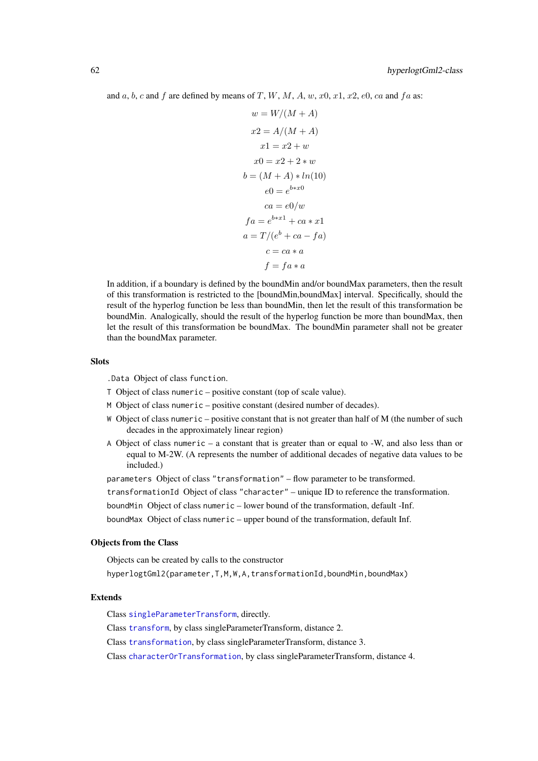and $a$, $b$, $c$ and $f$ are defined by means of $T$, $W$, $M$, $A$, $w$, $x0$, $x1$, $x2$, $e0$, $ca$ and $fa$ as:

$$w = W/(M + A)$$

$$x2 = A/(M + A)$$

$$x1 = x2 + w$$

$$x0 = x2 + 2 * w$$

$$b = (M + A) * ln(10)$$

$$e0 = e^{b*x0}$$

$$ca = e0/w$$

$$fa = e^{b*x1} + ca * x1$$

$$a = T/(e^b + ca - fa)$$

$$c = ca * a$$

$$f = fa * a$$

In addition, if a boundary is defined by the boundMin and/or boundMax parameters, then the result of this transformation is restricted to the [boundMin,boundMax] interval. Specifically, should the result of the hyperlog function be less than boundMin, then let the result of this transformation be boundMin. Analogically, should the result of the hyperlog function be more than boundMax, then let the result of this transformation be boundMax. The boundMin parameter shall not be greater than the boundMax parameter.

### Slots

`.Data` Object of class `function`.

`T` Object of class `numeric` – positive constant (top of scale value).

`M` Object of class `numeric` – positive constant (desired number of decades).

`W` Object of class `numeric` – positive constant that is not greater than half of M (the number of such decades in the approximately linear region)

`A` Object of class `numeric` – a constant that is greater than or equal to -W, and also less than or equal to M-2W. (A represents the number of additional decades of negative data values to be included.)

`parameters` Object of class `"transformation"` – flow parameter to be transformed.

`transformationId` Object of class `"character"` – unique ID to reference the transformation.

`boundMin` Object of class `numeric` – lower bound of the transformation, default -Inf.

`boundMax` Object of class `numeric` – upper bound of the transformation, default Inf.

### Objects from the Class

Objects can be created by calls to the constructor

`hyperlogtGml2(parameter,T,M,W,A,transformationId,boundMin,boundMax)`

### Extends

Class `singleParameterTransform`, directly.

Class `transform`, by class singleParameterTransform, distance 2.

Class `transformation`, by class singleParameterTransform, distance 3.

Class `characterOrTransformation`, by class singleParameterTransform, distance 4.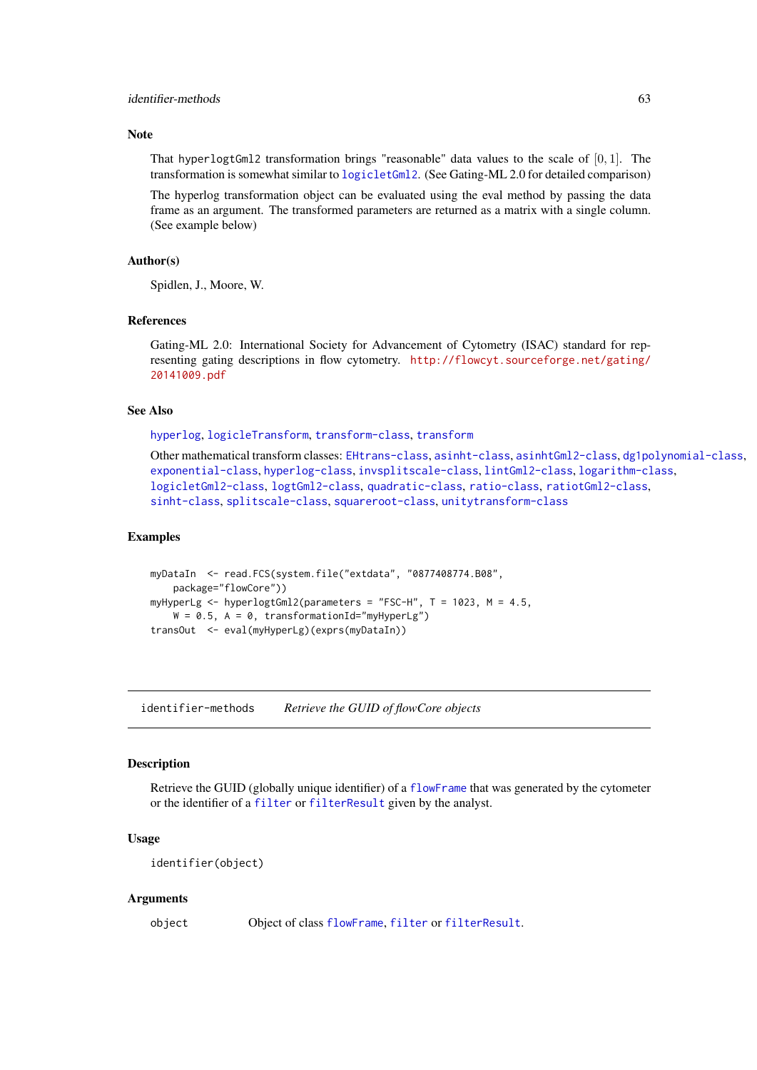### Note

That hyperlogtGml2 transformation brings "reasonable" data values to the scale of $[0, 1]$. The transformation is somewhat similar to logicletGml2. (See Gating-ML 2.0 for detailed comparison)

The hyperlog transformation object can be evaluated using the eval method by passing the data frame as an argument. The transformed parameters are returned as a matrix with a single column. (See example below)

### Author(s)

Spidlen, J., Moore, W.

### References

Gating-ML 2.0: International Society for Advancement of Cytometry (ISAC) standard for representing gating descriptions in flow cytometry. http://flowcyt.sourceforge.net/gating/20141009.pdf

### See Also

hyperlog, logicleTransform, transform-class, transform

Other mathematical transform classes: EHtrans-class, asinht-class, asinhtGml2-class, dg1polynomial-class, exponential-class, hyperlog-class, invsplitscale-class, lintGml2-class, logarithm-class, logicletGml2-class, logtGml2-class, quadratic-class, ratio-class, ratiotGml2-class, sinht-class, splitscale-class, squareroot-class, unitytransform-class

### Examples

```
myDataIn  <- read.FCS(system.file("extdata", "0877408774.B08",
    package="flowCore"))
myHyperLg <- hyperlogtGml2(parameters = "FSC-H", T = 1023, M = 4.5,
    W = 0.5, A = 0, transformationId="myHyperLg")
transOut  <- eval(myHyperLg)(exprs(myDataIn))
```

---

## identifier-methods — *Retrieve the GUID of flowCore objects*

---

### Description

Retrieve the GUID (globally unique identifier) of a flowFrame that was generated by the cytometer or the identifier of a filter or filterResult given by the analyst.

### Usage

```
identifier(object)
```

### Arguments

| | |
|---|---|
| object | Object of class flowFrame, filter or filterResult. |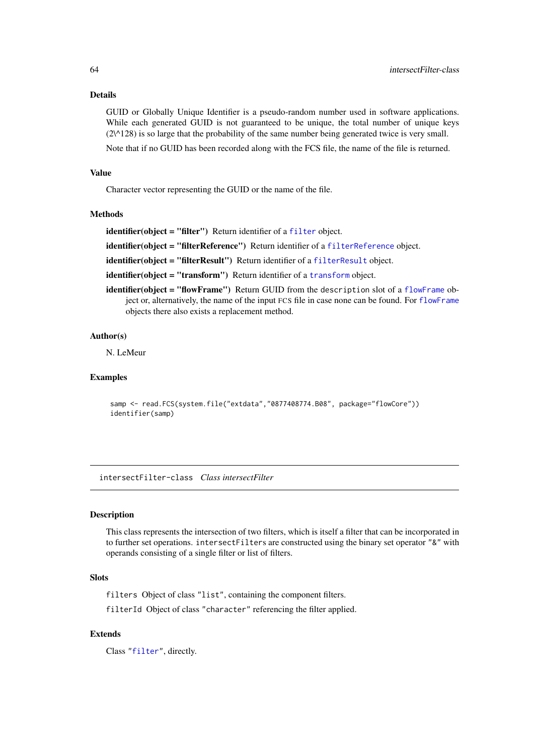### Details

GUID or Globally Unique Identifier is a pseudo-random number used in software applications. While each generated GUID is not guaranteed to be unique, the total number of unique keys (2\^128) is so large that the probability of the same number being generated twice is very small.

Note that if no GUID has been recorded along with the FCS file, the name of the file is returned.

### Value

Character vector representing the GUID or the name of the file.

### Methods

**identifier(object = "filter")** Return identifier of a `filter` object.

**identifier(object = "filterReference")** Return identifier of a `filterReference` object.

**identifier(object = "filterResult")** Return identifier of a `filterResult` object.

**identifier(object = "transform")** Return identifier of a `transform` object.

**identifier(object = "flowFrame")** Return GUID from the `description` slot of a `flowFrame` object or, alternatively, the name of the input FCS file in case none can be found. For `flowFrame` objects there also exists a replacement method.

### Author(s)

N. LeMeur

### Examples

```
samp <- read.FCS(system.file("extdata","0877408774.B08", package="flowCore"))
identifier(samp)
```

---

## intersectFilter-class *Class intersectFilter*

---

### Description

This class represents the intersection of two filters, which is itself a filter that can be incorporated in to further set operations. `intersectFilter`s are constructed using the binary set operator `"&"` with operands consisting of a single filter or list of filters.

### Slots

`filters` Object of class `"list"`, containing the component filters.

`filterId` Object of class `"character"` referencing the filter applied.

### Extends

Class `"filter"`, directly.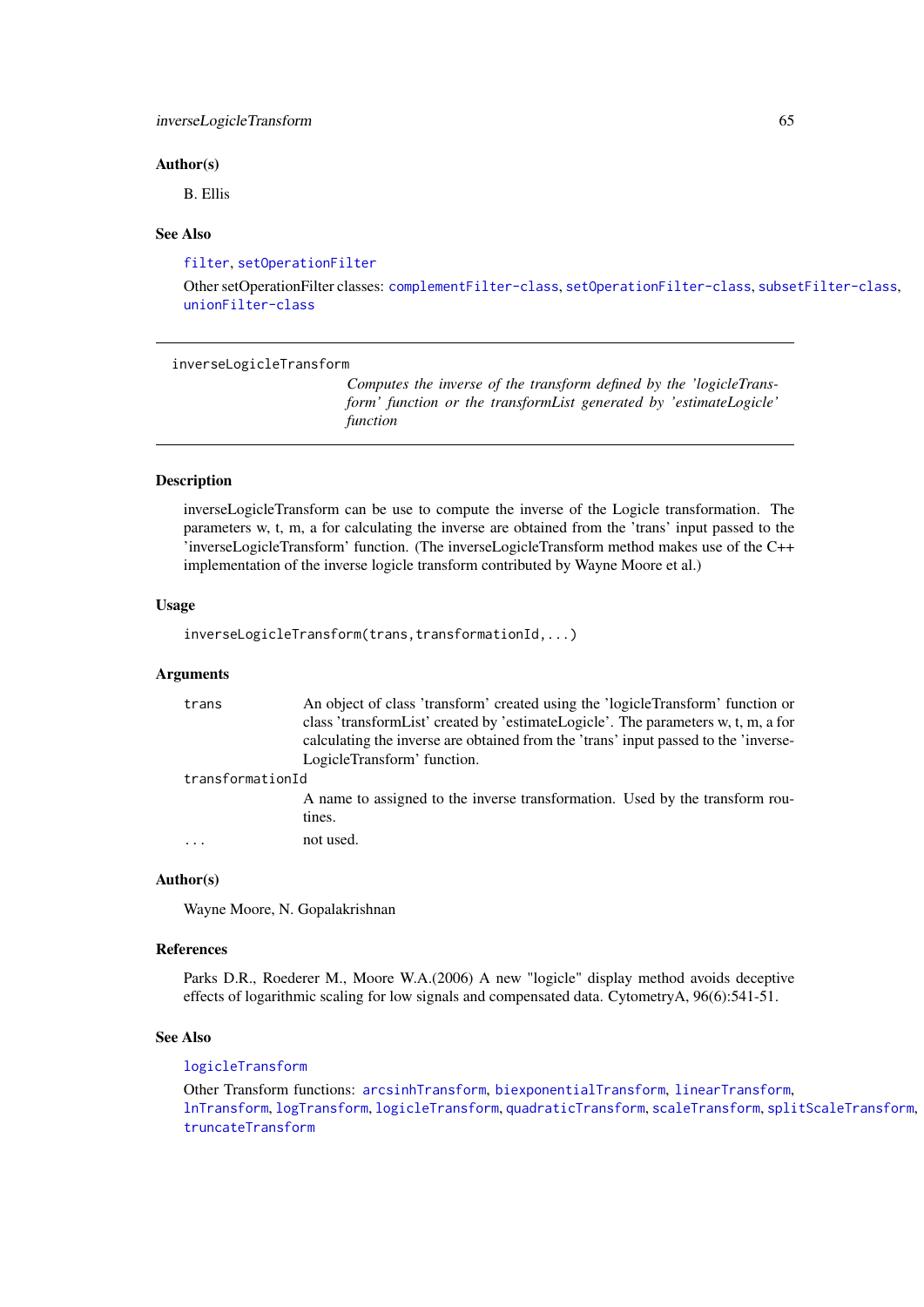### Author(s)

B. Ellis

### See Also

`filter`, `setOperationFilter`

Other setOperationFilter classes: `complementFilter-class`, `setOperationFilter-class`, `subsetFilter-class`, `unionFilter-class`

---

## inverseLogicleTransform

*Computes the inverse of the transform defined by the 'logicleTransform' function or the transformList generated by 'estimateLogicle' function*

---

### Description

inverseLogicleTransform can be use to compute the inverse of the Logicle transformation. The parameters w, t, m, a for calculating the inverse are obtained from the 'trans' input passed to the 'inverseLogicleTransform' function. (The inverseLogicleTransform method makes use of the C++ implementation of the inverse logicle transform contributed by Wayne Moore et al.)

### Usage

```
inverseLogicleTransform(trans,transformationId,...)
```

### Arguments

| | |
|---|---|
| `trans` | An object of class 'transform' created using the 'logicleTransform' function or class 'transformList' created by 'estimateLogicle'. The parameters w, t, m, a for calculating the inverse are obtained from the 'trans' input passed to the 'inverseLogicleTransform' function. |
| `transformationId` | A name to assigned to the inverse transformation. Used by the transform routines. |
| `...` | not used. |

### Author(s)

Wayne Moore, N. Gopalakrishnan

### References

Parks D.R., Roederer M., Moore W.A.(2006) A new "logicle" display method avoids deceptive effects of logarithmic scaling for low signals and compensated data. CytometryA, 96(6):541-51.

### See Also

`logicleTransform`

Other Transform functions: `arcsinhTransform`, `biexponentialTransform`, `linearTransform`, `lnTransform`, `logTransform`, `logicleTransform`, `quadraticTransform`, `scaleTransform`, `splitScaleTransform`, `truncateTransform`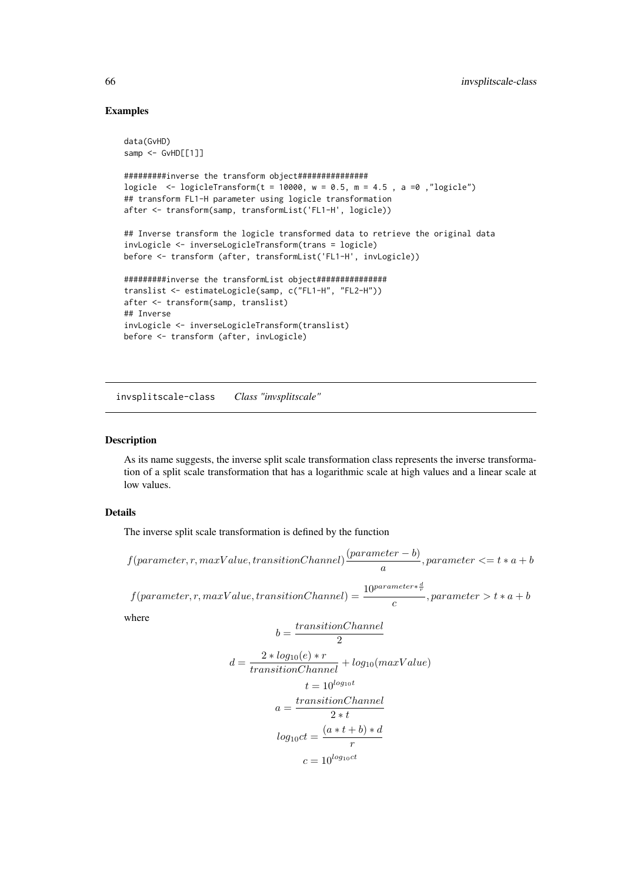### Examples

```
data(GvHD)
samp <- GvHD[[1]]

#########inverse the transform object###############
logicle  <- logicleTransform(t = 10000, w = 0.5, m = 4.5 , a =0 ,"logicle")
## transform FL1-H parameter using logicle transformation
after <- transform(samp, transformList('FL1-H', logicle))

## Inverse transform the logicle transformed data to retrieve the original data
invLogicle <- inverseLogicleTransform(trans = logicle)
before <- transform (after, transformList('FL1-H', invLogicle))

#########inverse the transformList object###############
translist <- estimateLogicle(samp, c("FL1-H", "FL2-H"))
after <- transform(samp, translist)
## Inverse
invLogicle <- inverseLogicleTransform(translist)
before <- transform (after, invLogicle)
```

## invsplitscale-class    *Class "invsplitscale"*

### Description

As its name suggests, the inverse split scale transformation class represents the inverse transformation of a split scale transformation that has a logarithmic scale at high values and a linear scale at low values.

### Details

The inverse split scale transformation is defined by the function

$$f(parameter, r, maxValue, transitionChannel)\frac{(parameter - b)}{a}, parameter <= t * a + b$$

$$f(parameter, r, maxValue, transitionChannel) = \frac{10^{parameter*\frac{d}{r}}}{c}, parameter > t * a + b$$

where

$$b = \frac{transitionChannel}{2}$$

$$d = \frac{2 * log_{10}(e) * r}{transitionChannel} + log_{10}(maxValue)$$

$$t = 10^{log_{10}t}$$

$$a = \frac{transitionChannel}{2 * t}$$

$$log_{10}ct = \frac{(a * t + b) * d}{r}$$

$$c = 10^{log_{10}ct}$$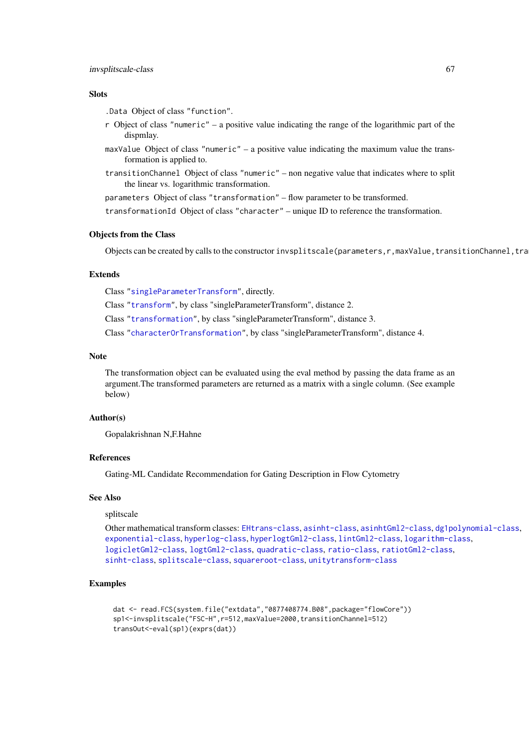### Slots

`.Data` Object of class "function".

`r` Object of class "numeric" – a positive value indicating the range of the logarithmic part of the dispmlay.

`maxValue` Object of class "numeric" – a positive value indicating the maximum value the transformation is applied to.

`transitionChannel` Object of class "numeric" – non negative value that indicates where to split the linear vs. logarithmic transformation.

`parameters` Object of class "transformation" – flow parameter to be transformed.

`transformationId` Object of class "character" – unique ID to reference the transformation.

### Objects from the Class

Objects can be created by calls to the constructor `invsplitscale(parameters,r,maxValue,transitionChannel,tra`

### Extends

Class "singleParameterTransform", directly.

Class "transform", by class "singleParameterTransform", distance 2.

Class "transformation", by class "singleParameterTransform", distance 3.

Class "characterOrTransformation", by class "singleParameterTransform", distance 4.

### Note

The transformation object can be evaluated using the eval method by passing the data frame as an argument.The transformed parameters are returned as a matrix with a single column. (See example below)

### Author(s)

Gopalakrishnan N,F.Hahne

### References

Gating-ML Candidate Recommendation for Gating Description in Flow Cytometry

### See Also

splitscale

Other mathematical transform classes: EHtrans-class, asinht-class, asinhtGml2-class, dg1polynomial-class, exponential-class, hyperlog-class, hyperlogtGml2-class, lintGml2-class, logarithm-class, logicletGml2-class, logtGml2-class, quadratic-class, ratio-class, ratiotGml2-class, sinht-class, splitscale-class, squareroot-class, unitytransform-class

### Examples

```
dat <- read.FCS(system.file("extdata","0877408774.B08",package="flowCore"))
sp1<-invsplitscale("FSC-H",r=512,maxValue=2000,transitionChannel=512)
transOut<-eval(sp1)(exprs(dat))
```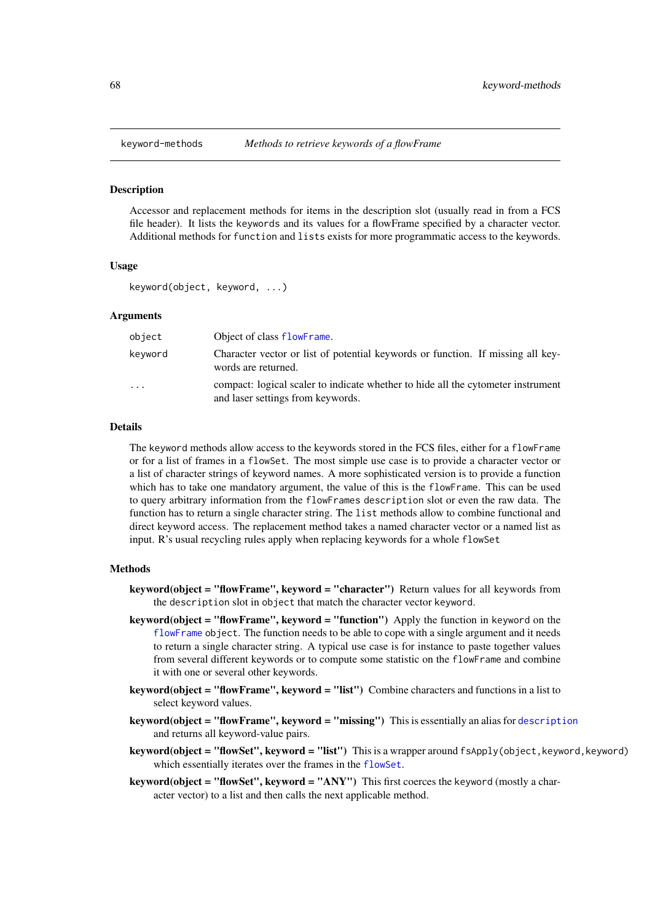keyword-methods *Methods to retrieve keywords of a flowFrame*

## Description

Accessor and replacement methods for items in the description slot (usually read in from a FCS file header). It lists the `keywords` and its values for a flowFrame specified by a character vector. Additional methods for `function` and `lists` exists for more programmatic access to the keywords.

## Usage

```
keyword(object, keyword, ...)
```

## Arguments

| | |
|---|---|
| object | Object of class `flowFrame`. |
| keyword | Character vector or list of potential keywords or function. If missing all keywords are returned. |
| ... | compact: logical scaler to indicate whether to hide all the cytometer instrument and laser settings from keywords. |

## Details

The `keyword` methods allow access to the keywords stored in the FCS files, either for a `flowFrame` or for a list of frames in a `flowSet`. The most simple use case is to provide a character vector or a list of character strings of keyword names. A more sophisticated version is to provide a function which has to take one mandatory argument, the value of this is the `flowFrame`. This can be used to query arbitrary information from the `flowFrames` `description` slot or even the raw data. The function has to return a single character string. The `list` methods allow to combine functional and direct keyword access. The replacement method takes a named character vector or a named list as input. R's usual recycling rules apply when replacing keywords for a whole `flowSet`

## Methods

- **keyword(object = "flowFrame", keyword = "character")** Return values for all keywords from the `description` slot in `object` that match the character vector `keyword`.
- **keyword(object = "flowFrame", keyword = "function")** Apply the function in `keyword` on the `flowFrame` object. The function needs to be able to cope with a single argument and it needs to return a single character string. A typical use case is for instance to paste together values from several different keywords or to compute some statistic on the `flowFrame` and combine it with one or several other keywords.
- **keyword(object = "flowFrame", keyword = "list")** Combine characters and functions in a list to select keyword values.
- **keyword(object = "flowFrame", keyword = "missing")** This is essentially an alias for `description` and returns all keyword-value pairs.
- **keyword(object = "flowSet", keyword = "list")** This is a wrapper around `fsApply(object,keyword,keyword)` which essentially iterates over the frames in the `flowSet`.
- **keyword(object = "flowSet", keyword = "ANY")** This first coerces the `keyword` (mostly a character vector) to a list and then calls the next applicable method.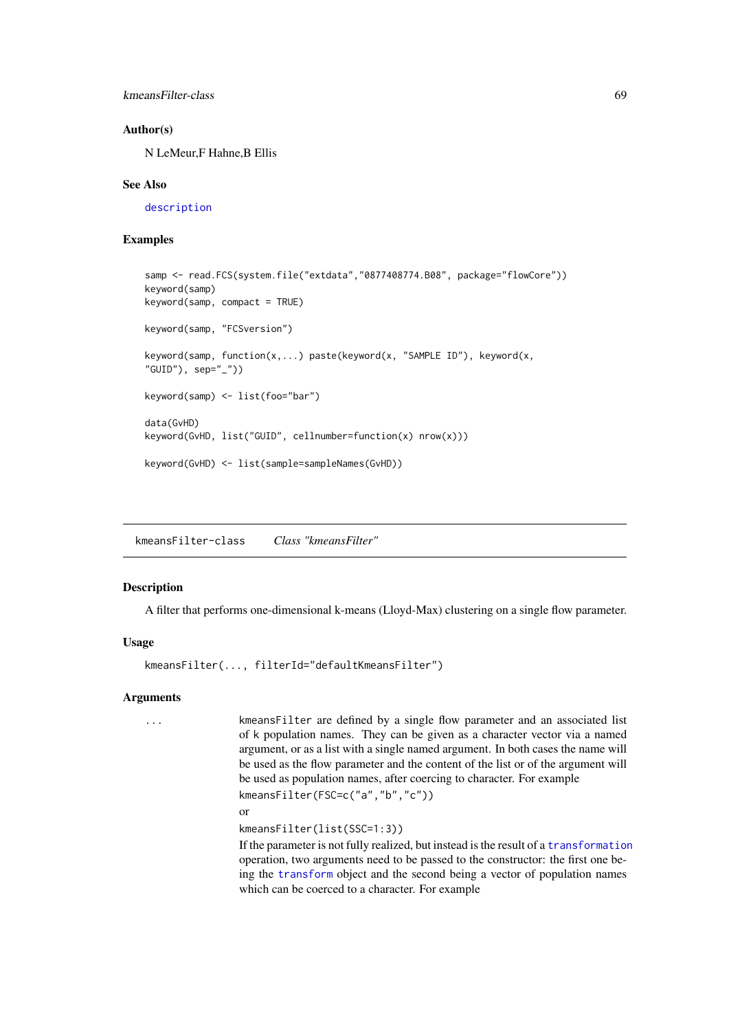### Author(s)

N LeMeur,F Hahne,B Ellis

### See Also

description

### Examples

```
samp <- read.FCS(system.file("extdata","0877408774.B08", package="flowCore"))
keyword(samp)
keyword(samp, compact = TRUE)

keyword(samp, "FCSversion")

keyword(samp, function(x,...) paste(keyword(x, "SAMPLE ID"), keyword(x,
"GUID"), sep="_"))

keyword(samp) <- list(foo="bar")

data(GvHD)
keyword(GvHD, list("GUID", cellnumber=function(x) nrow(x)))

keyword(GvHD) <- list(sample=sampleNames(GvHD))
```

---

## kmeansFilter-class    *Class "kmeansFilter"*

### Description

A filter that performs one-dimensional k-means (Lloyd-Max) clustering on a single flow parameter.

### Usage

```
kmeansFilter(..., filterId="defaultKmeansFilter")
```

### Arguments

`...` kmeansFilter are defined by a single flow parameter and an associated list of k population names. They can be given as a character vector via a named argument, or as a list with a single named argument. In both cases the name will be used as the flow parameter and the content of the list or of the argument will be used as population names, after coercing to character. For example

`kmeansFilter(FSC=c("a","b","c"))`

or

`kmeansFilter(list(SSC=1:3))`

If the parameter is not fully realized, but instead is the result of a transformation operation, two arguments need to be passed to the constructor: the first one being the transform object and the second being a vector of population names which can be coerced to a character. For example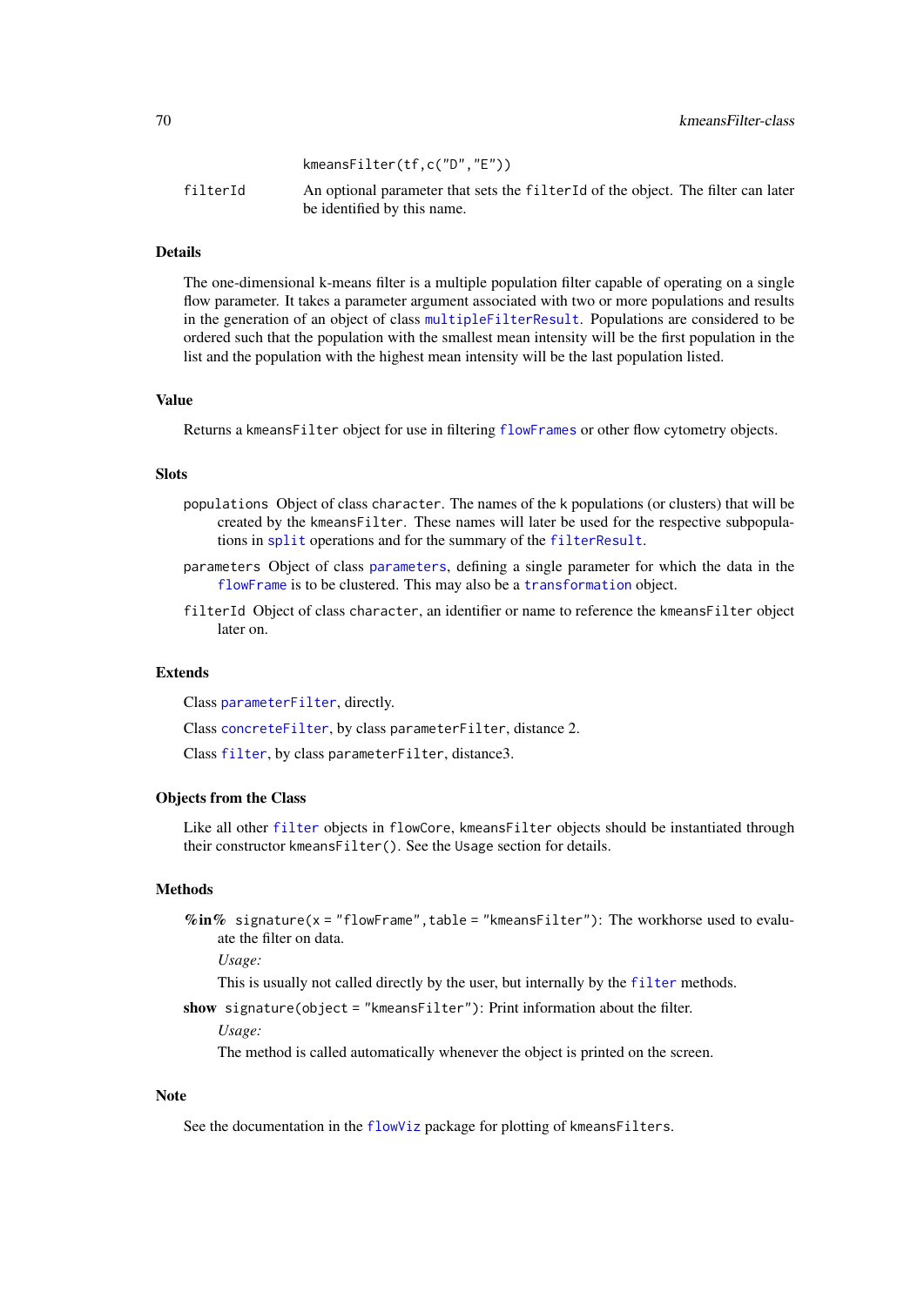`kmeansFilter(tf,c("D","E"))`

filterId
: An optional parameter that sets the `filterId` of the object. The filter can later be identified by this name.

## Details

The one-dimensional k-means filter is a multiple population filter capable of operating on a single flow parameter. It takes a parameter argument associated with two or more populations and results in the generation of an object of class `multipleFilterResult`. Populations are considered to be ordered such that the population with the smallest mean intensity will be the first population in the list and the population with the highest mean intensity will be the last population listed.

## Value

Returns a `kmeansFilter` object for use in filtering `flowFrames` or other flow cytometry objects.

## Slots

- `populations` Object of class `character`. The names of the k populations (or clusters) that will be created by the `kmeansFilter`. These names will later be used for the respective subpopulations in `split` operations and for the summary of the `filterResult`.
- `parameters` Object of class `parameters`, defining a single parameter for which the data in the `flowFrame` is to be clustered. This may also be a `transformation` object.
- `filterId` Object of class `character`, an identifier or name to reference the `kmeansFilter` object later on.

## Extends

Class `parameterFilter`, directly.

Class `concreteFilter`, by class `parameterFilter`, distance 2.

Class `filter`, by class `parameterFilter`, distance3.

## Objects from the Class

Like all other `filter` objects in `flowCore`, `kmeansFilter` objects should be instantiated through their constructor `kmeansFilter()`. See the `Usage` section for details.

## Methods

**%in%** `signature(x = "flowFrame",table = "kmeansFilter")`: The workhorse used to evaluate the filter on data.

*Usage:*

This is usually not called directly by the user, but internally by the `filter` methods.

**show** `signature(object = "kmeansFilter")`: Print information about the filter.

*Usage:*

The method is called automatically whenever the object is printed on the screen.

## Note

See the documentation in the `flowViz` package for plotting of `kmeansFilters`.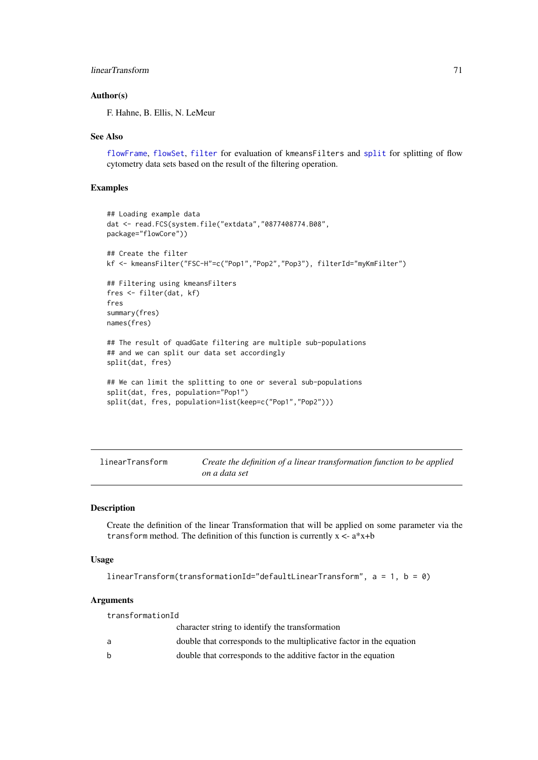### Author(s)

F. Hahne, B. Ellis, N. LeMeur

### See Also

flowFrame, flowSet, filter for evaluation of kmeansFilters and split for splitting of flow cytometry data sets based on the result of the filtering operation.

### Examples

```
## Loading example data
dat <- read.FCS(system.file("extdata","0877408774.B08",
package="flowCore"))

## Create the filter
kf <- kmeansFilter("FSC-H"=c("Pop1","Pop2","Pop3"), filterId="myKmFilter")

## Filtering using kmeansFilters
fres <- filter(dat, kf)
fres
summary(fres)
names(fres)

## The result of quadGate filtering are multiple sub-populations
## and we can split our data set accordingly
split(dat, fres)

## We can limit the splitting to one or several sub-populations
split(dat, fres, population="Pop1")
split(dat, fres, population=list(keep=c("Pop1","Pop2")))
```

---

## linearTransform — *Create the definition of a linear transformation function to be applied on a data set*

### Description

Create the definition of the linear Transformation that will be applied on some parameter via the transform method. The definition of this function is currently x <- a*x+b

### Usage

```
linearTransform(transformationId="defaultLinearTransform", a = 1, b = 0)
```

### Arguments

| | |
|---|---|
| transformationId | character string to identify the transformation |
| a | double that corresponds to the multiplicative factor in the equation |
| b | double that corresponds to the additive factor in the equation |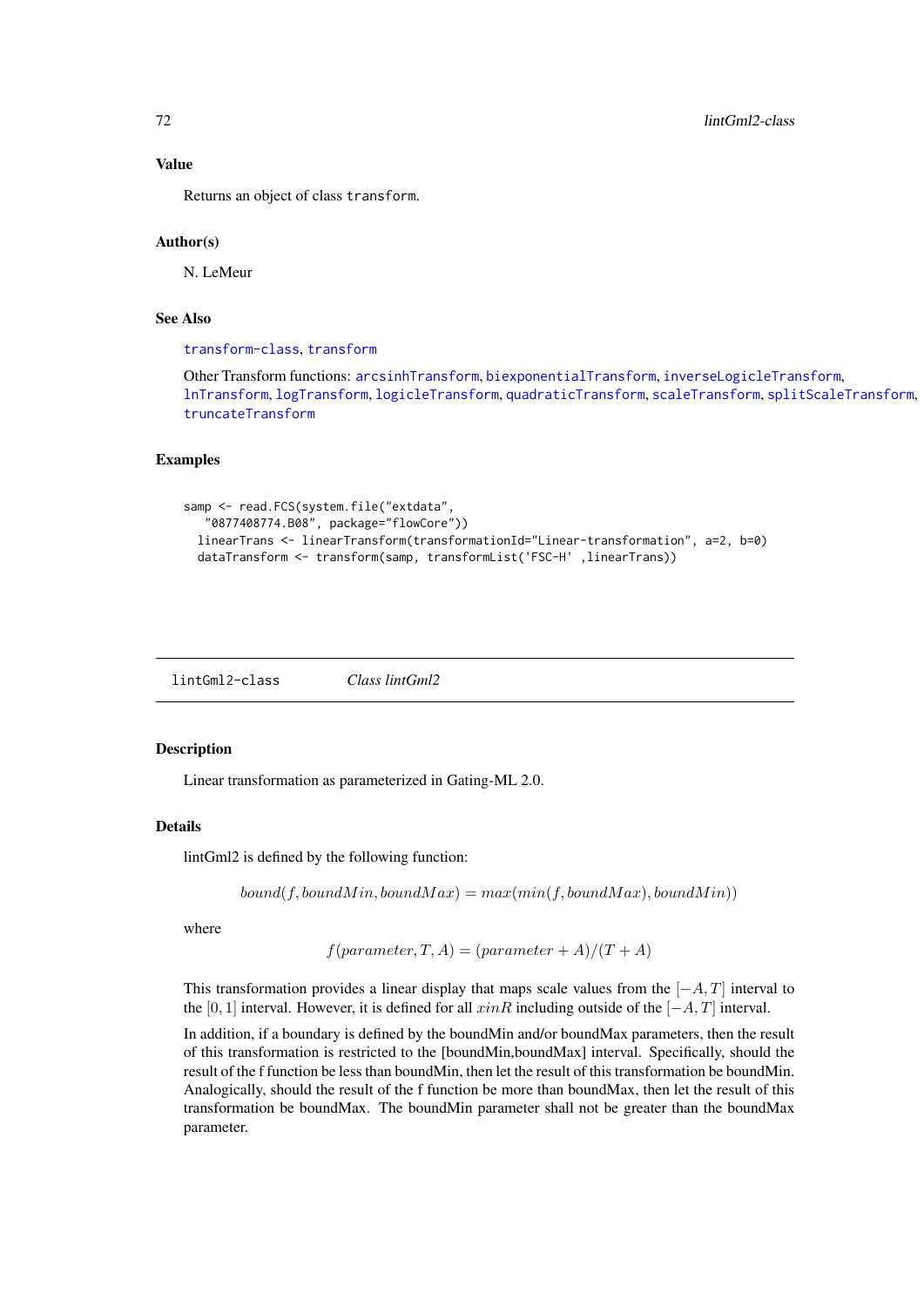### Value

Returns an object of class transform.

### Author(s)

N. LeMeur

### See Also

transform-class, transform

Other Transform functions: arcsinhTransform, biexponentialTransform, inverseLogicleTransform, lnTransform, logTransform, logicleTransform, quadraticTransform, scaleTransform, splitScaleTransform, truncateTransform

### Examples

```
samp <- read.FCS(system.file("extdata",
   "0877408774.B08", package="flowCore"))
  linearTrans <- linearTransform(transformationId="Linear-transformation", a=2, b=0)
  dataTransform <- transform(samp, transformList('FSC-H' ,linearTrans))
```

---

## lintGml2-class &nbsp;&nbsp;&nbsp; *Class lintGml2*

### Description

Linear transformation as parameterized in Gating-ML 2.0.

### Details

lintGml2 is defined by the following function:

$$bound(f, boundMin, boundMax) = max(min(f, boundMax), boundMin))$$

where

$$f(parameter, T, A) = (parameter + A)/(T + A)$$

This transformation provides a linear display that maps scale values from the $[-A, T]$ interval to the $[0, 1]$ interval. However, it is defined for all $xinR$ including outside of the $[-A, T]$ interval.

In addition, if a boundary is defined by the boundMin and/or boundMax parameters, then the result of this transformation is restricted to the [boundMin,boundMax] interval. Specifically, should the result of the f function be less than boundMin, then let the result of this transformation be boundMin. Analogically, should the result of the f function be more than boundMax, then let the result of this transformation be boundMax. The boundMin parameter shall not be greater than the boundMax parameter.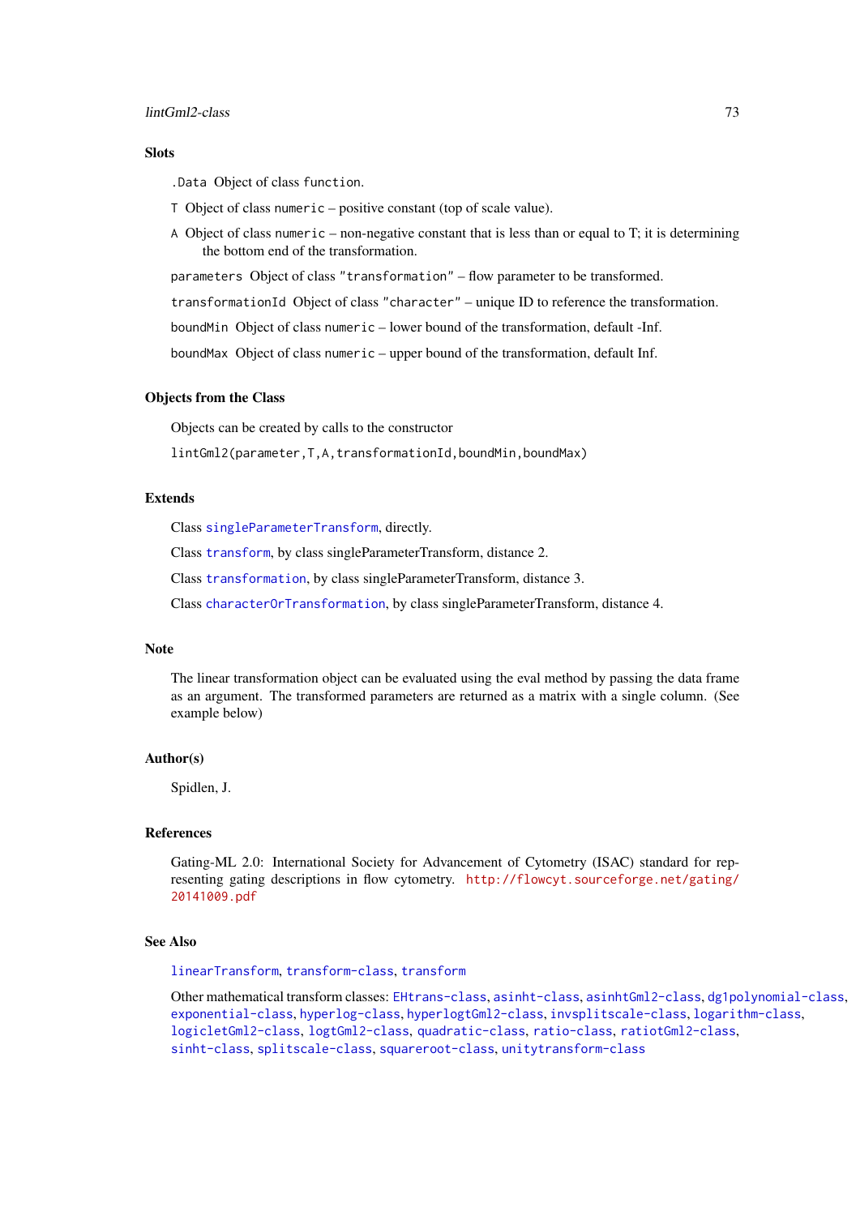## Slots

`.Data` Object of class `function`.

`T` Object of class `numeric` – positive constant (top of scale value).

`A` Object of class `numeric` – non-negative constant that is less than or equal to T; it is determining the bottom end of the transformation.

`parameters` Object of class `"transformation"` – flow parameter to be transformed.

`transformationId` Object of class `"character"` – unique ID to reference the transformation.

`boundMin` Object of class `numeric` – lower bound of the transformation, default -Inf.

`boundMax` Object of class `numeric` – upper bound of the transformation, default Inf.

## Objects from the Class

Objects can be created by calls to the constructor

`lintGml2(parameter,T,A,transformationId,boundMin,boundMax)`

## Extends

Class `singleParameterTransform`, directly.

Class `transform`, by class singleParameterTransform, distance 2.

Class `transformation`, by class singleParameterTransform, distance 3.

Class `characterOrTransformation`, by class singleParameterTransform, distance 4.

## Note

The linear transformation object can be evaluated using the eval method by passing the data frame as an argument. The transformed parameters are returned as a matrix with a single column. (See example below)

## Author(s)

Spidlen, J.

## References

Gating-ML 2.0: International Society for Advancement of Cytometry (ISAC) standard for representing gating descriptions in flow cytometry. http://flowcyt.sourceforge.net/gating/20141009.pdf

## See Also

`linearTransform`, `transform-class`, `transform`

Other mathematical transform classes: `EHtrans-class`, `asinht-class`, `asinhtGml2-class`, `dg1polynomial-class`, `exponential-class`, `hyperlog-class`, `hyperlogtGml2-class`, `invsplitscale-class`, `logarithm-class`, `logicletGml2-class`, `logtGml2-class`, `quadratic-class`, `ratio-class`, `ratiotGml2-class`, `sinht-class`, `splitscale-class`, `squareroot-class`, `unitytransform-class`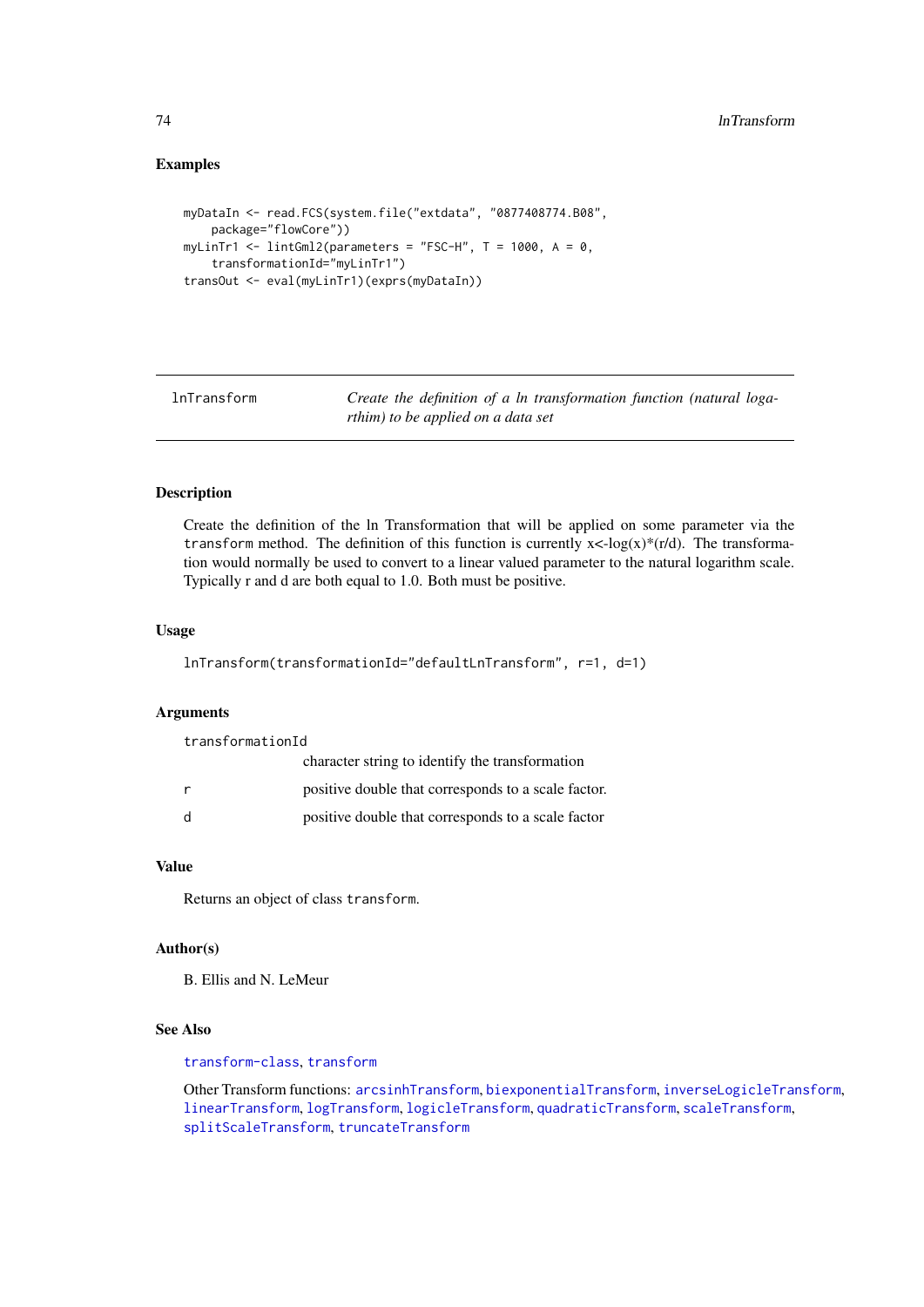### Examples

```
myDataIn <- read.FCS(system.file("extdata", "0877408774.B08",
    package="flowCore"))
myLinTr1 <- lintGml2(parameters = "FSC-H", T = 1000, A = 0,
    transformationId="myLinTr1")
transOut <- eval(myLinTr1)(exprs(myDataIn))
```

---

## lnTransform

*Create the definition of a ln transformation function (natural logarthim) to be applied on a data set*

---

### Description

Create the definition of the ln Transformation that will be applied on some parameter via the `transform` method. The definition of this function is currently x<-log(x)*(r/d). The transformation would normally be used to convert to a linear valued parameter to the natural logarithm scale. Typically r and d are both equal to 1.0. Both must be positive.

### Usage

```
lnTransform(transformationId="defaultLnTransform", r=1, d=1)
```

### Arguments

| | |
|---|---|
| `transformationId` | character string to identify the transformation |
| `r` | positive double that corresponds to a scale factor. |
| `d` | positive double that corresponds to a scale factor |

### Value

Returns an object of class `transform`.

### Author(s)

B. Ellis and N. LeMeur

### See Also

`transform-class`, `transform`

Other Transform functions: `arcsinhTransform`, `biexponentialTransform`, `inverseLogicleTransform`, `linearTransform`, `logTransform`, `logicleTransform`, `quadraticTransform`, `scaleTransform`, `splitScaleTransform`, `truncateTransform`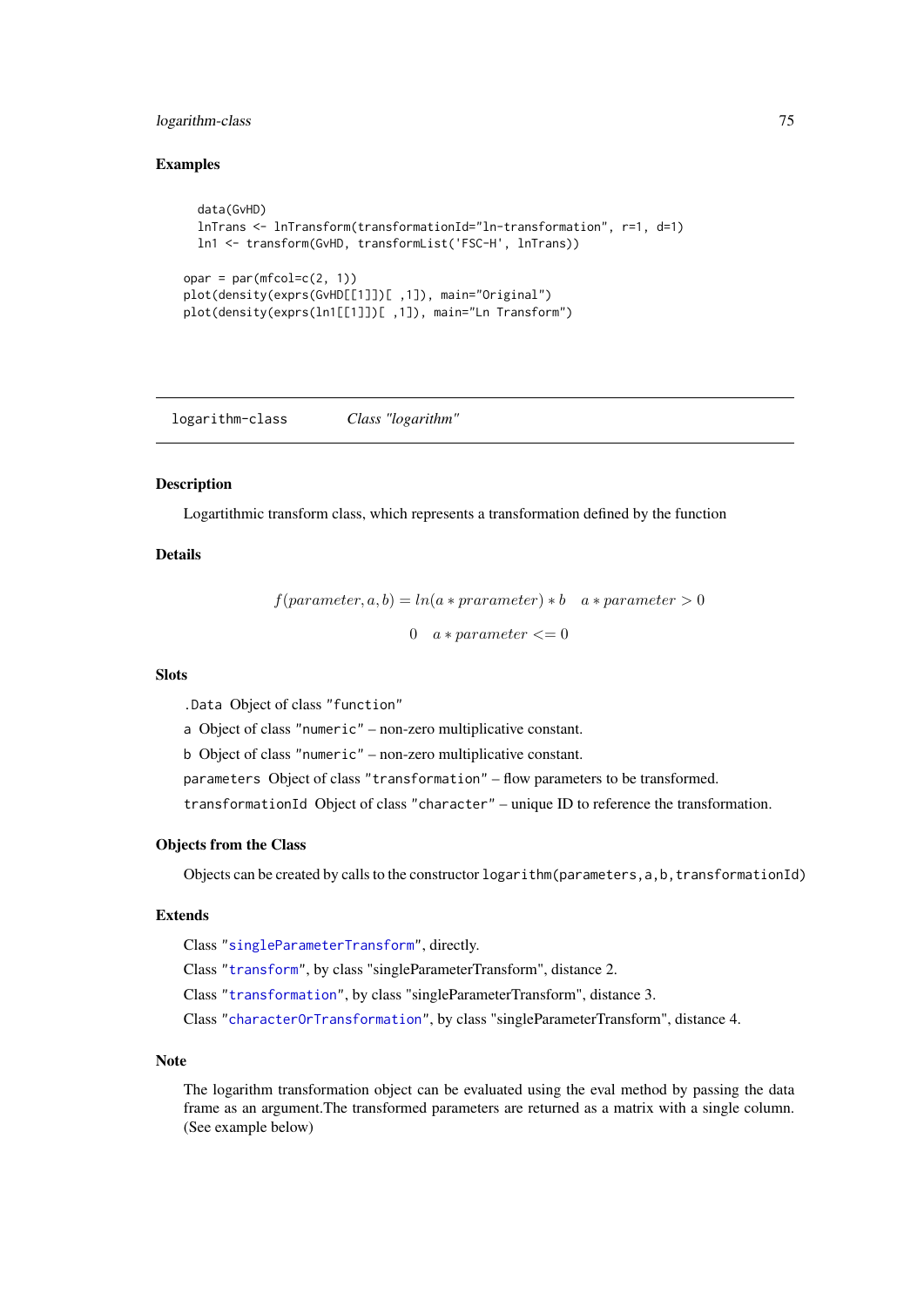## Examples

```
  data(GvHD)
  lnTrans <- lnTransform(transformationId="ln-transformation", r=1, d=1)
  ln1 <- transform(GvHD, transformList('FSC-H', lnTrans))

opar = par(mfcol=c(2, 1))
plot(density(exprs(GvHD[[1]])[ ,1]), main="Original")
plot(density(exprs(ln1[[1]])[ ,1]), main="Ln Transform")
```

---

`logarithm-class` *Class "logarithm"*

---

## Description

Logartithmic transform class, which represents a transformation defined by the function

## Details

$$f(parameter, a, b) = ln(a * prarameter) * b \quad a * parameter > 0$$

$$0 \quad a * parameter <= 0$$

## Slots

`.Data` Object of class `"function"`

`a` Object of class `"numeric"` – non-zero multiplicative constant.

`b` Object of class `"numeric"` – non-zero multiplicative constant.

`parameters` Object of class `"transformation"` – flow parameters to be transformed.

`transformationId` Object of class `"character"` – unique ID to reference the transformation.

## Objects from the Class

Objects can be created by calls to the constructor `logarithm(parameters,a,b,transformationId)`

## Extends

Class `"singleParameterTransform"`, directly.

Class `"transform"`, by class "singleParameterTransform", distance 2.

Class `"transformation"`, by class "singleParameterTransform", distance 3.

Class `"characterOrTransformation"`, by class "singleParameterTransform", distance 4.

## Note

The logarithm transformation object can be evaluated using the eval method by passing the data frame as an argument.The transformed parameters are returned as a matrix with a single column. (See example below)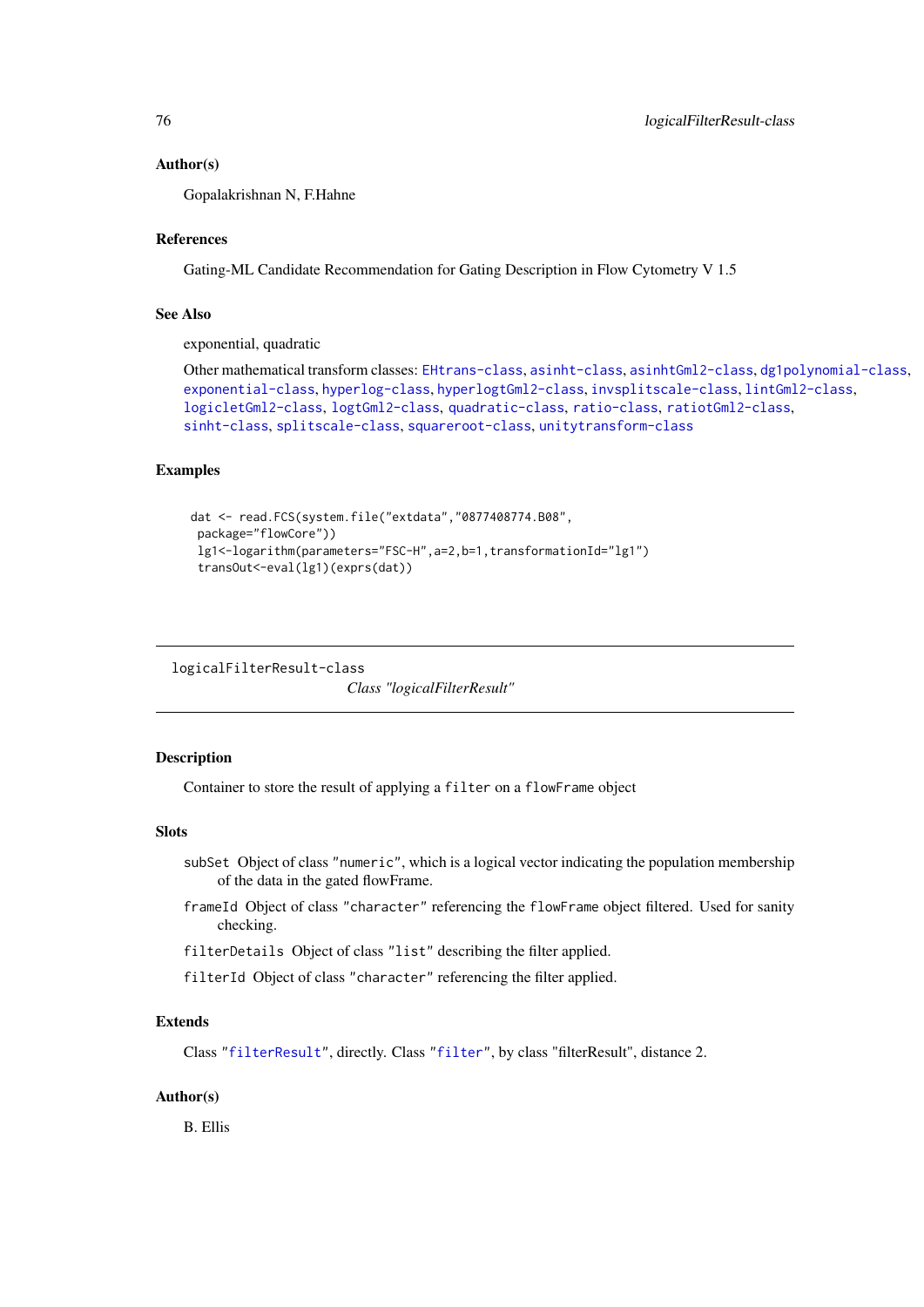### Author(s)

Gopalakrishnan N, F.Hahne

### References

Gating-ML Candidate Recommendation for Gating Description in Flow Cytometry V 1.5

### See Also

exponential, quadratic

Other mathematical transform classes: EHtrans-class, asinht-class, asinhtGml2-class, dg1polynomial-class, exponential-class, hyperlog-class, hyperlogtGml2-class, invsplitscale-class, lintGml2-class, logicletGml2-class, logtGml2-class, quadratic-class, ratio-class, ratiotGml2-class, sinht-class, splitscale-class, squareroot-class, unitytransform-class

### Examples

```
dat <- read.FCS(system.file("extdata","0877408774.B08",
 package="flowCore"))
 lg1<-logarithm(parameters="FSC-H",a=2,b=1,transformationId="lg1")
 transOut<-eval(lg1)(exprs(dat))
```

---

## logicalFilterResult-class

*Class "logicalFilterResult"*

---

### Description

Container to store the result of applying a `filter` on a `flowFrame` object

### Slots

`subSet` Object of class `"numeric"`, which is a logical vector indicating the population membership of the data in the gated flowFrame.

`frameId` Object of class `"character"` referencing the `flowFrame` object filtered. Used for sanity checking.

`filterDetails` Object of class `"list"` describing the filter applied.

`filterId` Object of class `"character"` referencing the filter applied.

### Extends

Class `"filterResult"`, directly. Class `"filter"`, by class "filterResult", distance 2.

### Author(s)

B. Ellis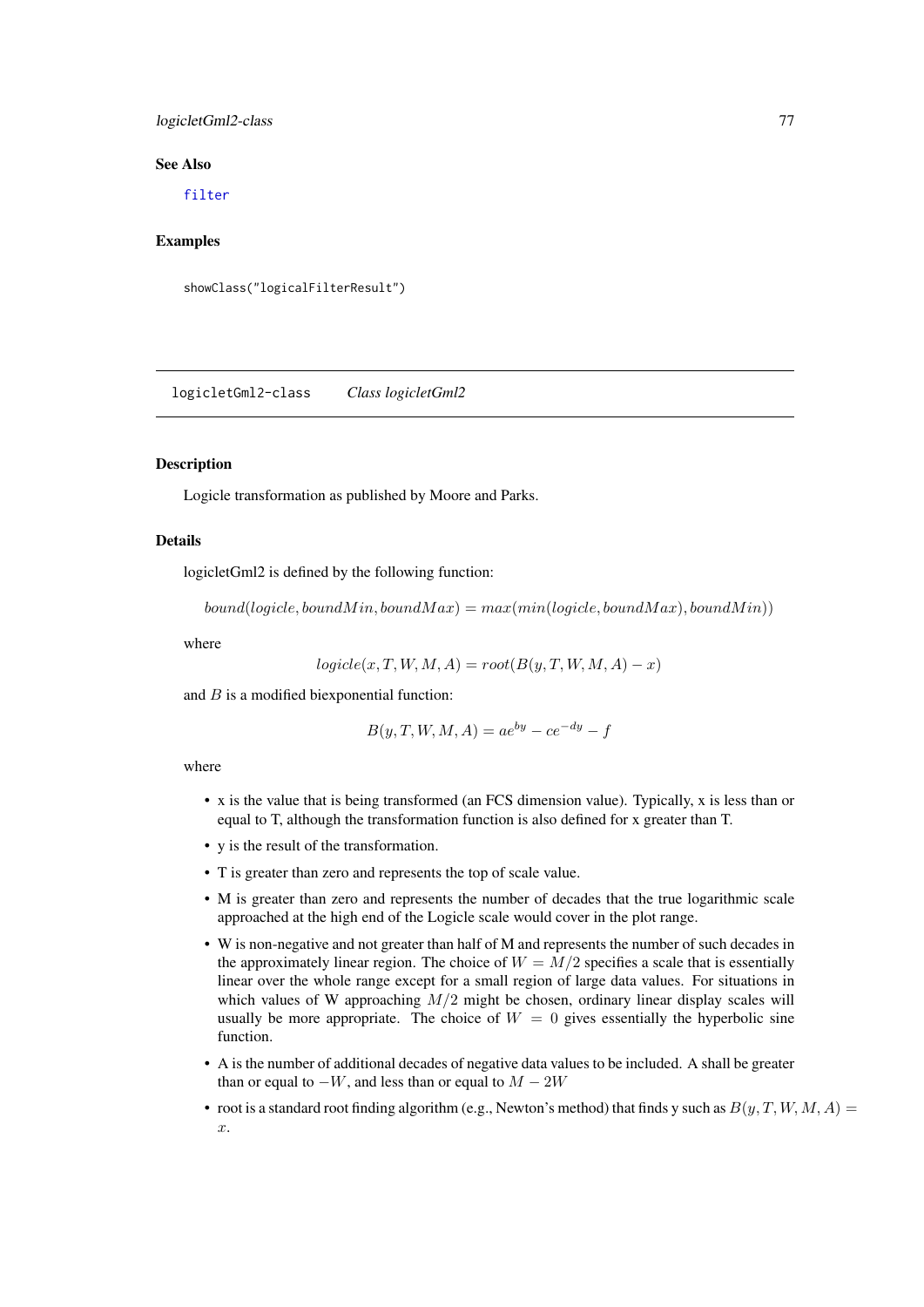### See Also

filter

### Examples

```
showClass("logicalFilterResult")
```

---

## logicletGml2-class &nbsp;&nbsp;&nbsp; *Class logicletGml2*

### Description

Logicle transformation as published by Moore and Parks.

### Details

logicletGml2 is defined by the following function:

$$bound(logicle, boundMin, boundMax) = max(min(logicle, boundMax), boundMin))$$

where

$$logicle(x, T, W, M, A) = root(B(y, T, W, M, A) - x)$$

and $B$ is a modified biexponential function:

$$B(y, T, W, M, A) = ae^{by} - ce^{-dy} - f$$

where

- x is the value that is being transformed (an FCS dimension value). Typically, x is less than or equal to T, although the transformation function is also defined for x greater than T.
- y is the result of the transformation.
- T is greater than zero and represents the top of scale value.
- M is greater than zero and represents the number of decades that the true logarithmic scale approached at the high end of the Logicle scale would cover in the plot range.
- W is non-negative and not greater than half of M and represents the number of such decades in the approximately linear region. The choice of $W = M/2$ specifies a scale that is essentially linear over the whole range except for a small region of large data values. For situations in which values of W approaching $M/2$ might be chosen, ordinary linear display scales will usually be more appropriate. The choice of $W = 0$ gives essentially the hyperbolic sine function.
- A is the number of additional decades of negative data values to be included. A shall be greater than or equal to $-W$, and less than or equal to $M - 2W$
- root is a standard root finding algorithm (e.g., Newton's method) that finds y such as $B(y, T, W, M, A) = x$.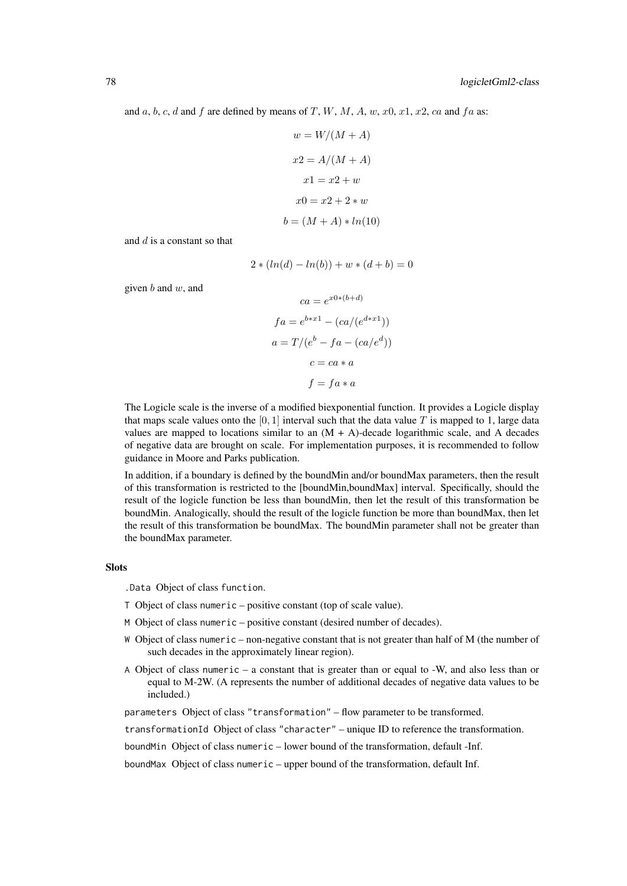and $a$, $b$, $c$, $d$ and $f$ are defined by means of $T$, $W$, $M$, $A$, $w$, $x0$, $x1$, $x2$, $ca$ and $fa$ as:

$$w = W/(M + A)$$

$$x2 = A/(M + A)$$

$$x1 = x2 + w$$

$$x0 = x2 + 2 * w$$

$$b = (M + A) * ln(10)$$

and $d$ is a constant so that

$$2 * (ln(d) - ln(b)) + w * (d + b) = 0$$

given $b$ and $w$, and

$$ca = e^{x0*(b+d)}$$

$$fa = e^{b*x1} - (ca/(e^{d*x1}))$$

$$a = T/(e^{b} - fa - (ca/e^{d}))$$

$$c = ca * a$$

$$f = fa * a$$

The Logicle scale is the inverse of a modified biexponential function. It provides a Logicle display that maps scale values onto the $[0, 1]$ interval such that the data value $T$ is mapped to 1, large data values are mapped to locations similar to an (M + A)-decade logarithmic scale, and A decades of negative data are brought on scale. For implementation purposes, it is recommended to follow guidance in Moore and Parks publication.

In addition, if a boundary is defined by the boundMin and/or boundMax parameters, then the result of this transformation is restricted to the [boundMin,boundMax] interval. Specifically, should the result of the logicle function be less than boundMin, then let the result of this transformation be boundMin. Analogically, should the result of the logicle function be more than boundMax, then let the result of this transformation be boundMax. The boundMin parameter shall not be greater than the boundMax parameter.

### Slots

`.Data` Object of class `function`.

`T` Object of class `numeric` – positive constant (top of scale value).

`M` Object of class `numeric` – positive constant (desired number of decades).

`W` Object of class `numeric` – non-negative constant that is not greater than half of M (the number of such decades in the approximately linear region).

`A` Object of class `numeric` – a constant that is greater than or equal to -W, and also less than or equal to M-2W. (A represents the number of additional decades of negative data values to be included.)

`parameters` Object of class `"transformation"` – flow parameter to be transformed.

`transformationId` Object of class `"character"` – unique ID to reference the transformation.

`boundMin` Object of class `numeric` – lower bound of the transformation, default -Inf.

`boundMax` Object of class `numeric` – upper bound of the transformation, default Inf.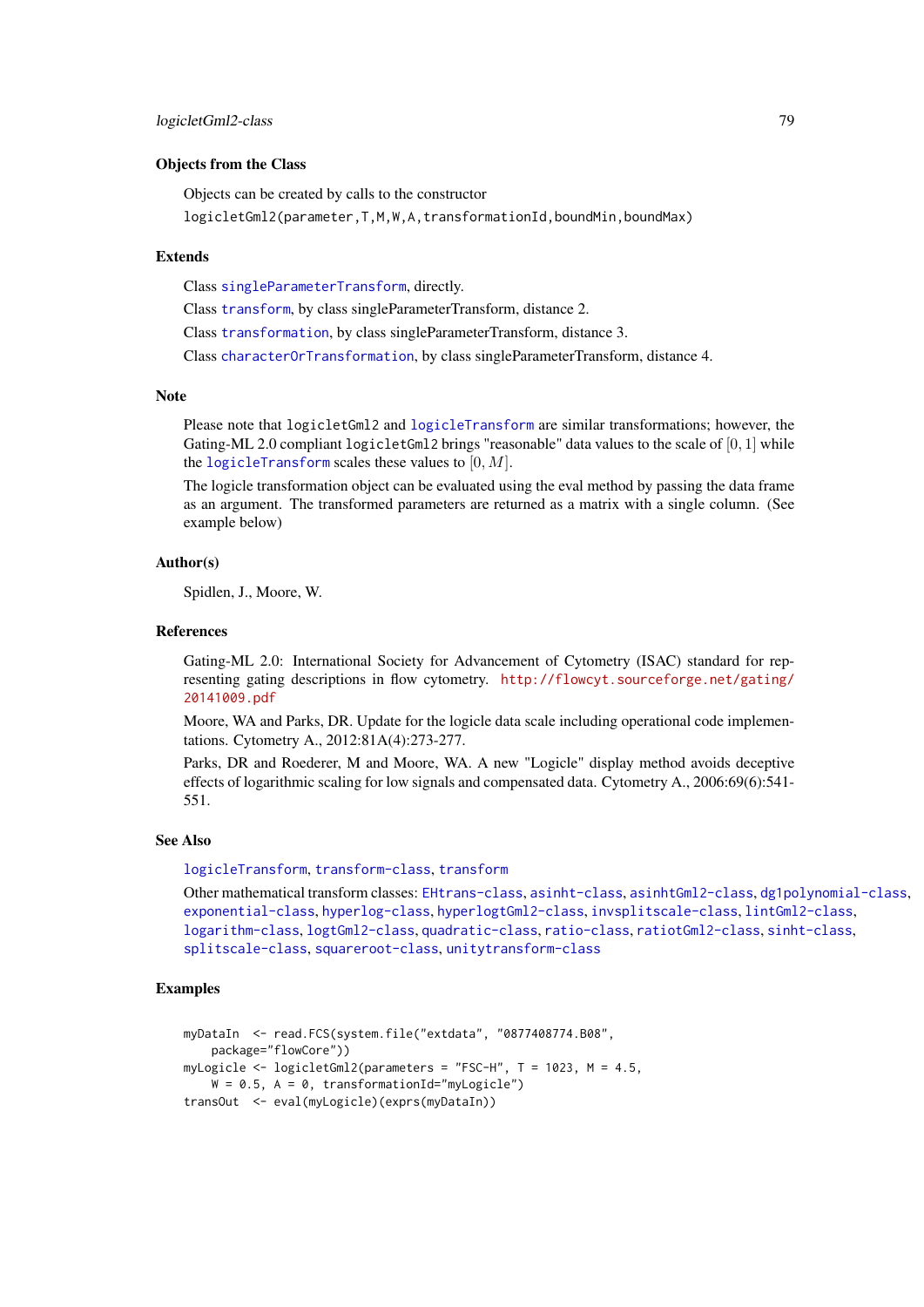### Objects from the Class

Objects can be created by calls to the constructor

`logicletGml2(parameter,T,M,W,A,transformationId,boundMin,boundMax)`

### Extends

Class `singleParameterTransform`, directly.

Class `transform`, by class singleParameterTransform, distance 2.

Class `transformation`, by class singleParameterTransform, distance 3.

Class `characterOrTransformation`, by class singleParameterTransform, distance 4.

### Note

Please note that `logicletGml2` and `logicleTransform` are similar transformations; however, the Gating-ML 2.0 compliant `logicletGml2` brings "reasonable" data values to the scale of $[0, 1]$ while the `logicleTransform` scales these values to $[0, M]$.

The logicle transformation object can be evaluated using the eval method by passing the data frame as an argument. The transformed parameters are returned as a matrix with a single column. (See example below)

### Author(s)

Spidlen, J., Moore, W.

### References

Gating-ML 2.0: International Society for Advancement of Cytometry (ISAC) standard for representing gating descriptions in flow cytometry. http://flowcyt.sourceforge.net/gating/20141009.pdf

Moore, WA and Parks, DR. Update for the logicle data scale including operational code implementations. Cytometry A., 2012:81A(4):273-277.

Parks, DR and Roederer, M and Moore, WA. A new "Logicle" display method avoids deceptive effects of logarithmic scaling for low signals and compensated data. Cytometry A., 2006:69(6):541-551.

### See Also

`logicleTransform`, `transform-class`, `transform`

Other mathematical transform classes: `EHtrans-class`, `asinht-class`, `asinhtGml2-class`, `dg1polynomial-class`, `exponential-class`, `hyperlog-class`, `hyperlogtGml2-class`, `invsplitscale-class`, `lintGml2-class`, `logarithm-class`, `logtGml2-class`, `quadratic-class`, `ratio-class`, `ratiotGml2-class`, `sinht-class`, `splitscale-class`, `squareroot-class`, `unitytransform-class`

### Examples

```
myDataIn  <- read.FCS(system.file("extdata", "0877408774.B08",
    package="flowCore"))
myLogicle <- logicletGml2(parameters = "FSC-H", T = 1023, M = 4.5,
    W = 0.5, A = 0, transformationId="myLogicle")
transOut  <- eval(myLogicle)(exprs(myDataIn))
```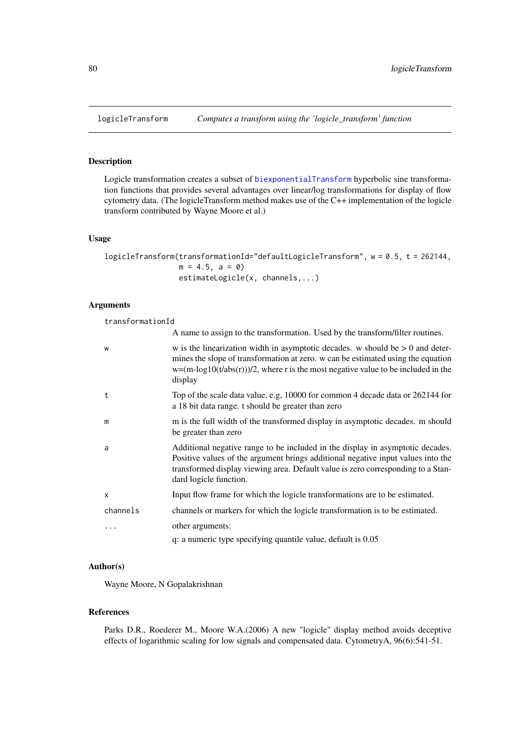logicleTransform &nbsp;&nbsp;&nbsp;&nbsp; *Computes a transform using the 'logicle_transform' function*

## Description

Logicle transformation creates a subset of `biexponentialTransform` hyperbolic sine transformation functions that provides several advantages over linear/log transformations for display of flow cytometry data. (The logicleTransform method makes use of the C++ implementation of the logicle transform contributed by Wayne Moore et al.)

## Usage

```
logicleTransform(transformationId="defaultLogicleTransform", w = 0.5, t = 262144,
                 m = 4.5, a = 0)
                 estimateLogicle(x, channels,...)
```

## Arguments

`transformationId`
: A name to assign to the transformation. Used by the transform/filter routines.

`w`
: w is the linearization width in asymptotic decades. w should be > 0 and determines the slope of transformation at zero. w can be estimated using the equation w=(m-log10(t/abs(r)))/2, where r is the most negative value to be included in the display

`t`
: Top of the scale data value, e.g, 10000 for common 4 decade data or 262144 for a 18 bit data range. t should be greater than zero

`m`
: m is the full width of the transformed display in asymptotic decades. m should be greater than zero

`a`
: Additional negative range to be included in the display in asymptotic decades. Positive values of the argument brings additional negative input values into the transformed display viewing area. Default value is zero corresponding to a Standard logicle function.

`x`
: Input flow frame for which the logicle transformations are to be estimated.

`channels`
: channels or markers for which the logicle transformation is to be estimated.

`...`
: other arguments:

  q: a numeric type specifying quantile value, default is 0.05

## Author(s)

Wayne Moore, N Gopalakrishnan

## References

Parks D.R., Roederer M., Moore W.A.(2006) A new "logicle" display method avoids deceptive effects of logarithmic scaling for low signals and compensated data. CytometryA, 96(6):541-51.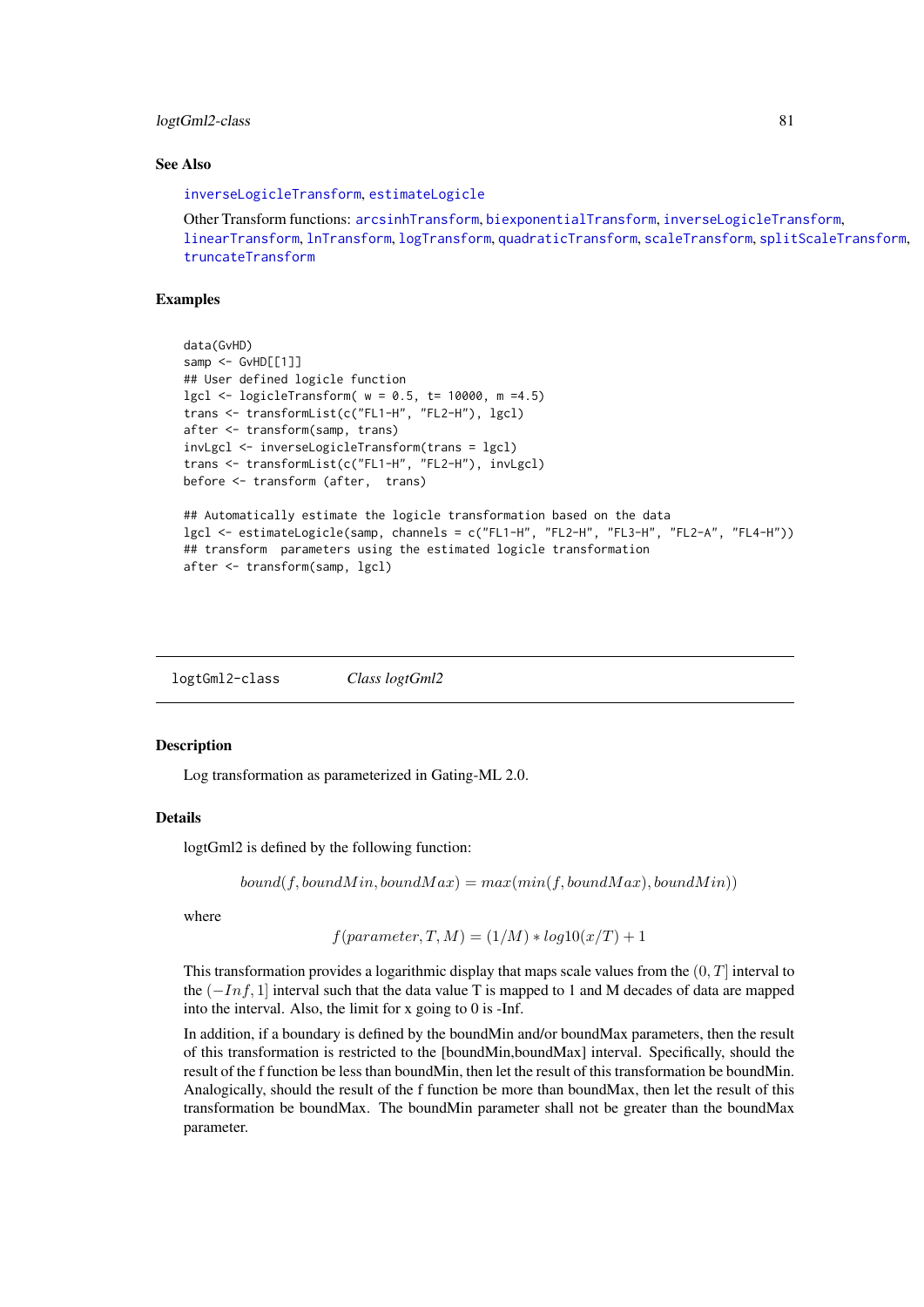### See Also

inverseLogicleTransform, estimateLogicle

Other Transform functions: arcsinhTransform, biexponentialTransform, inverseLogicleTransform, linearTransform, lnTransform, logTransform, quadraticTransform, scaleTransform, splitScaleTransform, truncateTransform

### Examples

```
data(GvHD)
samp <- GvHD[[1]]
## User defined logicle function
lgcl <- logicleTransform( w = 0.5, t= 10000, m =4.5)
trans <- transformList(c("FL1-H", "FL2-H"), lgcl)
after <- transform(samp, trans)
invLgcl <- inverseLogicleTransform(trans = lgcl)
trans <- transformList(c("FL1-H", "FL2-H"), invLgcl)
before <- transform (after,  trans)

## Automatically estimate the logicle transformation based on the data
lgcl <- estimateLogicle(samp, channels = c("FL1-H", "FL2-H", "FL3-H", "FL2-A", "FL4-H"))
## transform  parameters using the estimated logicle transformation
after <- transform(samp, lgcl)
```

---

## logtGml2-class *Class logtGml2*

---

### Description

Log transformation as parameterized in Gating-ML 2.0.

### Details

logtGml2 is defined by the following function:

$$bound(f, boundMin, boundMax) = max(min(f, boundMax), boundMin))$$

where

$$f(parameter, T, M) = (1/M) * log10(x/T) + 1$$

This transformation provides a logarithmic display that maps scale values from the $(0, T]$ interval to the $(-Inf, 1]$ interval such that the data value T is mapped to 1 and M decades of data are mapped into the interval. Also, the limit for x going to 0 is -Inf.

In addition, if a boundary is defined by the boundMin and/or boundMax parameters, then the result of this transformation is restricted to the [boundMin,boundMax] interval. Specifically, should the result of the f function be less than boundMin, then let the result of this transformation be boundMin. Analogically, should the result of the f function be more than boundMax, then let the result of this transformation be boundMax. The boundMin parameter shall not be greater than the boundMax parameter.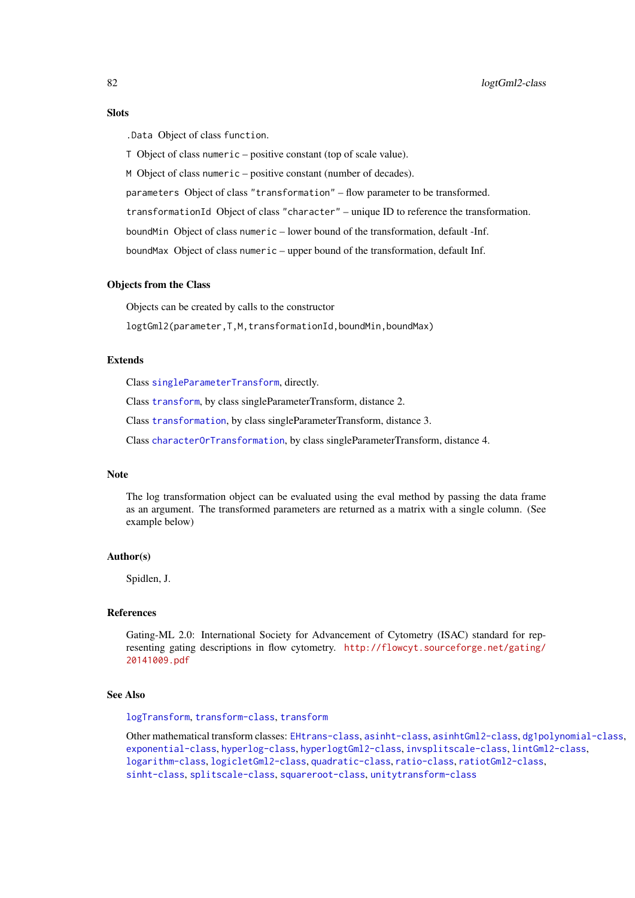## Slots

`.Data` Object of class `function`.

`T` Object of class `numeric` – positive constant (top of scale value).

`M` Object of class `numeric` – positive constant (number of decades).

`parameters` Object of class `"transformation"` – flow parameter to be transformed.

`transformationId` Object of class `"character"` – unique ID to reference the transformation.

`boundMin` Object of class `numeric` – lower bound of the transformation, default -Inf.

`boundMax` Object of class `numeric` – upper bound of the transformation, default Inf.

## Objects from the Class

Objects can be created by calls to the constructor

`logtGml2(parameter,T,M,transformationId,boundMin,boundMax)`

## Extends

Class `singleParameterTransform`, directly.

Class `transform`, by class singleParameterTransform, distance 2.

Class `transformation`, by class singleParameterTransform, distance 3.

Class `characterOrTransformation`, by class singleParameterTransform, distance 4.

## Note

The log transformation object can be evaluated using the eval method by passing the data frame as an argument. The transformed parameters are returned as a matrix with a single column. (See example below)

## Author(s)

Spidlen, J.

## References

Gating-ML 2.0: International Society for Advancement of Cytometry (ISAC) standard for representing gating descriptions in flow cytometry. http://flowcyt.sourceforge.net/gating/20141009.pdf

## See Also

`logTransform`, `transform-class`, `transform`

Other mathematical transform classes: `EHtrans-class`, `asinht-class`, `asinhtGml2-class`, `dg1polynomial-class`, `exponential-class`, `hyperlog-class`, `hyperlogtGml2-class`, `invsplitscale-class`, `lintGml2-class`, `logarithm-class`, `logicletGml2-class`, `quadratic-class`, `ratio-class`, `ratiotGml2-class`, `sinht-class`, `splitscale-class`, `squareroot-class`, `unitytransform-class`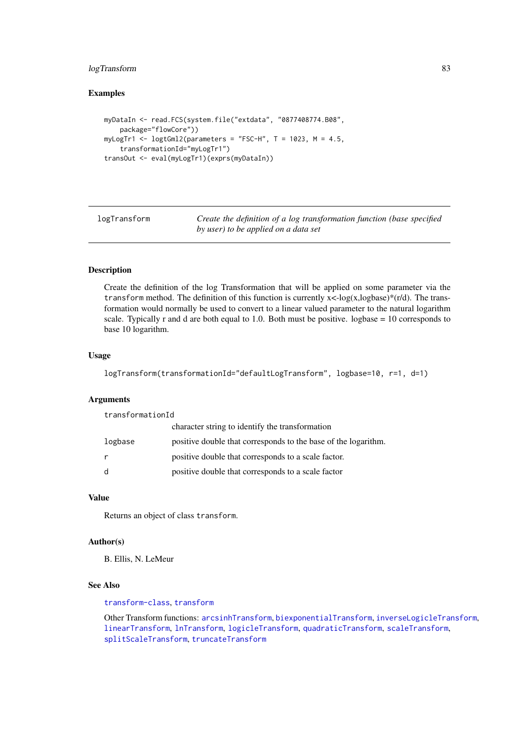### Examples

```
myDataIn <- read.FCS(system.file("extdata", "0877408774.B08",
    package="flowCore"))
myLogTr1 <- logtGml2(parameters = "FSC-H", T = 1023, M = 4.5,
    transformationId="myLogTr1")
transOut <- eval(myLogTr1)(exprs(myDataIn))
```

---

## logTransform — *Create the definition of a log transformation function (base specified by user) to be applied on a data set*

---

### Description

Create the definition of the log Transformation that will be applied on some parameter via the `transform` method. The definition of this function is currently x<-log(x,logbase)*(r/d). The transformation would normally be used to convert to a linear valued parameter to the natural logarithm scale. Typically r and d are both equal to 1.0. Both must be positive. logbase = 10 corresponds to base 10 logarithm.

### Usage

```
logTransform(transformationId="defaultLogTransform", logbase=10, r=1, d=1)
```

### Arguments

| | |
|---|---|
| `transformationId` | character string to identify the transformation |
| `logbase` | positive double that corresponds to the base of the logarithm. |
| `r` | positive double that corresponds to a scale factor. |
| `d` | positive double that corresponds to a scale factor |

### Value

Returns an object of class `transform`.

### Author(s)

B. Ellis, N. LeMeur

### See Also

`transform-class`, `transform`

Other Transform functions: `arcsinhTransform`, `biexponentialTransform`, `inverseLogicleTransform`, `linearTransform`, `lnTransform`, `logicleTransform`, `quadraticTransform`, `scaleTransform`, `splitScaleTransform`, `truncateTransform`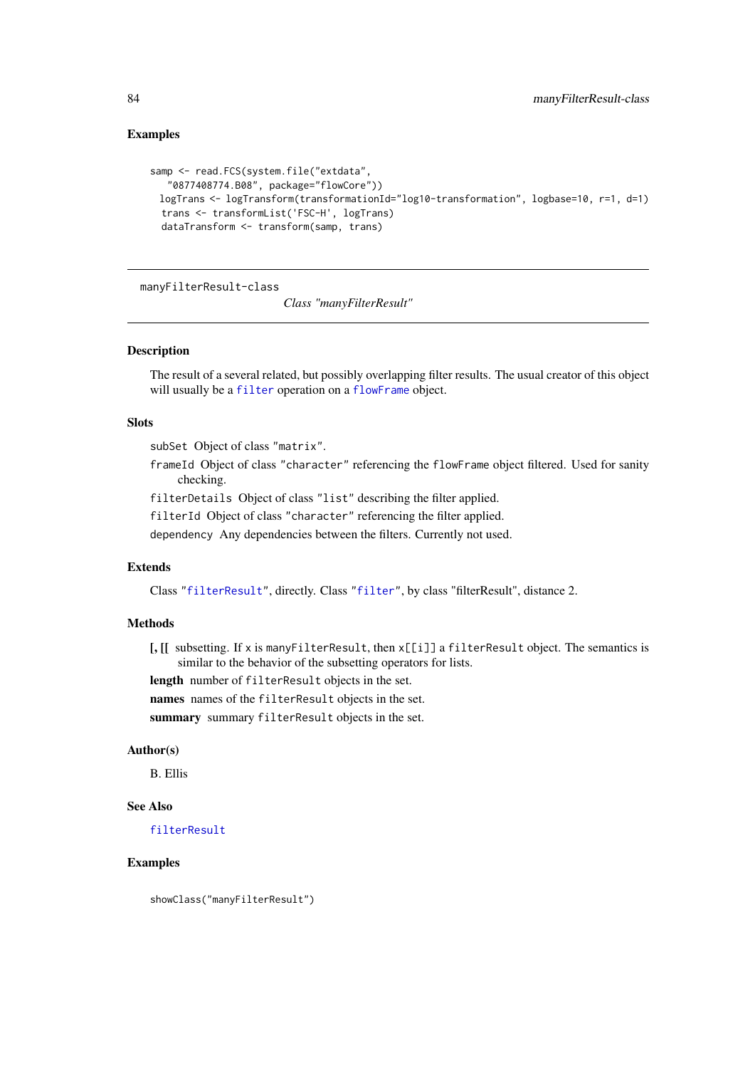## Examples

```
samp <- read.FCS(system.file("extdata",
   "0877408774.B08", package="flowCore"))
  logTrans <- logTransform(transformationId="log10-transformation", logbase=10, r=1, d=1)
  trans <- transformList('FSC-H', logTrans)
  dataTransform <- transform(samp, trans)
```

---

manyFilterResult-class

*Class "manyFilterResult"*

---

## Description

The result of a several related, but possibly overlapping filter results. The usual creator of this object will usually be a `filter` operation on a `flowFrame` object.

## Slots

`subSet` Object of class `"matrix"`.

`frameId` Object of class `"character"` referencing the `flowFrame` object filtered. Used for sanity checking.

`filterDetails` Object of class `"list"` describing the filter applied.

`filterId` Object of class `"character"` referencing the filter applied.

`dependency` Any dependencies between the filters. Currently not used.

## Extends

Class `"filterResult"`, directly. Class `"filter"`, by class "filterResult", distance 2.

## Methods

**[, [[** subsetting. If `x` is `manyFilterResult`, then `x[[i]]` a `filterResult` object. The semantics is similar to the behavior of the subsetting operators for lists.

**length** number of `filterResult` objects in the set.

**names** names of the `filterResult` objects in the set.

**summary** summary `filterResult` objects in the set.

## Author(s)

B. Ellis

## See Also

`filterResult`

## Examples

```
showClass("manyFilterResult")
```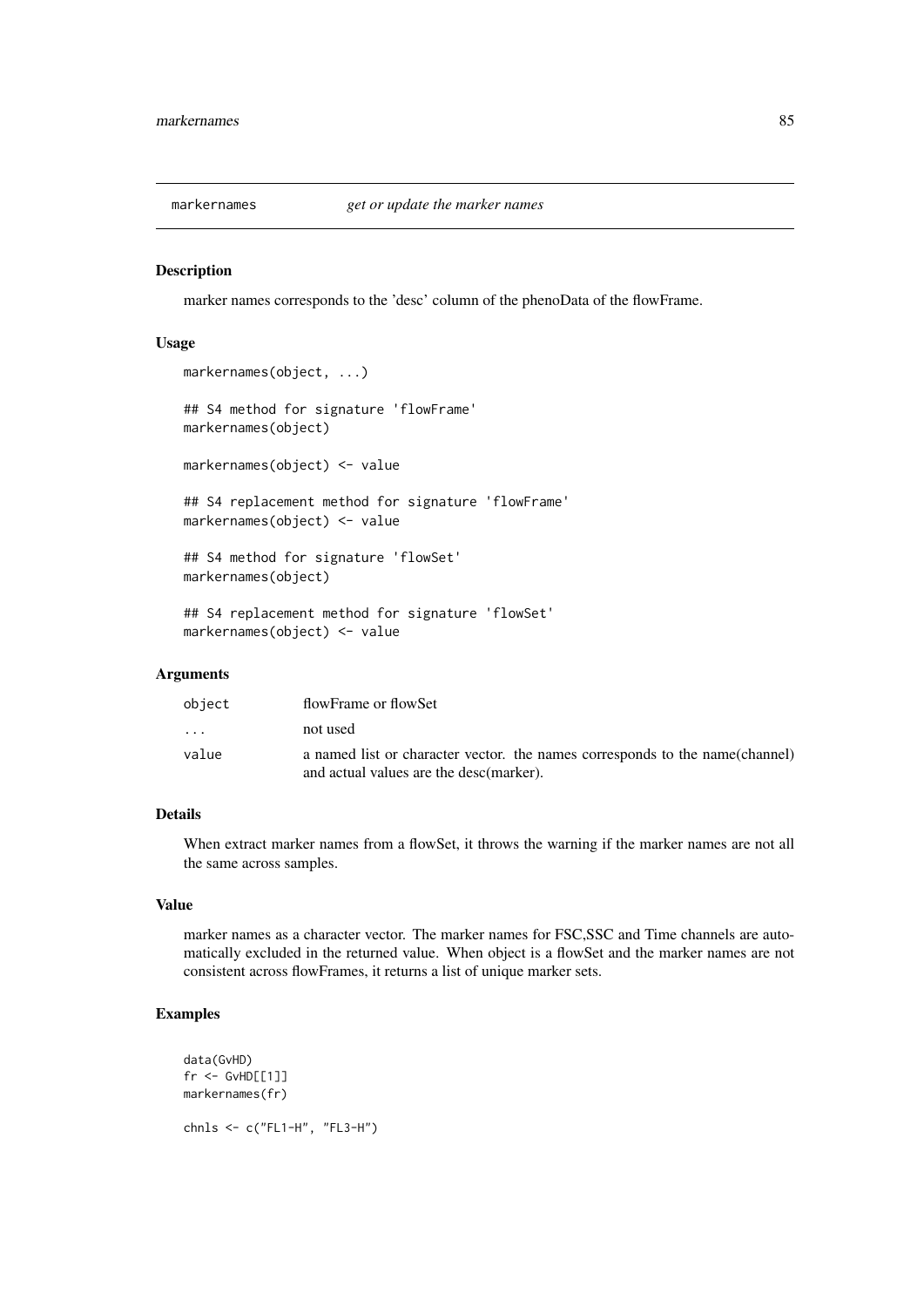markernames *get or update the marker names*

### Description

marker names corresponds to the 'desc' column of the phenoData of the flowFrame.

### Usage

```
markernames(object, ...)

## S4 method for signature 'flowFrame'
markernames(object)

markernames(object) <- value

## S4 replacement method for signature 'flowFrame'
markernames(object) <- value

## S4 method for signature 'flowSet'
markernames(object)

## S4 replacement method for signature 'flowSet'
markernames(object) <- value
```

### Arguments

| | |
|---|---|
| object | flowFrame or flowSet |
| ... | not used |
| value | a named list or character vector. the names corresponds to the name(channel) and actual values are the desc(marker). |

### Details

When extract marker names from a flowSet, it throws the warning if the marker names are not all the same across samples.

### Value

marker names as a character vector. The marker names for FSC,SSC and Time channels are automatically excluded in the returned value. When object is a flowSet and the marker names are not consistent across flowFrames, it returns a list of unique marker sets.

### Examples

```
data(GvHD)
fr <- GvHD[[1]]
markernames(fr)

chnls <- c("FL1-H", "FL3-H")
```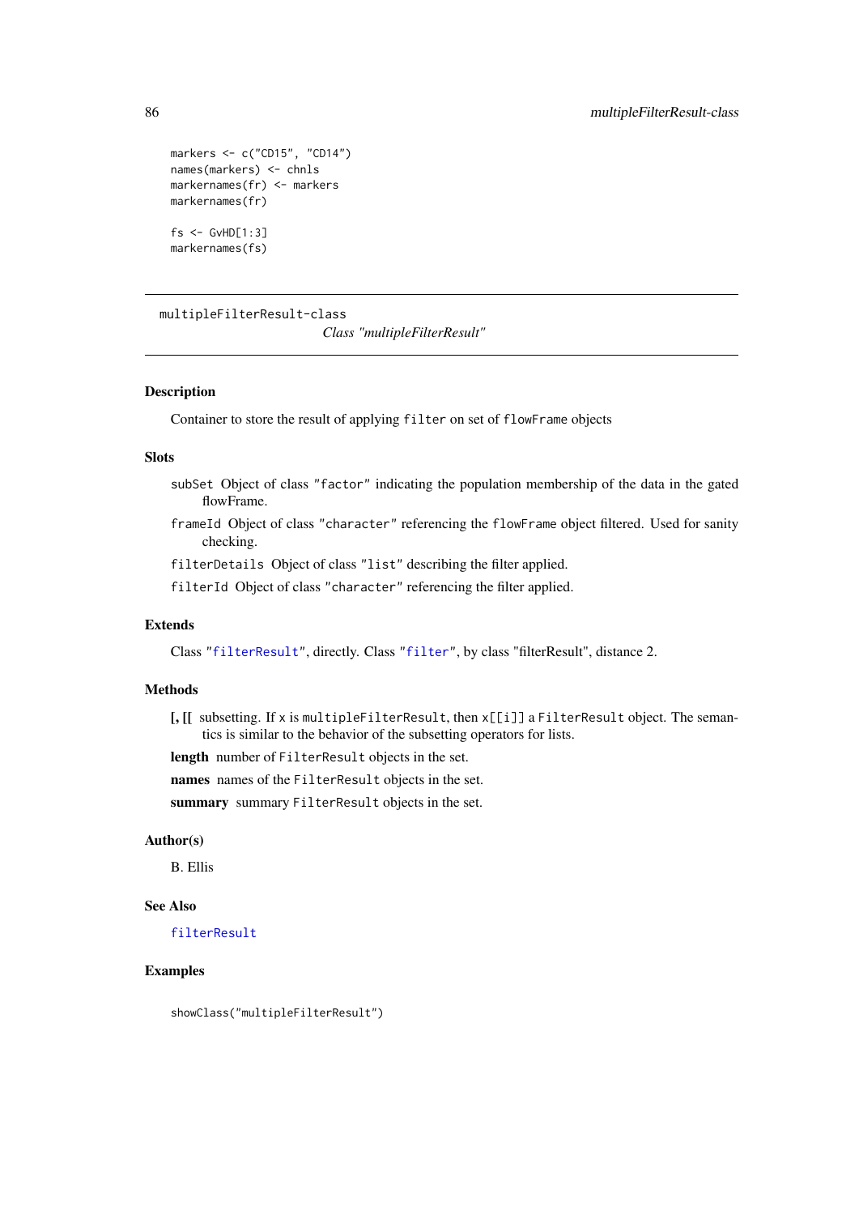```
markers <- c("CD15", "CD14")
names(markers) <- chnls
markernames(fr) <- markers
markernames(fr)

fs <- GvHD[1:3]
markernames(fs)
```

---

multipleFilterResult-class

*Class "multipleFilterResult"*

---

## Description

Container to store the result of applying `filter` on set of `flowFrame` objects

## Slots

`subSet` Object of class `"factor"` indicating the population membership of the data in the gated flowFrame.

`frameId` Object of class `"character"` referencing the `flowFrame` object filtered. Used for sanity checking.

`filterDetails` Object of class `"list"` describing the filter applied.

`filterId` Object of class `"character"` referencing the filter applied.

## Extends

Class `"filterResult"`, directly. Class `"filter"`, by class "filterResult", distance 2.

## Methods

**[, [[** subsetting. If `x` is `multipleFilterResult`, then `x[[i]]` a `FilterResult` object. The semantics is similar to the behavior of the subsetting operators for lists.

**length** number of `FilterResult` objects in the set.

**names** names of the `FilterResult` objects in the set.

**summary** summary `FilterResult` objects in the set.

## Author(s)

B. Ellis

## See Also

`filterResult`

## Examples

```
showClass("multipleFilterResult")
```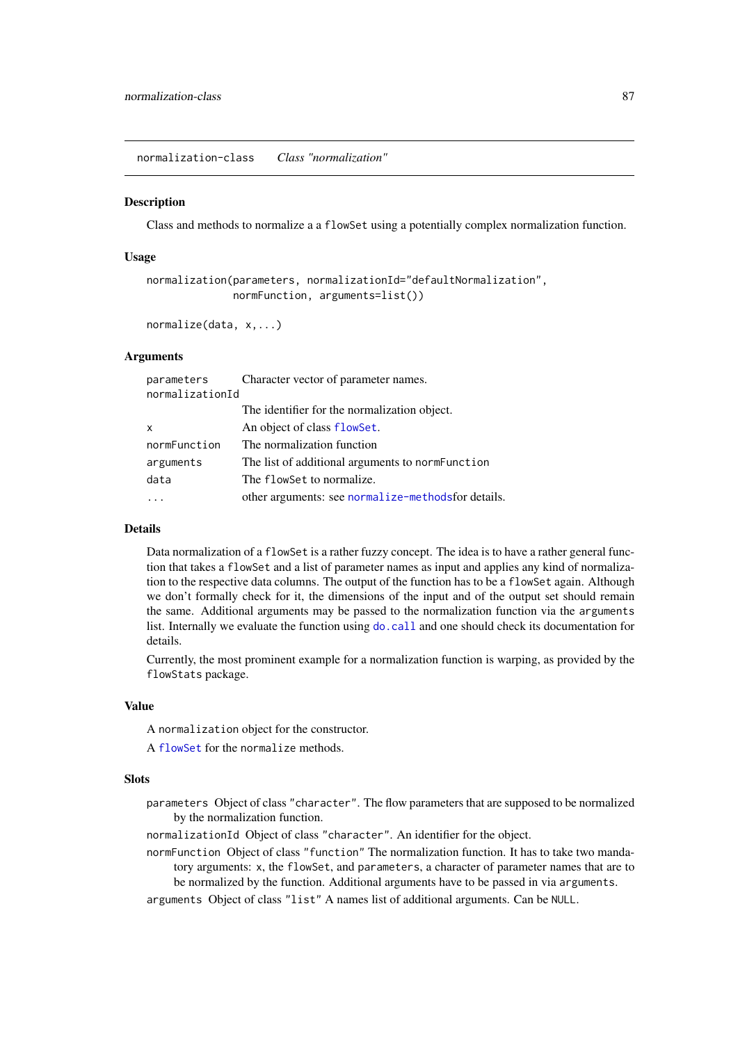## normalization-class *Class "normalization"*

### Description

Class and methods to normalize a a `flowSet` using a potentially complex normalization function.

### Usage

```
normalization(parameters, normalizationId="defaultNormalization",
              normFunction, arguments=list())

normalize(data, x,...)
```

### Arguments

| | |
|---|---|
| `parameters` | Character vector of parameter names. |
| `normalizationId` | The identifier for the normalization object. |
| `x` | An object of class `flowSet`. |
| `normFunction` | The normalization function |
| `arguments` | The list of additional arguments to `normFunction` |
| `data` | The `flowSet` to normalize. |
| `...` | other arguments: see `normalize-methods`for details. |

### Details

Data normalization of a `flowSet` is a rather fuzzy concept. The idea is to have a rather general function that takes a `flowSet` and a list of parameter names as input and applies any kind of normalization to the respective data columns. The output of the function has to be a `flowSet` again. Although we don't formally check for it, the dimensions of the input and of the output set should remain the same. Additional arguments may be passed to the normalization function via the `arguments` list. Internally we evaluate the function using `do.call` and one should check its documentation for details.

Currently, the most prominent example for a normalization function is warping, as provided by the `flowStats` package.

### Value

A `normalization` object for the constructor.

A `flowSet` for the `normalize` methods.

### Slots

`parameters` Object of class `"character"`. The flow parameters that are supposed to be normalized by the normalization function.

`normalizationId` Object of class `"character"`. An identifier for the object.

`normFunction` Object of class `"function"` The normalization function. It has to take two mandatory arguments: `x`, the `flowSet`, and `parameters`, a character of parameter names that are to be normalized by the function. Additional arguments have to be passed in via `arguments`.

`arguments` Object of class `"list"` A names list of additional arguments. Can be `NULL`.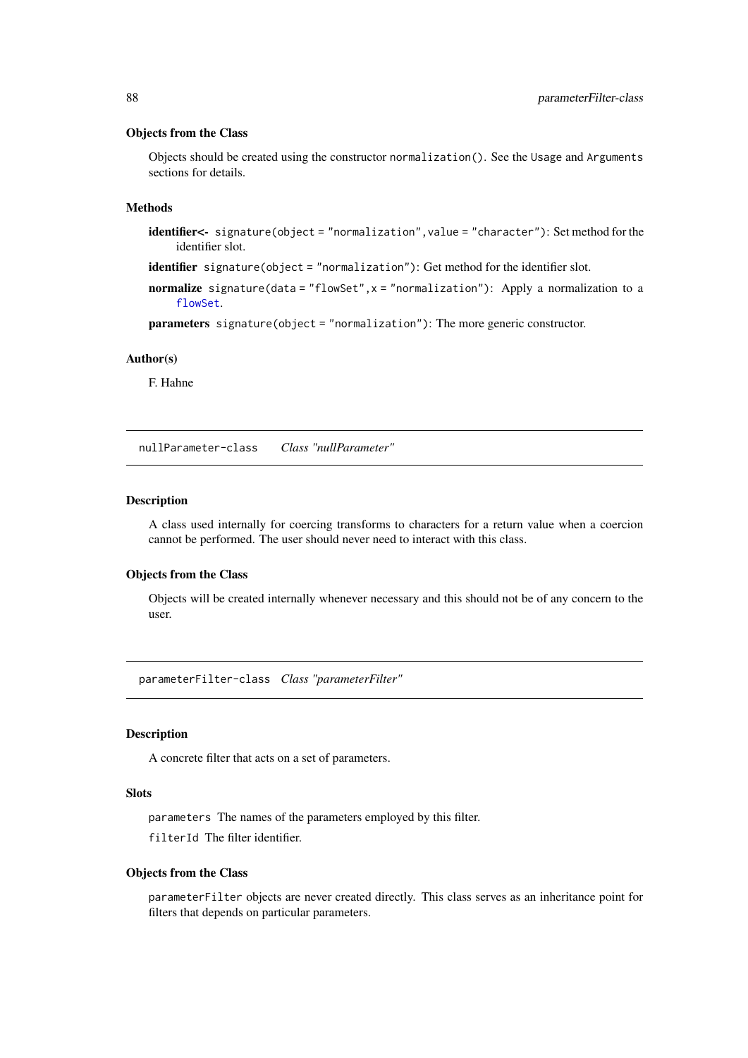### Objects from the Class

Objects should be created using the constructor `normalization()`. See the `Usage` and `Arguments` sections for details.

### Methods

**identifier<-** `signature(object = "normalization", value = "character")`: Set method for the identifier slot.

**identifier** `signature(object = "normalization")`: Get method for the identifier slot.

**normalize** `signature(data = "flowSet", x = "normalization")`: Apply a normalization to a `flowSet`.

**parameters** `signature(object = "normalization")`: The more generic constructor.

### Author(s)

F. Hahne

---

## `nullParameter-class` *Class "nullParameter"*

---

### Description

A class used internally for coercing transforms to characters for a return value when a coercion cannot be performed. The user should never need to interact with this class.

### Objects from the Class

Objects will be created internally whenever necessary and this should not be of any concern to the user.

---

## `parameterFilter-class` *Class "parameterFilter"*

---

### Description

A concrete filter that acts on a set of parameters.

### Slots

`parameters` The names of the parameters employed by this filter.

`filterId` The filter identifier.

### Objects from the Class

`parameterFilter` objects are never created directly. This class serves as an inheritance point for filters that depends on particular parameters.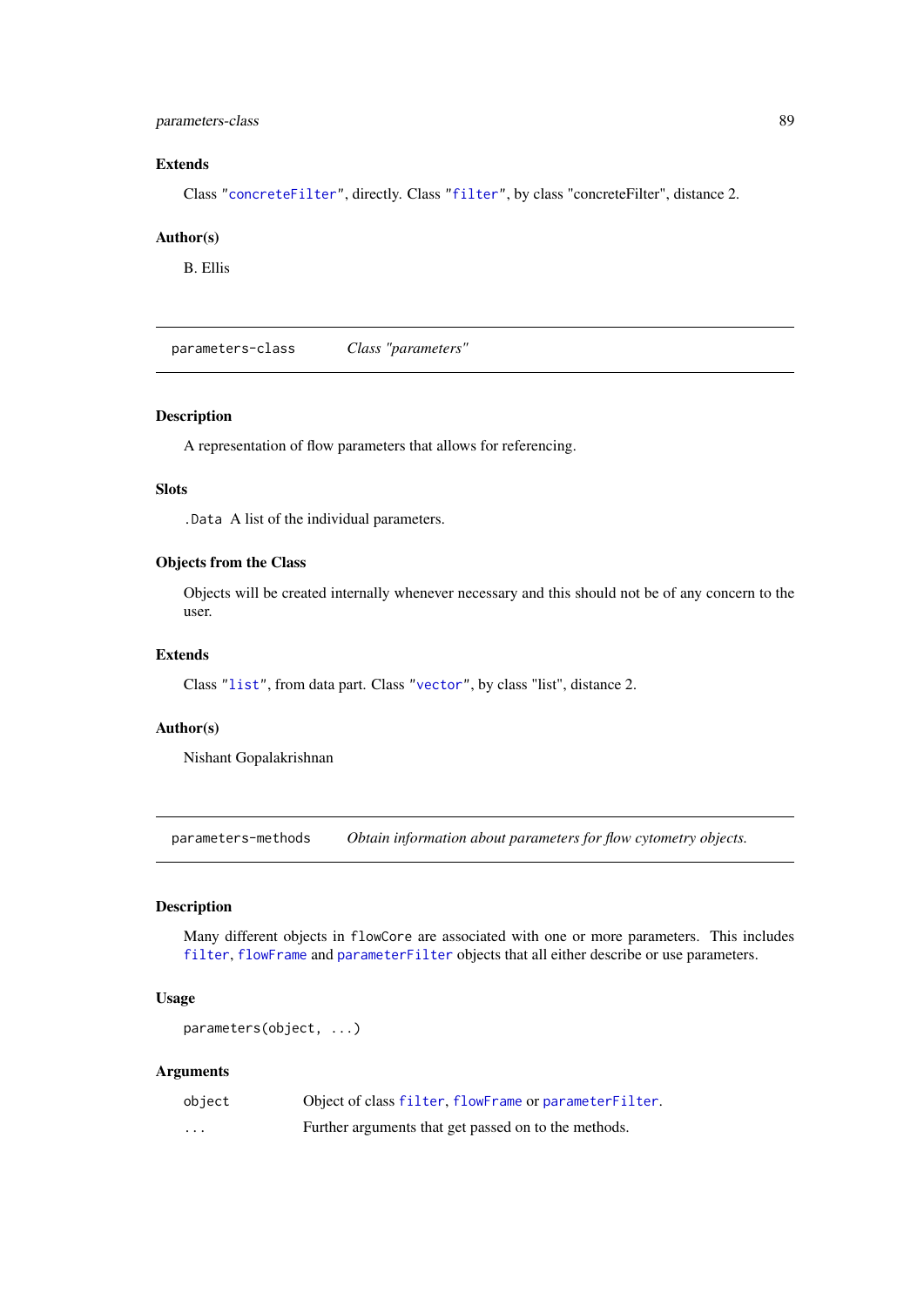### Extends

Class "concreteFilter", directly. Class "filter", by class "concreteFilter", distance 2.

### Author(s)

B. Ellis

---

## parameters-class — *Class "parameters"*

---

### Description

A representation of flow parameters that allows for referencing.

### Slots

`.Data` A list of the individual parameters.

### Objects from the Class

Objects will be created internally whenever necessary and this should not be of any concern to the user.

### Extends

Class "list", from data part. Class "vector", by class "list", distance 2.

### Author(s)

Nishant Gopalakrishnan

---

## parameters-methods — *Obtain information about parameters for flow cytometry objects.*

---

### Description

Many different objects in `flowCore` are associated with one or more parameters. This includes `filter`, `flowFrame` and `parameterFilter` objects that all either describe or use parameters.

### Usage

```
parameters(object, ...)
```

### Arguments

| | |
|---|---|
| `object` | Object of class `filter`, `flowFrame` or `parameterFilter`. |
| `...` | Further arguments that get passed on to the methods. |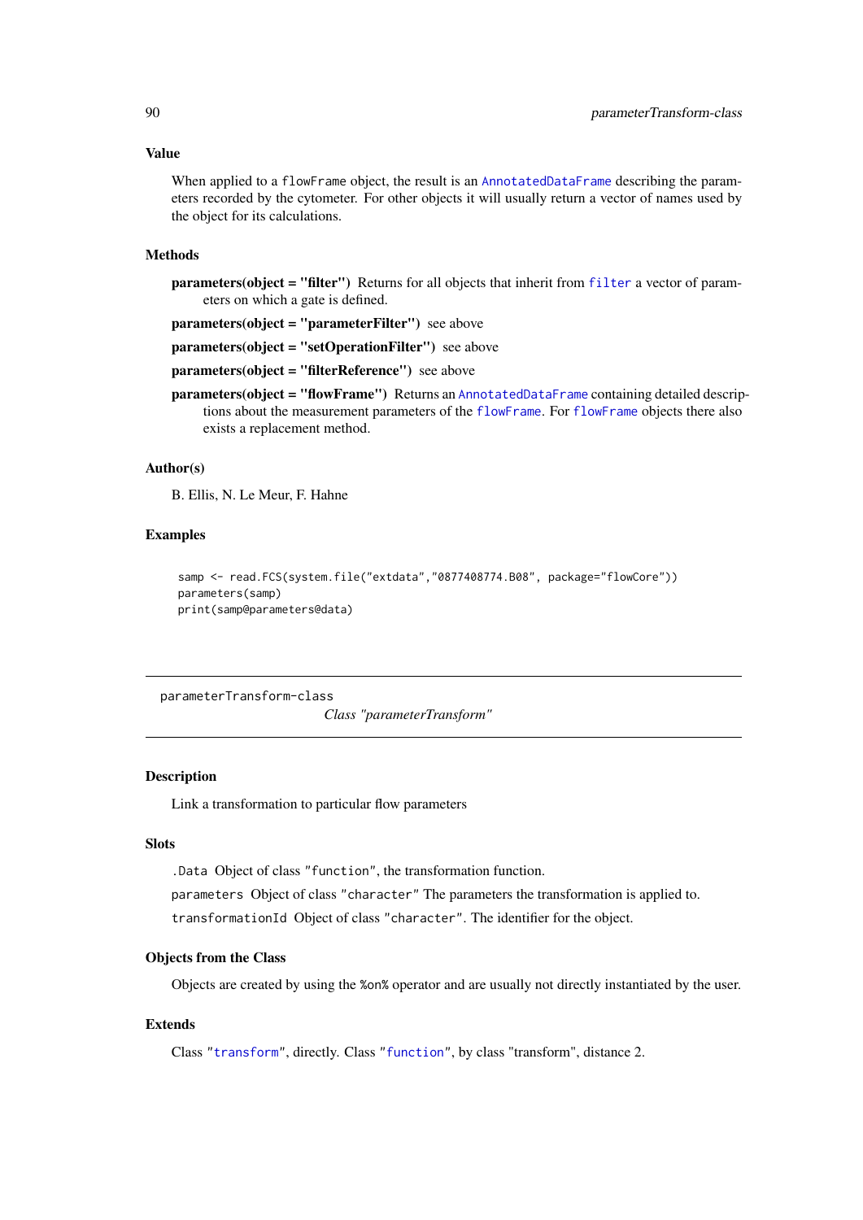## Value

When applied to a flowFrame object, the result is an AnnotatedDataFrame describing the parameters recorded by the cytometer. For other objects it will usually return a vector of names used by the object for its calculations.

## Methods

**parameters(object = "filter")** Returns for all objects that inherit from filter a vector of parameters on which a gate is defined.

**parameters(object = "parameterFilter")** see above

**parameters(object = "setOperationFilter")** see above

**parameters(object = "filterReference")** see above

**parameters(object = "flowFrame")** Returns an AnnotatedDataFrame containing detailed descriptions about the measurement parameters of the flowFrame. For flowFrame objects there also exists a replacement method.

## Author(s)

B. Ellis, N. Le Meur, F. Hahne

## Examples

```
samp <- read.FCS(system.file("extdata","0877408774.B08", package="flowCore"))
parameters(samp)
print(samp@parameters@data)
```

---

parameterTransform-class
*Class "parameterTransform"*

---

## Description

Link a transformation to particular flow parameters

## Slots

.Data Object of class "function", the transformation function.

parameters Object of class "character" The parameters the transformation is applied to.

transformationId Object of class "character". The identifier for the object.

## Objects from the Class

Objects are created by using the %on% operator and are usually not directly instantiated by the user.

## Extends

Class "transform", directly. Class "function", by class "transform", distance 2.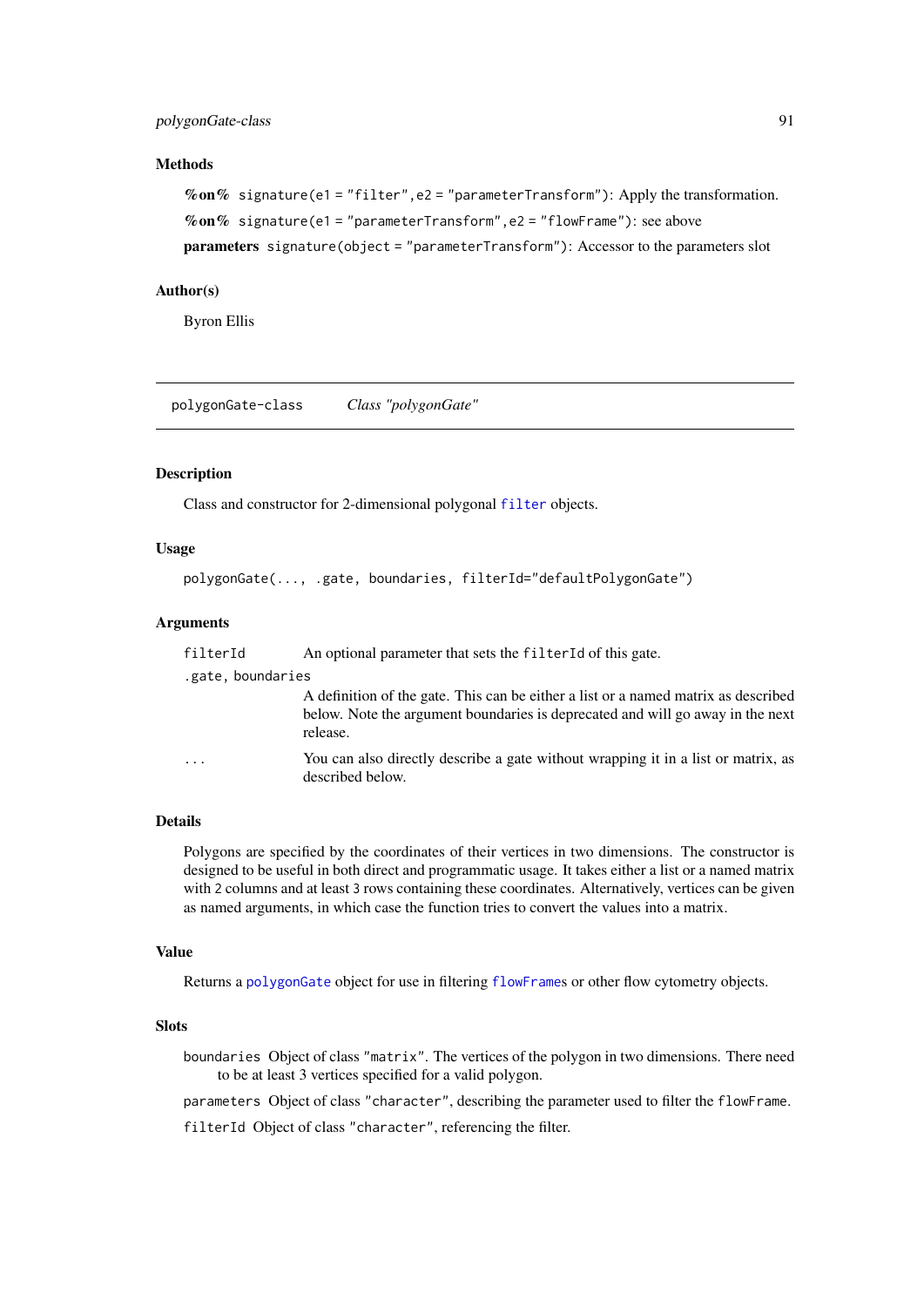### Methods

**%on%** `signature(e1 = "filter",e2 = "parameterTransform")`: Apply the transformation.

**%on%** `signature(e1 = "parameterTransform",e2 = "flowFrame")`: see above

**parameters** `signature(object = "parameterTransform")`: Accessor to the parameters slot

### Author(s)

Byron Ellis

---

## polygonGate-class *Class "polygonGate"*

---

### Description

Class and constructor for 2-dimensional polygonal `filter` objects.

### Usage

```
polygonGate(..., .gate, boundaries, filterId="defaultPolygonGate")
```

### Arguments

| | |
|---|---|
| `filterId` | An optional parameter that sets the `filterId` of this gate. |
| `.gate, boundaries` | A definition of the gate. This can be either a list or a named matrix as described below. Note the argument boundaries is deprecated and will go away in the next release. |
| `...` | You can also directly describe a gate without wrapping it in a list or matrix, as described below. |

### Details

Polygons are specified by the coordinates of their vertices in two dimensions. The constructor is designed to be useful in both direct and programmatic usage. It takes either a list or a named matrix with 2 columns and at least 3 rows containing these coordinates. Alternatively, vertices can be given as named arguments, in which case the function tries to convert the values into a matrix.

### Value

Returns a `polygonGate` object for use in filtering `flowFrame`s or other flow cytometry objects.

### Slots

`boundaries` Object of class `"matrix"`. The vertices of the polygon in two dimensions. There need to be at least 3 vertices specified for a valid polygon.

`parameters` Object of class `"character"`, describing the parameter used to filter the `flowFrame`.

`filterId` Object of class `"character"`, referencing the filter.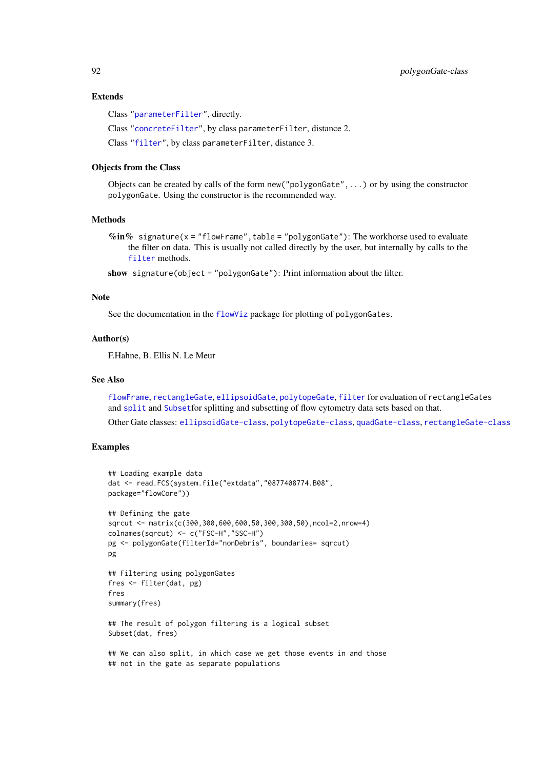### Extends

Class "parameterFilter", directly.

Class "concreteFilter", by class parameterFilter, distance 2.

Class "filter", by class parameterFilter, distance 3.

### Objects from the Class

Objects can be created by calls of the form `new("polygonGate",...)` or by using the constructor `polygonGate`. Using the constructor is the recommended way.

### Methods

**%in%** `signature(x = "flowFrame",table = "polygonGate")`: The workhorse used to evaluate the filter on data. This is usually not called directly by the user, but internally by calls to the `filter` methods.

**show** `signature(object = "polygonGate")`: Print information about the filter.

### Note

See the documentation in the `flowViz` package for plotting of `polygonGates`.

### Author(s)

F.Hahne, B. Ellis N. Le Meur

### See Also

`flowFrame`, `rectangleGate`, `ellipsoidGate`, `polytopeGate`, `filter` for evaluation of `rectangleGates` and `split` and `Subset`for splitting and subsetting of flow cytometry data sets based on that.

Other Gate classes: `ellipsoidGate-class`, `polytopeGate-class`, `quadGate-class`, `rectangleGate-class`

### Examples

```
## Loading example data
dat <- read.FCS(system.file("extdata","0877408774.B08",
package="flowCore"))

## Defining the gate
sqrcut <- matrix(c(300,300,600,600,50,300,300,50),ncol=2,nrow=4)
colnames(sqrcut) <- c("FSC-H","SSC-H")
pg <- polygonGate(filterId="nonDebris", boundaries= sqrcut)
pg

## Filtering using polygonGates
fres <- filter(dat, pg)
fres
summary(fres)

## The result of polygon filtering is a logical subset
Subset(dat, fres)

## We can also split, in which case we get those events in and those
## not in the gate as separate populations
```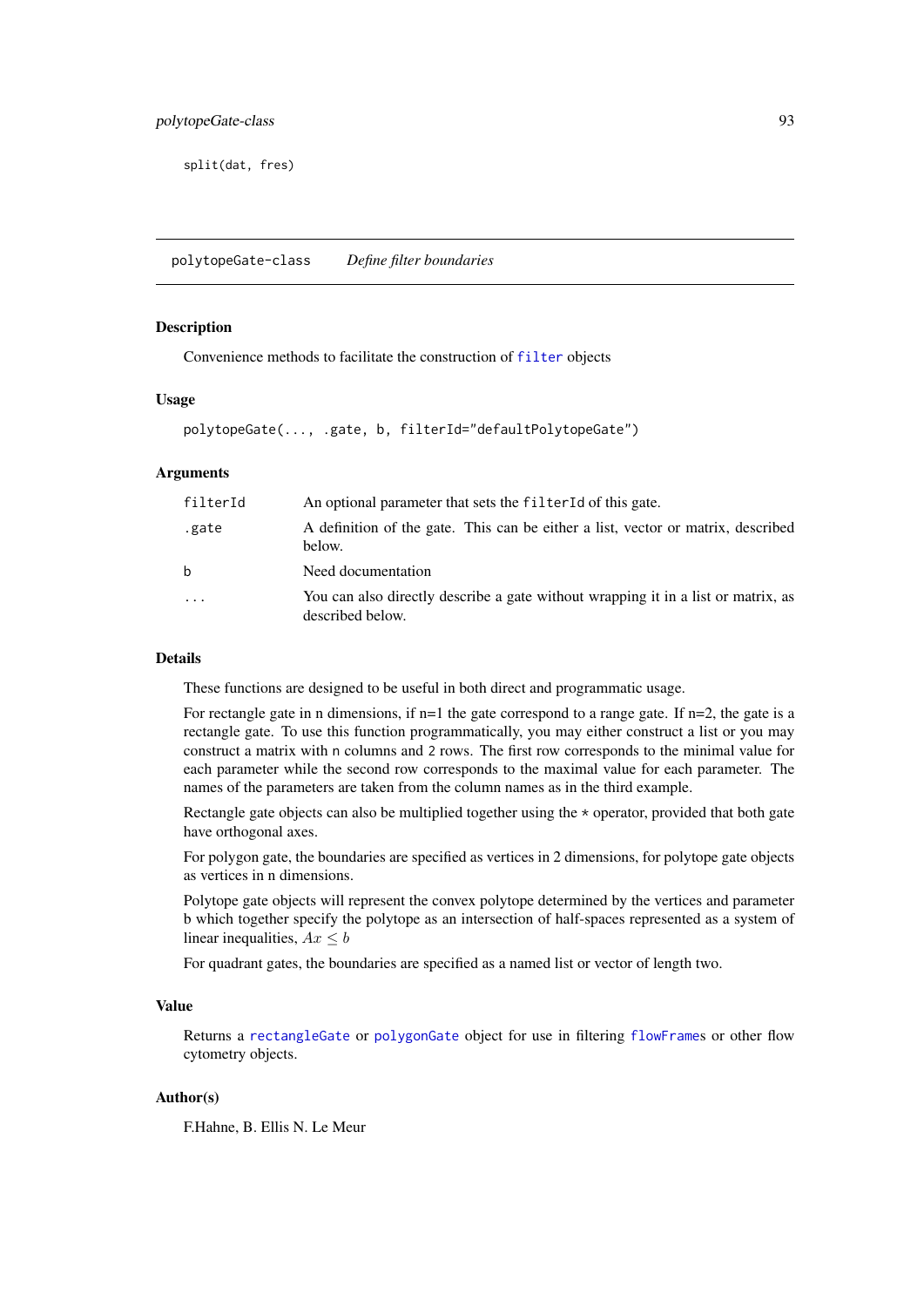```
split(dat, fres)
```

---

polytopeGate-class *Define filter boundaries*

---

### Description

Convenience methods to facilitate the construction of filter objects

### Usage

```
polytopeGate(..., .gate, b, filterId="defaultPolytopeGate")
```

### Arguments

| | |
|---|---|
| filterId | An optional parameter that sets the filterId of this gate. |
| .gate | A definition of the gate. This can be either a list, vector or matrix, described below. |
| b | Need documentation |
| ... | You can also directly describe a gate without wrapping it in a list or matrix, as described below. |

### Details

These functions are designed to be useful in both direct and programmatic usage.

For rectangle gate in n dimensions, if n=1 the gate correspond to a range gate. If n=2, the gate is a rectangle gate. To use this function programmatically, you may either construct a list or you may construct a matrix with n columns and 2 rows. The first row corresponds to the minimal value for each parameter while the second row corresponds to the maximal value for each parameter. The names of the parameters are taken from the column names as in the third example.

Rectangle gate objects can also be multiplied together using the * operator, provided that both gate have orthogonal axes.

For polygon gate, the boundaries are specified as vertices in 2 dimensions, for polytope gate objects as vertices in n dimensions.

Polytope gate objects will represent the convex polytope determined by the vertices and parameter b which together specify the polytope as an intersection of half-spaces represented as a system of linear inequalities, $Ax \leq b$

For quadrant gates, the boundaries are specified as a named list or vector of length two.

### Value

Returns a rectangleGate or polygonGate object for use in filtering flowFrames or other flow cytometry objects.

### Author(s)

F.Hahne, B. Ellis N. Le Meur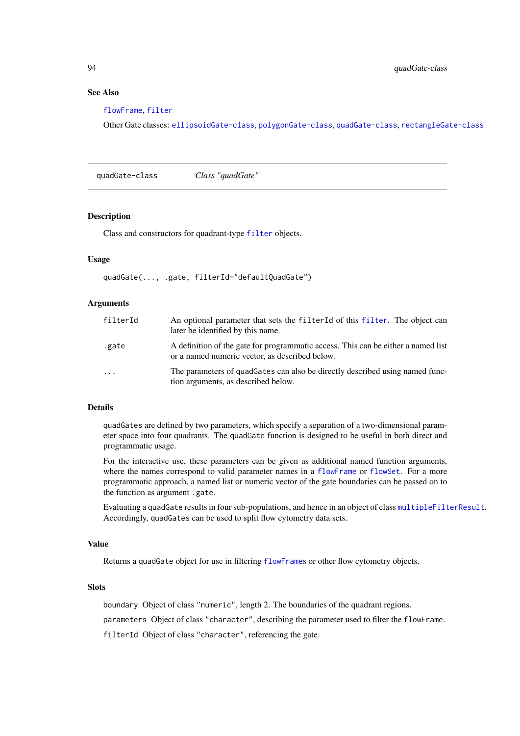### See Also

flowFrame, filter

Other Gate classes: ellipsoidGate-class, polygonGate-class, quadGate-class, rectangleGate-class

---

## quadGate-class    *Class "quadGate"*

### Description

Class and constructors for quadrant-type filter objects.

### Usage

```
quadGate(..., .gate, filterId="defaultQuadGate")
```

### Arguments

| | |
|---|---|
| filterId | An optional parameter that sets the filterId of this filter. The object can later be identified by this name. |
| .gate | A definition of the gate for programmatic access. This can be either a named list or a named numeric vector, as described below. |
| ... | The parameters of quadGates can also be directly described using named function arguments, as described below. |

### Details

quadGates are defined by two parameters, which specify a separation of a two-dimensional parameter space into four quadrants. The quadGate function is designed to be useful in both direct and programmatic usage.

For the interactive use, these parameters can be given as additional named function arguments, where the names correspond to valid parameter names in a flowFrame or flowSet. For a more programmatic approach, a named list or numeric vector of the gate boundaries can be passed on to the function as argument .gate.

Evaluating a quadGate results in four sub-populations, and hence in an object of class multipleFilterResult. Accordingly, quadGates can be used to split flow cytometry data sets.

### Value

Returns a quadGate object for use in filtering flowFrames or other flow cytometry objects.

### Slots

boundary Object of class "numeric", length 2. The boundaries of the quadrant regions.

parameters Object of class "character", describing the parameter used to filter the flowFrame.

filterId Object of class "character", referencing the gate.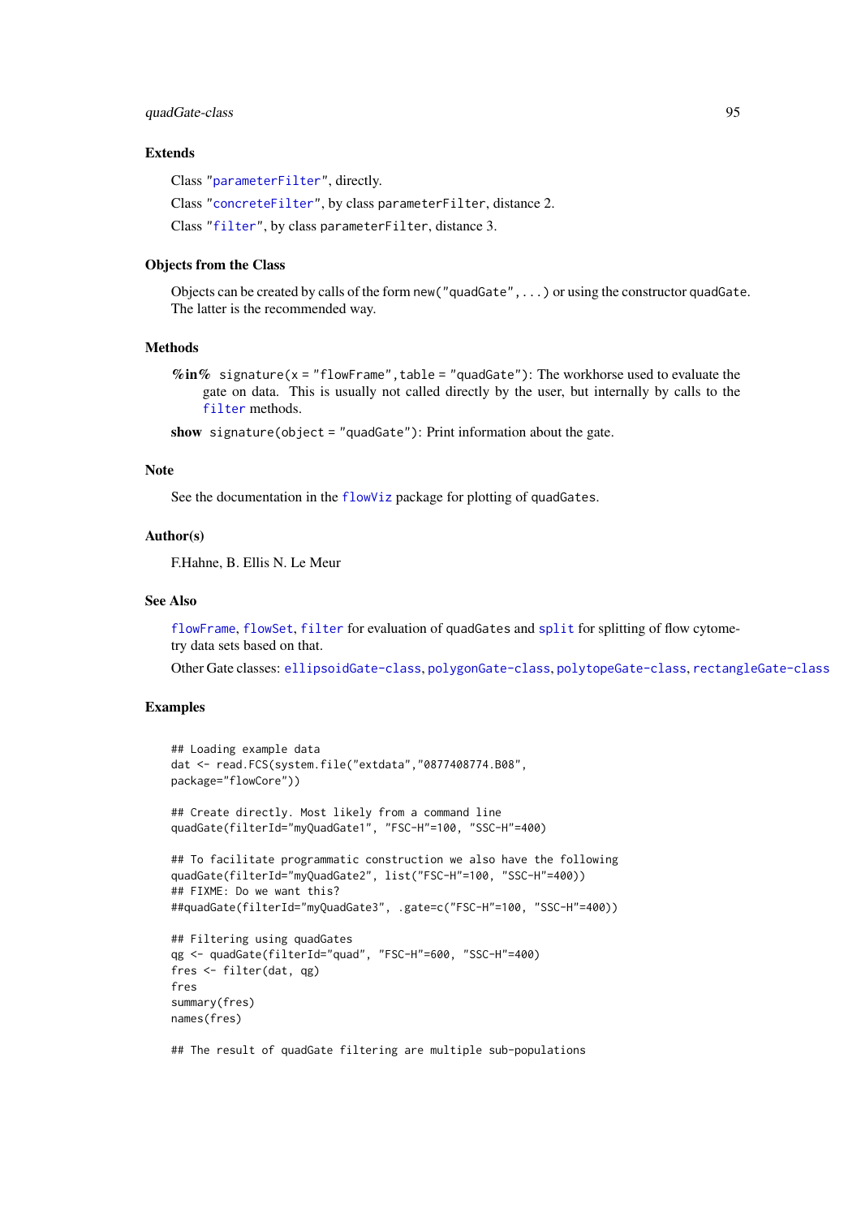### Extends

Class "parameterFilter", directly.

Class "concreteFilter", by class parameterFilter, distance 2.

Class "filter", by class parameterFilter, distance 3.

### Objects from the Class

Objects can be created by calls of the form `new("quadGate",...)` or using the constructor `quadGate`. The latter is the recommended way.

### Methods

***%in%*** `signature(x = "flowFrame",table = "quadGate")`: The workhorse used to evaluate the gate on data. This is usually not called directly by the user, but internally by calls to the `filter` methods.

**show** `signature(object = "quadGate")`: Print information about the gate.

### Note

See the documentation in the flowViz package for plotting of `quadGates`.

### Author(s)

F.Hahne, B. Ellis N. Le Meur

### See Also

`flowFrame`, `flowSet`, `filter` for evaluation of `quadGates` and `split` for splitting of flow cytometry data sets based on that.

Other Gate classes: `ellipsoidGate-class`, `polygonGate-class`, `polytopeGate-class`, `rectangleGate-class`

### Examples

```
## Loading example data
dat <- read.FCS(system.file("extdata","0877408774.B08",
package="flowCore"))

## Create directly. Most likely from a command line
quadGate(filterId="myQuadGate1", "FSC-H"=100, "SSC-H"=400)

## To facilitate programmatic construction we also have the following
quadGate(filterId="myQuadGate2", list("FSC-H"=100, "SSC-H"=400))
## FIXME: Do we want this?
##quadGate(filterId="myQuadGate3", .gate=c("FSC-H"=100, "SSC-H"=400))

## Filtering using quadGates
qg <- quadGate(filterId="quad", "FSC-H"=600, "SSC-H"=400)
fres <- filter(dat, qg)
fres
summary(fres)
names(fres)

## The result of quadGate filtering are multiple sub-populations
```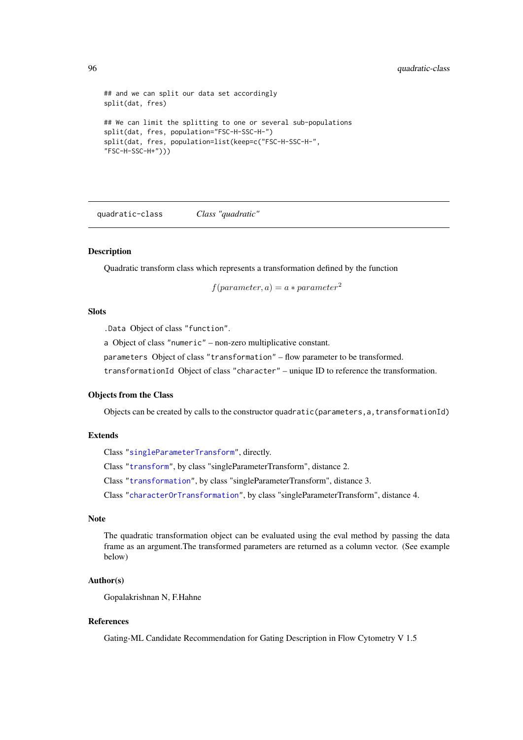```
## and we can split our data set accordingly
split(dat, fres)

## We can limit the splitting to one or several sub-populations
split(dat, fres, population="FSC-H-SSC-H-")
split(dat, fres, population=list(keep=c("FSC-H-SSC-H-",
"FSC-H-SSC-H+")))
```

---

`quadratic-class` *Class "quadratic"*

---

### Description

Quadratic transform class which represents a transformation defined by the function

$$f(parameter, a) = a * parameter^2$$

### Slots

`.Data` Object of class `"function"`.

`a` Object of class `"numeric"` – non-zero multiplicative constant.

`parameters` Object of class `"transformation"` – flow parameter to be transformed.

`transformationId` Object of class `"character"` – unique ID to reference the transformation.

### Objects from the Class

Objects can be created by calls to the constructor `quadratic(parameters,a,transformationId)`

### Extends

Class `"singleParameterTransform"`, directly.

Class `"transform"`, by class "singleParameterTransform", distance 2.

Class `"transformation"`, by class "singleParameterTransform", distance 3.

Class `"characterOrTransformation"`, by class "singleParameterTransform", distance 4.

### Note

The quadratic transformation object can be evaluated using the eval method by passing the data frame as an argument.The transformed parameters are returned as a column vector. (See example below)

### Author(s)

Gopalakrishnan N, F.Hahne

### References

Gating-ML Candidate Recommendation for Gating Description in Flow Cytometry V 1.5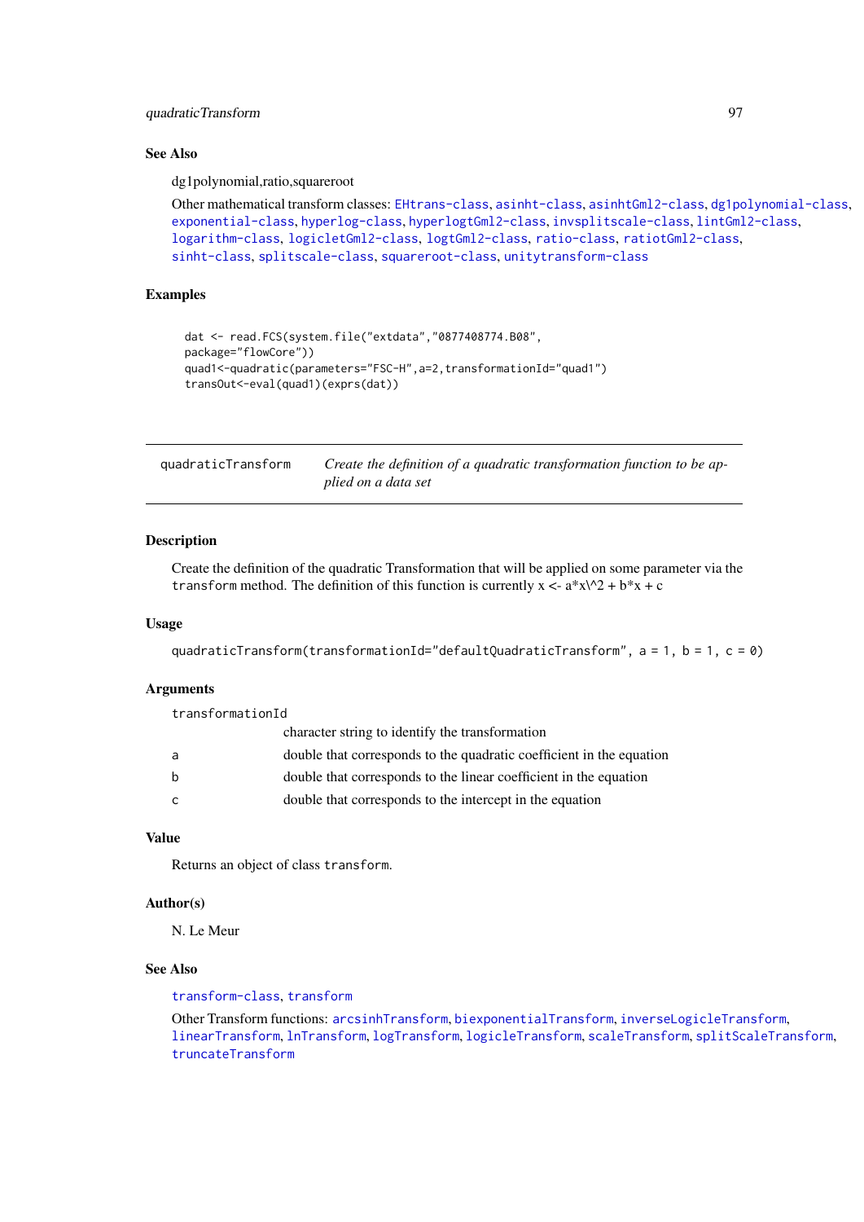### See Also

dg1polynomial,ratio,squareroot

Other mathematical transform classes: EHtrans-class, asinht-class, asinhtGml2-class, dg1polynomial-class, exponential-class, hyperlog-class, hyperlogtGml2-class, invsplitscale-class, lintGml2-class, logarithm-class, logicletGml2-class, logtGml2-class, ratio-class, ratiotGml2-class, sinht-class, splitscale-class, squareroot-class, unitytransform-class

### Examples

```
dat <- read.FCS(system.file("extdata","0877408774.B08",
package="flowCore"))
quad1<-quadratic(parameters="FSC-H",a=2,transformationId="quad1")
transOut<-eval(quad1)(exprs(dat))
```

---

## quadraticTransform — *Create the definition of a quadratic transformation function to be applied on a data set*

---

### Description

Create the definition of the quadratic Transformation that will be applied on some parameter via the `transform` method. The definition of this function is currently x <- a*x\^2 + b*x + c

### Usage

```
quadraticTransform(transformationId="defaultQuadraticTransform", a = 1, b = 1, c = 0)
```

### Arguments

| | |
|---|---|
| transformationId | character string to identify the transformation |
| a | double that corresponds to the quadratic coefficient in the equation |
| b | double that corresponds to the linear coefficient in the equation |
| c | double that corresponds to the intercept in the equation |

### Value

Returns an object of class `transform`.

### Author(s)

N. Le Meur

### See Also

transform-class, transform

Other Transform functions: arcsinhTransform, biexponentialTransform, inverseLogicleTransform, linearTransform, lnTransform, logTransform, logicleTransform, scaleTransform, splitScaleTransform, truncateTransform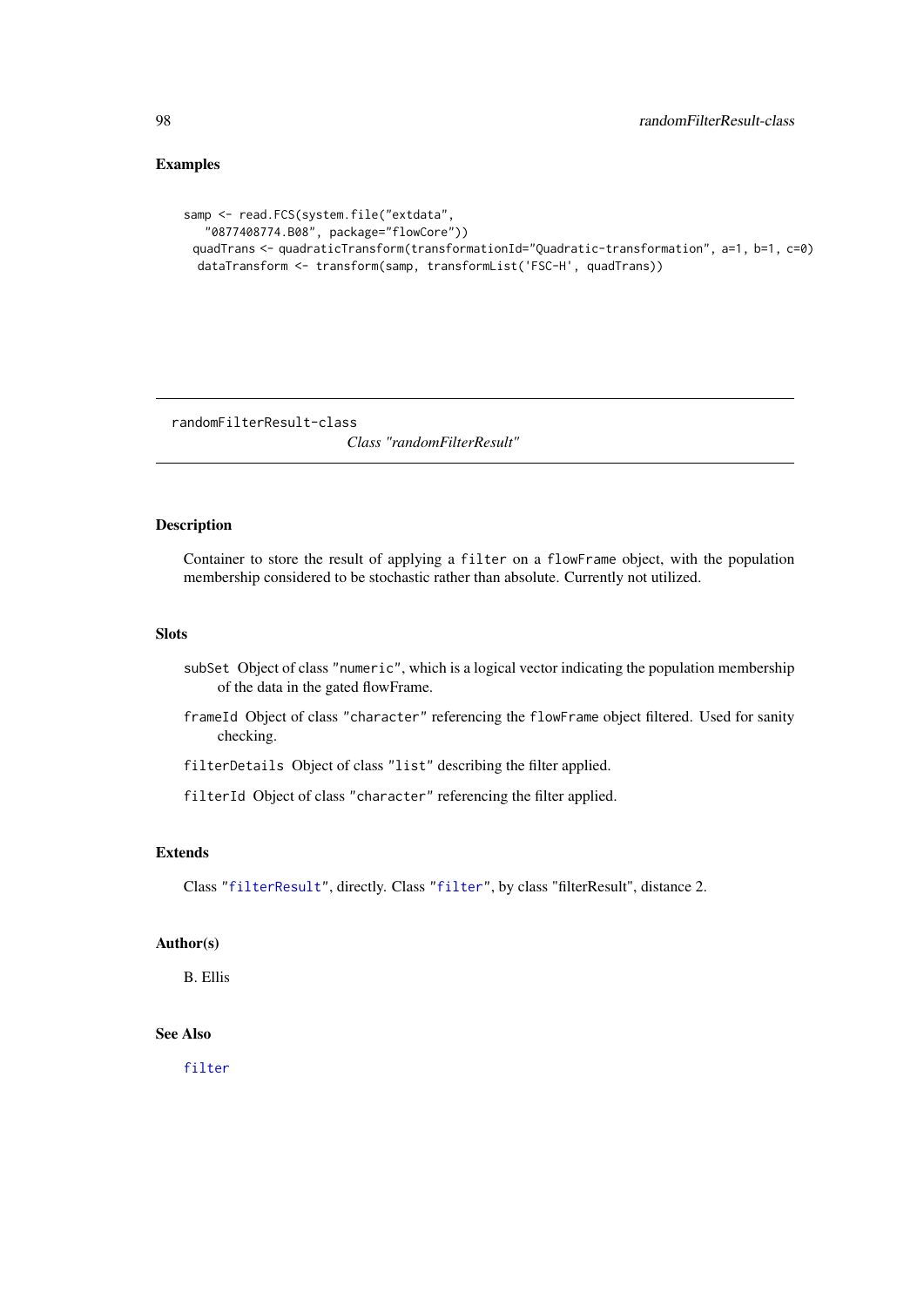## Examples

```
samp <- read.FCS(system.file("extdata",
   "0877408774.B08", package="flowCore"))
 quadTrans <- quadraticTransform(transformationId="Quadratic-transformation", a=1, b=1, c=0)
  dataTransform <- transform(samp, transformList('FSC-H', quadTrans))
```

---

randomFilterResult-class

*Class "randomFilterResult"*

---

## Description

Container to store the result of applying a `filter` on a `flowFrame` object, with the population membership considered to be stochastic rather than absolute. Currently not utilized.

## Slots

`subSet` Object of class `"numeric"`, which is a logical vector indicating the population membership of the data in the gated flowFrame.

`frameId` Object of class `"character"` referencing the `flowFrame` object filtered. Used for sanity checking.

`filterDetails` Object of class `"list"` describing the filter applied.

`filterId` Object of class `"character"` referencing the filter applied.

## Extends

Class `"filterResult"`, directly. Class `"filter"`, by class "filterResult", distance 2.

## Author(s)

B. Ellis

## See Also

`filter`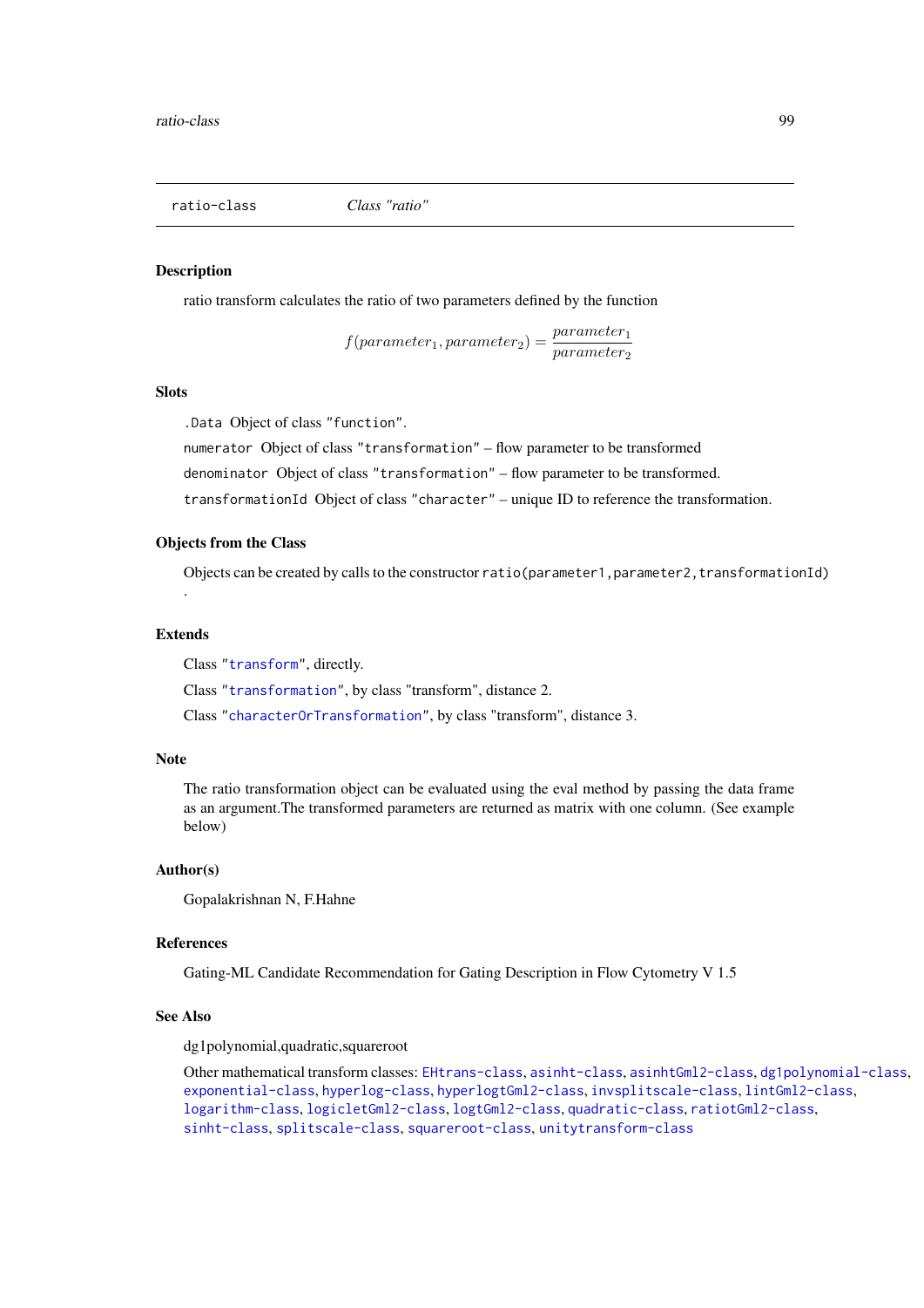ratio-class    *Class "ratio"*

## Description

ratio transform calculates the ratio of two parameters defined by the function

$$f(parameter_1, parameter_2) = \frac{parameter_1}{parameter_2}$$

## Slots

`.Data` Object of class `"function"`.

`numerator` Object of class `"transformation"` – flow parameter to be transformed

`denominator` Object of class `"transformation"` – flow parameter to be transformed.

`transformationId` Object of class `"character"` – unique ID to reference the transformation.

## Objects from the Class

Objects can be created by calls to the constructor `ratio(parameter1,parameter2,transformationId)` .

## Extends

Class `"transform"`, directly.

Class `"transformation"`, by class "transform", distance 2.

Class `"characterOrTransformation"`, by class "transform", distance 3.

## Note

The ratio transformation object can be evaluated using the eval method by passing the data frame as an argument.The transformed parameters are returned as matrix with one column. (See example below)

## Author(s)

Gopalakrishnan N, F.Hahne

## References

Gating-ML Candidate Recommendation for Gating Description in Flow Cytometry V 1.5

## See Also

dg1polynomial,quadratic,squareroot

Other mathematical transform classes: `EHtrans-class`, `asinht-class`, `asinhtGml2-class`, `dg1polynomial-class`, `exponential-class`, `hyperlog-class`, `hyperlogtGml2-class`, `invsplitscale-class`, `lintGml2-class`, `logarithm-class`, `logicletGml2-class`, `logtGml2-class`, `quadratic-class`, `ratiotGml2-class`, `sinht-class`, `splitscale-class`, `squareroot-class`, `unitytransform-class`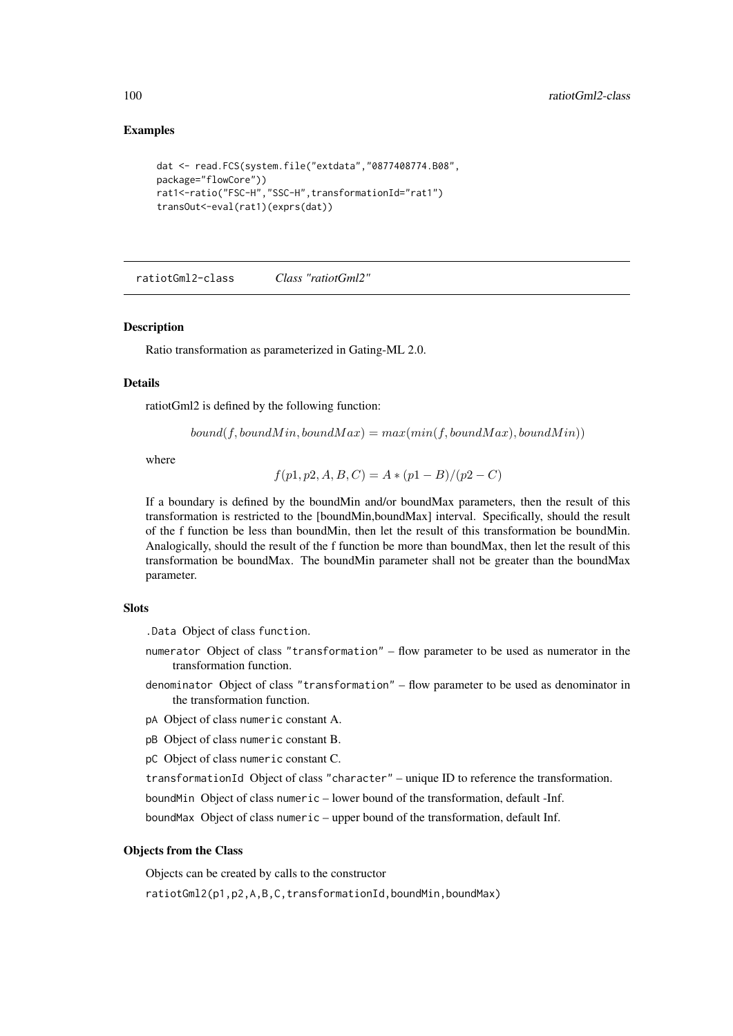## Examples

```
dat <- read.FCS(system.file("extdata","0877408774.B08",
package="flowCore"))
rat1<-ratio("FSC-H","SSC-H",transformationId="rat1")
transOut<-eval(rat1)(exprs(dat))
```

---

ratiotGml2-class *Class "ratiotGml2"*

---

### Description

Ratio transformation as parameterized in Gating-ML 2.0.

### Details

ratiotGml2 is defined by the following function:

$$bound(f, boundMin, boundMax) = max(min(f, boundMax), boundMin))$$

where

$$f(p1, p2, A, B, C) = A * (p1 - B)/(p2 - C)$$

If a boundary is defined by the boundMin and/or boundMax parameters, then the result of this transformation is restricted to the [boundMin,boundMax] interval. Specifically, should the result of the f function be less than boundMin, then let the result of this transformation be boundMin. Analogically, should the result of the f function be more than boundMax, then let the result of this transformation be boundMax. The boundMin parameter shall not be greater than the boundMax parameter.

### Slots

.Data Object of class function.

numerator Object of class "transformation" – flow parameter to be used as numerator in the transformation function.

denominator Object of class "transformation" – flow parameter to be used as denominator in the transformation function.

pA Object of class numeric constant A.

pB Object of class numeric constant B.

pC Object of class numeric constant C.

transformationId Object of class "character" – unique ID to reference the transformation.

boundMin Object of class numeric – lower bound of the transformation, default -Inf.

boundMax Object of class numeric – upper bound of the transformation, default Inf.

### Objects from the Class

Objects can be created by calls to the constructor

ratiotGml2(p1,p2,A,B,C,transformationId,boundMin,boundMax)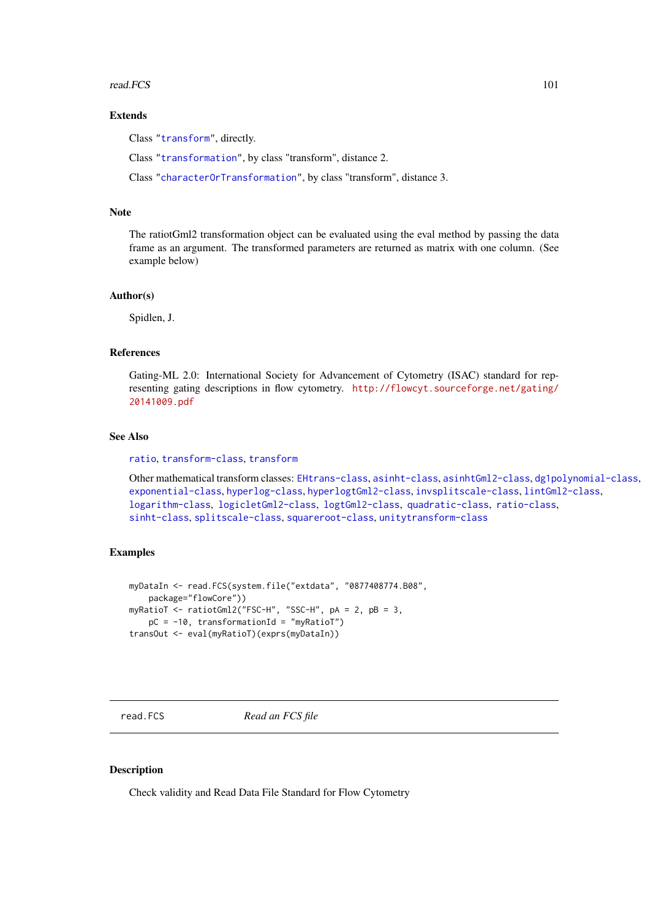## Extends

Class "transform", directly.

Class "transformation", by class "transform", distance 2.

Class "characterOrTransformation", by class "transform", distance 3.

## Note

The ratiotGml2 transformation object can be evaluated using the eval method by passing the data frame as an argument. The transformed parameters are returned as matrix with one column. (See example below)

## Author(s)

Spidlen, J.

## References

Gating-ML 2.0: International Society for Advancement of Cytometry (ISAC) standard for representing gating descriptions in flow cytometry. http://flowcyt.sourceforge.net/gating/20141009.pdf

## See Also

ratio, transform-class, transform

Other mathematical transform classes: EHtrans-class, asinht-class, asinhtGml2-class, dg1polynomial-class, exponential-class, hyperlog-class, hyperlogtGml2-class, invsplitscale-class, lintGml2-class, logarithm-class, logicletGml2-class, logtGml2-class, quadratic-class, ratio-class, sinht-class, splitscale-class, squareroot-class, unitytransform-class

## Examples

```
myDataIn <- read.FCS(system.file("extdata", "0877408774.B08",
    package="flowCore"))
myRatioT <- ratiotGml2("FSC-H", "SSC-H", pA = 2, pB = 3,
    pC = -10, transformationId = "myRatioT")
transOut <- eval(myRatioT)(exprs(myDataIn))
```

---

# read.FCS *Read an FCS file*

## Description

Check validity and Read Data File Standard for Flow Cytometry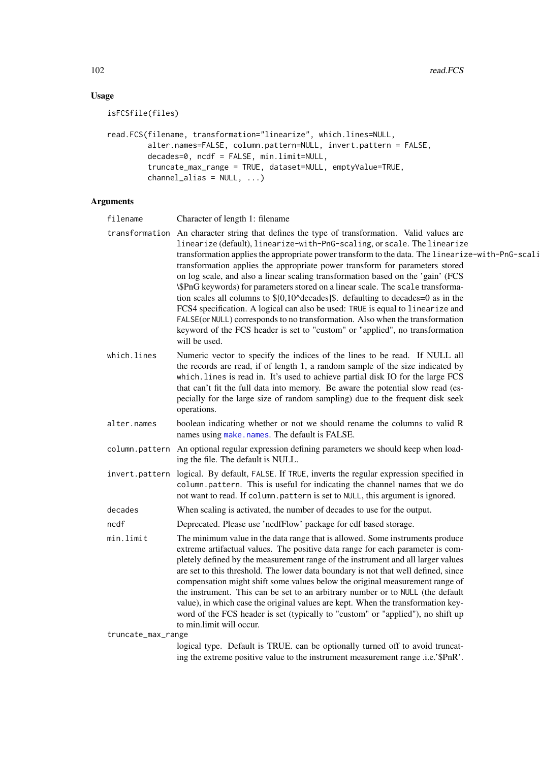### Usage

```
isFCSfile(files)

read.FCS(filename, transformation="linearize", which.lines=NULL,
         alter.names=FALSE, column.pattern=NULL, invert.pattern = FALSE,
         decades=0, ncdf = FALSE, min.limit=NULL,
         truncate_max_range = TRUE, dataset=NULL, emptyValue=TRUE,
         channel_alias = NULL, ...)
```

### Arguments

**filename** Character of length 1: filename

**transformation** An character string that defines the type of transformation. Valid values are `linearize` (default), `linearize-with-PnG-scaling`, or `scale`. The `linearize` transformation applies the appropriate power transform to the data. The `linearize-with-PnG-scaling` transformation applies the appropriate power transform for parameters stored on log scale, and also a linear scaling transformation based on the 'gain' (FCS \$PnG keywords) for parameters stored on a linear scale. The `scale` transformation scales all columns to $[0,10^decades]$. defaulting to decades=0 as in the FCS4 specification. A logical can also be used: `TRUE` is equal to `linearize` and `FALSE`(or `NULL`) corresponds to no transformation. Also when the transformation keyword of the FCS header is set to "custom" or "applied", no transformation will be used.

**which.lines** Numeric vector to specify the indices of the lines to be read. If NULL all the records are read, if of length 1, a random sample of the size indicated by `which.lines` is read in. It's used to achieve partial disk IO for the large FCS that can't fit the full data into memory. Be aware the potential slow read (especially for the large size of random sampling) due to the frequent disk seek operations.

**alter.names** boolean indicating whether or not we should rename the columns to valid R names using `make.names`. The default is FALSE.

**column.pattern** An optional regular expression defining parameters we should keep when loading the file. The default is NULL.

**invert.pattern** logical. By default, `FALSE`. If `TRUE`, inverts the regular expression specified in `column.pattern`. This is useful for indicating the channel names that we do not want to read. If `column.pattern` is set to `NULL`, this argument is ignored.

**decades** When scaling is activated, the number of decades to use for the output.

**ncdf** Deprecated. Please use 'ncdfFlow' package for cdf based storage.

**min.limit** The minimum value in the data range that is allowed. Some instruments produce extreme artifactual values. The positive data range for each parameter is completely defined by the measurement range of the instrument and all larger values are set to this threshold. The lower data boundary is not that well defined, since compensation might shift some values below the original measurement range of the instrument. This can be set to an arbitrary number or to `NULL` (the default value), in which case the original values are kept. When the transformation keyword of the FCS header is set (typically to "custom" or "applied"), no shift up to min.limit will occur.

**truncate_max_range** logical type. Default is TRUE. can be optionally turned off to avoid truncating the extreme positive value to the instrument measurement range .i.e.'$PnR'.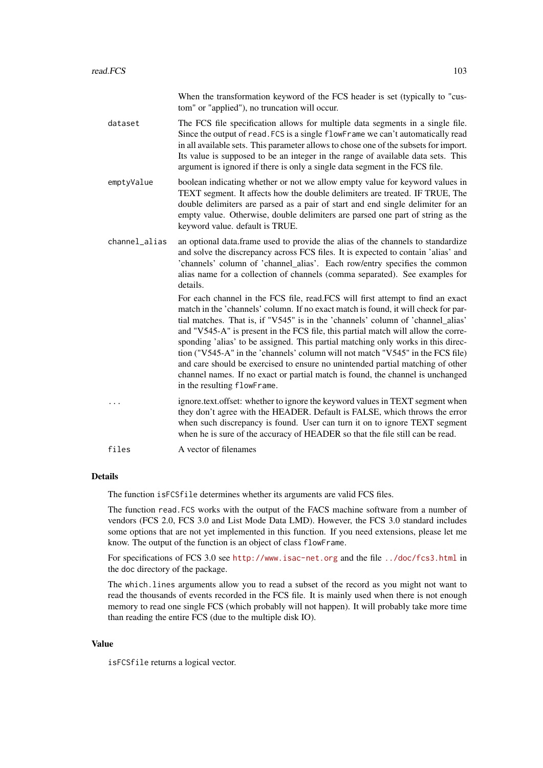When the transformation keyword of the FCS header is set (typically to "custom" or "applied"), no truncation will occur.

`dataset` The FCS file specification allows for multiple data segments in a single file. Since the output of `read.FCS` is a single `flowFrame` we can't automatically read in all available sets. This parameter allows to chose one of the subsets for import. Its value is supposed to be an integer in the range of available data sets. This argument is ignored if there is only a single data segment in the FCS file.

`emptyValue` boolean indicating whether or not we allow empty value for keyword values in TEXT segment. It affects how the double delimiters are treated. IF TRUE, The double delimiters are parsed as a pair of start and end single delimiter for an empty value. Otherwise, double delimiters are parsed one part of string as the keyword value. default is TRUE.

`channel_alias` an optional data.frame used to provide the alias of the channels to standardize and solve the discrepancy across FCS files. It is expected to contain 'alias' and 'channels' column of 'channel_alias'. Each row/entry specifies the common alias name for a collection of channels (comma separated). See examples for details.

For each channel in the FCS file, read.FCS will first attempt to find an exact match in the 'channels' column. If no exact match is found, it will check for partial matches. That is, if "V545" is in the 'channels' column of 'channel_alias' and "V545-A" is present in the FCS file, this partial match will allow the corresponding 'alias' to be assigned. This partial matching only works in this direction ("V545-A" in the 'channels' column will not match "V545" in the FCS file) and care should be exercised to ensure no unintended partial matching of other channel names. If no exact or partial match is found, the channel is unchanged in the resulting `flowFrame`.

`...` ignore.text.offset: whether to ignore the keyword values in TEXT segment when they don't agree with the HEADER. Default is FALSE, which throws the error when such discrepancy is found. User can turn it on to ignore TEXT segment when he is sure of the accuracy of HEADER so that the file still can be read.

`files` A vector of filenames

## Details

The function `isFCSfile` determines whether its arguments are valid FCS files.

The function `read.FCS` works with the output of the FACS machine software from a number of vendors (FCS 2.0, FCS 3.0 and List Mode Data LMD). However, the FCS 3.0 standard includes some options that are not yet implemented in this function. If you need extensions, please let me know. The output of the function is an object of class `flowFrame`.

For specifications of FCS 3.0 see http://www.isac-net.org and the file ../doc/fcs3.html in the doc directory of the package.

The `which.lines` arguments allow you to read a subset of the record as you might not want to read the thousands of events recorded in the FCS file. It is mainly used when there is not enough memory to read one single FCS (which probably will not happen). It will probably take more time than reading the entire FCS (due to the multiple disk IO).

## Value

`isFCSfile` returns a logical vector.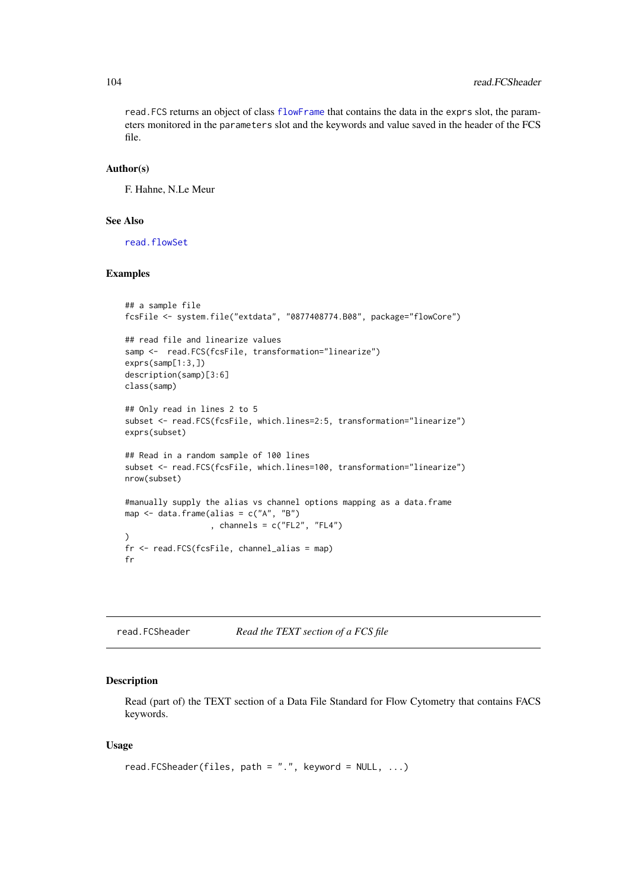read.FCS returns an object of class flowFrame that contains the data in the exprs slot, the parameters monitored in the parameters slot and the keywords and value saved in the header of the FCS file.

### Author(s)

F. Hahne, N.Le Meur

### See Also

read.flowSet

### Examples

```
## a sample file
fcsFile <- system.file("extdata", "0877408774.B08", package="flowCore")

## read file and linearize values
samp <-  read.FCS(fcsFile, transformation="linearize")
exprs(samp[1:3,])
description(samp)[3:6]
class(samp)

## Only read in lines 2 to 5
subset <- read.FCS(fcsFile, which.lines=2:5, transformation="linearize")
exprs(subset)

## Read in a random sample of 100 lines
subset <- read.FCS(fcsFile, which.lines=100, transformation="linearize")
nrow(subset)

#manually supply the alias vs channel options mapping as a data.frame
map <- data.frame(alias = c("A", "B")
                  , channels = c("FL2", "FL4")
)
fr <- read.FCS(fcsFile, channel_alias = map)
fr
```

---

## read.FCSheader *Read the TEXT section of a FCS file*

### Description

Read (part of) the TEXT section of a Data File Standard for Flow Cytometry that contains FACS keywords.

### Usage

```
read.FCSheader(files, path = ".", keyword = NULL, ...)
```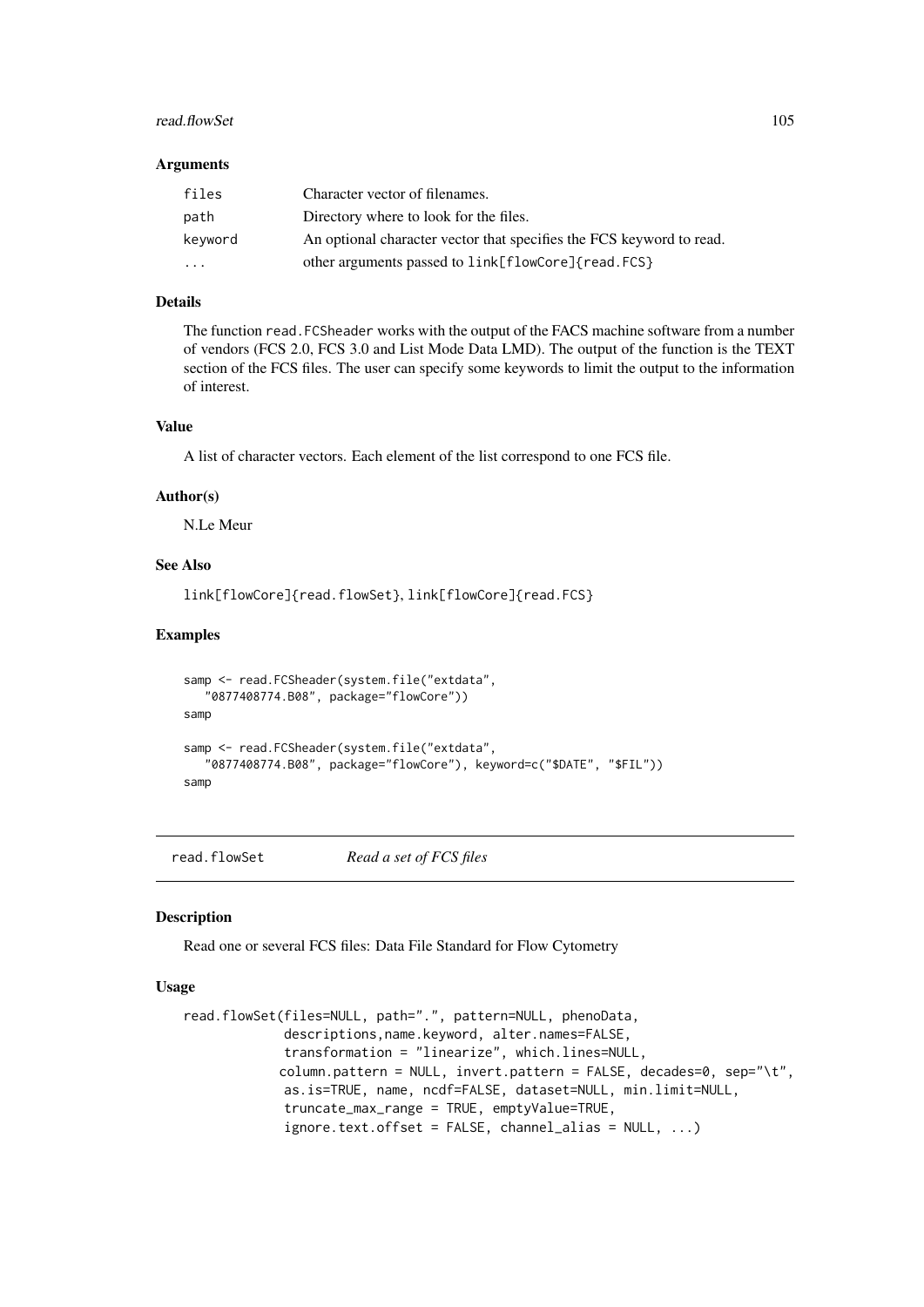### Arguments

| | |
|---|---|
| `files` | Character vector of filenames. |
| `path` | Directory where to look for the files. |
| `keyword` | An optional character vector that specifies the FCS keyword to read. |
| `...` | other arguments passed to link[flowCore]{read.FCS} |

### Details

The function `read.FCSheader` works with the output of the FACS machine software from a number of vendors (FCS 2.0, FCS 3.0 and List Mode Data LMD). The output of the function is the TEXT section of the FCS files. The user can specify some keywords to limit the output to the information of interest.

### Value

A list of character vectors. Each element of the list correspond to one FCS file.

### Author(s)

N.Le Meur

### See Also

link[flowCore]{read.flowSet}, link[flowCore]{read.FCS}

### Examples

```
samp <- read.FCSheader(system.file("extdata",
   "0877408774.B08", package="flowCore"))
samp

samp <- read.FCSheader(system.file("extdata",
   "0877408774.B08", package="flowCore"), keyword=c("$DATE", "$FIL"))
samp
```

---

## `read.flowSet` *Read a set of FCS files*

### Description

Read one or several FCS files: Data File Standard for Flow Cytometry

### Usage

```
read.flowSet(files=NULL, path=".", pattern=NULL, phenoData,
             descriptions,name.keyword, alter.names=FALSE,
             transformation = "linearize", which.lines=NULL,
            column.pattern = NULL, invert.pattern = FALSE, decades=0, sep="\t",
             as.is=TRUE, name, ncdf=FALSE, dataset=NULL, min.limit=NULL,
             truncate_max_range = TRUE, emptyValue=TRUE,
             ignore.text.offset = FALSE, channel_alias = NULL, ...)
```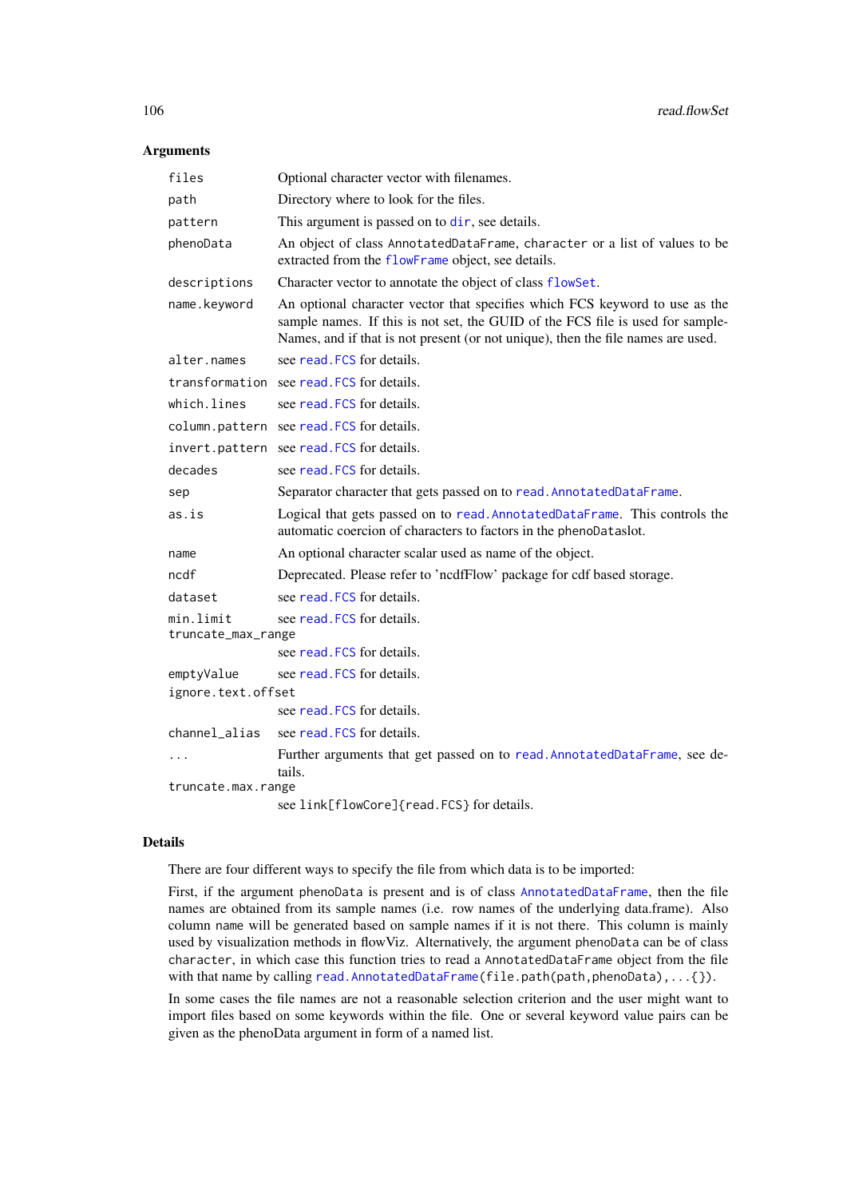## Arguments

| | |
|---|---|
| `files` | Optional character vector with filenames. |
| `path` | Directory where to look for the files. |
| `pattern` | This argument is passed on to `dir`, see details. |
| `phenoData` | An object of class `AnnotatedDataFrame`, `character` or a list of values to be extracted from the `flowFrame` object, see details. |
| `descriptions` | Character vector to annotate the object of class `flowSet`. |
| `name.keyword` | An optional character vector that specifies which FCS keyword to use as the sample names. If this is not set, the GUID of the FCS file is used for sampleNames, and if that is not present (or not unique), then the file names are used. |
| `alter.names` | see `read.FCS` for details. |
| `transformation` | see `read.FCS` for details. |
| `which.lines` | see `read.FCS` for details. |
| `column.pattern` | see `read.FCS` for details. |
| `invert.pattern` | see `read.FCS` for details. |
| `decades` | see `read.FCS` for details. |
| `sep` | Separator character that gets passed on to `read.AnnotatedDataFrame`. |
| `as.is` | Logical that gets passed on to `read.AnnotatedDataFrame`. This controls the automatic coercion of characters to factors in the `phenoData`slot. |
| `name` | An optional character scalar used as name of the object. |
| `ncdf` | Deprecated. Please refer to 'ncdfFlow' package for cdf based storage. |
| `dataset` | see `read.FCS` for details. |
| `min.limit` | see `read.FCS` for details. |
| `truncate_max_range` | see `read.FCS` for details. |
| `emptyValue` | see `read.FCS` for details. |
| `ignore.text.offset` | see `read.FCS` for details. |
| `channel_alias` | see `read.FCS` for details. |
| `...` | Further arguments that get passed on to `read.AnnotatedDataFrame`, see details. |
| `truncate.max.range` | see `link[flowCore]{read.FCS}` for details. |

## Details

There are four different ways to specify the file from which data is to be imported:

First, if the argument `phenoData` is present and is of class `AnnotatedDataFrame`, then the file names are obtained from its sample names (i.e. row names of the underlying data.frame). Also column `name` will be generated based on sample names if it is not there. This column is mainly used by visualization methods in flowViz. Alternatively, the argument `phenoData` can be of class `character`, in which case this function tries to read a `AnnotatedDataFrame` object from the file with that name by calling `read.AnnotatedDataFrame(file.path(path,phenoData),...{})`.

In some cases the file names are not a reasonable selection criterion and the user might want to import files based on some keywords within the file. One or several keyword value pairs can be given as the phenoData argument in form of a named list.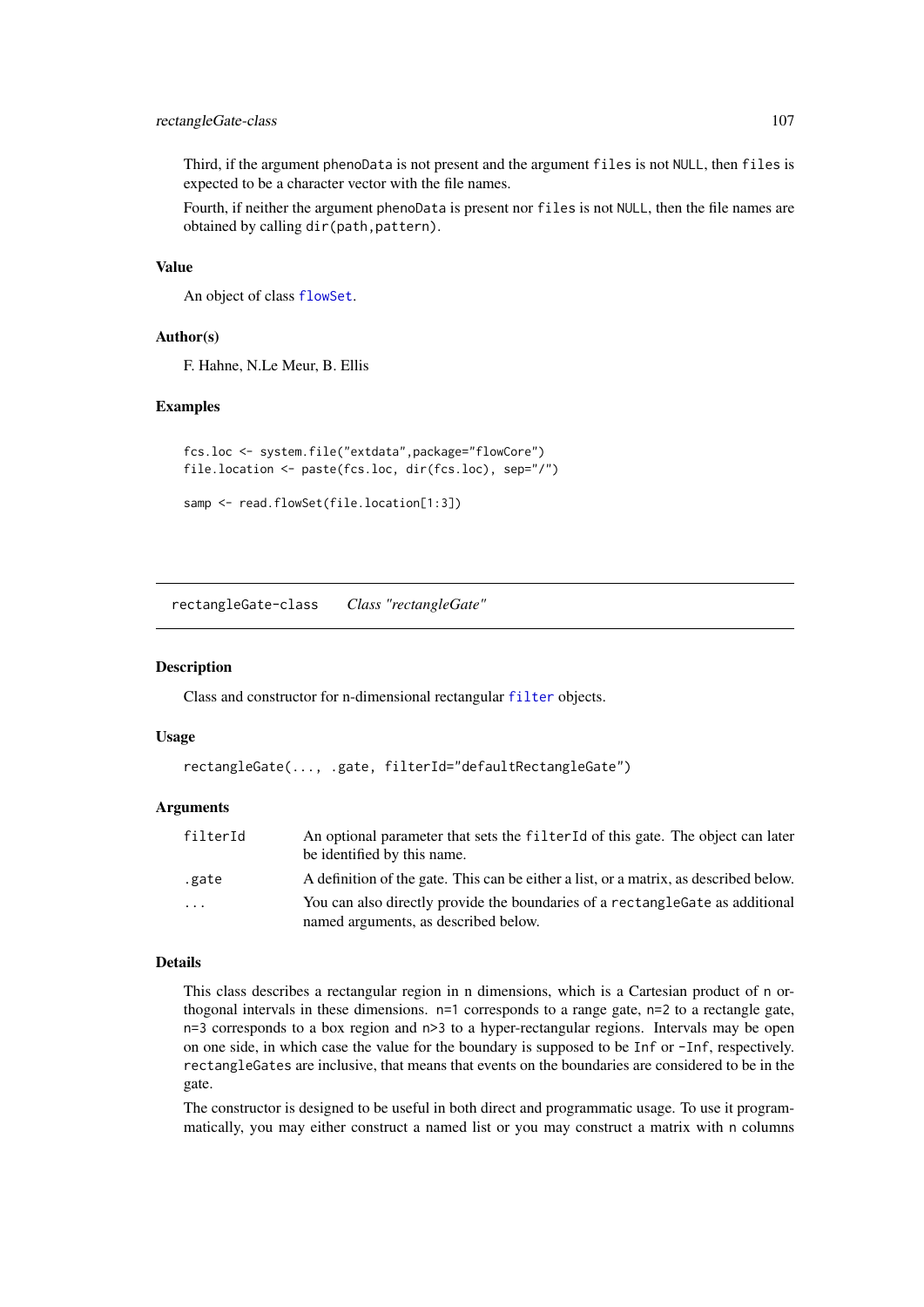Third, if the argument `phenoData` is not present and the argument `files` is not `NULL`, then `files` is expected to be a character vector with the file names.

Fourth, if neither the argument `phenoData` is present nor `files` is not `NULL`, then the file names are obtained by calling `dir(path,pattern)`.

### Value

An object of class `flowSet`.

### Author(s)

F. Hahne, N.Le Meur, B. Ellis

### Examples

```
fcs.loc <- system.file("extdata",package="flowCore")
file.location <- paste(fcs.loc, dir(fcs.loc), sep="/")

samp <- read.flowSet(file.location[1:3])
```

---

## rectangleGate-class *Class "rectangleGate"*

---

### Description

Class and constructor for n-dimensional rectangular `filter` objects.

### Usage

```
rectangleGate(..., .gate, filterId="defaultRectangleGate")
```

### Arguments

| | |
|---|---|
| `filterId` | An optional parameter that sets the `filterId` of this gate. The object can later be identified by this name. |
| `.gate` | A definition of the gate. This can be either a list, or a matrix, as described below. |
| `...` | You can also directly provide the boundaries of a `rectangleGate` as additional named arguments, as described below. |

### Details

This class describes a rectangular region in n dimensions, which is a Cartesian product of `n` orthogonal intervals in these dimensions. `n=1` corresponds to a range gate, `n=2` to a rectangle gate, `n=3` corresponds to a box region and `n>3` to a hyper-rectangular regions. Intervals may be open on one side, in which case the value for the boundary is supposed to be `Inf` or `-Inf`, respectively. `rectangleGates` are inclusive, that means that events on the boundaries are considered to be in the gate.

The constructor is designed to be useful in both direct and programmatic usage. To use it programmatically, you may either construct a named list or you may construct a matrix with `n` columns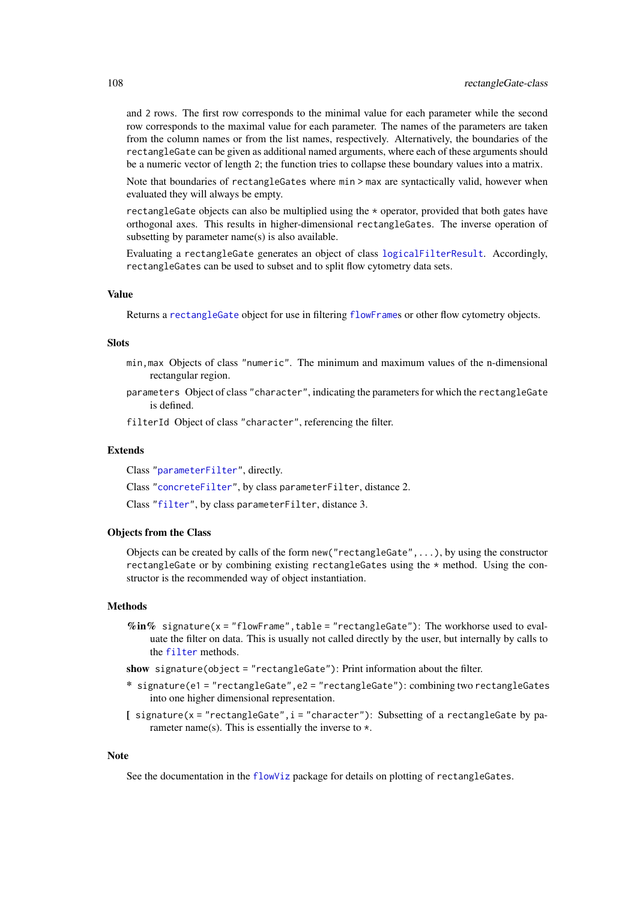and 2 rows. The first row corresponds to the minimal value for each parameter while the second row corresponds to the maximal value for each parameter. The names of the parameters are taken from the column names or from the list names, respectively. Alternatively, the boundaries of the `rectangleGate` can be given as additional named arguments, where each of these arguments should be a numeric vector of length 2; the function tries to collapse these boundary values into a matrix.

Note that boundaries of `rectangleGates` where `min > max` are syntactically valid, however when evaluated they will always be empty.

`rectangleGate` objects can also be multiplied using the `*` operator, provided that both gates have orthogonal axes. This results in higher-dimensional `rectangleGates`. The inverse operation of subsetting by parameter name(s) is also available.

Evaluating a `rectangleGate` generates an object of class `logicalFilterResult`. Accordingly, `rectangleGates` can be used to subset and to split flow cytometry data sets.

## Value

Returns a `rectangleGate` object for use in filtering `flowFrame`s or other flow cytometry objects.

## Slots

`min,max` Objects of class `"numeric"`. The minimum and maximum values of the n-dimensional rectangular region.

`parameters` Object of class `"character"`, indicating the parameters for which the `rectangleGate` is defined.

`filterId` Object of class `"character"`, referencing the filter.

## Extends

Class `"parameterFilter"`, directly.

Class `"concreteFilter"`, by class `parameterFilter`, distance 2.

Class `"filter"`, by class `parameterFilter`, distance 3.

## Objects from the Class

Objects can be created by calls of the form `new("rectangleGate",...)`, by using the constructor `rectangleGate` or by combining existing `rectangleGates` using the `*` method. Using the constructor is the recommended way of object instantiation.

## Methods

***%in%*** `signature(x = "flowFrame",table = "rectangleGate")`: The workhorse used to evaluate the filter on data. This is usually not called directly by the user, but internally by calls to the `filter` methods.

**show** `signature(object = "rectangleGate")`: Print information about the filter.

`*` `signature(e1 = "rectangleGate",e2 = "rectangleGate")`: combining two `rectangleGates` into one higher dimensional representation.

**[** `signature(x = "rectangleGate",i = "character")`: Subsetting of a `rectangleGate` by parameter name(s). This is essentially the inverse to `*`.

## Note

See the documentation in the `flowViz` package for details on plotting of `rectangleGates`.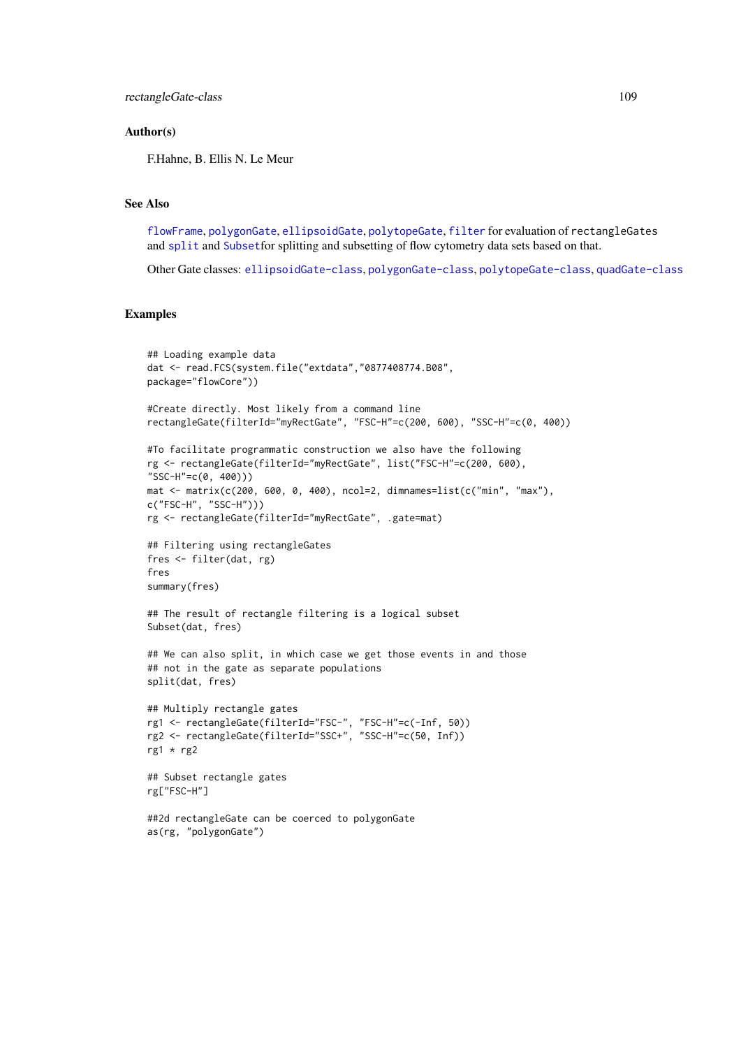### Author(s)

F.Hahne, B. Ellis N. Le Meur

### See Also

flowFrame, polygonGate, ellipsoidGate, polytopeGate, filter for evaluation of rectangleGates and split and Subsetfor splitting and subsetting of flow cytometry data sets based on that.

Other Gate classes: ellipsoidGate-class, polygonGate-class, polytopeGate-class, quadGate-class

### Examples

```
## Loading example data
dat <- read.FCS(system.file("extdata","0877408774.B08",
package="flowCore"))

#Create directly. Most likely from a command line
rectangleGate(filterId="myRectGate", "FSC-H"=c(200, 600), "SSC-H"=c(0, 400))

#To facilitate programmatic construction we also have the following
rg <- rectangleGate(filterId="myRectGate", list("FSC-H"=c(200, 600),
"SSC-H"=c(0, 400)))
mat <- matrix(c(200, 600, 0, 400), ncol=2, dimnames=list(c("min", "max"),
c("FSC-H", "SSC-H")))
rg <- rectangleGate(filterId="myRectGate", .gate=mat)

## Filtering using rectangleGates
fres <- filter(dat, rg)
fres
summary(fres)

## The result of rectangle filtering is a logical subset
Subset(dat, fres)

## We can also split, in which case we get those events in and those
## not in the gate as separate populations
split(dat, fres)

## Multiply rectangle gates
rg1 <- rectangleGate(filterId="FSC-", "FSC-H"=c(-Inf, 50))
rg2 <- rectangleGate(filterId="SSC+", "SSC-H"=c(50, Inf))
rg1 * rg2

## Subset rectangle gates
rg["FSC-H"]

##2d rectangleGate can be coerced to polygonGate
as(rg, "polygonGate")
```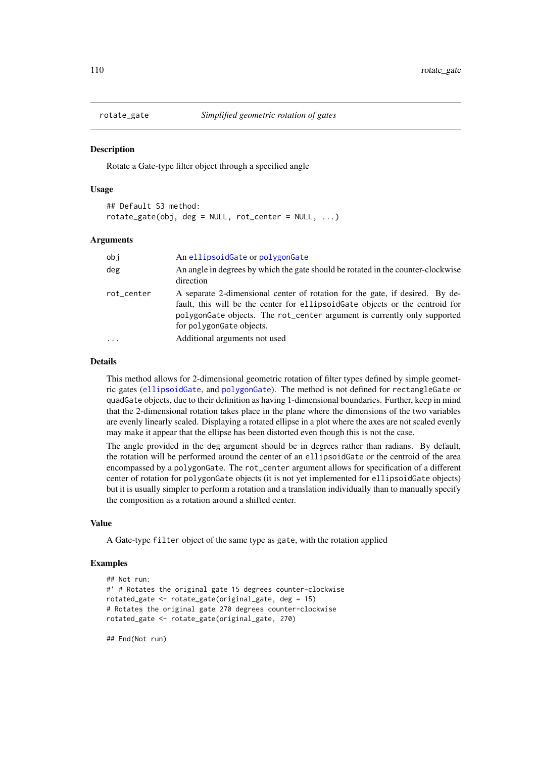# rotate_gate *Simplified geometric rotation of gates*

## Description

Rotate a Gate-type filter object through a specified angle

## Usage

```
## Default S3 method:
rotate_gate(obj, deg = NULL, rot_center = NULL, ...)
```

## Arguments

| | |
|---|---|
| obj | An ellipsoidGate or polygonGate |
| deg | An angle in degrees by which the gate should be rotated in the counter-clockwise direction |
| rot_center | A separate 2-dimensional center of rotation for the gate, if desired. By default, this will be the center for ellipsoidGate objects or the centroid for polygonGate objects. The rot_center argument is currently only supported for polygonGate objects. |
| ... | Additional arguments not used |

## Details

This method allows for 2-dimensional geometric rotation of filter types defined by simple geometric gates (ellipsoidGate, and polygonGate). The method is not defined for rectangleGate or quadGate objects, due to their definition as having 1-dimensional boundaries. Further, keep in mind that the 2-dimensional rotation takes place in the plane where the dimensions of the two variables are evenly linearly scaled. Displaying a rotated ellipse in a plot where the axes are not scaled evenly may make it appear that the ellipse has been distorted even though this is not the case.

The angle provided in the deg argument should be in degrees rather than radians. By default, the rotation will be performed around the center of an ellipsoidGate or the centroid of the area encompassed by a polygonGate. The rot_center argument allows for specification of a different center of rotation for polygonGate objects (it is not yet implemented for ellipsoidGate objects) but it is usually simpler to perform a rotation and a translation individually than to manually specify the composition as a rotation around a shifted center.

## Value

A Gate-type filter object of the same type as gate, with the rotation applied

## Examples

```
## Not run:
#' # Rotates the original gate 15 degrees counter-clockwise
rotated_gate <- rotate_gate(original_gate, deg = 15)
# Rotates the original gate 270 degrees counter-clockwise
rotated_gate <- rotate_gate(original_gate, 270)

## End(Not run)
```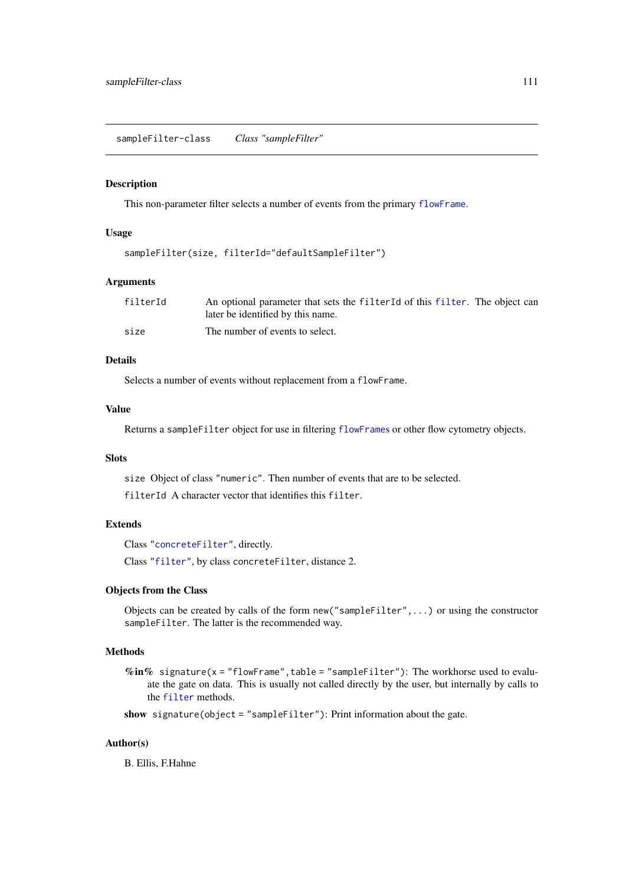## sampleFilter-class *Class "sampleFilter"*

### Description

This non-parameter filter selects a number of events from the primary `flowFrame`.

### Usage

```
sampleFilter(size, filterId="defaultSampleFilter")
```

### Arguments

| | |
|---|---|
| `filterId` | An optional parameter that sets the `filterId` of this `filter`. The object can later be identified by this name. |
| `size` | The number of events to select. |

### Details

Selects a number of events without replacement from a `flowFrame`.

### Value

Returns a `sampleFilter` object for use in filtering `flowFrame`s or other flow cytometry objects.

### Slots

`size` Object of class `"numeric"`. Then number of events that are to be selected.

`filterId` A character vector that identifies this `filter`.

### Extends

Class `"concreteFilter"`, directly.

Class `"filter"`, by class `concreteFilter`, distance 2.

### Objects from the Class

Objects can be created by calls of the form `new("sampleFilter",...)` or using the constructor `sampleFilter`. The latter is the recommended way.

### Methods

**%in%** `signature(x = "flowFrame",table = "sampleFilter")`: The workhorse used to evaluate the gate on data. This is usually not called directly by the user, but internally by calls to the `filter` methods.

**show** `signature(object = "sampleFilter")`: Print information about the gate.

### Author(s)

B. Ellis, F.Hahne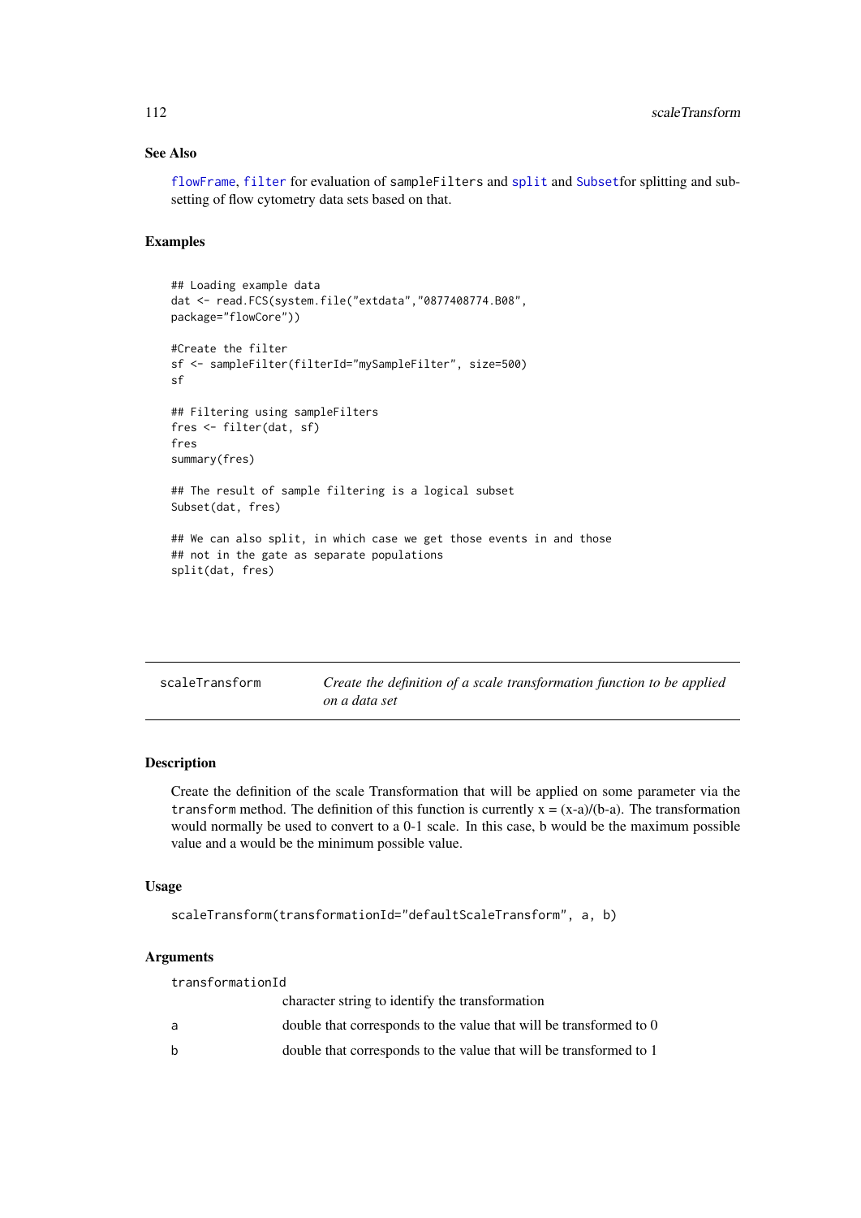## See Also

flowFrame, filter for evaluation of sampleFilters and split and Subsetfor splitting and subsetting of flow cytometry data sets based on that.

## Examples

```
## Loading example data
dat <- read.FCS(system.file("extdata","0877408774.B08",
package="flowCore"))

#Create the filter
sf <- sampleFilter(filterId="mySampleFilter", size=500)
sf

## Filtering using sampleFilters
fres <- filter(dat, sf)
fres
summary(fres)

## The result of sample filtering is a logical subset
Subset(dat, fres)

## We can also split, in which case we get those events in and those
## not in the gate as separate populations
split(dat, fres)
```

---

# scaleTransform — *Create the definition of a scale transformation function to be applied on a data set*

---

## Description

Create the definition of the scale Transformation that will be applied on some parameter via the transform method. The definition of this function is currently x = (x-a)/(b-a). The transformation would normally be used to convert to a 0-1 scale. In this case, b would be the maximum possible value and a would be the minimum possible value.

## Usage

```
scaleTransform(transformationId="defaultScaleTransform", a, b)
```

## Arguments

transformationId
: character string to identify the transformation

a
: double that corresponds to the value that will be transformed to 0

b
: double that corresponds to the value that will be transformed to 1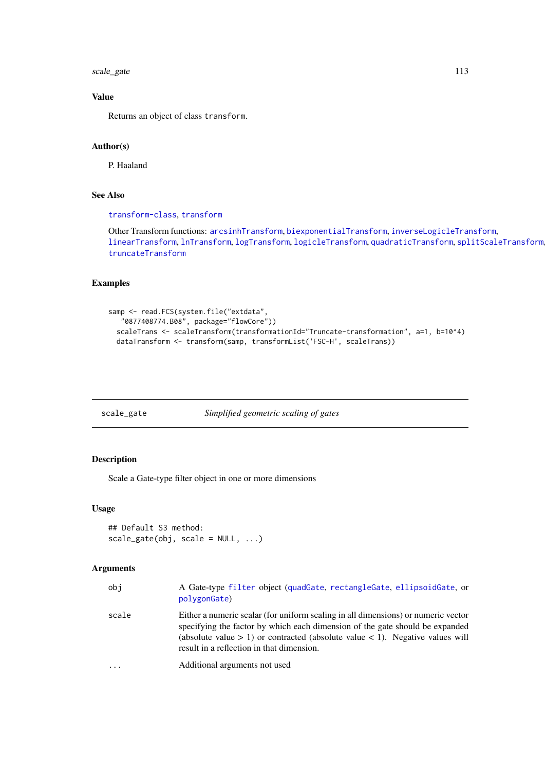### Value

Returns an object of class `transform`.

### Author(s)

P. Haaland

### See Also

`transform-class`, `transform`

Other Transform functions: `arcsinhTransform`, `biexponentialTransform`, `inverseLogicleTransform`, `linearTransform`, `lnTransform`, `logTransform`, `logicleTransform`, `quadraticTransform`, `splitScaleTransform`, `truncateTransform`

### Examples

```
samp <- read.FCS(system.file("extdata",
   "0877408774.B08", package="flowCore"))
  scaleTrans <- scaleTransform(transformationId="Truncate-transformation", a=1, b=10^4)
  dataTransform <- transform(samp, transformList('FSC-H', scaleTrans))
```

---

## scale_gate — *Simplified geometric scaling of gates*

### Description

Scale a Gate-type filter object in one or more dimensions

### Usage

```
## Default S3 method:
scale_gate(obj, scale = NULL, ...)
```

### Arguments

| | |
|---|---|
| obj | A Gate-type `filter` object (`quadGate`, `rectangleGate`, `ellipsoidGate`, or `polygonGate`) |
| scale | Either a numeric scalar (for uniform scaling in all dimensions) or numeric vector specifying the factor by which each dimension of the gate should be expanded (absolute value > 1) or contracted (absolute value < 1). Negative values will result in a reflection in that dimension. |
| ... | Additional arguments not used |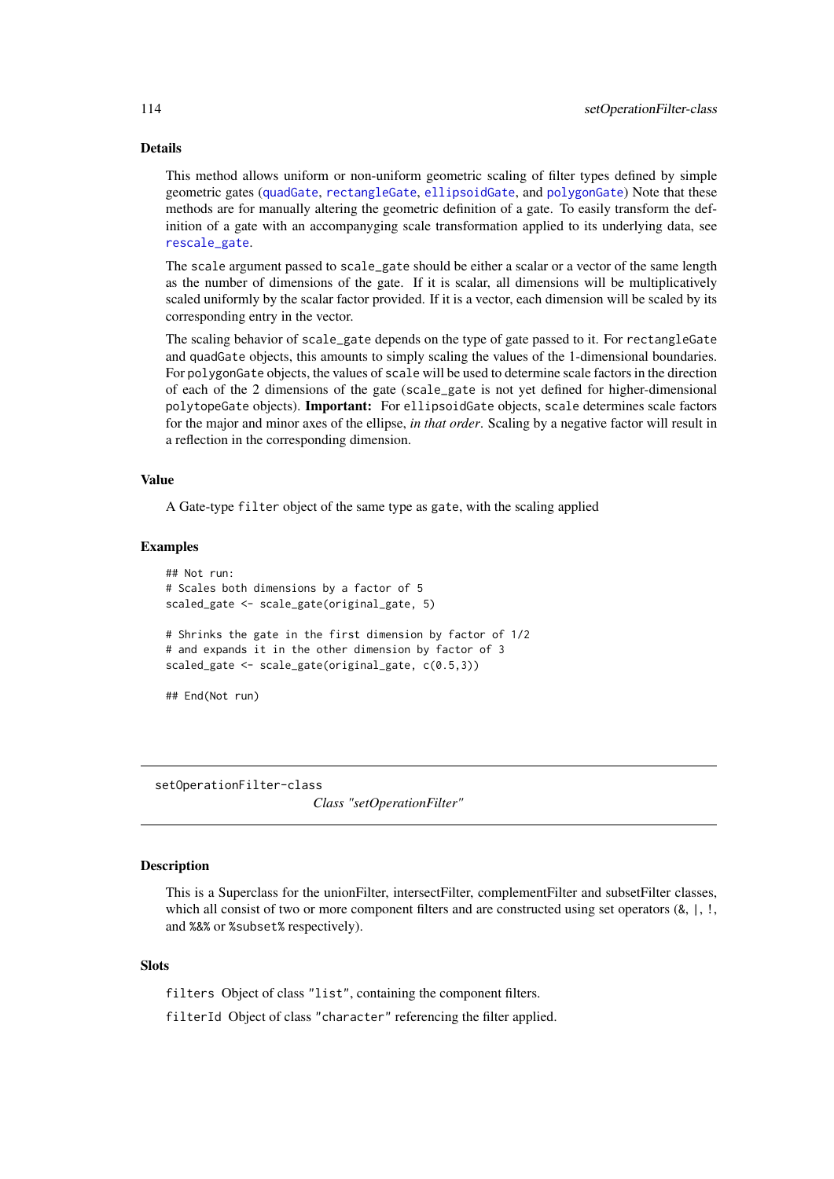### Details

This method allows uniform or non-uniform geometric scaling of filter types defined by simple geometric gates (quadGate, rectangleGate, ellipsoidGate, and polygonGate) Note that these methods are for manually altering the geometric definition of a gate. To easily transform the definition of a gate with an accompanyging scale transformation applied to its underlying data, see rescale_gate.

The scale argument passed to scale_gate should be either a scalar or a vector of the same length as the number of dimensions of the gate. If it is scalar, all dimensions will be multiplicatively scaled uniformly by the scalar factor provided. If it is a vector, each dimension will be scaled by its corresponding entry in the vector.

The scaling behavior of scale_gate depends on the type of gate passed to it. For rectangleGate and quadGate objects, this amounts to simply scaling the values of the 1-dimensional boundaries. For polygonGate objects, the values of scale will be used to determine scale factors in the direction of each of the 2 dimensions of the gate (scale_gate is not yet defined for higher-dimensional polytopeGate objects). **Important:** For ellipsoidGate objects, scale determines scale factors for the major and minor axes of the ellipse, *in that order*. Scaling by a negative factor will result in a reflection in the corresponding dimension.

### Value

A Gate-type filter object of the same type as gate, with the scaling applied

### Examples

```
## Not run:
# Scales both dimensions by a factor of 5
scaled_gate <- scale_gate(original_gate, 5)

# Shrinks the gate in the first dimension by factor of 1/2
# and expands it in the other dimension by factor of 3
scaled_gate <- scale_gate(original_gate, c(0.5,3))

## End(Not run)
```

---

## setOperationFilter-class

*Class "setOperationFilter"*

---

### Description

This is a Superclass for the unionFilter, intersectFilter, complementFilter and subsetFilter classes, which all consist of two or more component filters and are constructed using set operators (&, |, !, and %&% or %subset% respectively).

### Slots

filters Object of class "list", containing the component filters.

filterId Object of class "character" referencing the filter applied.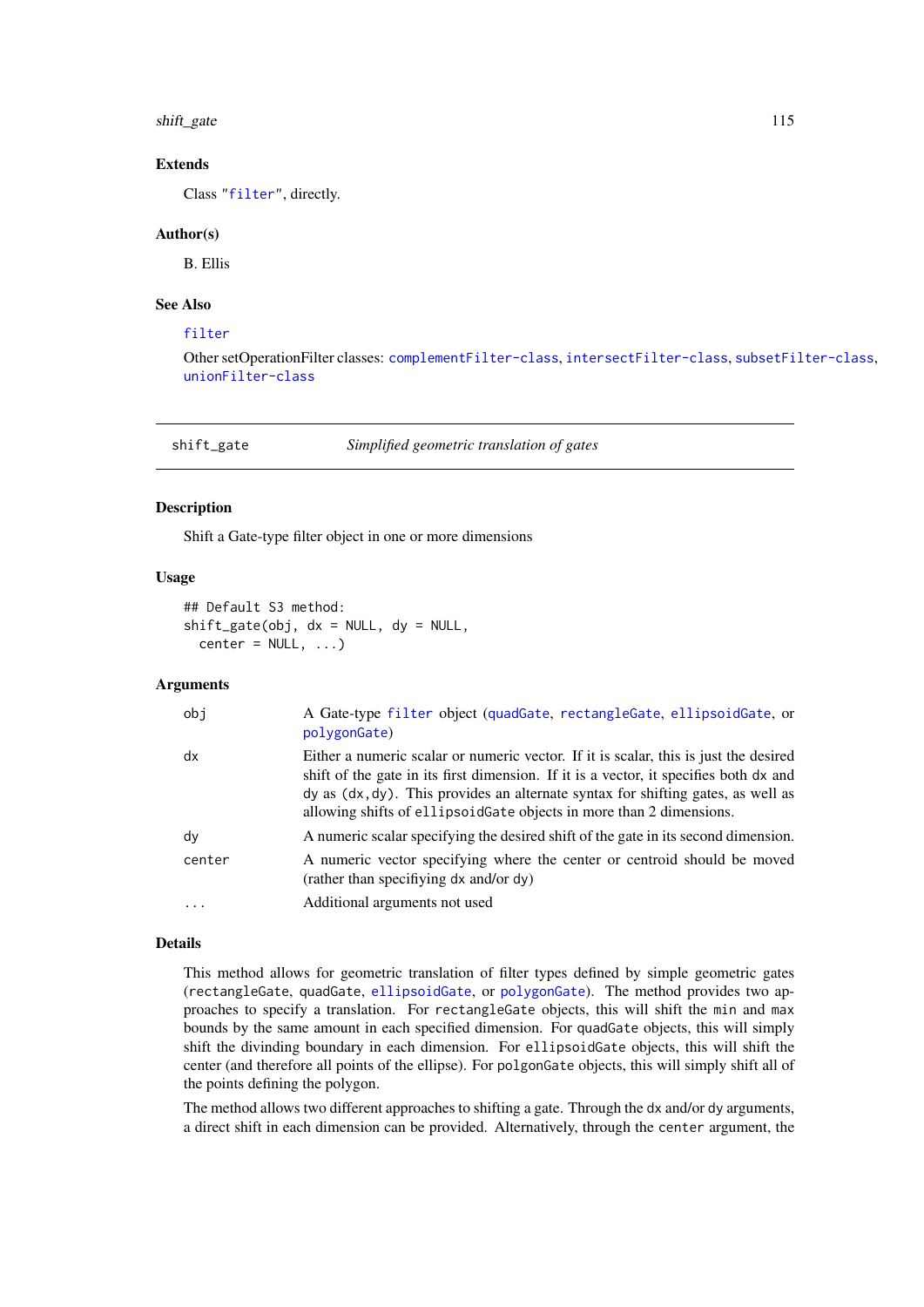### Extends

Class "filter", directly.

### Author(s)

B. Ellis

### See Also

filter

Other setOperationFilter classes: complementFilter-class, intersectFilter-class, subsetFilter-class, unionFilter-class

---

## shift_gate — *Simplified geometric translation of gates*

### Description

Shift a Gate-type filter object in one or more dimensions

### Usage

```
## Default S3 method:
shift_gate(obj, dx = NULL, dy = NULL,
  center = NULL, ...)
```

### Arguments

| | |
|---|---|
| obj | A Gate-type filter object (quadGate, rectangleGate, ellipsoidGate, or polygonGate) |
| dx | Either a numeric scalar or numeric vector. If it is scalar, this is just the desired shift of the gate in its first dimension. If it is a vector, it specifies both dx and dy as (dx,dy). This provides an alternate syntax for shifting gates, as well as allowing shifts of ellipsoidGate objects in more than 2 dimensions. |
| dy | A numeric scalar specifying the desired shift of the gate in its second dimension. |
| center | A numeric vector specifying where the center or centroid should be moved (rather than specifiying dx and/or dy) |
| ... | Additional arguments not used |

### Details

This method allows for geometric translation of filter types defined by simple geometric gates (rectangleGate, quadGate, ellipsoidGate, or polygonGate). The method provides two approaches to specify a translation. For rectangleGate objects, this will shift the min and max bounds by the same amount in each specified dimension. For quadGate objects, this will simply shift the divinding boundary in each dimension. For ellipsoidGate objects, this will shift the center (and therefore all points of the ellipse). For polgonGate objects, this will simply shift all of the points defining the polygon.

The method allows two different approaches to shifting a gate. Through the dx and/or dy arguments, a direct shift in each dimension can be provided. Alternatively, through the center argument, the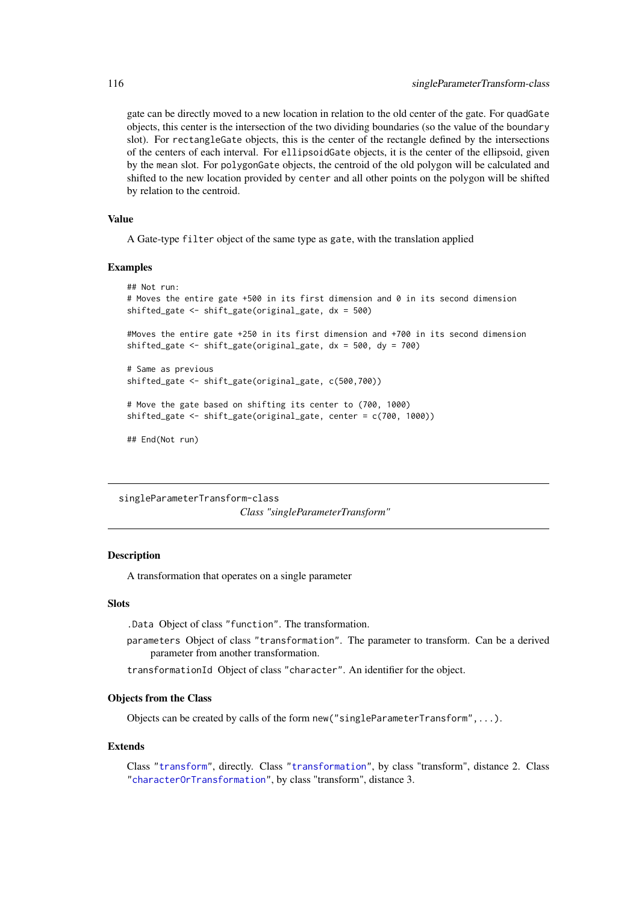gate can be directly moved to a new location in relation to the old center of the gate. For `quadGate` objects, this center is the intersection of the two dividing boundaries (so the value of the `boundary` slot). For `rectangleGate` objects, this is the center of the rectangle defined by the intersections of the centers of each interval. For `ellipsoidGate` objects, it is the center of the ellipsoid, given by the `mean` slot. For `polygonGate` objects, the centroid of the old polygon will be calculated and shifted to the new location provided by `center` and all other points on the polygon will be shifted by relation to the centroid.

### Value

A Gate-type `filter` object of the same type as `gate`, with the translation applied

### Examples

```
## Not run:
# Moves the entire gate +500 in its first dimension and 0 in its second dimension
shifted_gate <- shift_gate(original_gate, dx = 500)

#Moves the entire gate +250 in its first dimension and +700 in its second dimension
shifted_gate <- shift_gate(original_gate, dx = 500, dy = 700)

# Same as previous
shifted_gate <- shift_gate(original_gate, c(500,700))

# Move the gate based on shifting its center to (700, 1000)
shifted_gate <- shift_gate(original_gate, center = c(700, 1000))

## End(Not run)
```

---

## singleParameterTransform-class

*Class "singleParameterTransform"*

---

### Description

A transformation that operates on a single parameter

### Slots

`.Data` Object of class `"function"`. The transformation.

`parameters` Object of class `"transformation"`. The parameter to transform. Can be a derived parameter from another transformation.

`transformationId` Object of class `"character"`. An identifier for the object.

### Objects from the Class

Objects can be created by calls of the form `new("singleParameterTransform",...)`.

### Extends

Class `"transform"`, directly. Class `"transformation"`, by class "transform", distance 2. Class `"characterOrTransformation"`, by class "transform", distance 3.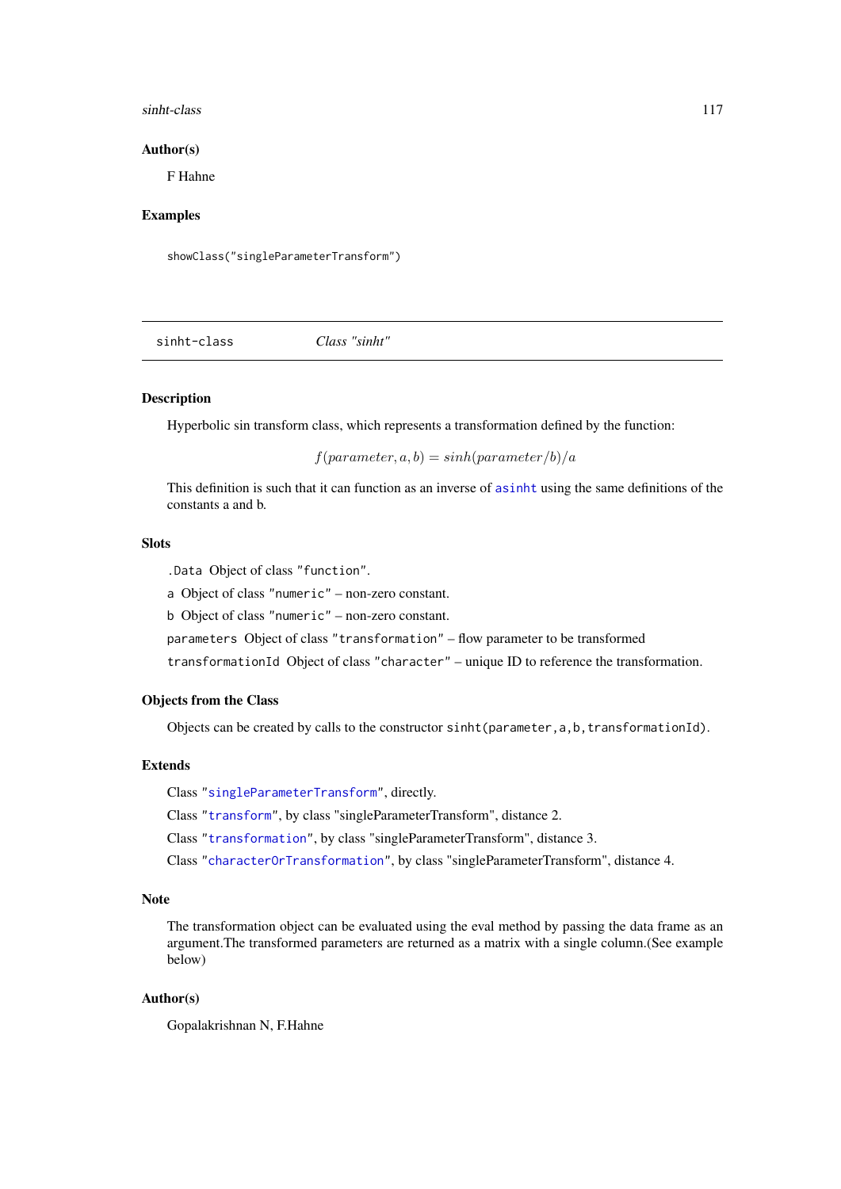## Author(s)

F Hahne

## Examples

```
showClass("singleParameterTransform")
```

---

# sinht-class &nbsp;&nbsp;&nbsp;&nbsp; *Class "sinht"*

---

## Description

Hyperbolic sin transform class, which represents a transformation defined by the function:

$$f(parameter, a, b) = sinh(parameter/b)/a$$

This definition is such that it can function as an inverse of `asinht` using the same definitions of the constants a and b.

## Slots

`.Data` Object of class `"function"`.

`a` Object of class `"numeric"` – non-zero constant.

`b` Object of class `"numeric"` – non-zero constant.

`parameters` Object of class `"transformation"` – flow parameter to be transformed

`transformationId` Object of class `"character"` – unique ID to reference the transformation.

## Objects from the Class

Objects can be created by calls to the constructor `sinht(parameter,a,b,transformationId)`.

## Extends

Class `"singleParameterTransform"`, directly.

Class `"transform"`, by class "singleParameterTransform", distance 2.

Class `"transformation"`, by class "singleParameterTransform", distance 3.

Class `"characterOrTransformation"`, by class "singleParameterTransform", distance 4.

## Note

The transformation object can be evaluated using the eval method by passing the data frame as an argument.The transformed parameters are returned as a matrix with a single column.(See example below)

## Author(s)

Gopalakrishnan N, F.Hahne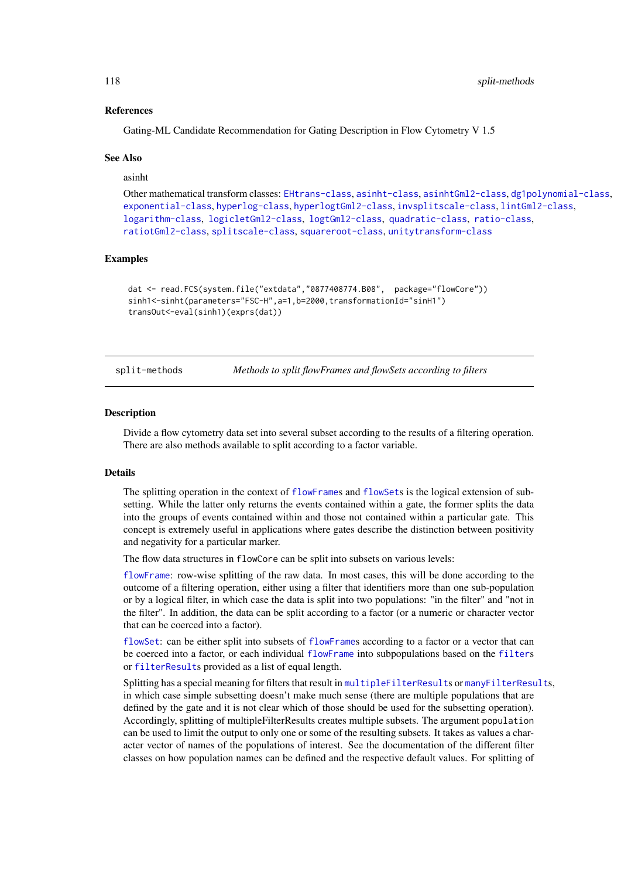## References

Gating-ML Candidate Recommendation for Gating Description in Flow Cytometry V 1.5

## See Also

asinht

Other mathematical transform classes: EHtrans-class, asinht-class, asinhtGml2-class, dg1polynomial-class, exponential-class, hyperlog-class, hyperlogtGml2-class, invsplitscale-class, lintGml2-class, logarithm-class, logicletGml2-class, logtGml2-class, quadratic-class, ratio-class, ratiotGml2-class, splitscale-class, squareroot-class, unitytransform-class

## Examples

```
dat <- read.FCS(system.file("extdata","0877408774.B08",  package="flowCore"))
sinh1<-sinht(parameters="FSC-H",a=1,b=2000,transformationId="sinH1")
transOut<-eval(sinh1)(exprs(dat))
```

---

# split-methods — *Methods to split flowFrames and flowSets according to filters*

## Description

Divide a flow cytometry data set into several subset according to the results of a filtering operation. There are also methods available to split according to a factor variable.

## Details

The splitting operation in the context of `flowFrame`s and `flowSet`s is the logical extension of subsetting. While the latter only returns the events contained within a gate, the former splits the data into the groups of events contained within and those not contained within a particular gate. This concept is extremely useful in applications where gates describe the distinction between positivity and negativity for a particular marker.

The flow data structures in `flowCore` can be split into subsets on various levels:

`flowFrame`: row-wise splitting of the raw data. In most cases, this will be done according to the outcome of a filtering operation, either using a filter that identifiers more than one sub-population or by a logical filter, in which case the data is split into two populations: "in the filter" and "not in the filter". In addition, the data can be split according to a factor (or a numeric or character vector that can be coerced into a factor).

`flowSet`: can be either split into subsets of `flowFrame`s according to a factor or a vector that can be coerced into a factor, or each individual `flowFrame` into subpopulations based on the `filter`s or `filterResult`s provided as a list of equal length.

Splitting has a special meaning for filters that result in `multipleFilterResult`s or `manyFilterResult`s, in which case simple subsetting doesn't make much sense (there are multiple populations that are defined by the gate and it is not clear which of those should be used for the subsetting operation). Accordingly, splitting of multipleFilterResults creates multiple subsets. The argument `population` can be used to limit the output to only one or some of the resulting subsets. It takes as values a character vector of names of the populations of interest. See the documentation of the different filter classes on how population names can be defined and the respective default values. For splitting of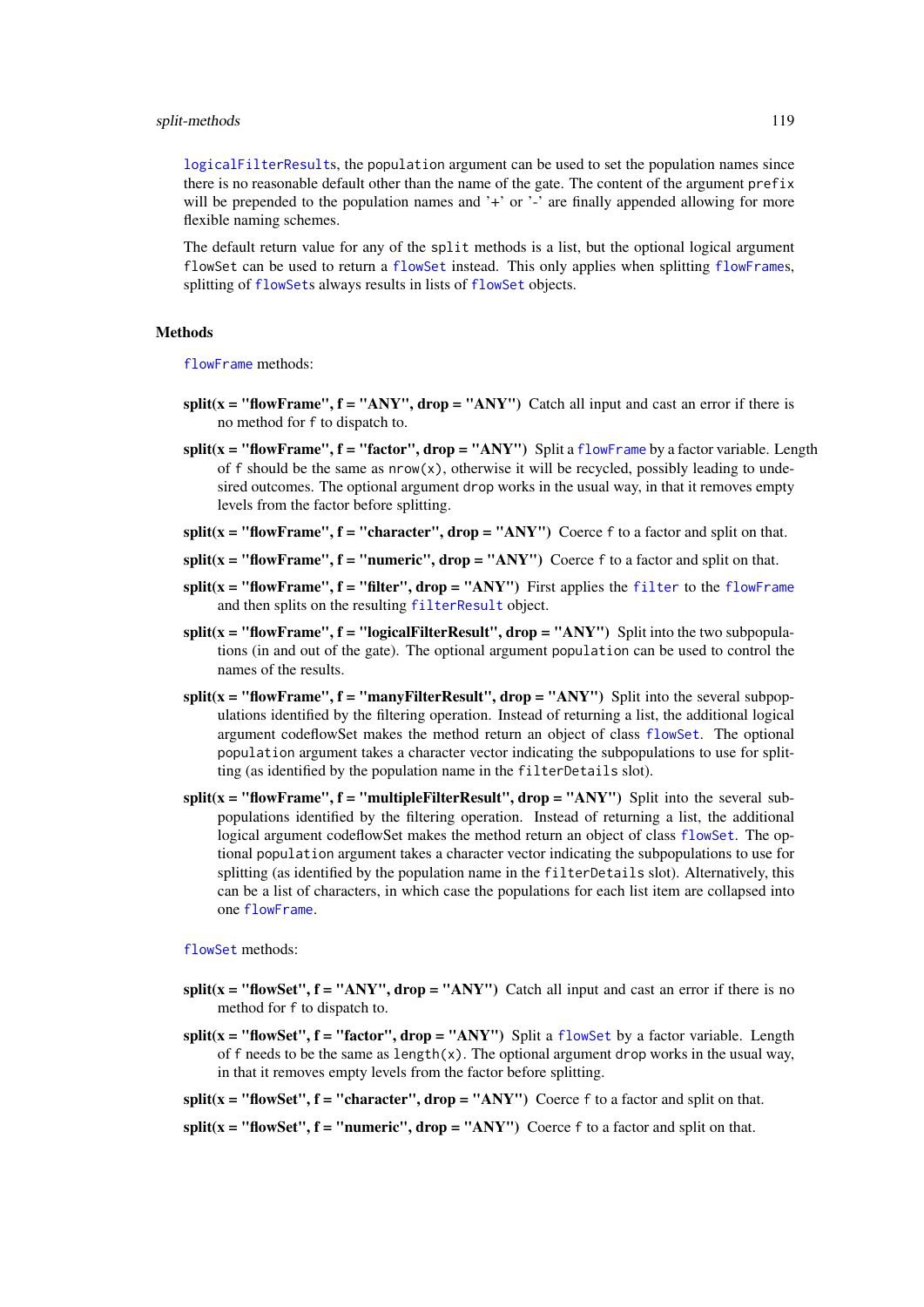logicalFilterResults, the population argument can be used to set the population names since there is no reasonable default other than the name of the gate. The content of the argument prefix will be prepended to the population names and '+' or '-' are finally appended allowing for more flexible naming schemes.

The default return value for any of the split methods is a list, but the optional logical argument flowSet can be used to return a flowSet instead. This only applies when splitting flowFrames, splitting of flowSets always results in lists of flowSet objects.

## Methods

flowFrame methods:

**split(x = "flowFrame", f = "ANY", drop = "ANY")** Catch all input and cast an error if there is no method for f to dispatch to.

**split(x = "flowFrame", f = "factor", drop = "ANY")** Split a flowFrame by a factor variable. Length of f should be the same as nrow(x), otherwise it will be recycled, possibly leading to undesired outcomes. The optional argument drop works in the usual way, in that it removes empty levels from the factor before splitting.

**split(x = "flowFrame", f = "character", drop = "ANY")** Coerce f to a factor and split on that.

**split(x = "flowFrame", f = "numeric", drop = "ANY")** Coerce f to a factor and split on that.

**split(x = "flowFrame", f = "filter", drop = "ANY")** First applies the filter to the flowFrame and then splits on the resulting filterResult object.

**split(x = "flowFrame", f = "logicalFilterResult", drop = "ANY")** Split into the two subpopulations (in and out of the gate). The optional argument population can be used to control the names of the results.

**split(x = "flowFrame", f = "manyFilterResult", drop = "ANY")** Split into the several subpopulations identified by the filtering operation. Instead of returning a list, the additional logical argument codeflowSet makes the method return an object of class flowSet. The optional population argument takes a character vector indicating the subpopulations to use for splitting (as identified by the population name in the filterDetails slot).

**split(x = "flowFrame", f = "multipleFilterResult", drop = "ANY")** Split into the several subpopulations identified by the filtering operation. Instead of returning a list, the additional logical argument codeflowSet makes the method return an object of class flowSet. The optional population argument takes a character vector indicating the subpopulations to use for splitting (as identified by the population name in the filterDetails slot). Alternatively, this can be a list of characters, in which case the populations for each list item are collapsed into one flowFrame.

flowSet methods:

**split(x = "flowSet", f = "ANY", drop = "ANY")** Catch all input and cast an error if there is no method for f to dispatch to.

**split(x = "flowSet", f = "factor", drop = "ANY")** Split a flowSet by a factor variable. Length of f needs to be the same as length(x). The optional argument drop works in the usual way, in that it removes empty levels from the factor before splitting.

**split(x = "flowSet", f = "character", drop = "ANY")** Coerce f to a factor and split on that.

**split(x = "flowSet", f = "numeric", drop = "ANY")** Coerce f to a factor and split on that.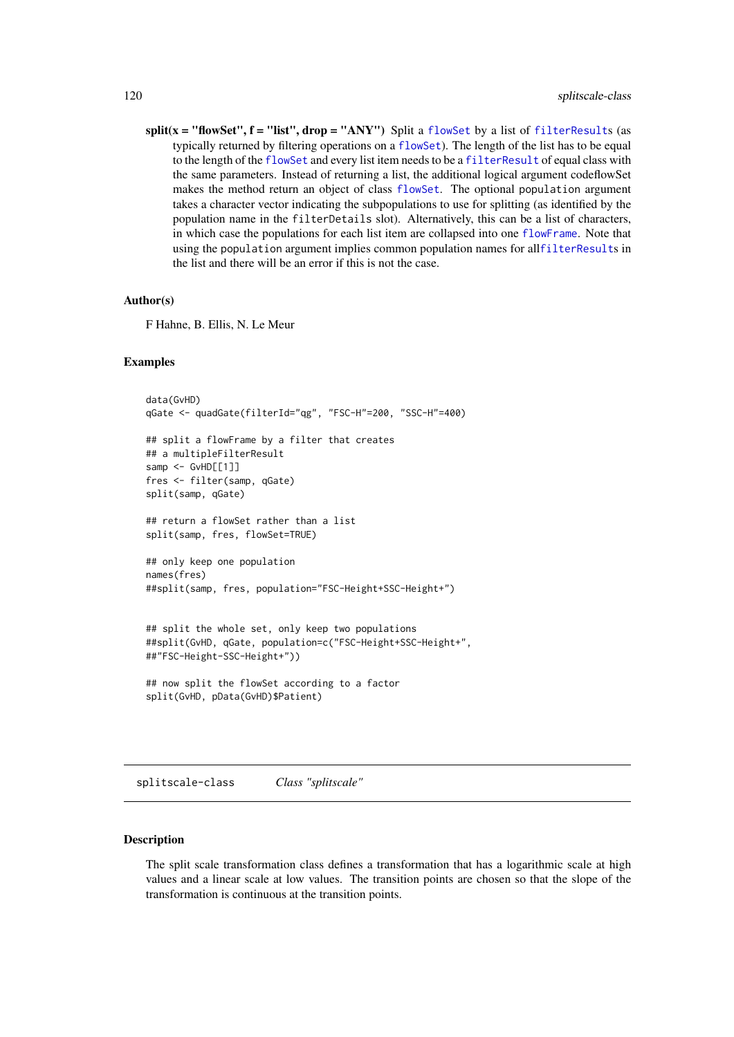**split(x = "flowSet", f = "list", drop = "ANY")** Split a `flowSet` by a list of `filterResult`s (as typically returned by filtering operations on a `flowSet`). The length of the list has to be equal to the length of the `flowSet` and every list item needs to be a `filterResult` of equal class with the same parameters. Instead of returning a list, the additional logical argument codeflowSet makes the method return an object of class `flowSet`. The optional `population` argument takes a character vector indicating the subpopulations to use for splitting (as identified by the population name in the `filterDetails` slot). Alternatively, this can be a list of characters, in which case the populations for each list item are collapsed into one `flowFrame`. Note that using the `population` argument implies common population names for all`filterResult`s in the list and there will be an error if this is not the case.

### Author(s)

F Hahne, B. Ellis, N. Le Meur

### Examples

```
data(GvHD)
qGate <- quadGate(filterId="qg", "FSC-H"=200, "SSC-H"=400)

## split a flowFrame by a filter that creates
## a multipleFilterResult
samp <- GvHD[[1]]
fres <- filter(samp, qGate)
split(samp, qGate)

## return a flowSet rather than a list
split(samp, fres, flowSet=TRUE)

## only keep one population
names(fres)
##split(samp, fres, population="FSC-Height+SSC-Height+")


## split the whole set, only keep two populations
##split(GvHD, qGate, population=c("FSC-Height+SSC-Height+",
##"FSC-Height-SSC-Height+"))

## now split the flowSet according to a factor
split(GvHD, pData(GvHD)$Patient)
```

---

## splitscale-class *Class "splitscale"*

---

### Description

The split scale transformation class defines a transformation that has a logarithmic scale at high values and a linear scale at low values. The transition points are chosen so that the slope of the transformation is continuous at the transition points.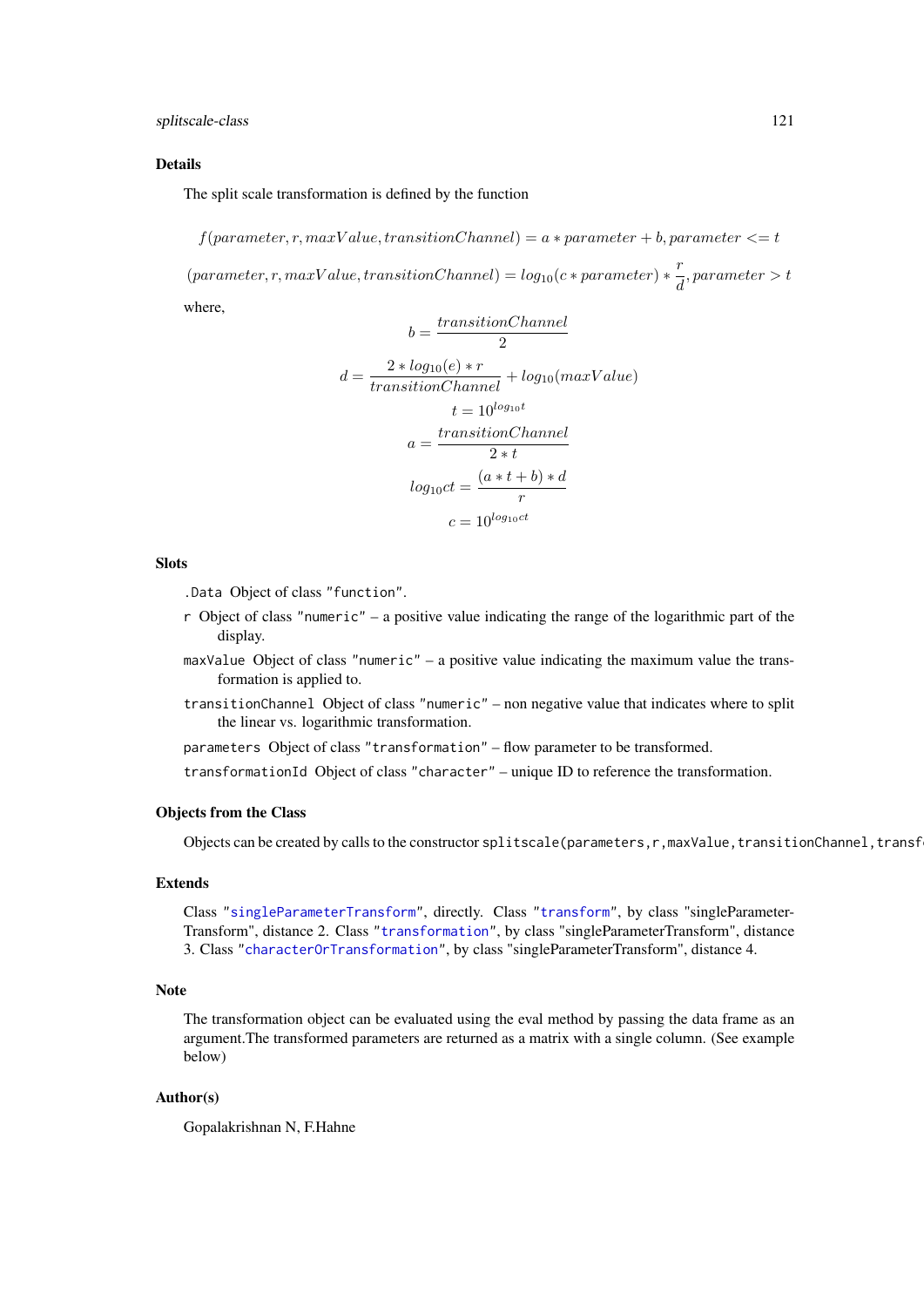## Details

The split scale transformation is defined by the function

$$f(parameter, r, maxValue, transitionChannel) = a * parameter + b, parameter <= t$$

$$(parameter, r, maxValue, transitionChannel) = log_{10}(c * parameter) * \frac{r}{d}, parameter > t$$

where,

$$b = \frac{transitionChannel}{2}$$

$$d = \frac{2 * log_{10}(e) * r}{transitionChannel} + log_{10}(maxValue)$$

$$t = 10^{log_{10}t}$$

$$a = \frac{transitionChannel}{2 * t}$$

$$log_{10}ct = \frac{(a * t + b) * d}{r}$$

$$c = 10^{log_{10}ct}$$

## Slots

`.Data` Object of class `"function"`.

`r` Object of class `"numeric"` – a positive value indicating the range of the logarithmic part of the display.

`maxValue` Object of class `"numeric"` – a positive value indicating the maximum value the transformation is applied to.

`transitionChannel` Object of class `"numeric"` – non negative value that indicates where to split the linear vs. logarithmic transformation.

`parameters` Object of class `"transformation"` – flow parameter to be transformed.

`transformationId` Object of class `"character"` – unique ID to reference the transformation.

## Objects from the Class

Objects can be created by calls to the constructor `splitscale(parameters,r,maxValue,transitionChannel,transf`

## Extends

Class `"singleParameterTransform"`, directly. Class `"transform"`, by class "singleParameterTransform", distance 2. Class `"transformation"`, by class "singleParameterTransform", distance 3. Class `"characterOrTransformation"`, by class "singleParameterTransform", distance 4.

## Note

The transformation object can be evaluated using the eval method by passing the data frame as an argument.The transformed parameters are returned as a matrix with a single column. (See example below)

## Author(s)

Gopalakrishnan N, F.Hahne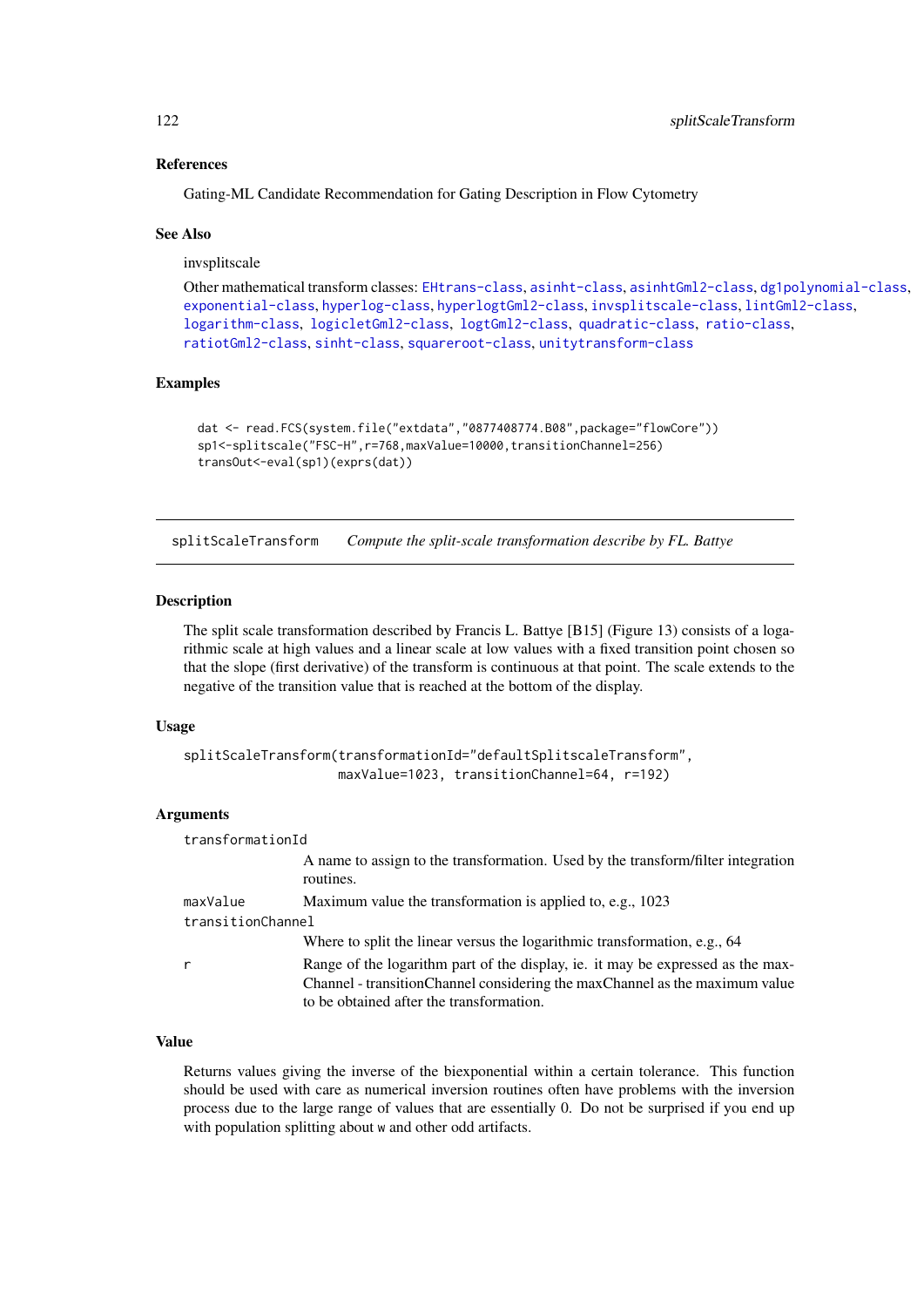### References

Gating-ML Candidate Recommendation for Gating Description in Flow Cytometry

### See Also

invsplitscale

Other mathematical transform classes: EHtrans-class, asinht-class, asinhtGml2-class, dg1polynomial-class, exponential-class, hyperlog-class, hyperlogtGml2-class, invsplitscale-class, lintGml2-class, logarithm-class, logicletGml2-class, logtGml2-class, quadratic-class, ratio-class, ratiotGml2-class, sinht-class, squareroot-class, unitytransform-class

### Examples

```
dat <- read.FCS(system.file("extdata","0877408774.B08",package="flowCore"))
sp1<-splitscale("FSC-H",r=768,maxValue=10000,transitionChannel=256)
transOut<-eval(sp1)(exprs(dat))
```

---

## splitScaleTransform — *Compute the split-scale transformation describe by FL. Battye*

---

### Description

The split scale transformation described by Francis L. Battye [B15] (Figure 13) consists of a logarithmic scale at high values and a linear scale at low values with a fixed transition point chosen so that the slope (first derivative) of the transform is continuous at that point. The scale extends to the negative of the transition value that is reached at the bottom of the display.

### Usage

```
splitScaleTransform(transformationId="defaultSplitscaleTransform",
                    maxValue=1023, transitionChannel=64, r=192)
```

### Arguments

| | |
|---|---|
| `transformationId` | A name to assign to the transformation. Used by the transform/filter integration routines. |
| `maxValue` | Maximum value the transformation is applied to, e.g., 1023 |
| `transitionChannel` | Where to split the linear versus the logarithmic transformation, e.g., 64 |
| `r` | Range of the logarithm part of the display, ie. it may be expressed as the maxChannel - transitionChannel considering the maxChannel as the maximum value to be obtained after the transformation. |

### Value

Returns values giving the inverse of the biexponential within a certain tolerance. This function should be used with care as numerical inversion routines often have problems with the inversion process due to the large range of values that are essentially 0. Do not be surprised if you end up with population splitting about `w` and other odd artifacts.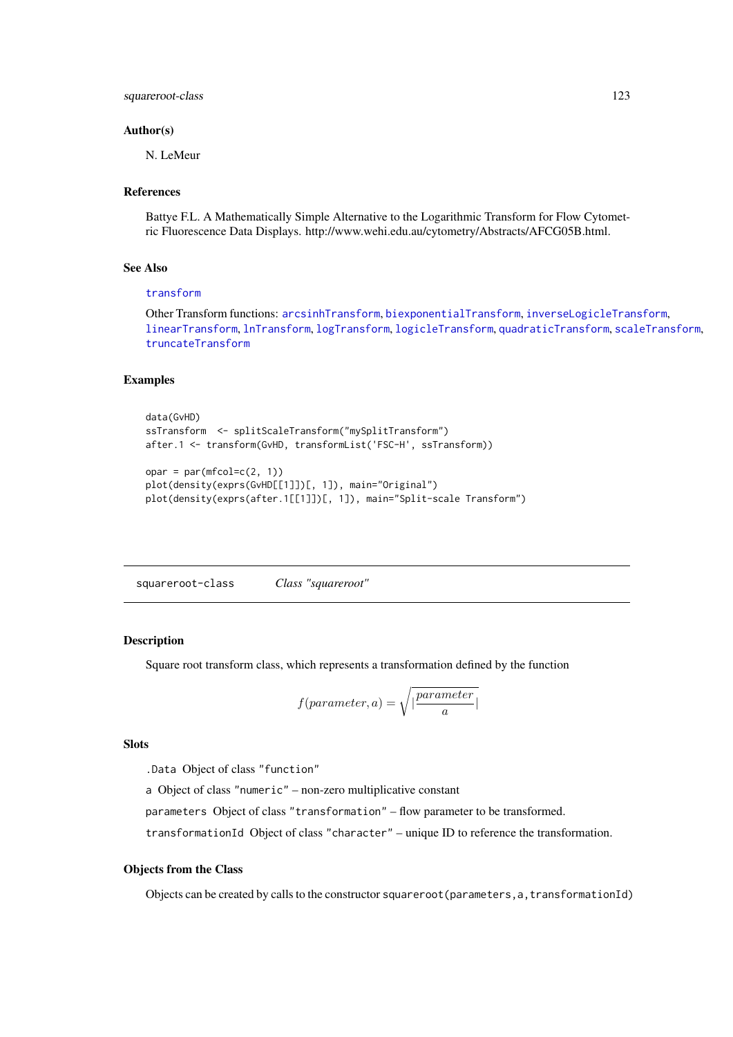### Author(s)

N. LeMeur

### References

Battye F.L. A Mathematically Simple Alternative to the Logarithmic Transform for Flow Cytometric Fluorescence Data Displays. http://www.wehi.edu.au/cytometry/Abstracts/AFCG05B.html.

### See Also

transform

Other Transform functions: arcsinhTransform, biexponentialTransform, inverseLogicleTransform, linearTransform, lnTransform, logTransform, logicleTransform, quadraticTransform, scaleTransform, truncateTransform

### Examples

```
data(GvHD)
ssTransform  <- splitScaleTransform("mySplitTransform")
after.1 <- transform(GvHD, transformList('FSC-H', ssTransform))

opar = par(mfcol=c(2, 1))
plot(density(exprs(GvHD[[1]])[, 1]), main="Original")
plot(density(exprs(after.1[[1]])[, 1]), main="Split-scale Transform")
```

---

## squareroot-class &nbsp;&nbsp;&nbsp; *Class "squareroot"*

### Description

Square root transform class, which represents a transformation defined by the function

$$f(parameter, a) = \sqrt{|\frac{parameter}{a}|}$$

### Slots

`.Data` Object of class "function"

`a` Object of class "numeric" – non-zero multiplicative constant

`parameters` Object of class "transformation" – flow parameter to be transformed.

`transformationId` Object of class "character" – unique ID to reference the transformation.

### Objects from the Class

Objects can be created by calls to the constructor `squareroot(parameters,a,transformationId)`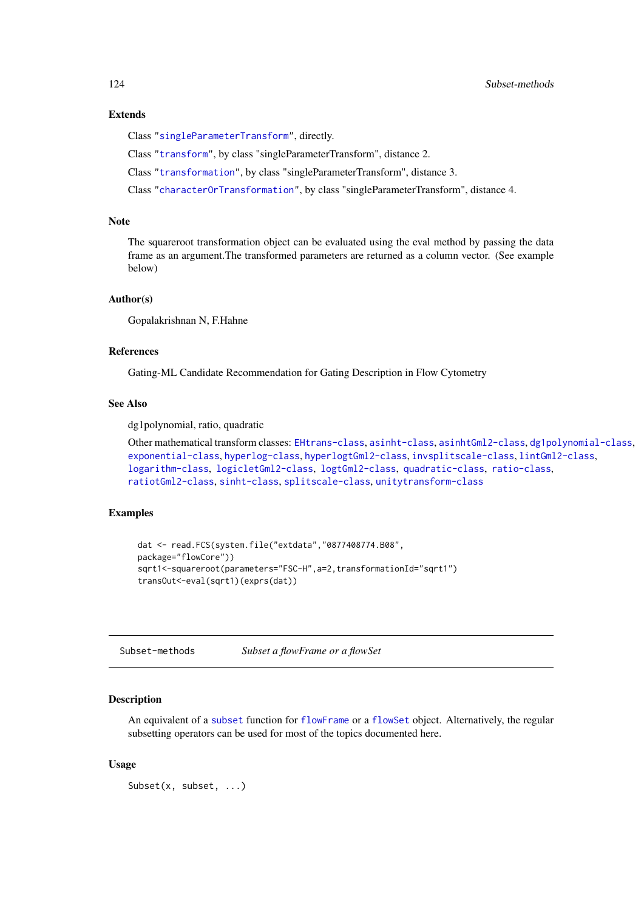### Extends

Class "singleParameterTransform", directly.

Class "transform", by class "singleParameterTransform", distance 2.

Class "transformation", by class "singleParameterTransform", distance 3.

Class "characterOrTransformation", by class "singleParameterTransform", distance 4.

### Note

The squareroot transformation object can be evaluated using the eval method by passing the data frame as an argument.The transformed parameters are returned as a column vector. (See example below)

### Author(s)

Gopalakrishnan N, F.Hahne

### References

Gating-ML Candidate Recommendation for Gating Description in Flow Cytometry

### See Also

dg1polynomial, ratio, quadratic

Other mathematical transform classes: EHtrans-class, asinht-class, asinhtGml2-class, dg1polynomial-class, exponential-class, hyperlog-class, hyperlogtGml2-class, invsplitscale-class, lintGml2-class, logarithm-class, logicletGml2-class, logtGml2-class, quadratic-class, ratio-class, ratiotGml2-class, sinht-class, splitscale-class, unitytransform-class

### Examples

```
dat <- read.FCS(system.file("extdata","0877408774.B08",
package="flowCore"))
sqrt1<-squareroot(parameters="FSC-H",a=2,transformationId="sqrt1")
transOut<-eval(sqrt1)(exprs(dat))
```

---

## Subset-methods *Subset a flowFrame or a flowSet*

---

### Description

An equivalent of a subset function for flowFrame or a flowSet object. Alternatively, the regular subsetting operators can be used for most of the topics documented here.

### Usage

```
Subset(x, subset, ...)
```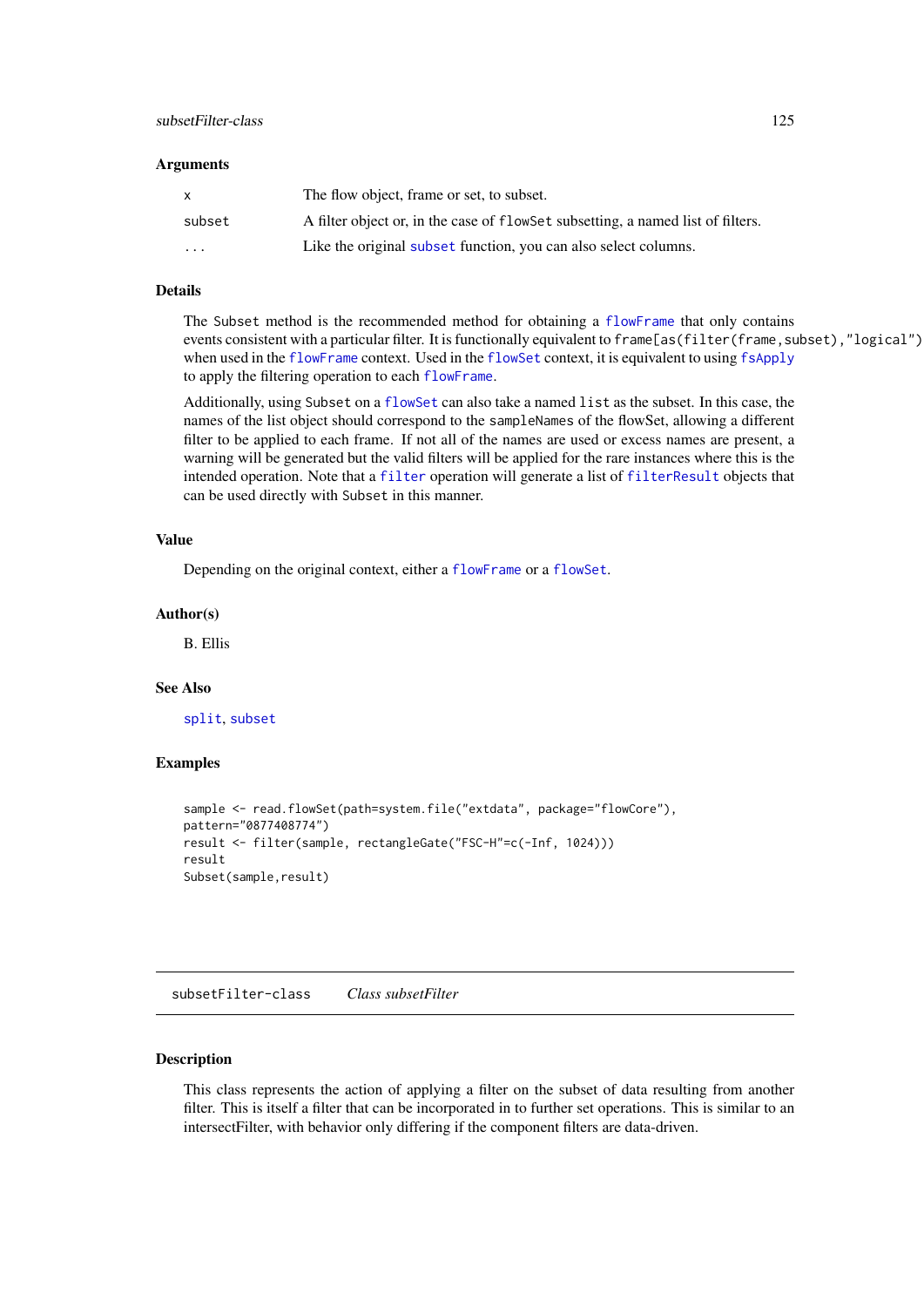### Arguments

| | |
|---|---|
| x | The flow object, frame or set, to subset. |
| subset | A filter object or, in the case of `flowSet` subsetting, a named list of filters. |
| ... | Like the original `subset` function, you can also select columns. |

### Details

The `Subset` method is the recommended method for obtaining a `flowFrame` that only contains events consistent with a particular filter. It is functionally equivalent to `frame[as(filter(frame,subset),"logical")` when used in the `flowFrame` context. Used in the `flowSet` context, it is equivalent to using `fsApply` to apply the filtering operation to each `flowFrame`.

Additionally, using `Subset` on a `flowSet` can also take a named `list` as the subset. In this case, the names of the list object should correspond to the `sampleNames` of the flowSet, allowing a different filter to be applied to each frame. If not all of the names are used or excess names are present, a warning will be generated but the valid filters will be applied for the rare instances where this is the intended operation. Note that a `filter` operation will generate a list of `filterResult` objects that can be used directly with `Subset` in this manner.

### Value

Depending on the original context, either a `flowFrame` or a `flowSet`.

### Author(s)

B. Ellis

### See Also

`split`, `subset`

### Examples

```
sample <- read.flowSet(path=system.file("extdata", package="flowCore"),
pattern="0877408774")
result <- filter(sample, rectangleGate("FSC-H"=c(-Inf, 1024)))
result
Subset(sample,result)
```

---

## subsetFilter-class &nbsp;&nbsp;&nbsp; *Class subsetFilter*

---

### Description

This class represents the action of applying a filter on the subset of data resulting from another filter. This is itself a filter that can be incorporated in to further set operations. This is similar to an intersectFilter, with behavior only differing if the component filters are data-driven.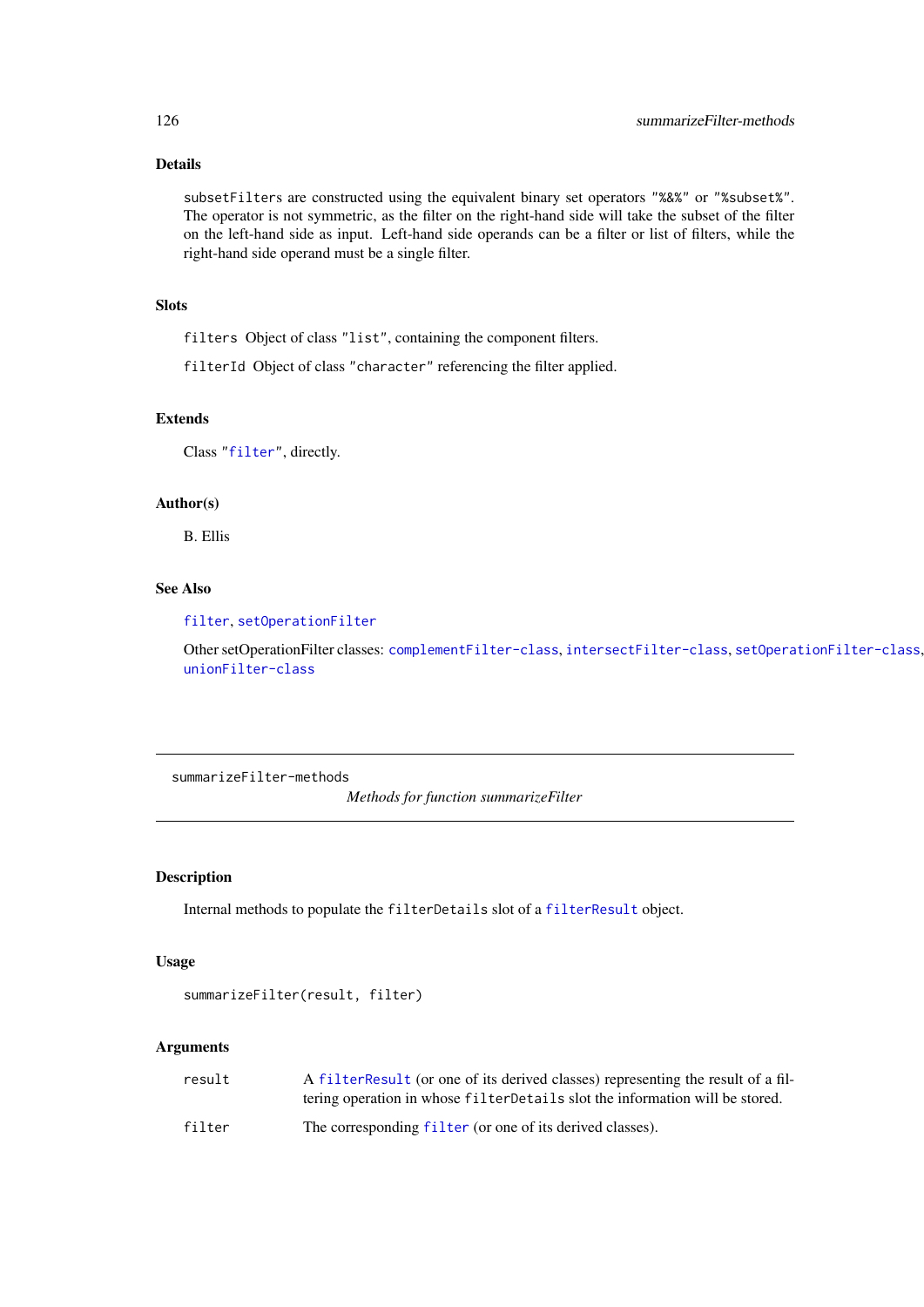## Details

subsetFilters are constructed using the equivalent binary set operators "%&%" or "%subset%". The operator is not symmetric, as the filter on the right-hand side will take the subset of the filter on the left-hand side as input. Left-hand side operands can be a filter or list of filters, while the right-hand side operand must be a single filter.

## Slots

filters Object of class "list", containing the component filters.

filterId Object of class "character" referencing the filter applied.

## Extends

Class "filter", directly.

## Author(s)

B. Ellis

## See Also

filter, setOperationFilter

Other setOperationFilter classes: complementFilter-class, intersectFilter-class, setOperationFilter-class, unionFilter-class

---

summarizeFilter-methods *Methods for function summarizeFilter*

---

## Description

Internal methods to populate the filterDetails slot of a filterResult object.

## Usage

```
summarizeFilter(result, filter)
```

## Arguments

| | |
|---|---|
| result | A filterResult (or one of its derived classes) representing the result of a filtering operation in whose filterDetails slot the information will be stored. |
| filter | The corresponding filter (or one of its derived classes). |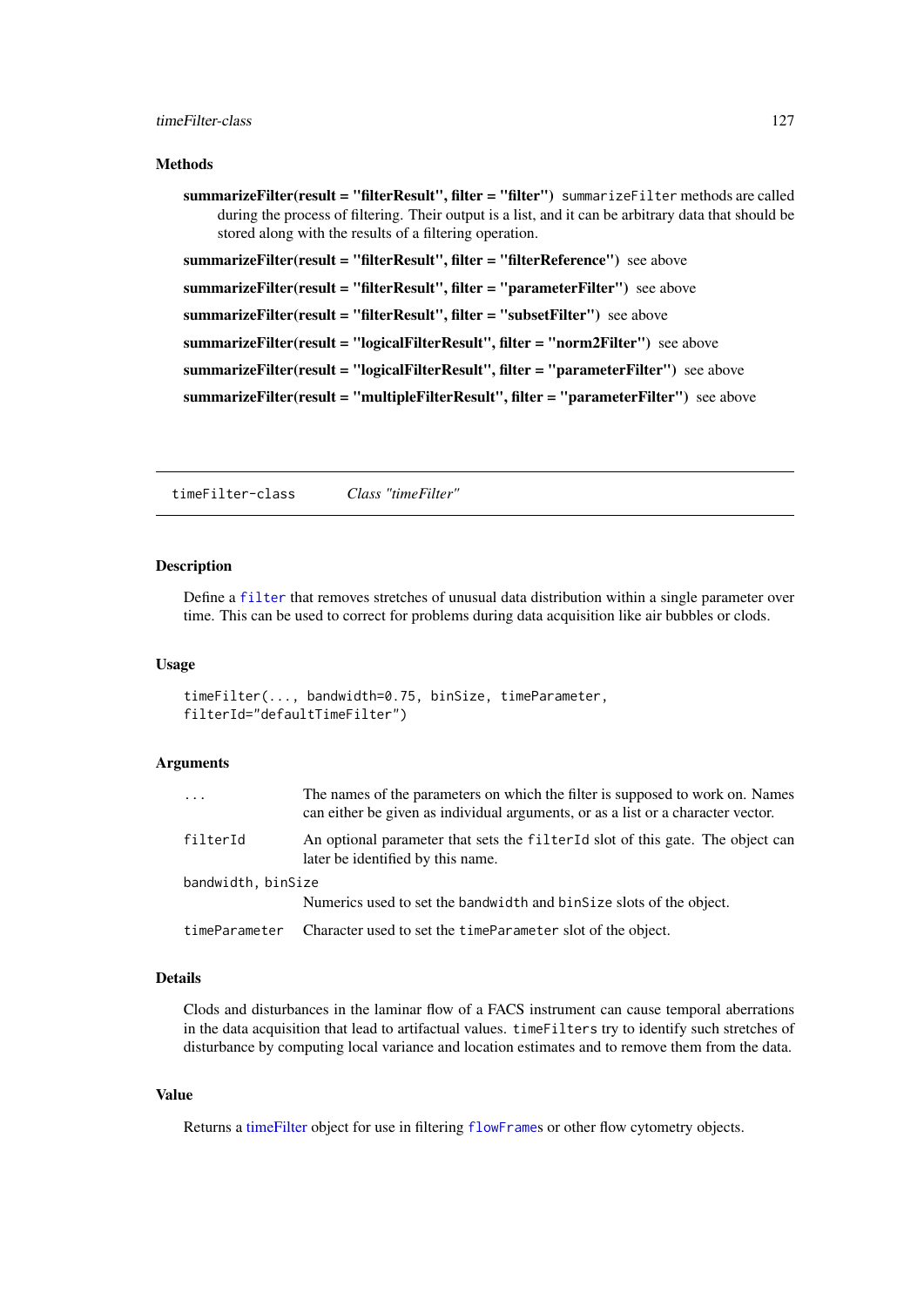### Methods

**summarizeFilter(result = "filterResult", filter = "filter")** `summarizeFilter` methods are called during the process of filtering. Their output is a list, and it can be arbitrary data that should be stored along with the results of a filtering operation.

**summarizeFilter(result = "filterResult", filter = "filterReference")** see above

**summarizeFilter(result = "filterResult", filter = "parameterFilter")** see above

**summarizeFilter(result = "filterResult", filter = "subsetFilter")** see above

**summarizeFilter(result = "logicalFilterResult", filter = "norm2Filter")** see above

**summarizeFilter(result = "logicalFilterResult", filter = "parameterFilter")** see above

**summarizeFilter(result = "multipleFilterResult", filter = "parameterFilter")** see above

---

## timeFilter-class *Class "timeFilter"*

### Description

Define a `filter` that removes stretches of unusual data distribution within a single parameter over time. This can be used to correct for problems during data acquisition like air bubbles or clods.

### Usage

```
timeFilter(..., bandwidth=0.75, binSize, timeParameter,
filterId="defaultTimeFilter")
```

### Arguments

| | |
|---|---|
| `...` | The names of the parameters on which the filter is supposed to work on. Names can either be given as individual arguments, or as a list or a character vector. |
| `filterId` | An optional parameter that sets the `filterId` slot of this gate. The object can later be identified by this name. |
| `bandwidth, binSize` | Numerics used to set the `bandwidth` and `binSize` slots of the object. |
| `timeParameter` | Character used to set the `timeParameter` slot of the object. |

### Details

Clods and disturbances in the laminar flow of a FACS instrument can cause temporal aberrations in the data acquisition that lead to artifactual values. `timeFilters` try to identify such stretches of disturbance by computing local variance and location estimates and to remove them from the data.

### Value

Returns a timeFilter object for use in filtering `flowFrame`s or other flow cytometry objects.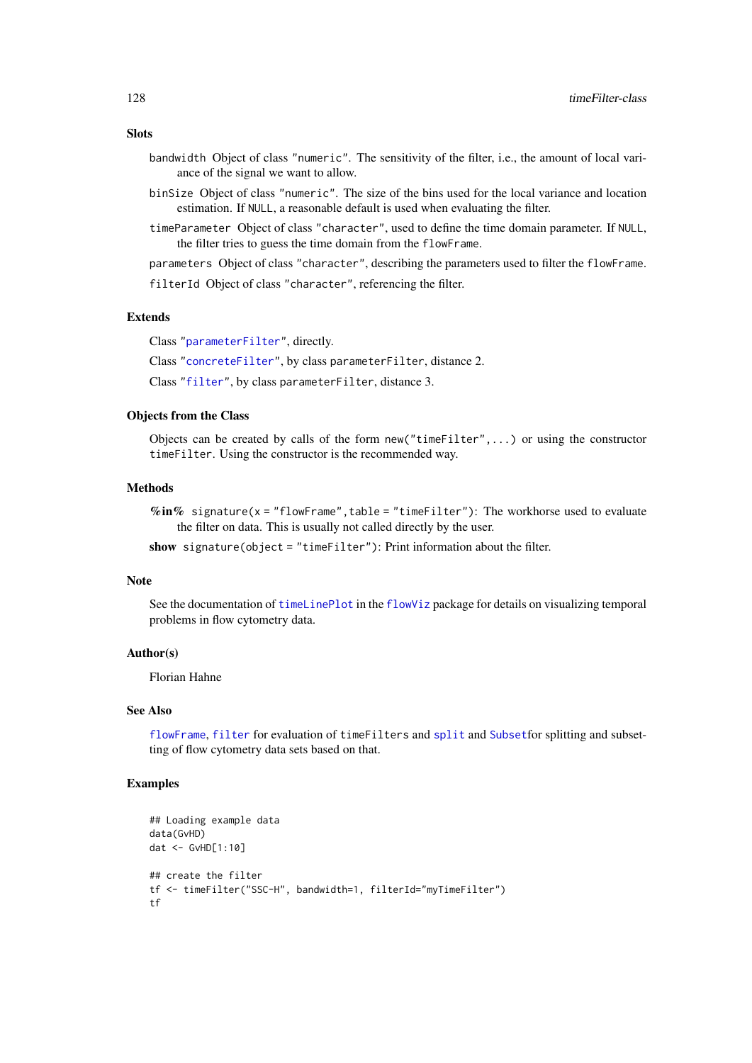### Slots

`bandwidth` Object of class `"numeric"`. The sensitivity of the filter, i.e., the amount of local variance of the signal we want to allow.

`binSize` Object of class `"numeric"`. The size of the bins used for the local variance and location estimation. If `NULL`, a reasonable default is used when evaluating the filter.

`timeParameter` Object of class `"character"`, used to define the time domain parameter. If `NULL`, the filter tries to guess the time domain from the `flowFrame`.

`parameters` Object of class `"character"`, describing the parameters used to filter the `flowFrame`.

`filterId` Object of class `"character"`, referencing the filter.

### Extends

Class `"parameterFilter"`, directly.

Class `"concreteFilter"`, by class `parameterFilter`, distance 2.

Class `"filter"`, by class `parameterFilter`, distance 3.

### Objects from the Class

Objects can be created by calls of the form `new("timeFilter",...)` or using the constructor `timeFilter`. Using the constructor is the recommended way.

### Methods

***%in%*** `signature(x = "flowFrame",table = "timeFilter")`: The workhorse used to evaluate the filter on data. This is usually not called directly by the user.

**show** `signature(object = "timeFilter")`: Print information about the filter.

### Note

See the documentation of `timeLinePlot` in the `flowViz` package for details on visualizing temporal problems in flow cytometry data.

### Author(s)

Florian Hahne

### See Also

`flowFrame`, `filter` for evaluation of `timeFilters` and `split` and `Subset`for splitting and subsetting of flow cytometry data sets based on that.

### Examples

```
## Loading example data
data(GvHD)
dat <- GvHD[1:10]

## create the filter
tf <- timeFilter("SSC-H", bandwidth=1, filterId="myTimeFilter")
tf
```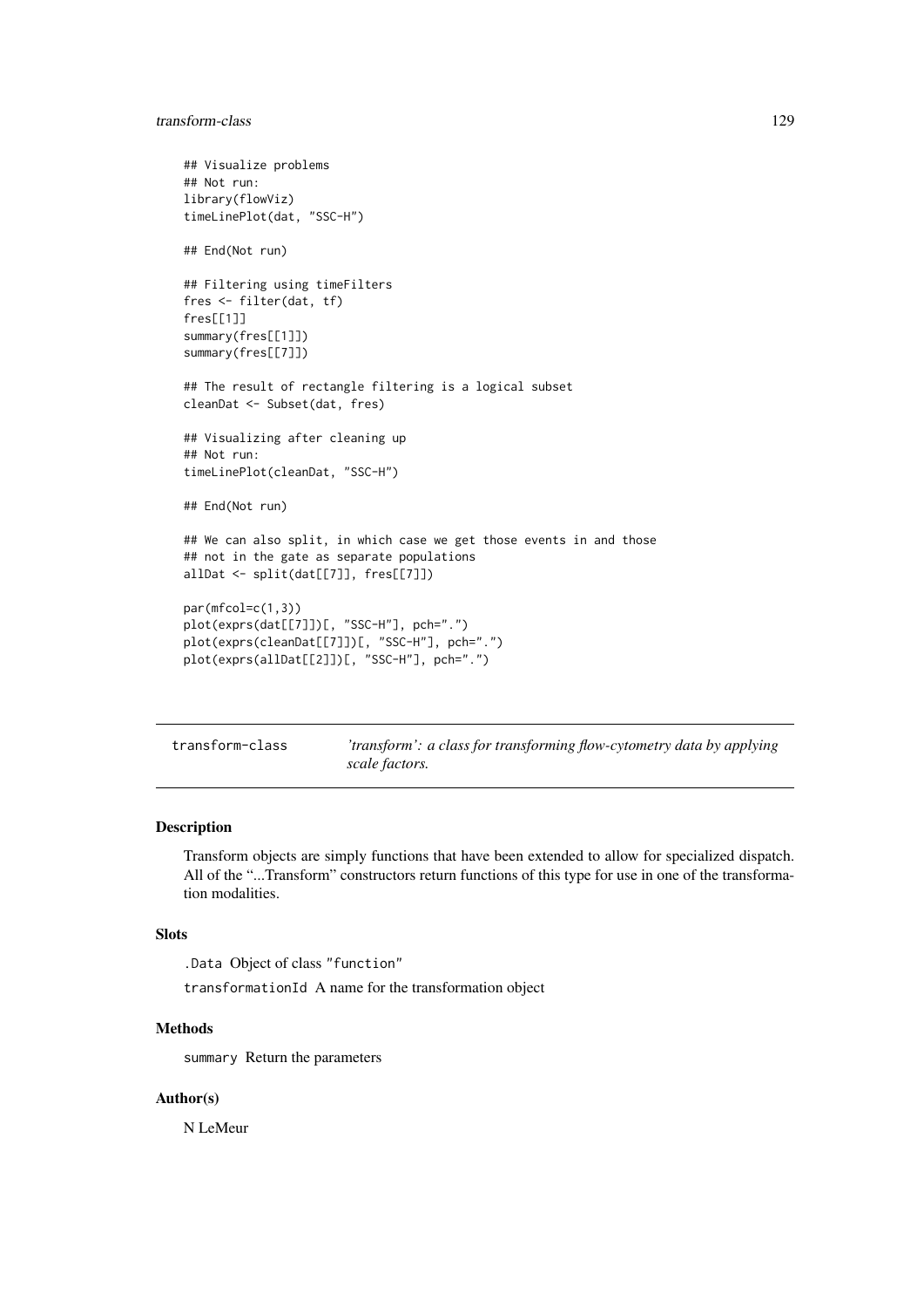```
## Visualize problems
## Not run:
library(flowViz)
timeLinePlot(dat, "SSC-H")

## End(Not run)

## Filtering using timeFilters
fres <- filter(dat, tf)
fres[[1]]
summary(fres[[1]])
summary(fres[[7]])

## The result of rectangle filtering is a logical subset
cleanDat <- Subset(dat, fres)

## Visualizing after cleaning up
## Not run:
timeLinePlot(cleanDat, "SSC-H")

## End(Not run)

## We can also split, in which case we get those events in and those
## not in the gate as separate populations
allDat <- split(dat[[7]], fres[[7]])

par(mfcol=c(1,3))
plot(exprs(dat[[7]])[, "SSC-H"], pch=".")
plot(exprs(cleanDat[[7]])[, "SSC-H"], pch=".")
plot(exprs(allDat[[2]])[, "SSC-H"], pch=".")
```

---

## transform-class

*'transform': a class for transforming flow-cytometry data by applying scale factors.*

---

### Description

Transform objects are simply functions that have been extended to allow for specialized dispatch. All of the "...Transform" constructors return functions of this type for use in one of the transformation modalities.

### Slots

`.Data` Object of class `"function"`

`transformationId` A name for the transformation object

### Methods

`summary` Return the parameters

### Author(s)

N LeMeur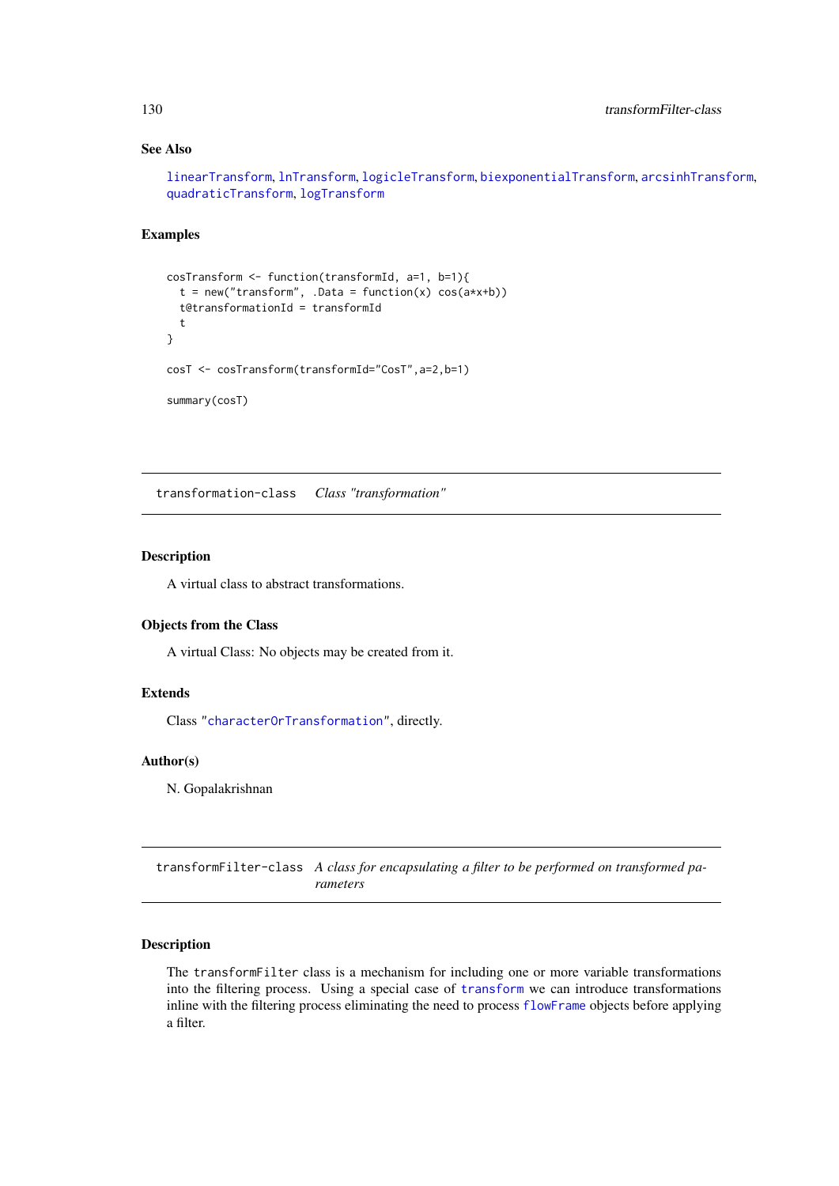### See Also

linearTransform, lnTransform, logicleTransform, biexponentialTransform, arcsinhTransform, quadraticTransform, logTransform

### Examples

```
cosTransform <- function(transformId, a=1, b=1){
  t = new("transform", .Data = function(x) cos(a*x+b))
  t@transformationId = transformId
  t
}

cosT <- cosTransform(transformId="CosT",a=2,b=1)

summary(cosT)
```

---

## transformation-class    *Class "transformation"*

### Description

A virtual class to abstract transformations.

### Objects from the Class

A virtual Class: No objects may be created from it.

### Extends

Class "characterOrTransformation", directly.

### Author(s)

N. Gopalakrishnan

---

## transformFilter-class    *A class for encapsulating a filter to be performed on transformed parameters*

### Description

The `transformFilter` class is a mechanism for including one or more variable transformations into the filtering process. Using a special case of transform we can introduce transformations inline with the filtering process eliminating the need to process flowFrame objects before applying a filter.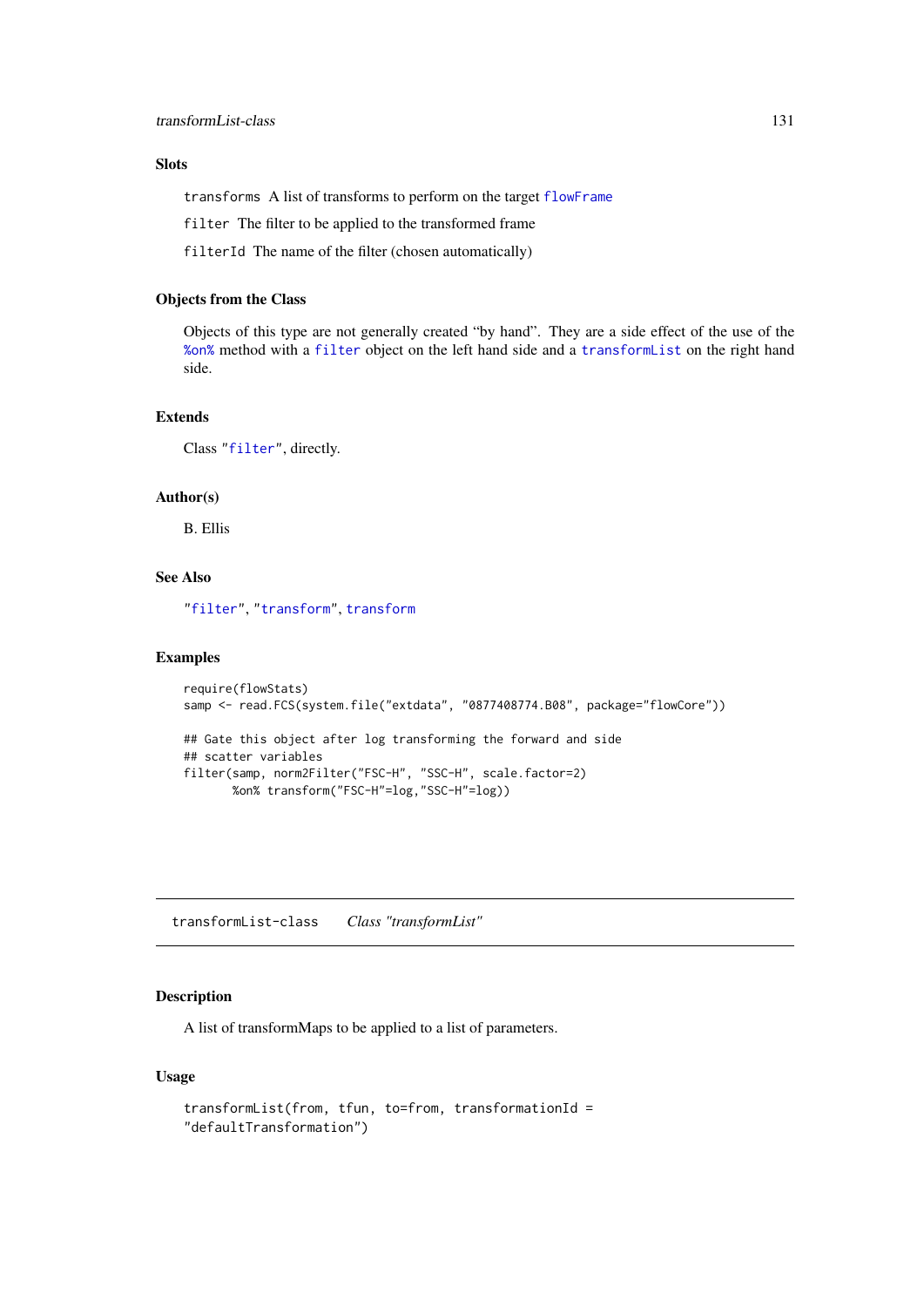### Slots

`transforms` A list of transforms to perform on the target `flowFrame`

`filter` The filter to be applied to the transformed frame

`filterId` The name of the filter (chosen automatically)

### Objects from the Class

Objects of this type are not generally created "by hand". They are a side effect of the use of the `%on%` method with a `filter` object on the left hand side and a `transformList` on the right hand side.

### Extends

Class "`filter`", directly.

### Author(s)

B. Ellis

### See Also

"`filter`", "`transform`", `transform`

### Examples

```
require(flowStats)
samp <- read.FCS(system.file("extdata", "0877408774.B08", package="flowCore"))

## Gate this object after log transforming the forward and side
## scatter variables
filter(samp, norm2Filter("FSC-H", "SSC-H", scale.factor=2)
       %on% transform("FSC-H"=log,"SSC-H"=log))
```

---

## transformList-class    *Class "transformList"*

---

### Description

A list of transformMaps to be applied to a list of parameters.

### Usage

```
transformList(from, tfun, to=from, transformationId =
"defaultTransformation")
```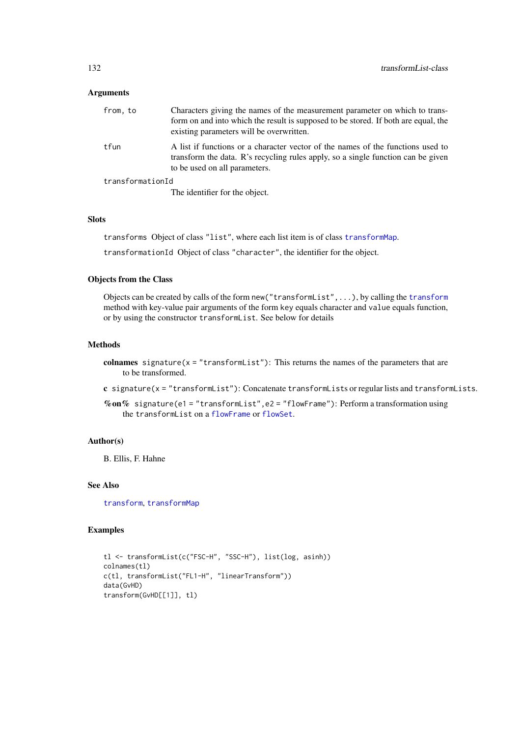### Arguments

- `from, to` — Characters giving the names of the measurement parameter on which to transform on and into which the result is supposed to be stored. If both are equal, the existing parameters will be overwritten.
- `tfun` — A list if functions or a character vector of the names of the functions used to transform the data. R's recycling rules apply, so a single function can be given to be used on all parameters.
- `transformationId` — The identifier for the object.

### Slots

`transforms` Object of class `"list"`, where each list item is of class `transformMap`.

`transformationId` Object of class `"character"`, the identifier for the object.

### Objects from the Class

Objects can be created by calls of the form `new("transformList",...)`, by calling the `transform` method with key-value pair arguments of the form `key` equals character and `value` equals function, or by using the constructor `transformList`. See below for details

### Methods

**colnames** `signature(x = "transformList")`: This returns the names of the parameters that are to be transformed.

**c** `signature(x = "transformList")`: Concatenate `transformList`s or regular lists and `transformList`s.

***%on%*** `signature(e1 = "transformList",e2 = "flowFrame")`: Perform a transformation using the `transformList` on a `flowFrame` or `flowSet`.

### Author(s)

B. Ellis, F. Hahne

### See Also

`transform`, `transformMap`

### Examples

```
tl <- transformList(c("FSC-H", "SSC-H"), list(log, asinh))
colnames(tl)
c(tl, transformList("FL1-H", "linearTransform"))
data(GvHD)
transform(GvHD[[1]], tl)
```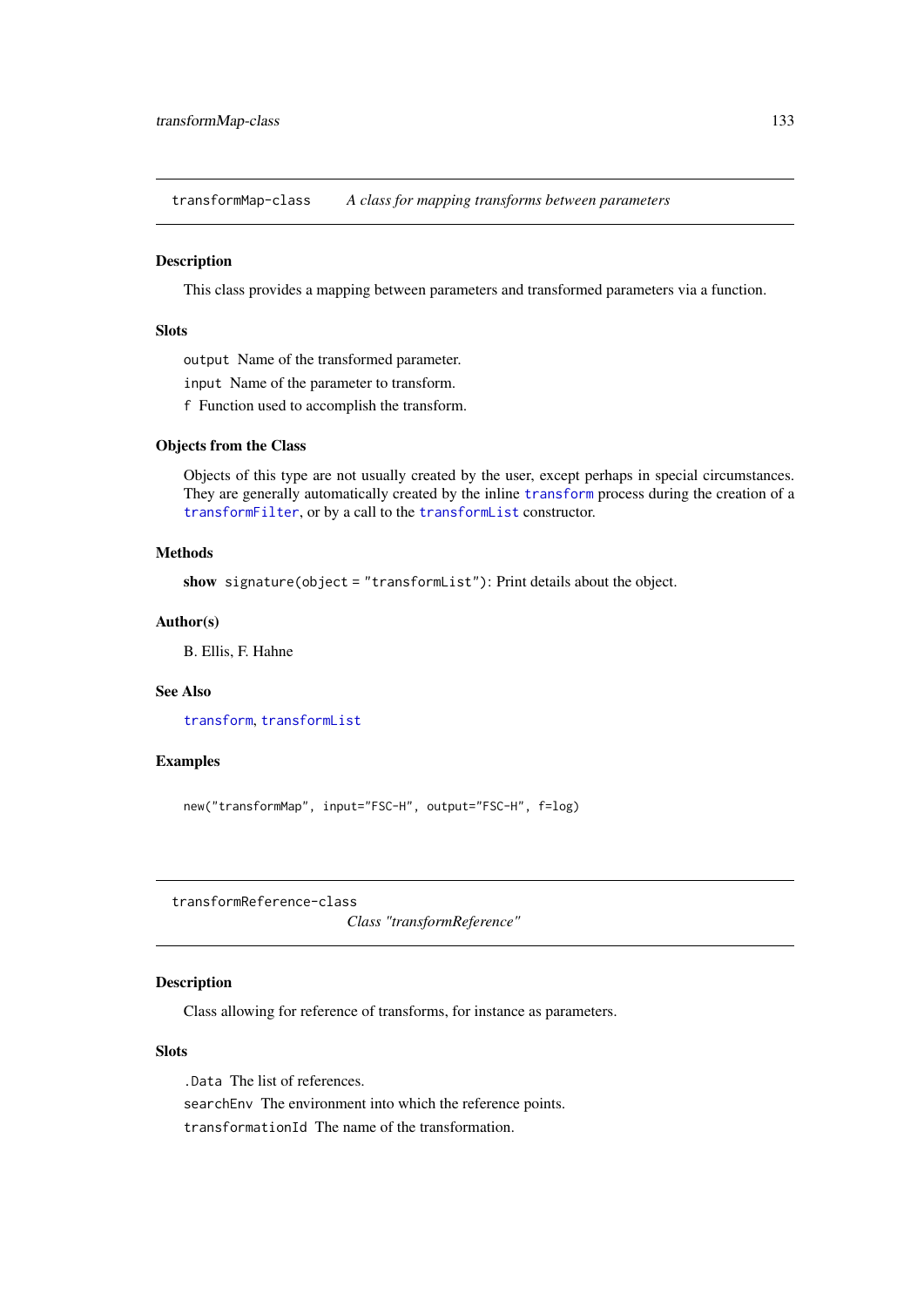## transformMap-class *A class for mapping transforms between parameters*

### Description

This class provides a mapping between parameters and transformed parameters via a function.

### Slots

`output` Name of the transformed parameter.

`input` Name of the parameter to transform.

`f` Function used to accomplish the transform.

### Objects from the Class

Objects of this type are not usually created by the user, except perhaps in special circumstances. They are generally automatically created by the inline `transform` process during the creation of a `transformFilter`, or by a call to the `transformList` constructor.

### Methods

**show** `signature(object = "transformList")`: Print details about the object.

### Author(s)

B. Ellis, F. Hahne

### See Also

`transform`, `transformList`

### Examples

```
new("transformMap", input="FSC-H", output="FSC-H", f=log)
```

## transformReference-class *Class "transformReference"*

### Description

Class allowing for reference of transforms, for instance as parameters.

### Slots

`.Data` The list of references.

`searchEnv` The environment into which the reference points.

`transformationId` The name of the transformation.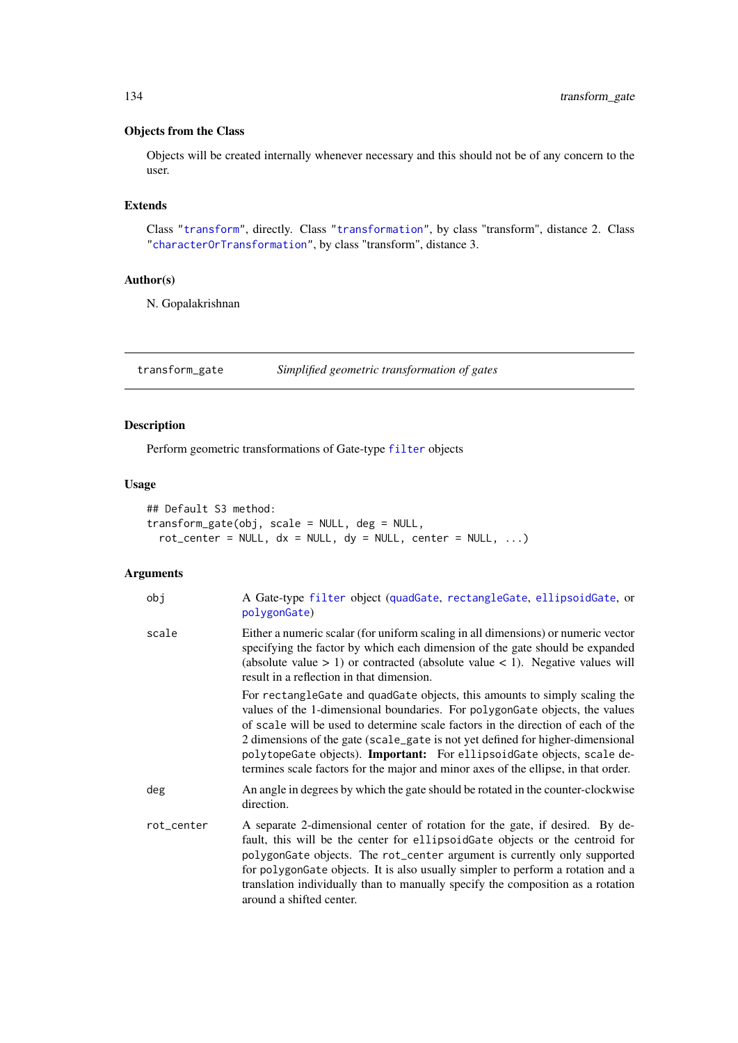### Objects from the Class

Objects will be created internally whenever necessary and this should not be of any concern to the user.

### Extends

Class "transform", directly. Class "transformation", by class "transform", distance 2. Class "characterOrTransformation", by class "transform", distance 3.

### Author(s)

N. Gopalakrishnan

---

`transform_gate` *Simplified geometric transformation of gates*

---

### Description

Perform geometric transformations of Gate-type filter objects

### Usage

```
## Default S3 method:
transform_gate(obj, scale = NULL, deg = NULL,
  rot_center = NULL, dx = NULL, dy = NULL, center = NULL, ...)
```

### Arguments

`obj` A Gate-type filter object (quadGate, rectangleGate, ellipsoidGate, or polygonGate)

`scale` Either a numeric scalar (for uniform scaling in all dimensions) or numeric vector specifying the factor by which each dimension of the gate should be expanded (absolute value > 1) or contracted (absolute value < 1). Negative values will result in a reflection in that dimension.

For rectangleGate and quadGate objects, this amounts to simply scaling the values of the 1-dimensional boundaries. For polygonGate objects, the values of scale will be used to determine scale factors in the direction of each of the 2 dimensions of the gate (scale_gate is not yet defined for higher-dimensional polytopeGate objects). **Important:** For ellipsoidGate objects, scale determines scale factors for the major and minor axes of the ellipse, in that order.

`deg` An angle in degrees by which the gate should be rotated in the counter-clockwise direction.

`rot_center` A separate 2-dimensional center of rotation for the gate, if desired. By default, this will be the center for ellipsoidGate objects or the centroid for polygonGate objects. The rot_center argument is currently only supported for polygonGate objects. It is also usually simpler to perform a rotation and a translation individually than to manually specify the composition as a rotation around a shifted center.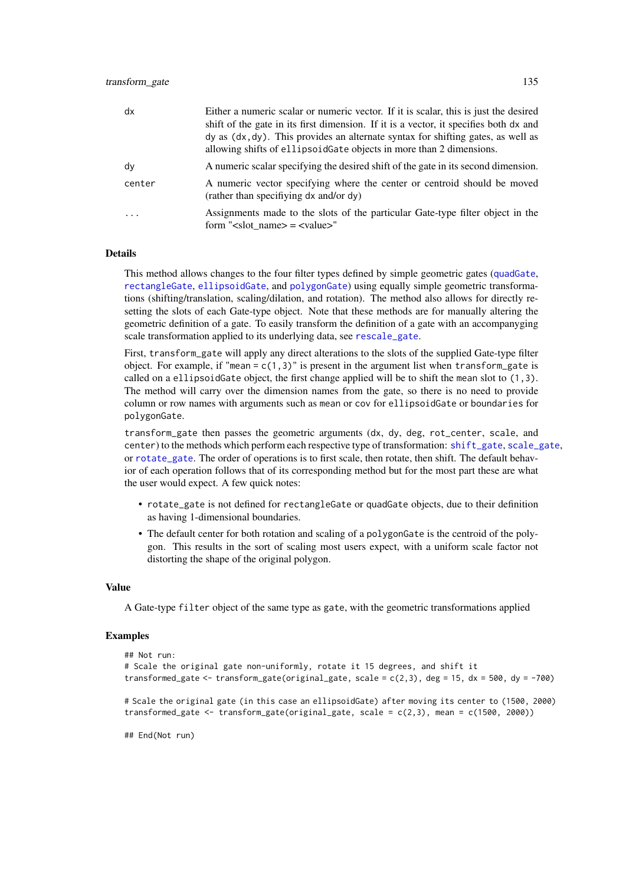| | |
|---|---|
| dx | Either a numeric scalar or numeric vector. If it is scalar, this is just the desired shift of the gate in its first dimension. If it is a vector, it specifies both dx and dy as (dx,dy). This provides an alternate syntax for shifting gates, as well as allowing shifts of ellipsoidGate objects in more than 2 dimensions. |
| dy | A numeric scalar specifying the desired shift of the gate in its second dimension. |
| center | A numeric vector specifying where the center or centroid should be moved (rather than specifiying dx and/or dy) |
| ... | Assignments made to the slots of the particular Gate-type filter object in the form "<slot_name> = <value>" |

### Details

This method allows changes to the four filter types defined by simple geometric gates (quadGate, rectangleGate, ellipsoidGate, and polygonGate) using equally simple geometric transformations (shifting/translation, scaling/dilation, and rotation). The method also allows for directly resetting the slots of each Gate-type object. Note that these methods are for manually altering the geometric definition of a gate. To easily transform the definition of a gate with an accompanyging scale transformation applied to its underlying data, see rescale_gate.

First, transform_gate will apply any direct alterations to the slots of the supplied Gate-type filter object. For example, if "mean = c(1,3)" is present in the argument list when transform_gate is called on a ellipsoidGate object, the first change applied will be to shift the mean slot to (1,3). The method will carry over the dimension names from the gate, so there is no need to provide column or row names with arguments such as mean or cov for ellipsoidGate or boundaries for polygonGate.

transform_gate then passes the geometric arguments (dx, dy, deg, rot_center, scale, and center) to the methods which perform each respective type of transformation: shift_gate, scale_gate, or rotate_gate. The order of operations is to first scale, then rotate, then shift. The default behavior of each operation follows that of its corresponding method but for the most part these are what the user would expect. A few quick notes:

- rotate_gate is not defined for rectangleGate or quadGate objects, due to their definition as having 1-dimensional boundaries.
- The default center for both rotation and scaling of a polygonGate is the centroid of the polygon. This results in the sort of scaling most users expect, with a uniform scale factor not distorting the shape of the original polygon.

### Value

A Gate-type filter object of the same type as gate, with the geometric transformations applied

### Examples

```
## Not run:
# Scale the original gate non-uniformly, rotate it 15 degrees, and shift it
transformed_gate <- transform_gate(original_gate, scale = c(2,3), deg = 15, dx = 500, dy = -700)

# Scale the original gate (in this case an ellipsoidGate) after moving its center to (1500, 2000)
transformed_gate <- transform_gate(original_gate, scale = c(2,3), mean = c(1500, 2000))

## End(Not run)
```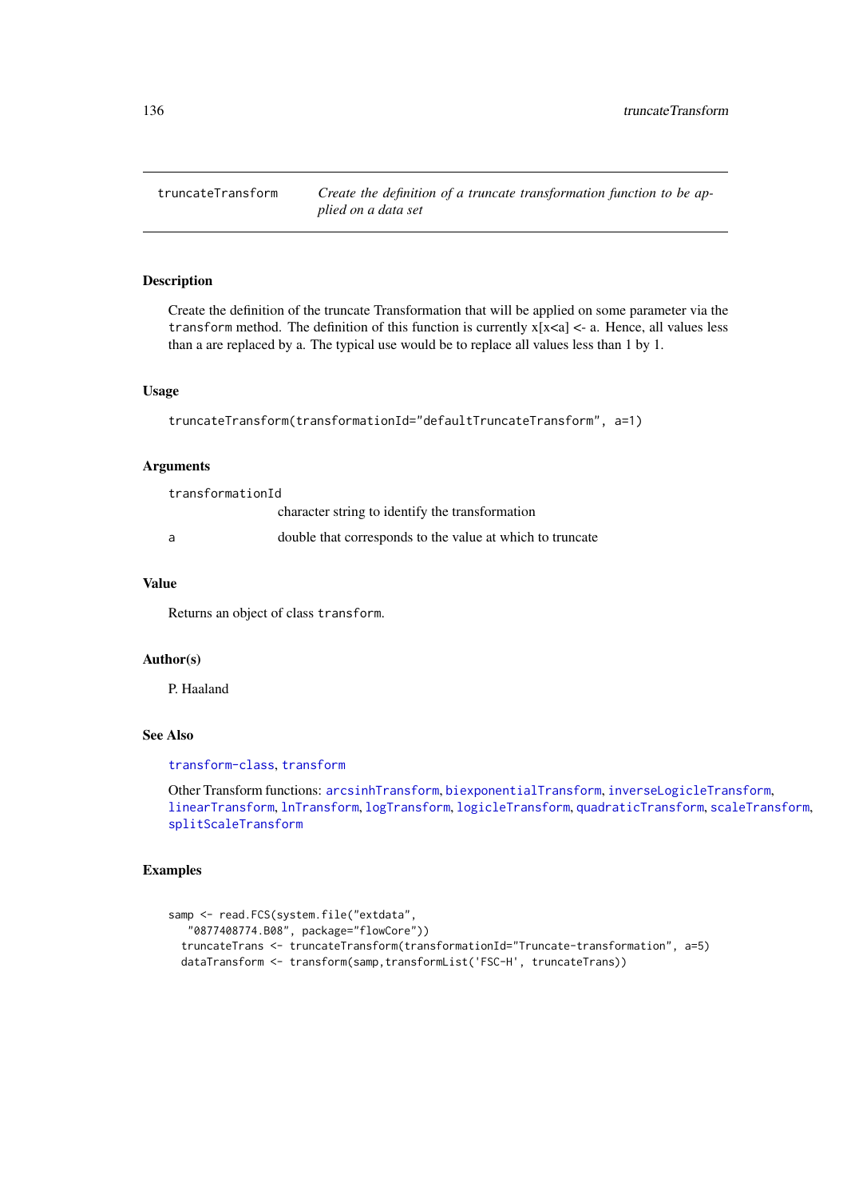# truncateTransform

*Create the definition of a truncate transformation function to be applied on a data set*

## Description

Create the definition of the truncate Transformation that will be applied on some parameter via the `transform` method. The definition of this function is currently x[x<a] <- a. Hence, all values less than a are replaced by a. The typical use would be to replace all values less than 1 by 1.

## Usage

```
truncateTransform(transformationId="defaultTruncateTransform", a=1)
```

## Arguments

| | |
|---|---|
| `transformationId` | character string to identify the transformation |
| `a` | double that corresponds to the value at which to truncate |

## Value

Returns an object of class `transform`.

## Author(s)

P. Haaland

## See Also

`transform-class`, `transform`

Other Transform functions: `arcsinhTransform`, `biexponentialTransform`, `inverseLogicleTransform`, `linearTransform`, `lnTransform`, `logTransform`, `logicleTransform`, `quadraticTransform`, `scaleTransform`, `splitScaleTransform`

## Examples

```
samp <- read.FCS(system.file("extdata",
   "0877408774.B08", package="flowCore"))
  truncateTrans <- truncateTransform(transformationId="Truncate-transformation", a=5)
  dataTransform <- transform(samp,transformList('FSC-H', truncateTrans))
```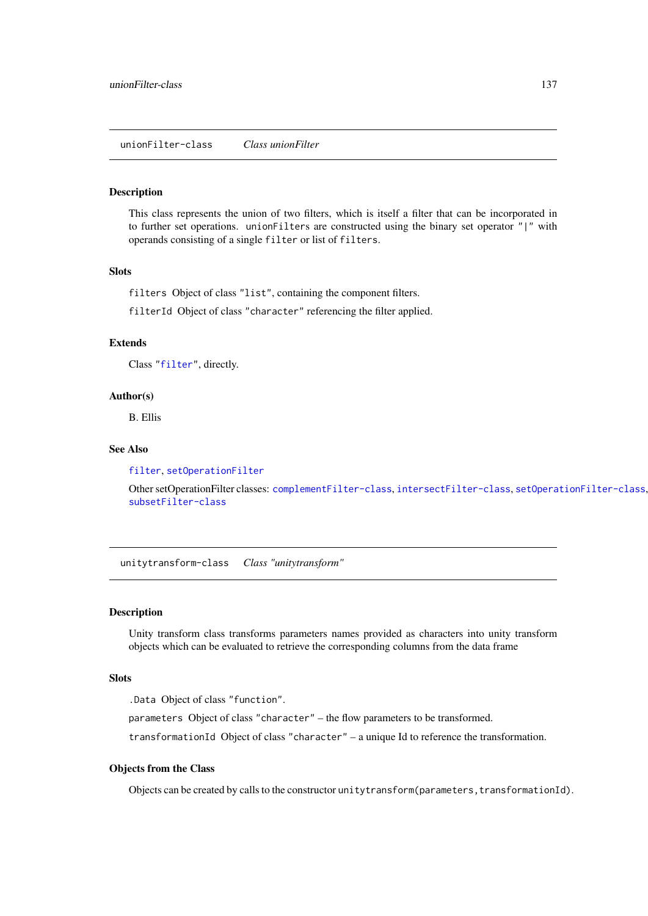## unionFilter-class    *Class unionFilter*

### Description

This class represents the union of two filters, which is itself a filter that can be incorporated in to further set operations. `unionFilter`s are constructed using the binary set operator `"|"` with operands consisting of a single `filter` or list of `filters`.

### Slots

`filters` Object of class `"list"`, containing the component filters.

`filterId` Object of class `"character"` referencing the filter applied.

### Extends

Class `"filter"`, directly.

### Author(s)

B. Ellis

### See Also

`filter`, `setOperationFilter`

Other setOperationFilter classes: `complementFilter-class`, `intersectFilter-class`, `setOperationFilter-class`, `subsetFilter-class`

## unitytransform-class    *Class "unitytransform"*

### Description

Unity transform class transforms parameters names provided as characters into unity transform objects which can be evaluated to retrieve the corresponding columns from the data frame

### Slots

`.Data` Object of class `"function"`.

`parameters` Object of class `"character"` – the flow parameters to be transformed.

`transformationId` Object of class `"character"` – a unique Id to reference the transformation.

### Objects from the Class

Objects can be created by calls to the constructor `unitytransform(parameters,transformationId)`.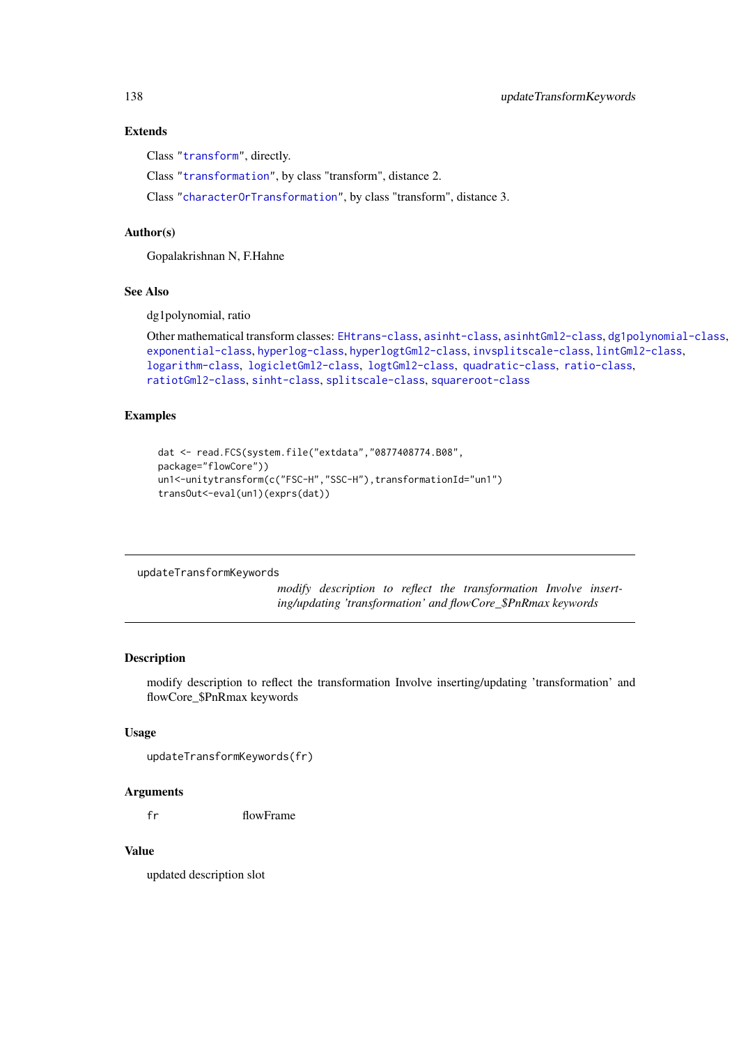### Extends

Class "transform", directly.

Class "transformation", by class "transform", distance 2.

Class "characterOrTransformation", by class "transform", distance 3.

### Author(s)

Gopalakrishnan N, F.Hahne

### See Also

dg1polynomial, ratio

Other mathematical transform classes: EHtrans-class, asinht-class, asinhtGml2-class, dg1polynomial-class, exponential-class, hyperlog-class, hyperlogtGml2-class, invsplitscale-class, lintGml2-class, logarithm-class, logicletGml2-class, logtGml2-class, quadratic-class, ratio-class, ratiotGml2-class, sinht-class, splitscale-class, squareroot-class

### Examples

```
dat <- read.FCS(system.file("extdata","0877408774.B08",
package="flowCore"))
un1<-unitytransform(c("FSC-H","SSC-H"),transformationId="un1")
transOut<-eval(un1)(exprs(dat))
```

---

## updateTransformKeywords

*modify description to reflect the transformation Involve inserting/updating 'transformation' and flowCore_$PnRmax keywords*

---

### Description

modify description to reflect the transformation Involve inserting/updating 'transformation' and flowCore_$PnRmax keywords

### Usage

```
updateTransformKeywords(fr)
```

### Arguments

| | |
|---|---|
| fr | flowFrame |

### Value

updated description slot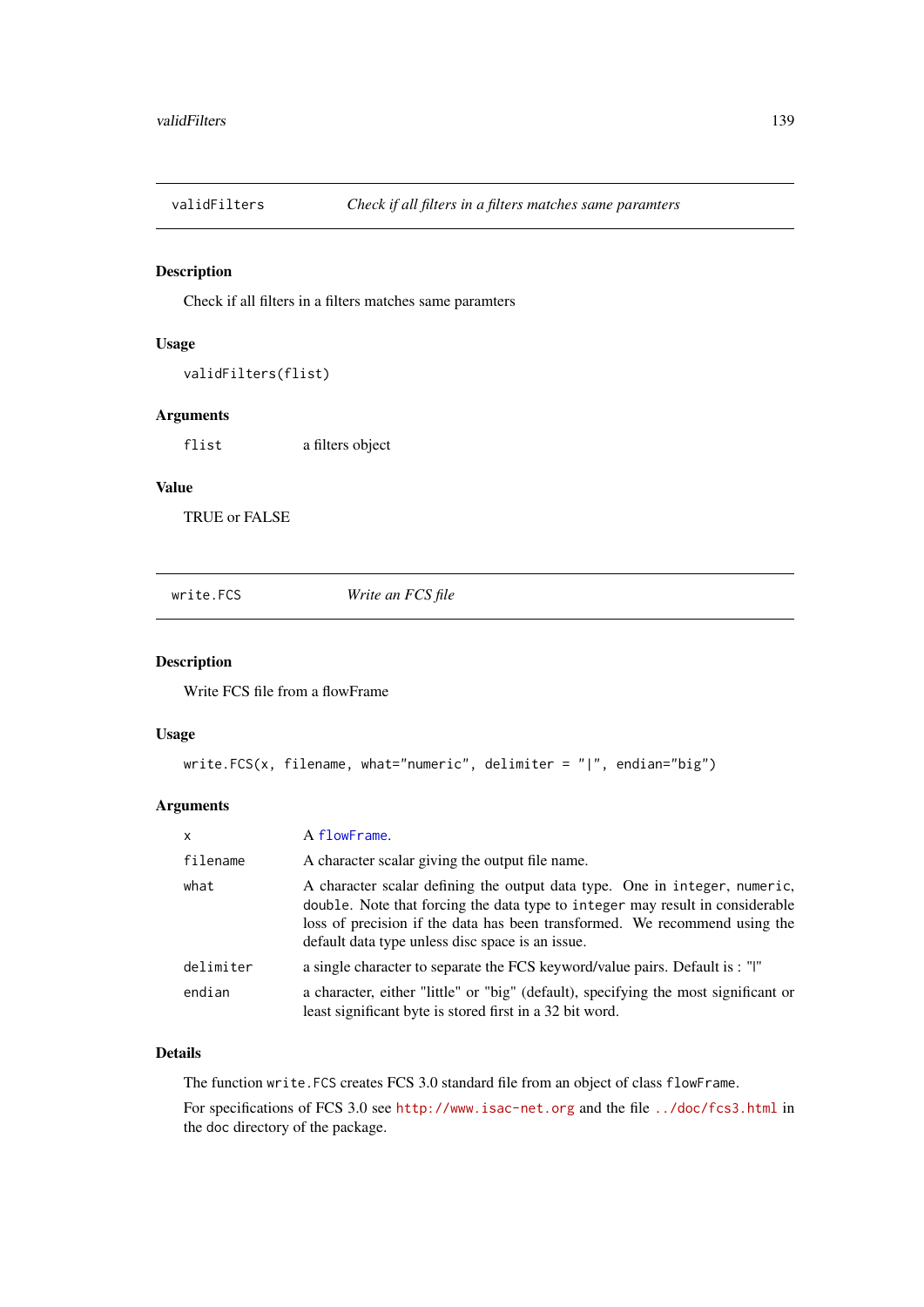## validFilters — *Check if all filters in a filters matches same paramters*

### Description

Check if all filters in a filters matches same paramters

### Usage

```
validFilters(flist)
```

### Arguments

| | |
|---|---|
| flist | a filters object |

### Value

TRUE or FALSE

## write.FCS — *Write an FCS file*

### Description

Write FCS file from a flowFrame

### Usage

```
write.FCS(x, filename, what="numeric", delimiter = "|", endian="big")
```

### Arguments

| | |
|---|---|
| x | A flowFrame. |
| filename | A character scalar giving the output file name. |
| what | A character scalar defining the output data type. One in `integer`, `numeric`, `double`. Note that forcing the data type to `integer` may result in considerable loss of precision if the data has been transformed. We recommend using the default data type unless disc space is an issue. |
| delimiter | a single character to separate the FCS keyword/value pairs. Default is : "\|" |
| endian | a character, either "little" or "big" (default), specifying the most significant or least significant byte is stored first in a 32 bit word. |

### Details

The function `write.FCS` creates FCS 3.0 standard file from an object of class `flowFrame`.

For specifications of FCS 3.0 see http://www.isac-net.org and the file ../doc/fcs3.html in the doc directory of the package.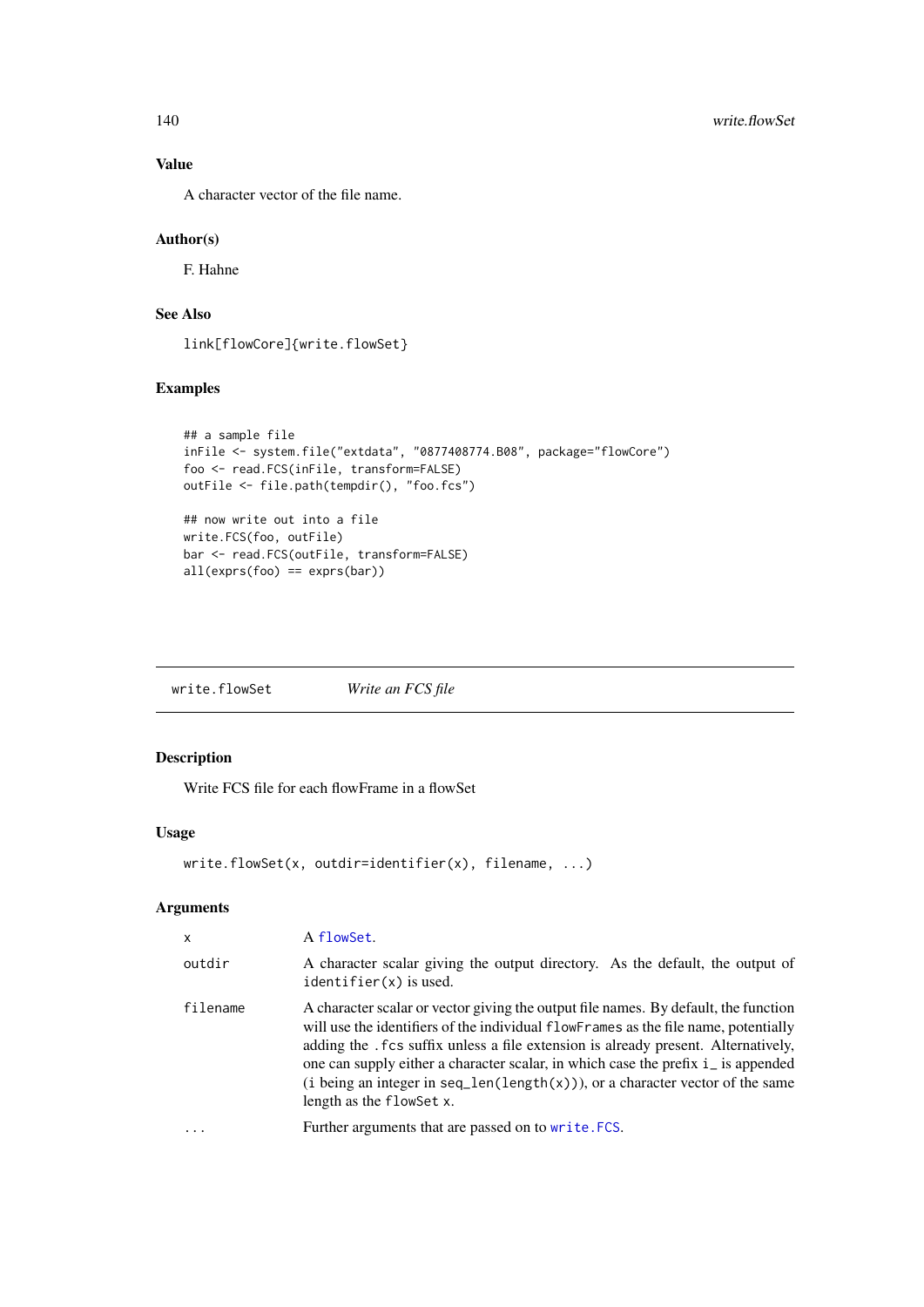### Value

A character vector of the file name.

### Author(s)

F. Hahne

### See Also

`link[flowCore]{write.flowSet}`

### Examples

```
## a sample file
inFile <- system.file("extdata", "0877408774.B08", package="flowCore")
foo <- read.FCS(inFile, transform=FALSE)
outFile <- file.path(tempdir(), "foo.fcs")

## now write out into a file
write.FCS(foo, outFile)
bar <- read.FCS(outFile, transform=FALSE)
all(exprs(foo) == exprs(bar))
```

---

## write.flowSet — *Write an FCS file*

### Description

Write FCS file for each flowFrame in a flowSet

### Usage

```
write.flowSet(x, outdir=identifier(x), filename, ...)
```

### Arguments

| | |
|---|---|
| `x` | A `flowSet`. |
| `outdir` | A character scalar giving the output directory. As the default, the output of `identifier(x)` is used. |
| `filename` | A character scalar or vector giving the output file names. By default, the function will use the identifiers of the individual `flowFrames` as the file name, potentially adding the `.fcs` suffix unless a file extension is already present. Alternatively, one can supply either a character scalar, in which case the prefix `i_` is appended (i being an integer in `seq_len(length(x))`), or a character vector of the same length as the `flowSet` `x`. |
| `...` | Further arguments that are passed on to `write.FCS`. |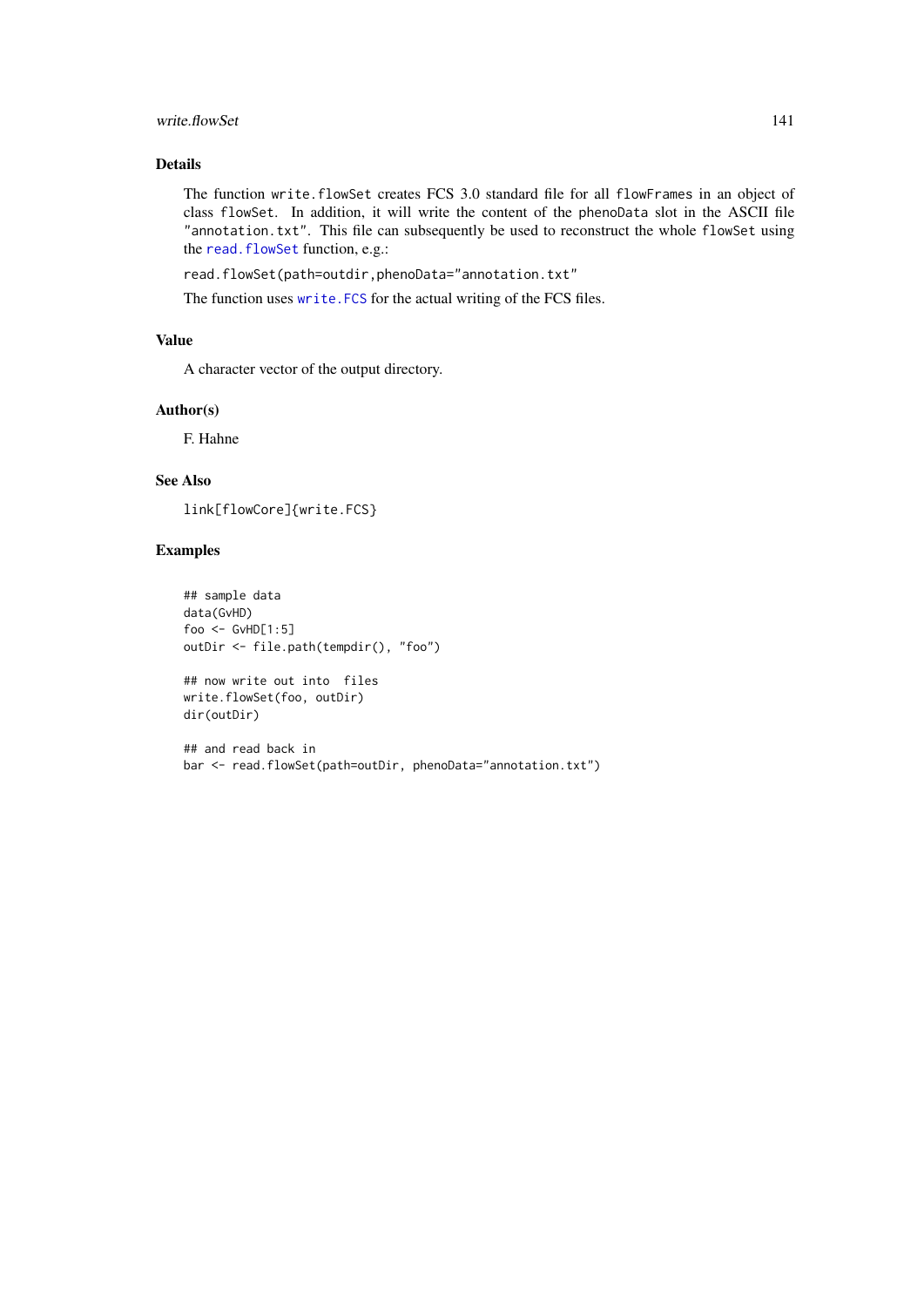## Details

The function `write.flowSet` creates FCS 3.0 standard file for all `flowFrames` in an object of class `flowSet`. In addition, it will write the content of the `phenoData` slot in the ASCII file `"annotation.txt"`. This file can subsequently be used to reconstruct the whole `flowSet` using the `read.flowSet` function, e.g.:

`read.flowSet(path=outdir,phenoData="annotation.txt"`

The function uses `write.FCS` for the actual writing of the FCS files.

## Value

A character vector of the output directory.

## Author(s)

F. Hahne

## See Also

`link[flowCore]{write.FCS}`

## Examples

```
## sample data
data(GvHD)
foo <- GvHD[1:5]
outDir <- file.path(tempdir(), "foo")

## now write out into  files
write.flowSet(foo, outDir)
dir(outDir)

## and read back in
bar <- read.flowSet(path=outDir, phenoData="annotation.txt")
```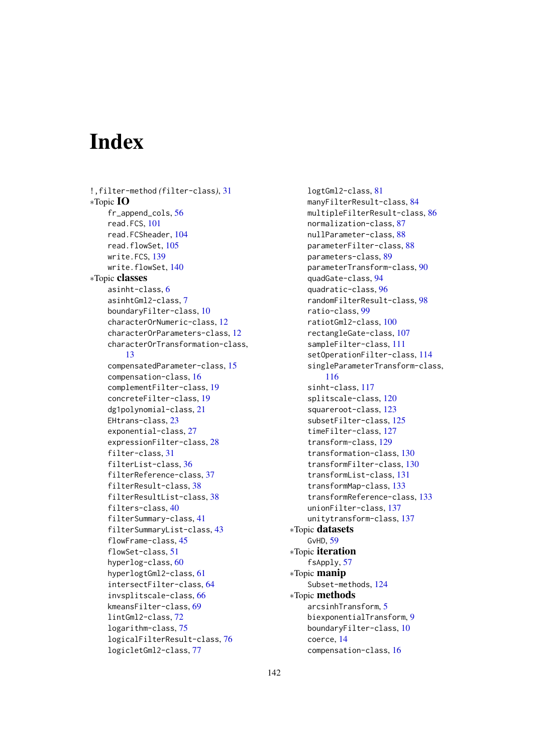# Index

!,filter-method (filter-class), 31
∗Topic **IO**
- fr_append_cols, 56
- read.FCS, 101
- read.FCSheader, 104
- read.flowSet, 105
- write.FCS, 139
- write.flowSet, 140

∗Topic **classes**
- asinht-class, 6
- asinhtGml2-class, 7
- boundaryFilter-class, 10
- characterOrNumeric-class, 12
- characterOrParameters-class, 12
- characterOrTransformation-class, 13
- compensatedParameter-class, 15
- compensation-class, 16
- complementFilter-class, 19
- concreteFilter-class, 19
- dg1polynomial-class, 21
- EHtrans-class, 23
- exponential-class, 27
- expressionFilter-class, 28
- filter-class, 31
- filterList-class, 36
- filterReference-class, 37
- filterResult-class, 38
- filterResultList-class, 38
- filters-class, 40
- filterSummary-class, 41
- filterSummaryList-class, 43
- flowFrame-class, 45
- flowSet-class, 51
- hyperlog-class, 60
- hyperlogtGml2-class, 61
- intersectFilter-class, 64
- invsplitscale-class, 66
- kmeansFilter-class, 69
- lintGml2-class, 72
- logarithm-class, 75
- logicalFilterResult-class, 76
- logicletGml2-class, 77
- logtGml2-class, 81
- manyFilterResult-class, 84
- multipleFilterResult-class, 86
- normalization-class, 87
- nullParameter-class, 88
- parameterFilter-class, 88
- parameters-class, 89
- parameterTransform-class, 90
- quadGate-class, 94
- quadratic-class, 96
- randomFilterResult-class, 98
- ratio-class, 99
- ratiotGml2-class, 100
- rectangleGate-class, 107
- sampleFilter-class, 111
- setOperationFilter-class, 114
- singleParameterTransform-class, 116
- sinht-class, 117
- splitscale-class, 120
- squareroot-class, 123
- subsetFilter-class, 125
- timeFilter-class, 127
- transform-class, 129
- transformation-class, 130
- transformFilter-class, 130
- transformList-class, 131
- transformMap-class, 133
- transformReference-class, 133
- unionFilter-class, 137
- unitytransform-class, 137

∗Topic **datasets**
- GvHD, 59

∗Topic **iteration**
- fsApply, 57

∗Topic **manip**
- Subset-methods, 124

∗Topic **methods**
- arcsinhTransform, 5
- biexponentialTransform, 9
- boundaryFilter-class, 10
- coerce, 14
- compensation-class, 16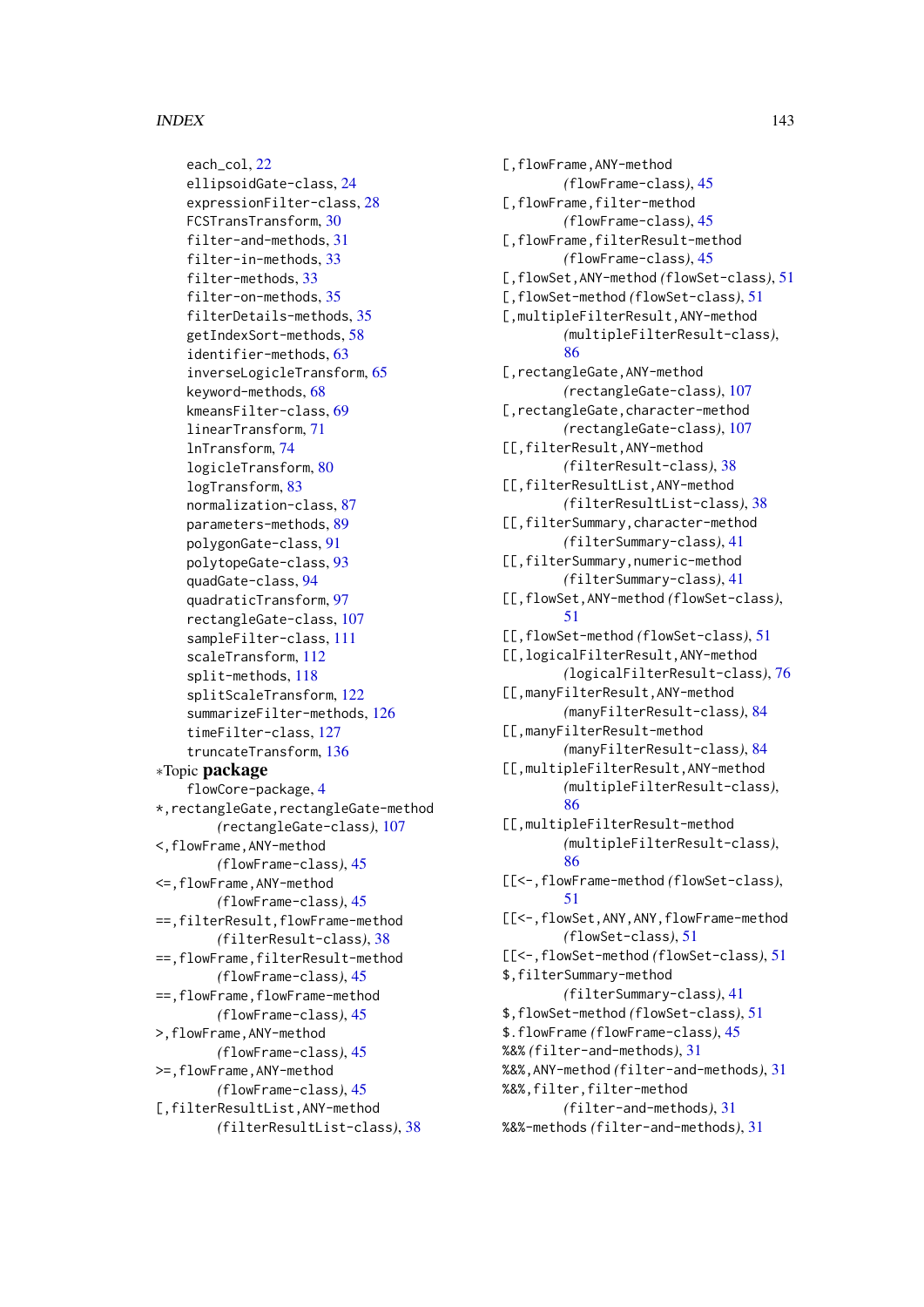each_col, 22
ellipsoidGate-class, 24
expressionFilter-class, 28
FCSTransTransform, 30
filter-and-methods, 31
filter-in-methods, 33
filter-methods, 33
filter-on-methods, 35
filterDetails-methods, 35
getIndexSort-methods, 58
identifier-methods, 63
inverseLogicleTransform, 65
keyword-methods, 68
kmeansFilter-class, 69
linearTransform, 71
lnTransform, 74
logicleTransform, 80
logTransform, 83
normalization-class, 87
parameters-methods, 89
polygonGate-class, 91
polytopeGate-class, 93
quadGate-class, 94
quadraticTransform, 97
rectangleGate-class, 107
sampleFilter-class, 111
scaleTransform, 112
split-methods, 118
splitScaleTransform, 122
summarizeFilter-methods, 126
timeFilter-class, 127
truncateTransform, 136

∗Topic **package**

flowCore-package, 4
*,rectangleGate,rectangleGate-method (rectangleGate-class), 107
<,flowFrame,ANY-method (flowFrame-class), 45
<=,flowFrame,ANY-method (flowFrame-class), 45
==,filterResult,flowFrame-method (filterResult-class), 38
==,flowFrame,filterResult-method (flowFrame-class), 45
==,flowFrame,flowFrame-method (flowFrame-class), 45
>,flowFrame,ANY-method (flowFrame-class), 45
>=,flowFrame,ANY-method (flowFrame-class), 45
[,filterResultList,ANY-method (filterResultList-class), 38
[,flowFrame,ANY-method (flowFrame-class), 45
[,flowFrame,filter-method (flowFrame-class), 45
[,flowFrame,filterResult-method (flowFrame-class), 45
[,flowSet,ANY-method (flowSet-class), 51
[,flowSet-method (flowSet-class), 51
[,multipleFilterResult,ANY-method (multipleFilterResult-class), 86
[,rectangleGate,ANY-method (rectangleGate-class), 107
[,rectangleGate,character-method (rectangleGate-class), 107
[[,filterResult,ANY-method (filterResult-class), 38
[[,filterResultList,ANY-method (filterResultList-class), 38
[[,filterSummary,character-method (filterSummary-class), 41
[[,filterSummary,numeric-method (filterSummary-class), 41
[[,flowSet,ANY-method (flowSet-class), 51
[[,flowSet-method (flowSet-class), 51
[[,logicalFilterResult,ANY-method (logicalFilterResult-class), 76
[[,manyFilterResult,ANY-method (manyFilterResult-class), 84
[[,manyFilterResult-method (manyFilterResult-class), 84
[[,multipleFilterResult,ANY-method (multipleFilterResult-class), 86
[[,multipleFilterResult-method (multipleFilterResult-class), 86
[[<-,flowFrame-method (flowSet-class), 51
[[<-,flowSet,ANY,ANY,flowFrame-method (flowSet-class), 51
[[<-,flowSet-method (flowSet-class), 51
$,filterSummary-method (filterSummary-class), 41
$,flowSet-method (flowSet-class), 51
$.flowFrame (flowFrame-class), 45
%&% (filter-and-methods), 31
%&%,ANY-method (filter-and-methods), 31
%&%,filter,filter-method (filter-and-methods), 31
%&%-methods (filter-and-methods), 31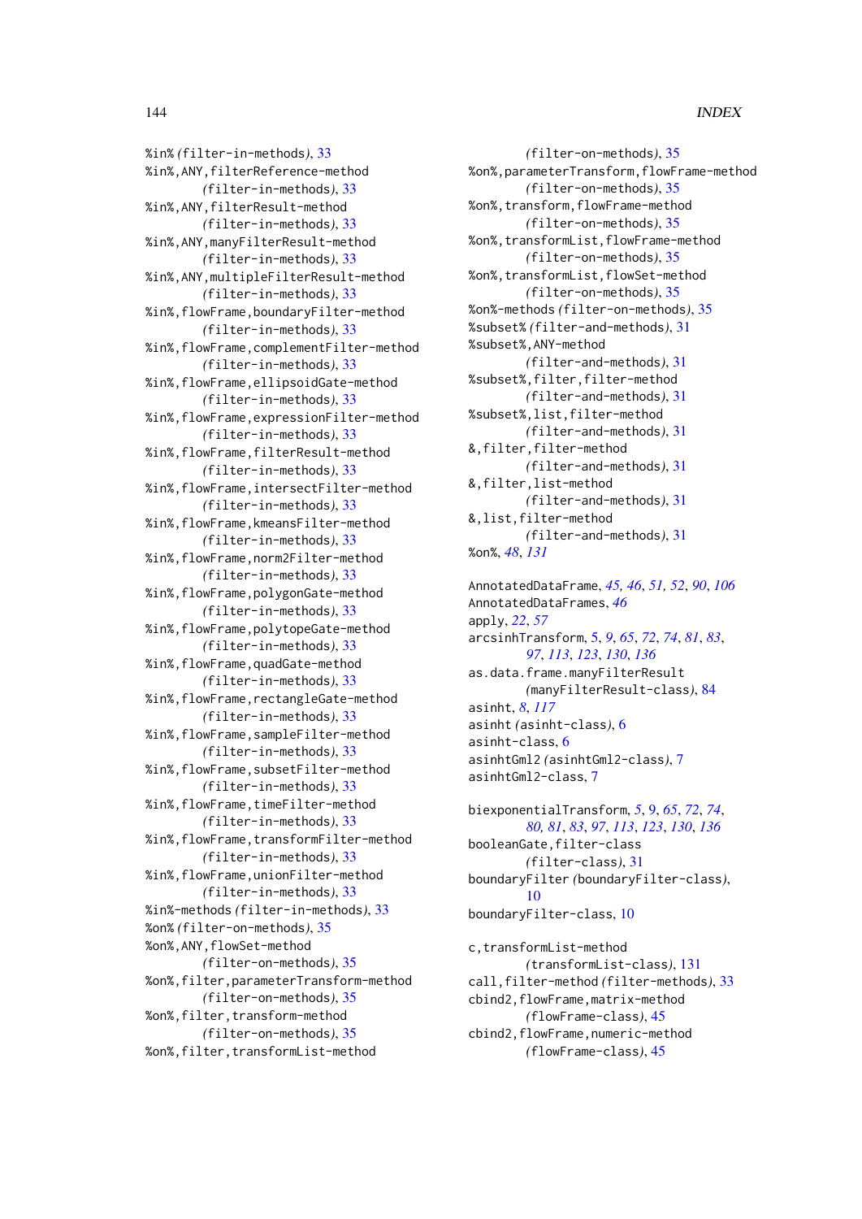%in% *(filter-in-methods)*, 33
%in%,ANY,filterReference-method *(filter-in-methods)*, 33
%in%,ANY,filterResult-method *(filter-in-methods)*, 33
%in%,ANY,manyFilterResult-method *(filter-in-methods)*, 33
%in%,ANY,multipleFilterResult-method *(filter-in-methods)*, 33
%in%,flowFrame,boundaryFilter-method *(filter-in-methods)*, 33
%in%,flowFrame,complementFilter-method *(filter-in-methods)*, 33
%in%,flowFrame,ellipsoidGate-method *(filter-in-methods)*, 33
%in%,flowFrame,expressionFilter-method *(filter-in-methods)*, 33
%in%,flowFrame,filterResult-method *(filter-in-methods)*, 33
%in%,flowFrame,intersectFilter-method *(filter-in-methods)*, 33
%in%,flowFrame,kmeansFilter-method *(filter-in-methods)*, 33
%in%,flowFrame,norm2Filter-method *(filter-in-methods)*, 33
%in%,flowFrame,polygonGate-method *(filter-in-methods)*, 33
%in%,flowFrame,polytopeGate-method *(filter-in-methods)*, 33
%in%,flowFrame,quadGate-method *(filter-in-methods)*, 33
%in%,flowFrame,rectangleGate-method *(filter-in-methods)*, 33
%in%,flowFrame,sampleFilter-method *(filter-in-methods)*, 33
%in%,flowFrame,subsetFilter-method *(filter-in-methods)*, 33
%in%,flowFrame,timeFilter-method *(filter-in-methods)*, 33
%in%,flowFrame,transformFilter-method *(filter-in-methods)*, 33
%in%,flowFrame,unionFilter-method *(filter-in-methods)*, 33
%in%-methods *(filter-in-methods)*, 33
%on% *(filter-on-methods)*, 35
%on%,ANY,flowSet-method *(filter-on-methods)*, 35
%on%,filter,parameterTransform-method *(filter-on-methods)*, 35
%on%,filter,transform-method *(filter-on-methods)*, 35
%on%,filter,transformList-method *(filter-on-methods)*, 35
%on%,parameterTransform,flowFrame-method *(filter-on-methods)*, 35
%on%,transform,flowFrame-method *(filter-on-methods)*, 35
%on%,transformList,flowFrame-method *(filter-on-methods)*, 35
%on%,transformList,flowSet-method *(filter-on-methods)*, 35
%on%-methods *(filter-on-methods)*, 35
%subset% *(filter-and-methods)*, 31
%subset%,ANY-method *(filter-and-methods)*, 31
%subset%,filter,filter-method *(filter-and-methods)*, 31
%subset%,list,filter-method *(filter-and-methods)*, 31
&,filter,filter-method *(filter-and-methods)*, 31
&,filter,list-method *(filter-and-methods)*, 31
&,list,filter-method *(filter-and-methods)*, 31
%on%, *48*, *131*

AnnotatedDataFrame, *45*, *46*, *51*, *52*, *90*, *106*
AnnotatedDataFrames, *46*
apply, *22*, *57*
arcsinhTransform, 5, *9*, *65*, *72*, *74*, *81*, *83*, *97*, *113*, *123*, *130*, *136*
as.data.frame.manyFilterResult *(manyFilterResult-class)*, 84
asinht, *8*, *117*
asinht *(asinht-class)*, 6
asinht-class, 6
asinhtGml2 *(asinhtGml2-class)*, 7
asinhtGml2-class, 7

biexponentialTransform, *5*, *9*, *65*, *72*, *74*, *80*, *81*, *83*, *97*, *113*, *123*, *130*, *136*
booleanGate,filter-class *(filter-class)*, 31
boundaryFilter *(boundaryFilter-class)*, 10
boundaryFilter-class, 10

c,transformList-method *(transformList-class)*, 131
call,filter-method *(filter-methods)*, 33
cbind2,flowFrame,matrix-method *(flowFrame-class)*, 45
cbind2,flowFrame,numeric-method *(flowFrame-class)*, 45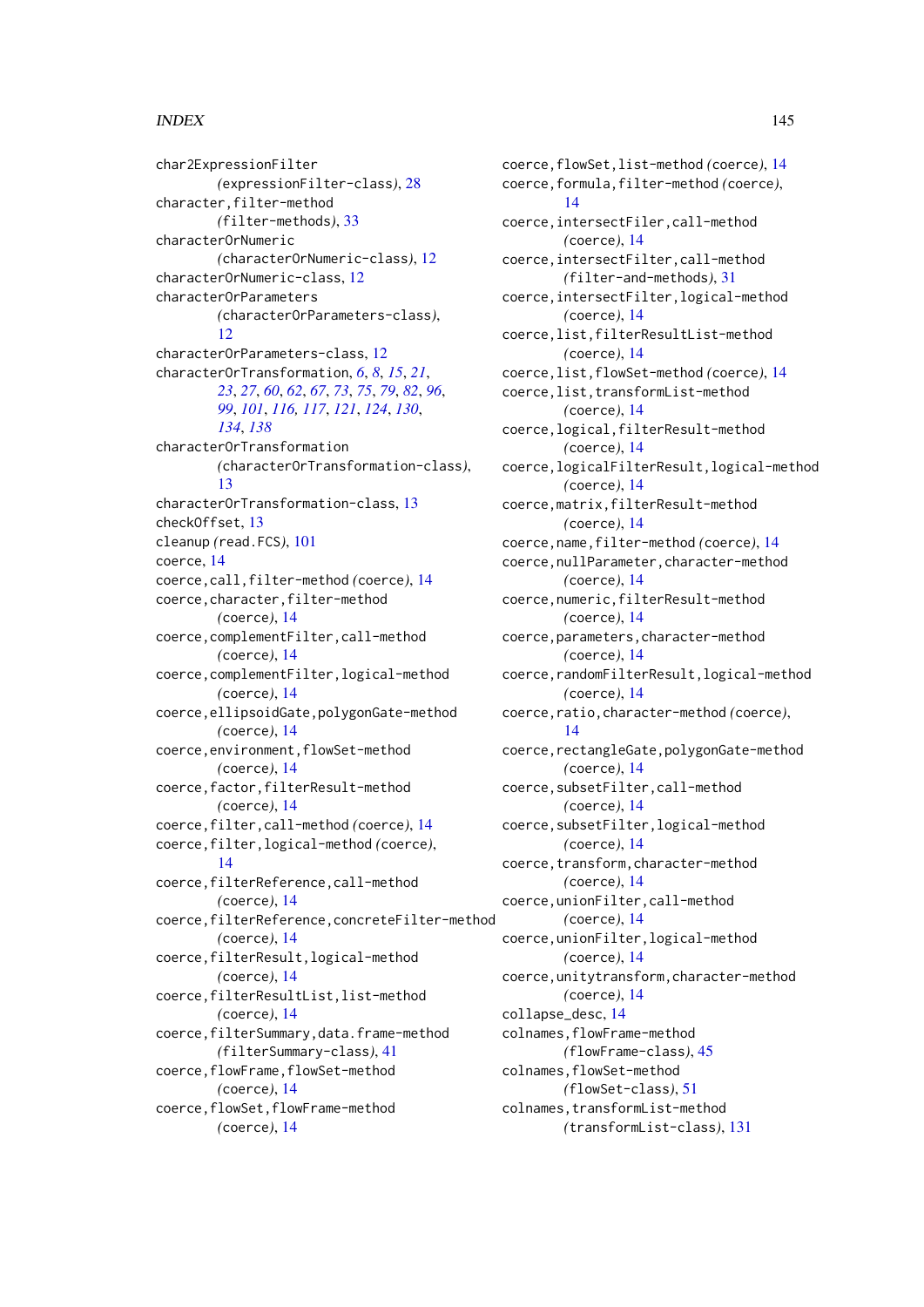char2ExpressionFilter (expressionFilter-class), 28
character,filter-method (filter-methods), 33
characterOrNumeric (characterOrNumeric-class), 12
characterOrNumeric-class, 12
characterOrParameters (characterOrParameters-class), 12
characterOrParameters-class, 12
characterOrTransformation, *6*, *8*, *15*, *21*, *23*, *27*, *60*, *62*, *67*, *73*, *75*, *79*, *82*, *96*, *99*, *101*, *116*, *117*, *121*, *124*, *130*, *134*, *138*
characterOrTransformation (characterOrTransformation-class), 13
characterOrTransformation-class, 13
checkOffset, 13
cleanup (read.FCS), 101
coerce, 14
coerce,call,filter-method (coerce), 14
coerce,character,filter-method (coerce), 14
coerce,complementFilter,call-method (coerce), 14
coerce,complementFilter,logical-method (coerce), 14
coerce,ellipsoidGate,polygonGate-method (coerce), 14
coerce,environment,flowSet-method (coerce), 14
coerce,factor,filterResult-method (coerce), 14
coerce,filter,call-method (coerce), 14
coerce,filter,logical-method (coerce), 14
coerce,filterReference,call-method (coerce), 14
coerce,filterReference,concreteFilter-method (coerce), 14
coerce,filterResult,logical-method (coerce), 14
coerce,filterResultList,list-method (coerce), 14
coerce,filterSummary,data.frame-method (filterSummary-class), 41
coerce,flowFrame,flowSet-method (coerce), 14
coerce,flowSet,flowFrame-method (coerce), 14
coerce,flowSet,list-method (coerce), 14
coerce,formula,filter-method (coerce), 14
coerce,intersectFiler,call-method (coerce), 14
coerce,intersectFilter,call-method (filter-and-methods), 31
coerce,intersectFilter,logical-method (coerce), 14
coerce,list,filterResultList-method (coerce), 14
coerce,list,flowSet-method (coerce), 14
coerce,list,transformList-method (coerce), 14
coerce,logical,filterResult-method (coerce), 14
coerce,logicalFilterResult,logical-method (coerce), 14
coerce,matrix,filterResult-method (coerce), 14
coerce,name,filter-method (coerce), 14
coerce,nullParameter,character-method (coerce), 14
coerce,numeric,filterResult-method (coerce), 14
coerce,parameters,character-method (coerce), 14
coerce,randomFilterResult,logical-method (coerce), 14
coerce,ratio,character-method (coerce), 14
coerce,rectangleGate,polygonGate-method (coerce), 14
coerce,subsetFilter,call-method (coerce), 14
coerce,subsetFilter,logical-method (coerce), 14
coerce,transform,character-method (coerce), 14
coerce,unionFilter,call-method (coerce), 14
coerce,unionFilter,logical-method (coerce), 14
coerce,unitytransform,character-method (coerce), 14
collapse_desc, 14
colnames,flowFrame-method (flowFrame-class), 45
colnames,flowSet-method (flowSet-class), 51
colnames,transformList-method (transformList-class), 131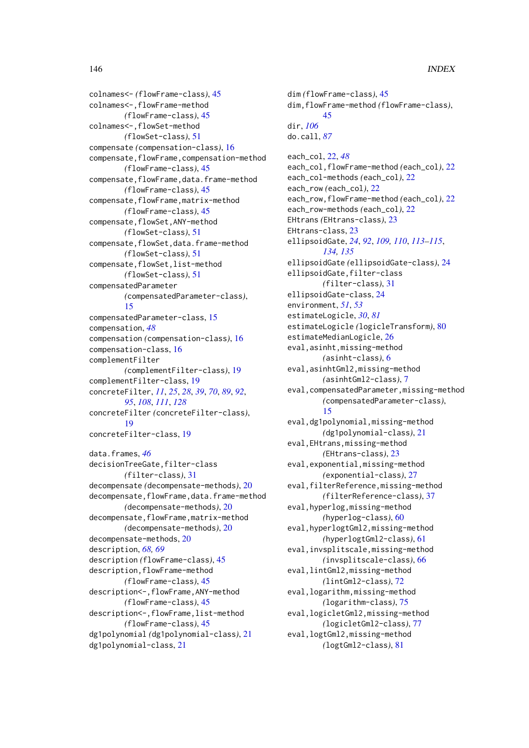colnames<- (flowFrame-class), 45
colnames<-,flowFrame-method (flowFrame-class), 45
colnames<-,flowSet-method (flowSet-class), 51
compensate (compensation-class), 16
compensate,flowFrame,compensation-method (flowFrame-class), 45
compensate,flowFrame,data.frame-method (flowFrame-class), 45
compensate,flowFrame,matrix-method (flowFrame-class), 45
compensate,flowSet,ANY-method (flowSet-class), 51
compensate,flowSet,data.frame-method (flowSet-class), 51
compensate,flowSet,list-method (flowSet-class), 51
compensatedParameter (compensatedParameter-class), 15
compensatedParameter-class, 15
compensation, *48*
compensation (compensation-class), 16
compensation-class, 16
complementFilter (complementFilter-class), 19
complementFilter-class, 19
concreteFilter, *11*, *25*, *28*, *39*, *70*, *89*, *92*, *95*, *108*, *111*, *128*
concreteFilter (concreteFilter-class), 19
concreteFilter-class, 19

data.frames, *46*
decisionTreeGate,filter-class (filter-class), 31
decompensate (decompensate-methods), 20
decompensate,flowFrame,data.frame-method (decompensate-methods), 20
decompensate,flowFrame,matrix-method (decompensate-methods), 20
decompensate-methods, 20
description, *68*, *69*
description (flowFrame-class), 45
description,flowFrame-method (flowFrame-class), 45
description<-,flowFrame,ANY-method (flowFrame-class), 45
description<-,flowFrame,list-method (flowFrame-class), 45
dg1polynomial (dg1polynomial-class), 21
dg1polynomial-class, 21
dim (flowFrame-class), 45
dim,flowFrame-method (flowFrame-class), 45
dir, *106*
do.call, *87*

each_col, 22, *48*
each_col,flowFrame-method (each_col), 22
each_col-methods (each_col), 22
each_row (each_col), 22
each_row,flowFrame-method (each_col), 22
each_row-methods (each_col), 22
EHtrans (EHtrans-class), 23
EHtrans-class, 23
ellipsoidGate, *24*, *92*, *109*, *110*, *113–115*, *134*, *135*
ellipsoidGate (ellipsoidGate-class), 24
ellipsoidGate,filter-class (filter-class), 31
ellipsoidGate-class, 24
environment, *51*, *53*
estimateLogicle, *30*, *81*
estimateLogicle (logicleTransform), 80
estimateMedianLogicle, 26
eval,asinht,missing-method (asinht-class), 6
eval,asinhtGml2,missing-method (asinhtGml2-class), 7
eval,compensatedParameter,missing-method (compensatedParameter-class), 15
eval,dg1polynomial,missing-method (dg1polynomial-class), 21
eval,EHtrans,missing-method (EHtrans-class), 23
eval,exponential,missing-method (exponential-class), 27
eval,filterReference,missing-method (filterReference-class), 37
eval,hyperlog,missing-method (hyperlog-class), 60
eval,hyperlogtGml2,missing-method (hyperlogtGml2-class), 61
eval,invsplitscale,missing-method (invsplitscale-class), 66
eval,lintGml2,missing-method (lintGml2-class), 72
eval,logarithm,missing-method (logarithm-class), 75
eval,logicletGml2,missing-method (logicletGml2-class), 77
eval,logtGml2,missing-method (logtGml2-class), 81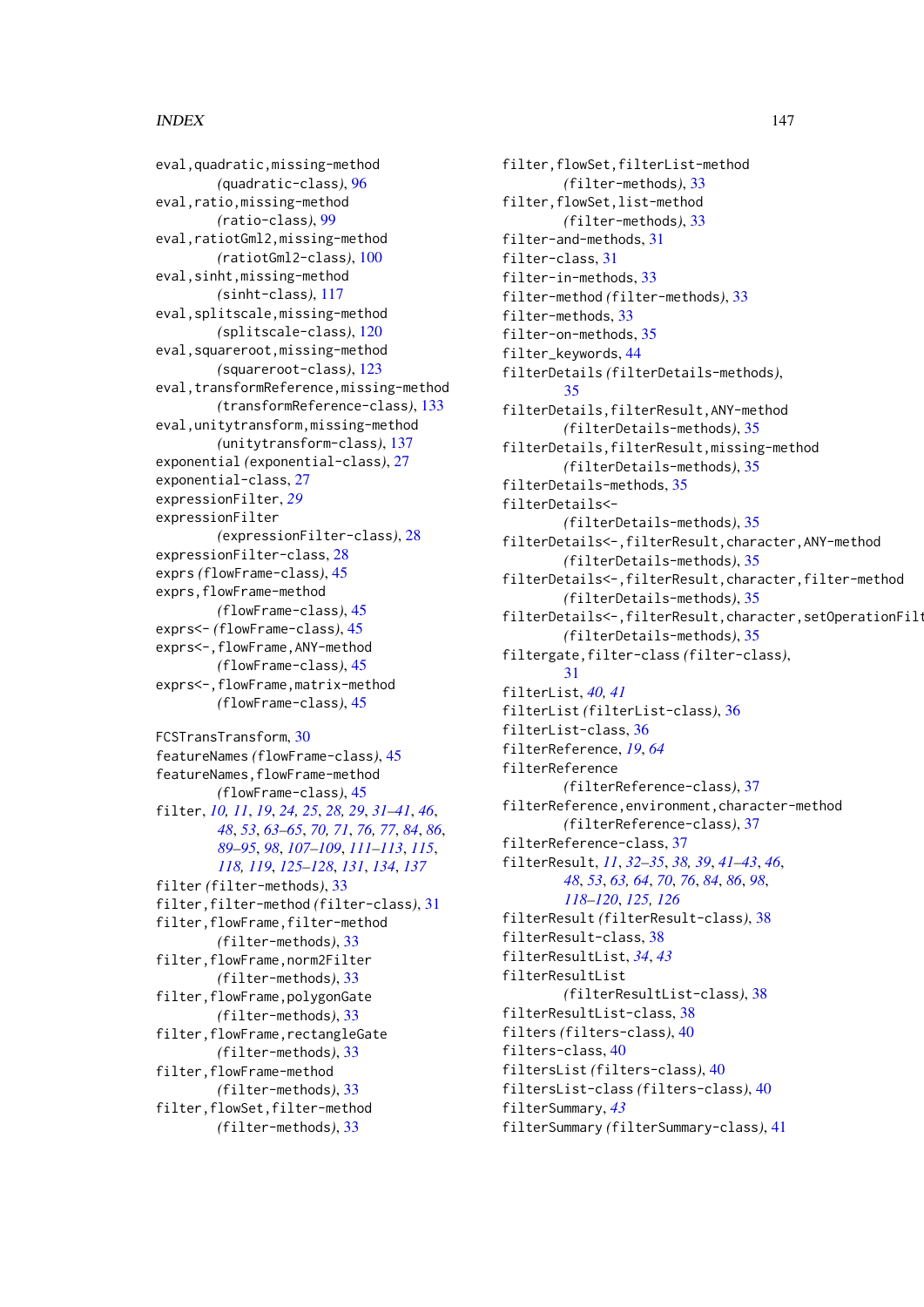eval,quadratic,missing-method
(quadratic-class), 96
eval,ratio,missing-method
(ratio-class), 99
eval,ratiotGml2,missing-method
(ratiotGml2-class), 100
eval,sinht,missing-method
(sinht-class), 117
eval,splitscale,missing-method
(splitscale-class), 120
eval,squareroot,missing-method
(squareroot-class), 123
eval,transformReference,missing-method
(transformReference-class), 133
eval,unitytransform,missing-method
(unitytransform-class), 137
exponential (exponential-class), 27
exponential-class, 27
expressionFilter, *29*
expressionFilter
(expressionFilter-class), 28
expressionFilter-class, 28
exprs (flowFrame-class), 45
exprs,flowFrame-method
(flowFrame-class), 45
exprs<- (flowFrame-class), 45
exprs<-,flowFrame,ANY-method
(flowFrame-class), 45
exprs<-,flowFrame,matrix-method
(flowFrame-class), 45

FCSTransTransform, 30
featureNames (flowFrame-class), 45
featureNames,flowFrame-method
(flowFrame-class), 45
filter, *10, 11*, *19*, *24, 25*, *28, 29*, *31–41*, *46*, *48*, *53*, *63–65*, *70, 71*, *76, 77*, *84*, *86*, *89–95*, *98*, *107–109*, *111–113*, *115*, *118, 119*, *125–128*, *131*, *134*, *137*
filter (filter-methods), 33
filter,filter-method (filter-class), 31
filter,flowFrame,filter-method
(filter-methods), 33
filter,flowFrame,norm2Filter
(filter-methods), 33
filter,flowFrame,polygonGate
(filter-methods), 33
filter,flowFrame,rectangleGate
(filter-methods), 33
filter,flowFrame-method
(filter-methods), 33
filter,flowSet,filter-method
(filter-methods), 33
filter,flowSet,filterList-method
(filter-methods), 33
filter,flowSet,list-method
(filter-methods), 33
filter-and-methods, 31
filter-class, 31
filter-in-methods, 33
filter-method (filter-methods), 33
filter-methods, 33
filter-on-methods, 35
filter_keywords, 44
filterDetails (filterDetails-methods), 35
filterDetails,filterResult,ANY-method
(filterDetails-methods), 35
filterDetails,filterResult,missing-method
(filterDetails-methods), 35
filterDetails-methods, 35
filterDetails<-
(filterDetails-methods), 35
filterDetails<-,filterResult,character,ANY-method
(filterDetails-methods), 35
filterDetails<-,filterResult,character,filter-method
(filterDetails-methods), 35
filterDetails<-,filterResult,character,setOperationFilt
(filterDetails-methods), 35
filtergate,filter-class (filter-class), 31
filterList, *40, 41*
filterList (filterList-class), 36
filterList-class, 36
filterReference, *19*, *64*
filterReference
(filterReference-class), 37
filterReference,environment,character-method
(filterReference-class), 37
filterReference-class, 37
filterResult, *11*, *32–35*, *38, 39*, *41–43*, *46*, *48*, *53*, *63, 64*, *70*, *76*, *84*, *86*, *98*, *118–120*, *125, 126*
filterResult (filterResult-class), 38
filterResult-class, 38
filterResultList, *34*, *43*
filterResultList
(filterResultList-class), 38
filterResultList-class, 38
filters (filters-class), 40
filters-class, 40
filtersList (filters-class), 40
filtersList-class (filters-class), 40
filterSummary, *43*
filterSummary (filterSummary-class), 41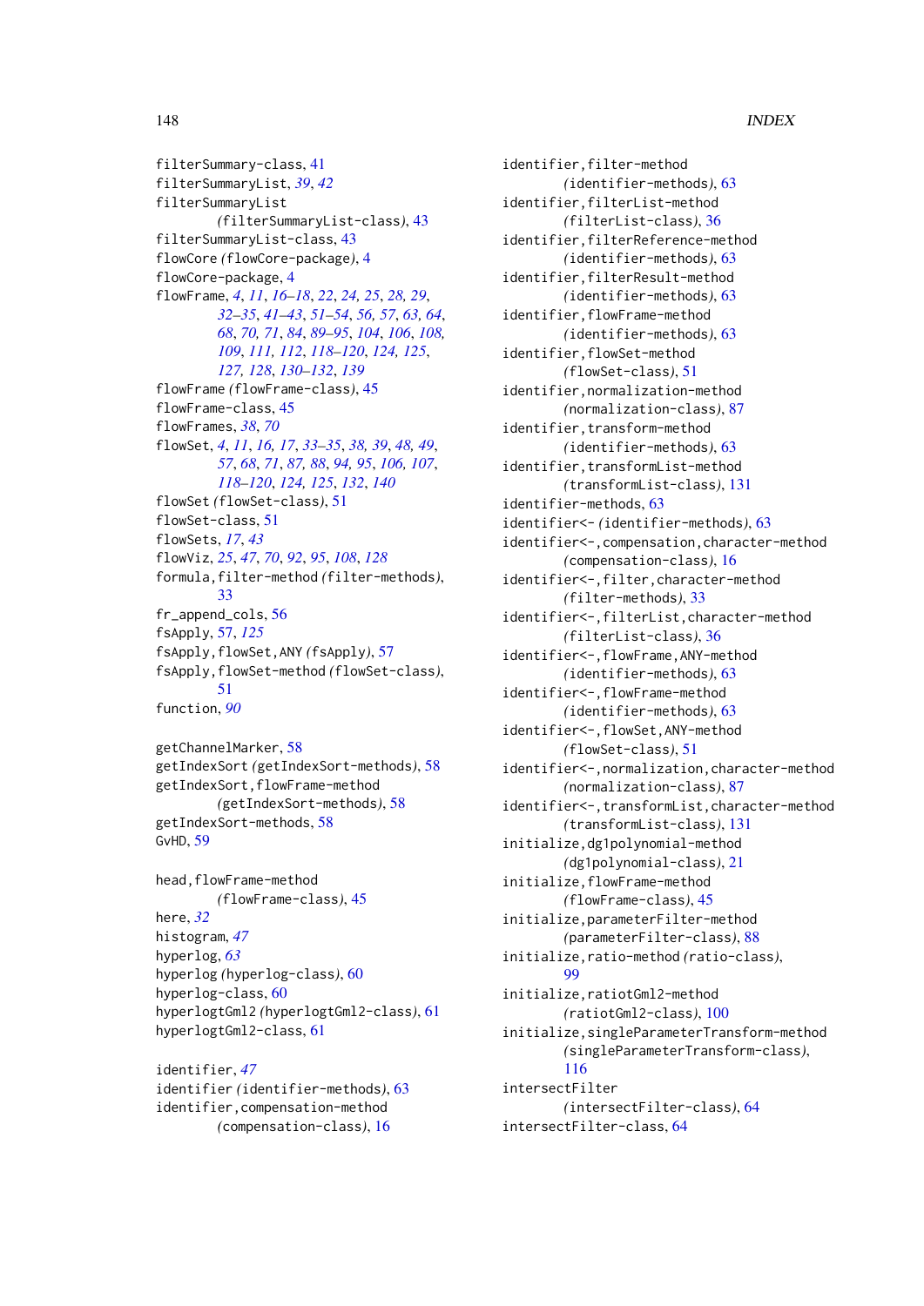filterSummary-class, 41
filterSummaryList, *39*, *42*
filterSummaryList
    *(*filterSummaryList-class*)*, 43
filterSummaryList-class, 43
flowCore *(*flowCore-package*)*, 4
flowCore-package, 4
flowFrame, *4*, *11*, *16–18*, *22*, *24, 25*, *28, 29*, *32–35*, *41–43*, *51–54*, *56, 57*, *63, 64*, *68*, *70, 71*, *84*, *89–95*, *104*, *106*, *108, 109*, *111, 112*, *118–120*, *124, 125*, *127, 128*, *130–132*, *139*
flowFrame *(*flowFrame-class*)*, 45
flowFrame-class, 45
flowFrames, *38*, *70*
flowSet, *4*, *11*, *16, 17*, *33–35*, *38, 39*, *48, 49*, *57*, *68*, *71*, *87, 88*, *94, 95*, *106, 107*, *118–120*, *124, 125*, *132*, *140*
flowSet *(*flowSet-class*)*, 51
flowSet-class, 51
flowSets, *17*, *43*
flowViz, *25*, *47*, *70*, *92*, *95*, *108*, *128*
formula,filter-method *(*filter-methods*)*, 33
fr_append_cols, 56
fsApply, 57, *125*
fsApply,flowSet,ANY *(*fsApply*)*, 57
fsApply,flowSet-method *(*flowSet-class*)*, 51
function, *90*

getChannelMarker, 58
getIndexSort *(*getIndexSort-methods*)*, 58
getIndexSort,flowFrame-method
    *(*getIndexSort-methods*)*, 58
getIndexSort-methods, 58
GvHD, 59

head,flowFrame-method
    *(*flowFrame-class*)*, 45
here, *32*
histogram, *47*
hyperlog, *63*
hyperlog *(*hyperlog-class*)*, 60
hyperlog-class, 60
hyperlogtGml2 *(*hyperlogtGml2-class*)*, 61
hyperlogtGml2-class, 61

identifier, *47*
identifier *(*identifier-methods*)*, 63
identifier,compensation-method
    *(*compensation-class*)*, 16
identifier,filter-method
    *(*identifier-methods*)*, 63
identifier,filterList-method
    *(*filterList-class*)*, 36
identifier,filterReference-method
    *(*identifier-methods*)*, 63
identifier,filterResult-method
    *(*identifier-methods*)*, 63
identifier,flowFrame-method
    *(*identifier-methods*)*, 63
identifier,flowSet-method
    *(*flowSet-class*)*, 51
identifier,normalization-method
    *(*normalization-class*)*, 87
identifier,transform-method
    *(*identifier-methods*)*, 63
identifier,transformList-method
    *(*transformList-class*)*, 131
identifier-methods, 63
identifier<- *(*identifier-methods*)*, 63
identifier<-,compensation,character-method
    *(*compensation-class*)*, 16
identifier<-,filter,character-method
    *(*filter-methods*)*, 33
identifier<-,filterList,character-method
    *(*filterList-class*)*, 36
identifier<-,flowFrame,ANY-method
    *(*identifier-methods*)*, 63
identifier<-,flowFrame-method
    *(*identifier-methods*)*, 63
identifier<-,flowSet,ANY-method
    *(*flowSet-class*)*, 51
identifier<-,normalization,character-method
    *(*normalization-class*)*, 87
identifier<-,transformList,character-method
    *(*transformList-class*)*, 131
initialize,dg1polynomial-method
    *(*dg1polynomial-class*)*, 21
initialize,flowFrame-method
    *(*flowFrame-class*)*, 45
initialize,parameterFilter-method
    *(*parameterFilter-class*)*, 88
initialize,ratio-method *(*ratio-class*)*, 99
initialize,ratiotGml2-method
    *(*ratiotGml2-class*)*, 100
initialize,singleParameterTransform-method
    *(*singleParameterTransform-class*)*, 116
intersectFilter
    *(*intersectFilter-class*)*, 64
intersectFilter-class, 64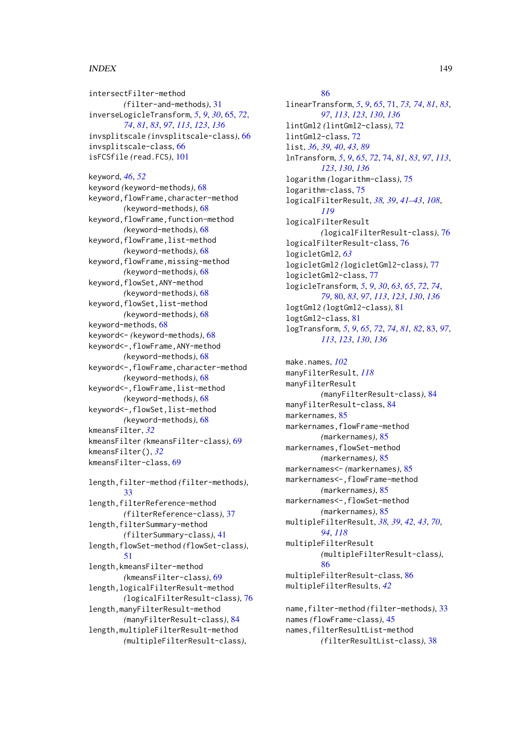intersectFilter-method
(filter-and-methods), 31
inverseLogicleTransform, *5*, *9*, *30*, 65, *72*, *74*, *81*, *83*, *97*, *113*, *123*, *136*
invsplitscale (invsplitscale-class), 66
invsplitscale-class, 66
isFCSfile (read.FCS), 101

keyword, *46*, *52*
keyword (keyword-methods), 68
keyword,flowFrame,character-method
(keyword-methods), 68
keyword,flowFrame,function-method
(keyword-methods), 68
keyword,flowFrame,list-method
(keyword-methods), 68
keyword,flowFrame,missing-method
(keyword-methods), 68
keyword,flowSet,ANY-method
(keyword-methods), 68
keyword,flowSet,list-method
(keyword-methods), 68
keyword-methods, 68
keyword<- (keyword-methods), 68
keyword<-,flowFrame,ANY-method
(keyword-methods), 68
keyword<-,flowFrame,character-method
(keyword-methods), 68
keyword<-,flowFrame,list-method
(keyword-methods), 68
keyword<-,flowSet,list-method
(keyword-methods), 68
kmeansFilter, *32*
kmeansFilter (kmeansFilter-class), 69
kmeansFilter(), *32*
kmeansFilter-class, 69

length,filter-method (filter-methods), 33
length,filterReference-method
(filterReference-class), 37
length,filterSummary-method
(filterSummary-class), 41
length,flowSet-method (flowSet-class), 51
length,kmeansFilter-method
(kmeansFilter-class), 69
length,logicalFilterResult-method
(logicalFilterResult-class), 76
length,manyFilterResult-method
(manyFilterResult-class), 84
length,multipleFilterResult-method
(multipleFilterResult-class), 86
linearTransform, *5*, *9*, *65*, 71, *73*, *74*, *81*, *83*, *97*, *113*, *123*, *130*, *136*
lintGml2 (lintGml2-class), 72
lintGml2-class, 72
list, *36*, *39*, *40*, *43*, *89*
lnTransform, *5*, *9*, *65*, *72*, 74, *81*, *83*, *97*, *113*, *123*, *130*, *136*
logarithm (logarithm-class), 75
logarithm-class, 75
logicalFilterResult, *38*, *39*, *41–43*, *108*, *119*
logicalFilterResult
(logicalFilterResult-class), 76
logicalFilterResult-class, 76
logicletGml2, *63*
logicletGml2 (logicletGml2-class), 77
logicletGml2-class, 77
logicleTransform, *5*, *9*, *30*, *63*, *65*, *72*, *74*, *79*, 80, *83*, *97*, *113*, *123*, *130*, *136*
logtGml2 (logtGml2-class), 81
logtGml2-class, 81
logTransform, *5*, *9*, *65*, *72*, *74*, *81*, *82*, 83, *97*, *113*, *123*, *130*, *136*

make.names, *102*
manyFilterResult, *118*
manyFilterResult
(manyFilterResult-class), 84
manyFilterResult-class, 84
markernames, 85
markernames,flowFrame-method
(markernames), 85
markernames,flowSet-method
(markernames), 85
markernames<- (markernames), 85
markernames<-,flowFrame-method
(markernames), 85
markernames<-,flowSet-method
(markernames), 85
multipleFilterResult, *38*, *39*, *42*, *43*, *70*, *94*, *118*
multipleFilterResult
(multipleFilterResult-class), 86
multipleFilterResult-class, 86
multipleFilterResults, *42*

name,filter-method (filter-methods), 33
names (flowFrame-class), 45
names,filterResultList-method
(filterResultList-class), 38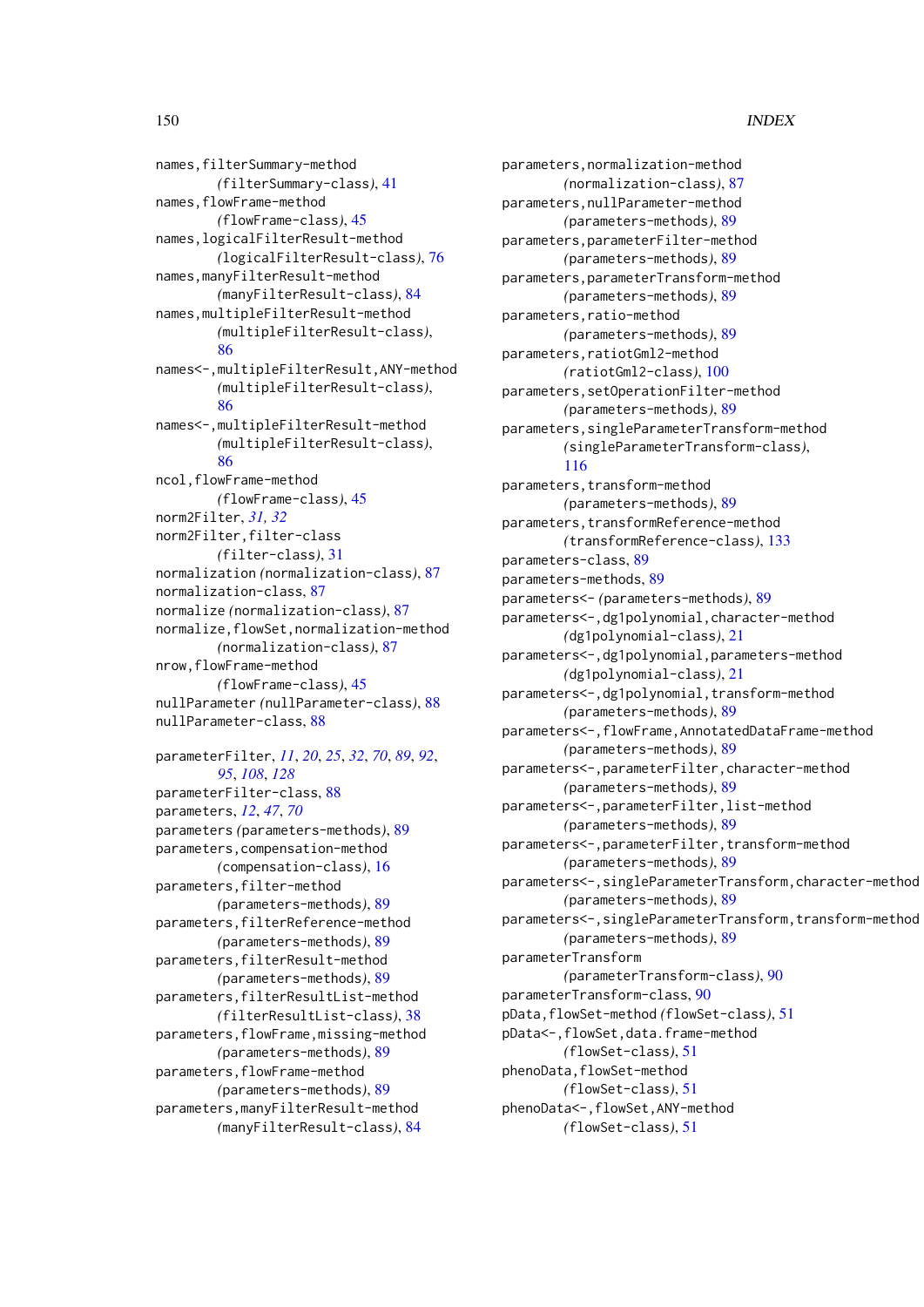names,filterSummary-method
(filterSummary-class), 41
names,flowFrame-method
(flowFrame-class), 45
names,logicalFilterResult-method
(logicalFilterResult-class), 76
names,manyFilterResult-method
(manyFilterResult-class), 84
names,multipleFilterResult-method
(multipleFilterResult-class), 86
names<-,multipleFilterResult,ANY-method
(multipleFilterResult-class), 86
names<-,multipleFilterResult-method
(multipleFilterResult-class), 86
ncol,flowFrame-method
(flowFrame-class), 45
norm2Filter, *31*, *32*
norm2Filter,filter-class
(filter-class), 31
normalization (normalization-class), 87
normalization-class, 87
normalize (normalization-class), 87
normalize,flowSet,normalization-method
(normalization-class), 87
nrow,flowFrame-method
(flowFrame-class), 45
nullParameter (nullParameter-class), 88
nullParameter-class, 88

parameterFilter, *11*, *20*, *25*, *32*, *70*, *89*, *92*, *95*, *108*, *128*
parameterFilter-class, 88
parameters, *12*, *47*, *70*
parameters (parameters-methods), 89
parameters,compensation-method
(compensation-class), 16
parameters,filter-method
(parameters-methods), 89
parameters,filterReference-method
(parameters-methods), 89
parameters,filterResult-method
(parameters-methods), 89
parameters,filterResultList-method
(filterResultList-class), 38
parameters,flowFrame,missing-method
(parameters-methods), 89
parameters,flowFrame-method
(parameters-methods), 89
parameters,manyFilterResult-method
(manyFilterResult-class), 84
parameters,normalization-method
(normalization-class), 87
parameters,nullParameter-method
(parameters-methods), 89
parameters,parameterFilter-method
(parameters-methods), 89
parameters,parameterTransform-method
(parameters-methods), 89
parameters,ratio-method
(parameters-methods), 89
parameters,ratiotGml2-method
(ratiotGml2-class), 100
parameters,setOperationFilter-method
(parameters-methods), 89
parameters,singleParameterTransform-method
(singleParameterTransform-class), 116
parameters,transform-method
(parameters-methods), 89
parameters,transformReference-method
(transformReference-class), 133
parameters-class, 89
parameters-methods, 89
parameters<- (parameters-methods), 89
parameters<-,dg1polynomial,character-method
(dg1polynomial-class), 21
parameters<-,dg1polynomial,parameters-method
(dg1polynomial-class), 21
parameters<-,dg1polynomial,transform-method
(parameters-methods), 89
parameters<-,flowFrame,AnnotatedDataFrame-method
(parameters-methods), 89
parameters<-,parameterFilter,character-method
(parameters-methods), 89
parameters<-,parameterFilter,list-method
(parameters-methods), 89
parameters<-,parameterFilter,transform-method
(parameters-methods), 89
parameters<-,singleParameterTransform,character-method
(parameters-methods), 89
parameters<-,singleParameterTransform,transform-method
(parameters-methods), 89
parameterTransform
(parameterTransform-class), 90
parameterTransform-class, 90
pData,flowSet-method (flowSet-class), 51
pData<-,flowSet,data.frame-method
(flowSet-class), 51
phenoData,flowSet-method
(flowSet-class), 51
phenoData<-,flowSet,ANY-method
(flowSet-class), 51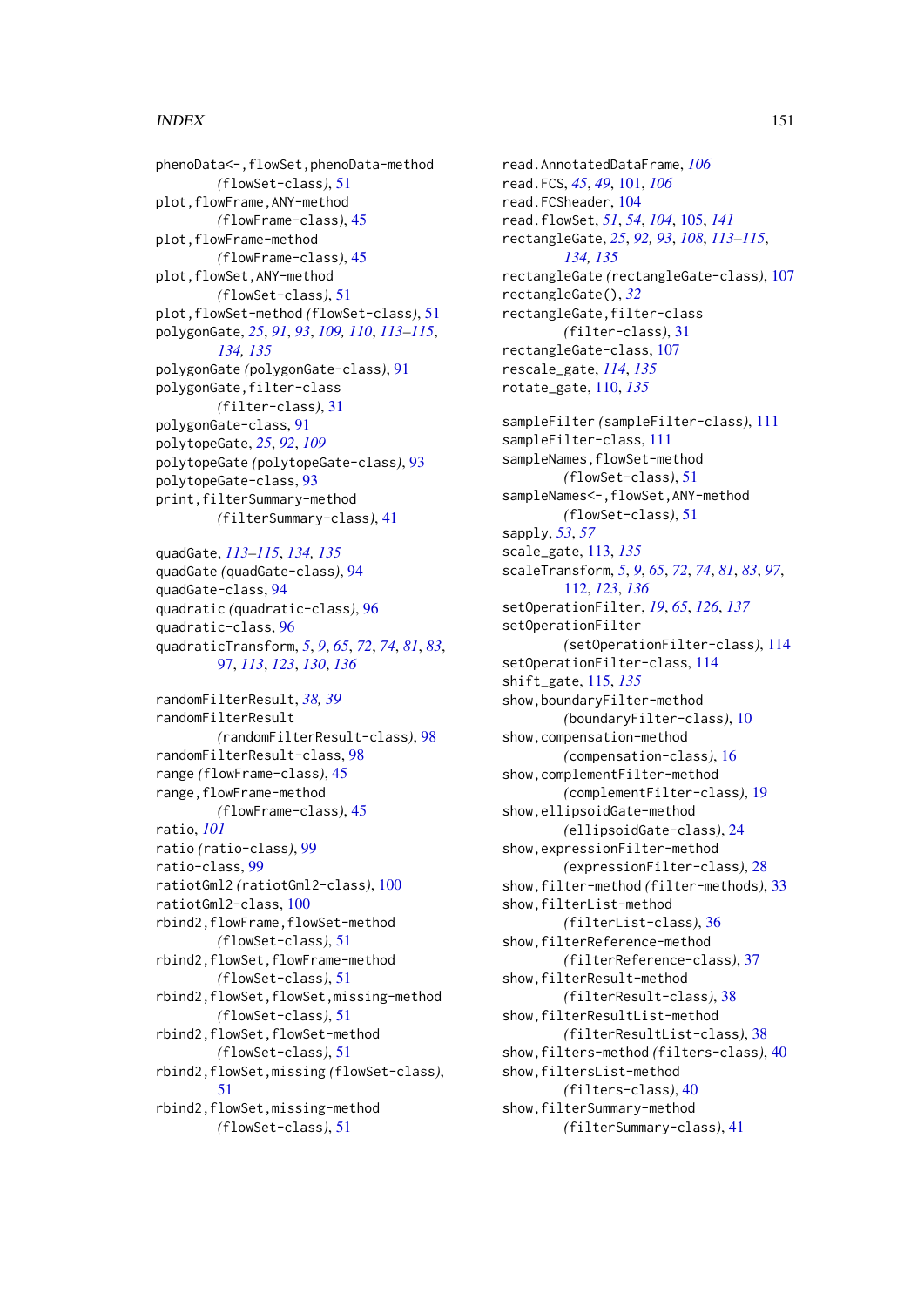phenoData<-,flowSet,phenoData-method
    *(*flowSet-class*)*, 51
plot,flowFrame,ANY-method
    *(*flowFrame-class*)*, 45
plot,flowFrame-method
    *(*flowFrame-class*)*, 45
plot,flowSet,ANY-method
    *(*flowSet-class*)*, 51
plot,flowSet-method *(*flowSet-class*)*, 51
polygonGate, *25*, *91*, *93*, *109, 110*, *113–115*,
    *134, 135*
polygonGate *(*polygonGate-class*)*, 91
polygonGate,filter-class
    *(*filter-class*)*, 31
polygonGate-class, 91
polytopeGate, *25*, *92*, *109*
polytopeGate *(*polytopeGate-class*)*, 93
polytopeGate-class, 93
print,filterSummary-method
    *(*filterSummary-class*)*, 41

quadGate, *113–115*, *134*, *135*
quadGate *(*quadGate-class*)*, 94
quadGate-class, 94
quadratic *(*quadratic-class*)*, 96
quadratic-class, 96
quadraticTransform, *5*, *9*, *65*, *72*, *74*, *81*, *83*,
    *97*, *113*, *123*, *130*, *136*

randomFilterResult, *38, 39*
randomFilterResult
    *(*randomFilterResult-class*)*, 98
randomFilterResult-class, 98
range *(*flowFrame-class*)*, 45
range,flowFrame-method
    *(*flowFrame-class*)*, 45
ratio, *101*
ratio *(*ratio-class*)*, 99
ratio-class, 99
ratiotGml2 *(*ratiotGml2-class*)*, 100
ratiotGml2-class, 100
rbind2,flowFrame,flowSet-method
    *(*flowSet-class*)*, 51
rbind2,flowSet,flowFrame-method
    *(*flowSet-class*)*, 51
rbind2,flowSet,flowSet,missing-method
    *(*flowSet-class*)*, 51
rbind2,flowSet,flowSet-method
    *(*flowSet-class*)*, 51
rbind2,flowSet,missing *(*flowSet-class*)*,
    51
rbind2,flowSet,missing-method
    *(*flowSet-class*)*, 51

read.AnnotatedDataFrame, *106*
read.FCS, *45*, *49*, 101, *106*
read.FCSheader, 104
read.flowSet, *51*, *54*, *104*, 105, *141*
rectangleGate, *25*, *92, 93*, *108*, *113–115*,
    *134, 135*
rectangleGate *(*rectangleGate-class*)*, 107
rectangleGate(), *32*
rectangleGate,filter-class
    *(*filter-class*)*, 31
rectangleGate-class, 107
rescale_gate, *114*, *135*
rotate_gate, 110, *135*

sampleFilter *(*sampleFilter-class*)*, 111
sampleFilter-class, 111
sampleNames,flowSet-method
    *(*flowSet-class*)*, 51
sampleNames<-,flowSet,ANY-method
    *(*flowSet-class*)*, 51
sapply, *53*, *57*
scale_gate, 113, *135*
scaleTransform, *5*, *9*, *65*, *72*, *74*, *81*, *83*, *97*,
    *112*, *123*, *136*
setOperationFilter, *19*, *65*, *126*, *137*
setOperationFilter
    *(*setOperationFilter-class*)*, 114
setOperationFilter-class, 114
shift_gate, 115, *135*
show,boundaryFilter-method
    *(*boundaryFilter-class*)*, 10
show,compensation-method
    *(*compensation-class*)*, 16
show,complementFilter-method
    *(*complementFilter-class*)*, 19
show,ellipsoidGate-method
    *(*ellipsoidGate-class*)*, 24
show,expressionFilter-method
    *(*expressionFilter-class*)*, 28
show,filter-method *(*filter-methods*)*, 33
show,filterList-method
    *(*filterList-class*)*, 36
show,filterReference-method
    *(*filterReference-class*)*, 37
show,filterResult-method
    *(*filterResult-class*)*, 38
show,filterResultList-method
    *(*filterResultList-class*)*, 38
show,filters-method *(*filters-class*)*, 40
show,filtersList-method
    *(*filters-class*)*, 40
show,filterSummary-method
    *(*filterSummary-class*)*, 41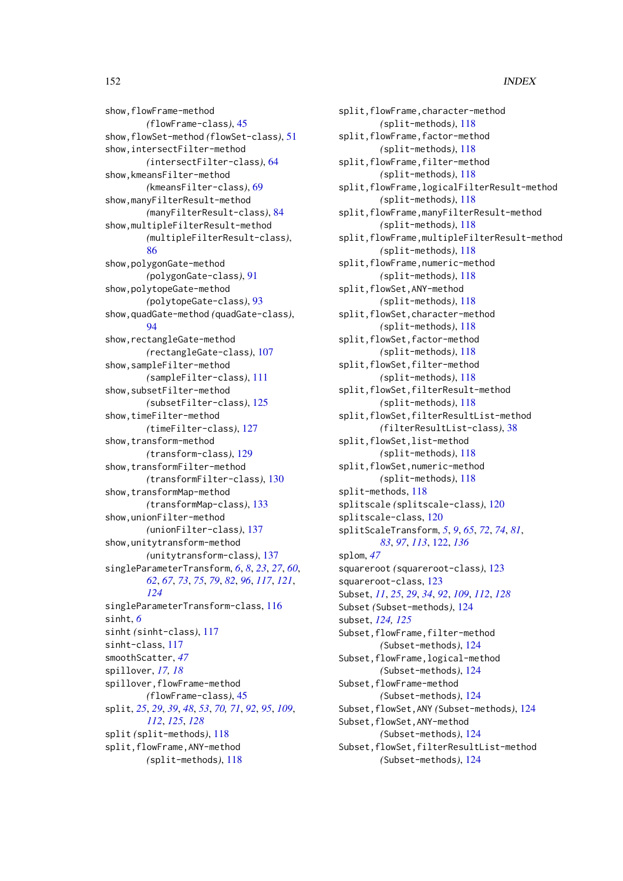show,flowFrame-method
(flowFrame-class), 45
show,flowSet-method (flowSet-class), 51
show,intersectFilter-method
(intersectFilter-class), 64
show,kmeansFilter-method
(kmeansFilter-class), 69
show,manyFilterResult-method
(manyFilterResult-class), 84
show,multipleFilterResult-method
(multipleFilterResult-class), 86
show,polygonGate-method
(polygonGate-class), 91
show,polytopeGate-method
(polytopeGate-class), 93
show,quadGate-method (quadGate-class), 94
show,rectangleGate-method
(rectangleGate-class), 107
show,sampleFilter-method
(sampleFilter-class), 111
show,subsetFilter-method
(subsetFilter-class), 125
show,timeFilter-method
(timeFilter-class), 127
show,transform-method
(transform-class), 129
show,transformFilter-method
(transformFilter-class), 130
show,transformMap-method
(transformMap-class), 133
show,unionFilter-method
(unionFilter-class), 137
show,unitytransform-method
(unitytransform-class), 137
singleParameterTransform, *6*, *8*, *23*, *27*, *60*, *62*, *67*, *73*, *75*, *79*, *82*, *96*, *117*, *121*, *124*
singleParameterTransform-class, 116
sinht, *6*
sinht (sinht-class), 117
sinht-class, 117
smoothScatter, *47*
spillover, *17, 18*
spillover,flowFrame-method
(flowFrame-class), 45
split, *25*, *29*, *39*, *48*, *53*, *70, 71*, *92*, *95*, *109*, *112*, *125*, *128*
split (split-methods), 118
split,flowFrame,ANY-method
(split-methods), 118
split,flowFrame,character-method
(split-methods), 118
split,flowFrame,factor-method
(split-methods), 118
split,flowFrame,filter-method
(split-methods), 118
split,flowFrame,logicalFilterResult-method
(split-methods), 118
split,flowFrame,manyFilterResult-method
(split-methods), 118
split,flowFrame,multipleFilterResult-method
(split-methods), 118
split,flowFrame,numeric-method
(split-methods), 118
split,flowSet,ANY-method
(split-methods), 118
split,flowSet,character-method
(split-methods), 118
split,flowSet,factor-method
(split-methods), 118
split,flowSet,filter-method
(split-methods), 118
split,flowSet,filterResult-method
(split-methods), 118
split,flowSet,filterResultList-method
(filterResultList-class), 38
split,flowSet,list-method
(split-methods), 118
split,flowSet,numeric-method
(split-methods), 118
split-methods, 118
splitscale (splitscale-class), 120
splitscale-class, 120
splitScaleTransform, *5*, *9*, *65*, *72*, *74*, *81*, *83*, *97*, *113*, 122, *136*
splom, *47*
squareroot (squareroot-class), 123
squareroot-class, 123
Subset, *11*, *25*, *29*, *34*, *92*, *109*, *112*, *128*
Subset (Subset-methods), 124
subset, *124, 125*
Subset,flowFrame,filter-method
(Subset-methods), 124
Subset,flowFrame,logical-method
(Subset-methods), 124
Subset,flowFrame-method
(Subset-methods), 124
Subset,flowSet,ANY (Subset-methods), 124
Subset,flowSet,ANY-method
(Subset-methods), 124
Subset,flowSet,filterResultList-method
(Subset-methods), 124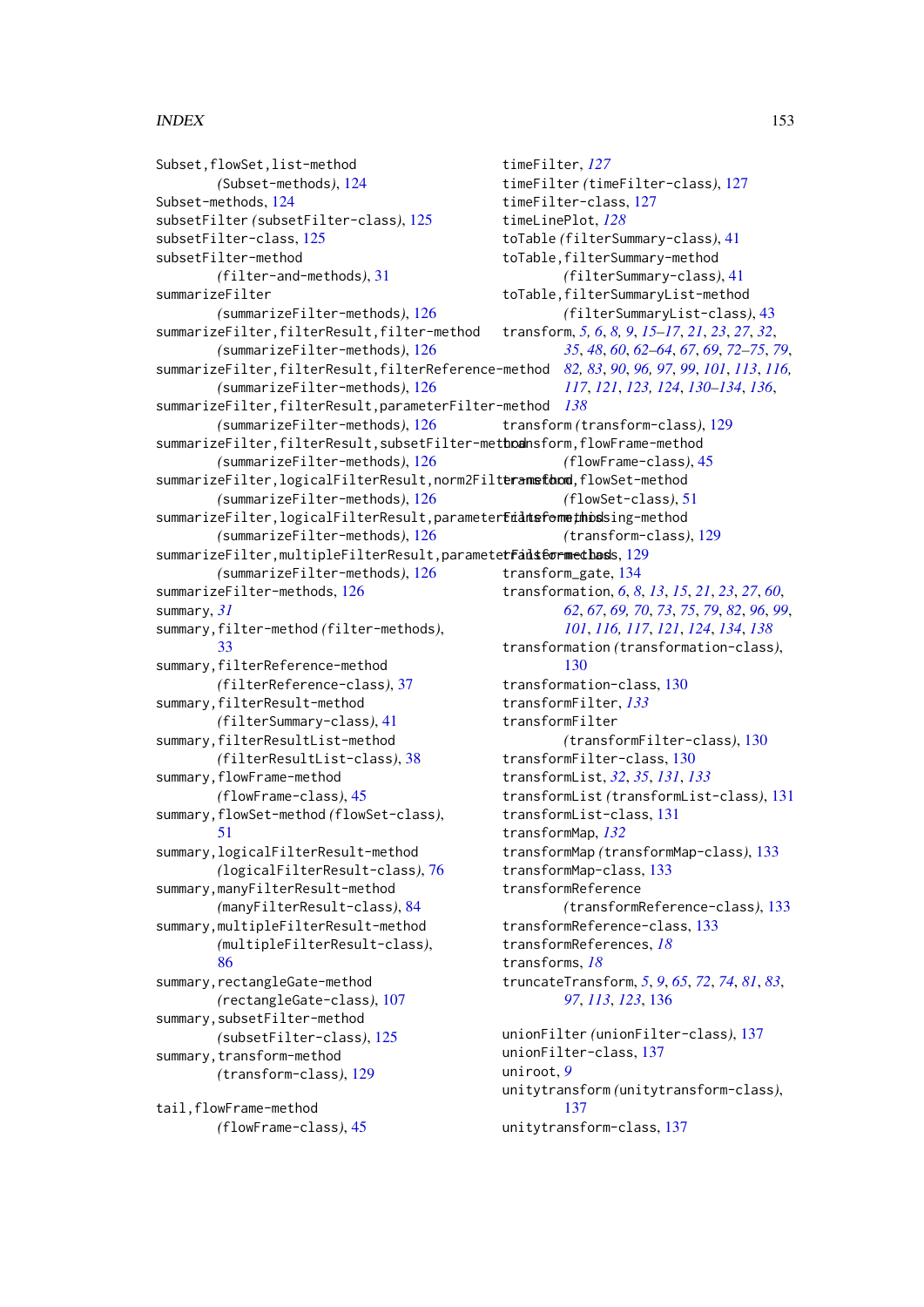Subset,flowSet,list-method
    (Subset-methods), 124
Subset-methods, 124
subsetFilter (subsetFilter-class), 125
subsetFilter-class, 125
subsetFilter-method
    (filter-and-methods), 31
summarizeFilter
    (summarizeFilter-methods), 126
summarizeFilter,filterResult,filter-method
    (summarizeFilter-methods), 126
summarizeFilter,filterResult,filterReference-method
    (summarizeFilter-methods), 126
summarizeFilter,filterResult,parameterFilter-method
    (summarizeFilter-methods), 126
summarizeFilter,filterResult,subsetFilter-method
    (summarizeFilter-methods), 126
summarizeFilter,logicalFilterResult,norm2Filter-method
    (summarizeFilter-methods), 126
summarizeFilter,logicalFilterResult,parameterFilter-method
    (summarizeFilter-methods), 126
summarizeFilter,multipleFilterResult,parameterFilter-method
    (summarizeFilter-methods), 126
summarizeFilter-methods, 126
summary, *31*
summary,filter-method (filter-methods),
    33
summary,filterReference-method
    (filterReference-class), 37
summary,filterResult-method
    (filterSummary-class), 41
summary,filterResultList-method
    (filterResultList-class), 38
summary,flowFrame-method
    (flowFrame-class), 45
summary,flowSet-method (flowSet-class),
    51
summary,logicalFilterResult-method
    (logicalFilterResult-class), 76
summary,manyFilterResult-method
    (manyFilterResult-class), 84
summary,multipleFilterResult-method
    (multipleFilterResult-class),
    86
summary,rectangleGate-method
    (rectangleGate-class), 107
summary,subsetFilter-method
    (subsetFilter-class), 125
summary,transform-method
    (transform-class), 129

tail,flowFrame-method
    (flowFrame-class), 45
timeFilter, *127*
timeFilter (timeFilter-class), 127
timeFilter-class, 127
timeLinePlot, *128*
toTable (filterSummary-class), 41
toTable,filterSummary-method
    (filterSummary-class), 41
toTable,filterSummaryList-method
    (filterSummaryList-class), 43
transform, *5, 6, 8, 9, 15–17, 21, 23, 27, 32, 35, 48, 60, 62–64, 67, 69, 72–75, 79, 82, 83, 90, 96, 97, 99, 101, 113, 116, 117, 121, 123, 124, 130–134, 136, 138*
transform (transform-class), 129
transform,flowFrame-method
    (flowFrame-class), 45
transform,flowSet-method
    (flowSet-class), 51
transform,missing-method
    (transform-class), 129
transform-class, 129
transform_gate, 134
transformation, *6, 8, 13, 15, 21, 23, 27, 60, 62, 67, 69, 70, 73, 75, 79, 82, 96, 99, 101, 116, 117, 121, 124, 134, 138*
transformation (transformation-class),
    130
transformation-class, 130
transformFilter, *133*
transformFilter
    (transformFilter-class), 130
transformFilter-class, 130
transformList, *32, 35, 131, 133*
transformList (transformList-class), 131
transformList-class, 131
transformMap, *132*
transformMap (transformMap-class), 133
transformMap-class, 133
transformReference
    (transformReference-class), 133
transformReference-class, 133
transformReferences, *18*
transforms, *18*
truncateTransform, *5, 9, 65, 72, 74, 81, 83, 97, 113, 123*, 136

unionFilter (unionFilter-class), 137
unionFilter-class, 137
uniroot, *9*
unitytransform (unitytransform-class),
    137
unitytransform-class, 137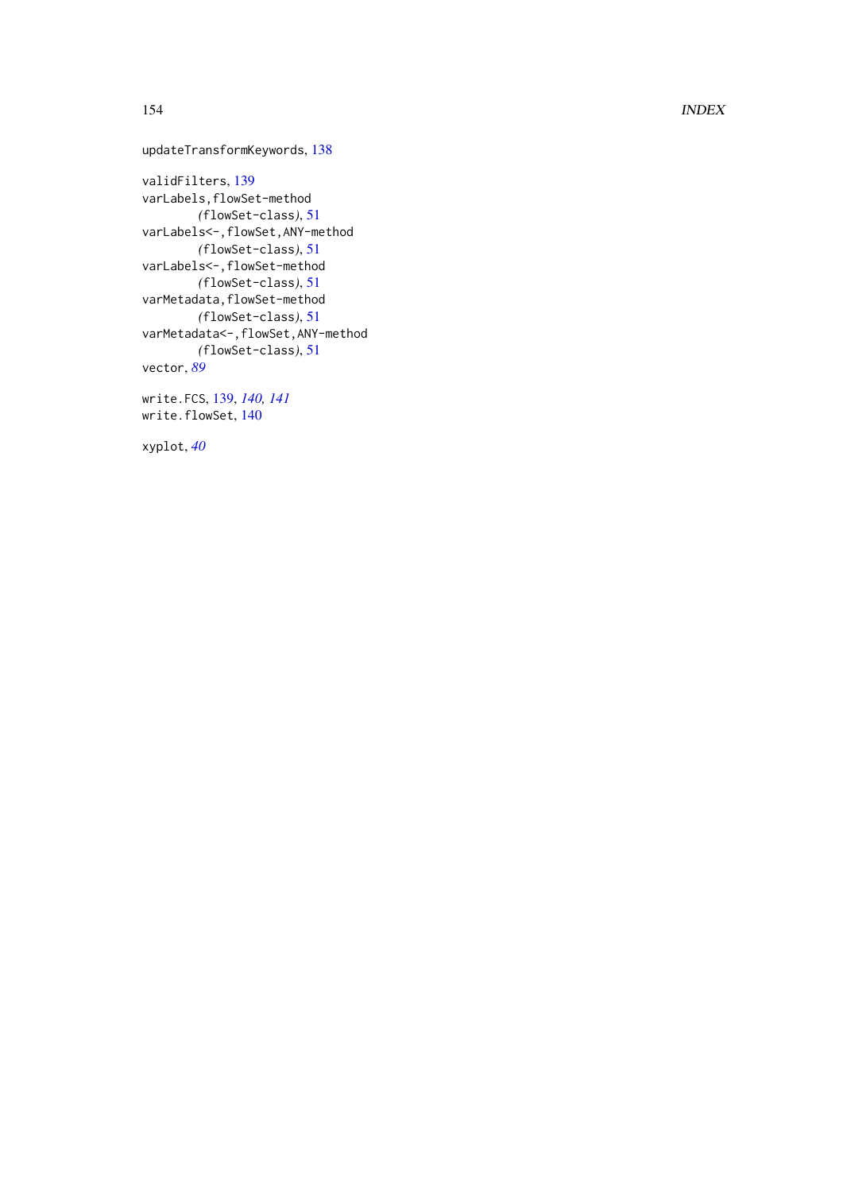updateTransformKeywords, 138

validFilters, 139
varLabels,flowSet-method
        *(*flowSet-class*)*, 51
varLabels<-,flowSet,ANY-method
        *(*flowSet-class*)*, 51
varLabels<-,flowSet-method
        *(*flowSet-class*)*, 51
varMetadata,flowSet-method
        *(*flowSet-class*)*, 51
varMetadata<-,flowSet,ANY-method
        *(*flowSet-class*)*, 51
vector, *89*

write.FCS, 139, *140, 141*
write.flowSet, 140

xyplot, *40*